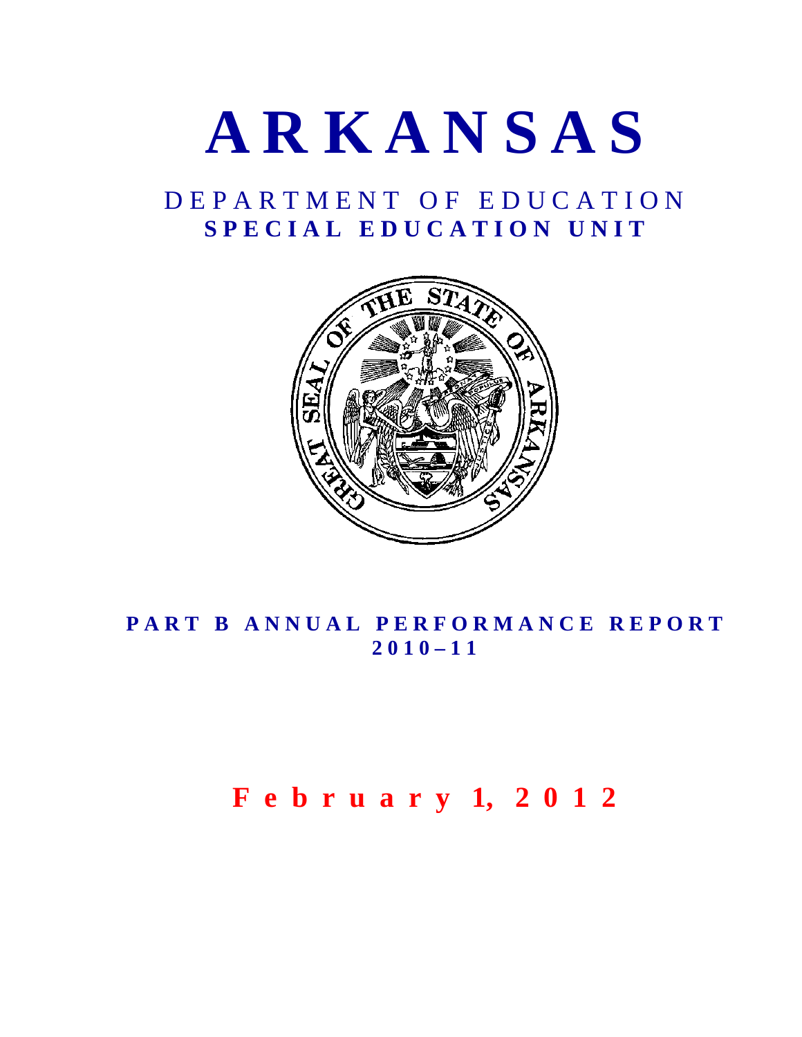# ARKANSAS

## DEPARTMENT OF EDUCATION
## SPECIAL EDUCATION UNIT

## PART B ANNUAL PERFORMANCE REPORT
## 2010–11

## February 1, 2012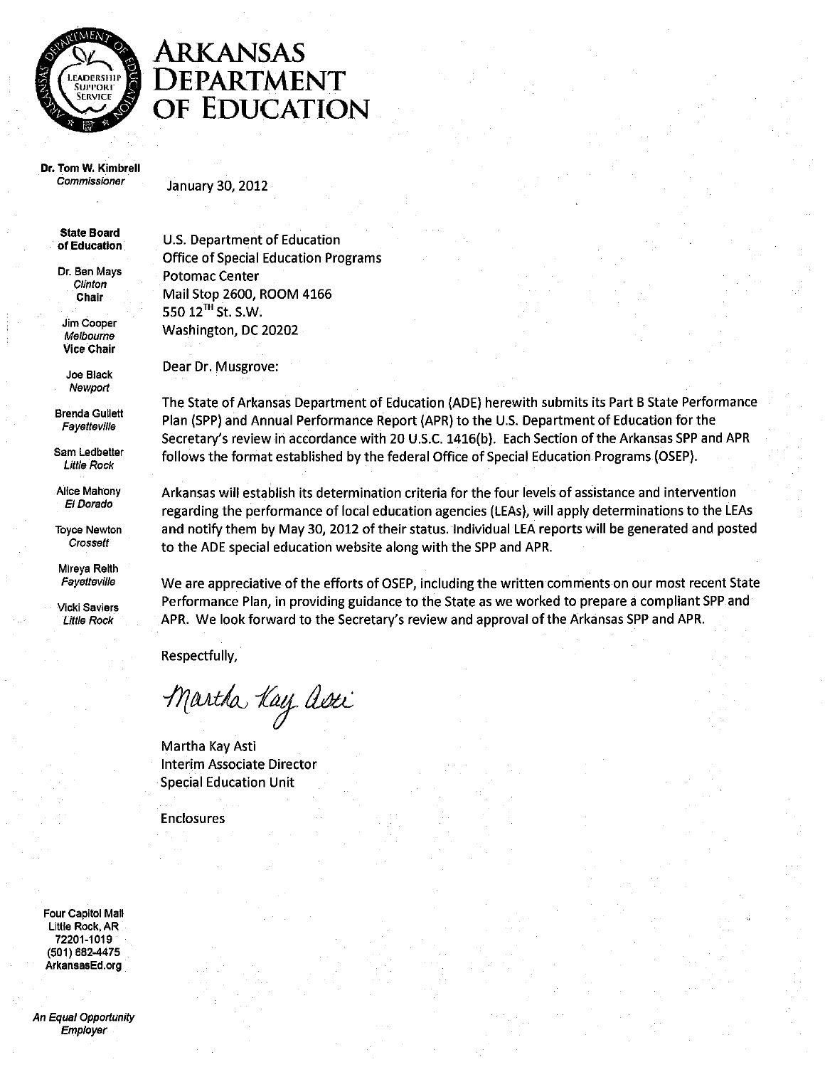# ARKANSAS DEPARTMENT OF EDUCATION

**Dr. Tom W. Kimbrell**
*Commissioner*

**State Board of Education**

Dr. Ben Mays
*Clinton*
**Chair**

Jim Cooper
*Melbourne*
**Vice Chair**

Joe Black
*Newport*

Brenda Gullett
*Fayetteville*

Sam Ledbetter
*Little Rock*

Alice Mahony
*El Dorado*

Toyce Newton
*Crossett*

Mireya Reith
*Fayetteville*

Vicki Saviers
*Little Rock*

January 30, 2012

U.S. Department of Education
Office of Special Education Programs
Potomac Center
Mail Stop 2600, ROOM 4166
550 12TH St. S.W.
Washington, DC 20202

Dear Dr. Musgrove:

The State of Arkansas Department of Education (ADE) herewith submits its Part B State Performance Plan (SPP) and Annual Performance Report (APR) to the U.S. Department of Education for the Secretary's review in accordance with 20 U.S.C. 1416(b). Each Section of the Arkansas SPP and APR follows the format established by the federal Office of Special Education Programs (OSEP).

Arkansas will establish its determination criteria for the four levels of assistance and intervention regarding the performance of local education agencies (LEAs), will apply determinations to the LEAs and notify them by May 30, 2012 of their status. Individual LEA reports will be generated and posted to the ADE special education website along with the SPP and APR.

We are appreciative of the efforts of OSEP, including the written comments on our most recent State Performance Plan, in providing guidance to the State as we worked to prepare a compliant SPP and APR. We look forward to the Secretary's review and approval of the Arkansas SPP and APR.

Respectfully,

*Martha Kay Asti*

Martha Kay Asti
Interim Associate Director
Special Education Unit

Enclosures

Four Capitol Mall
Little Rock, AR
72201-1019
(501) 682-4475
ArkansasEd.org

*An Equal Opportunity Employer*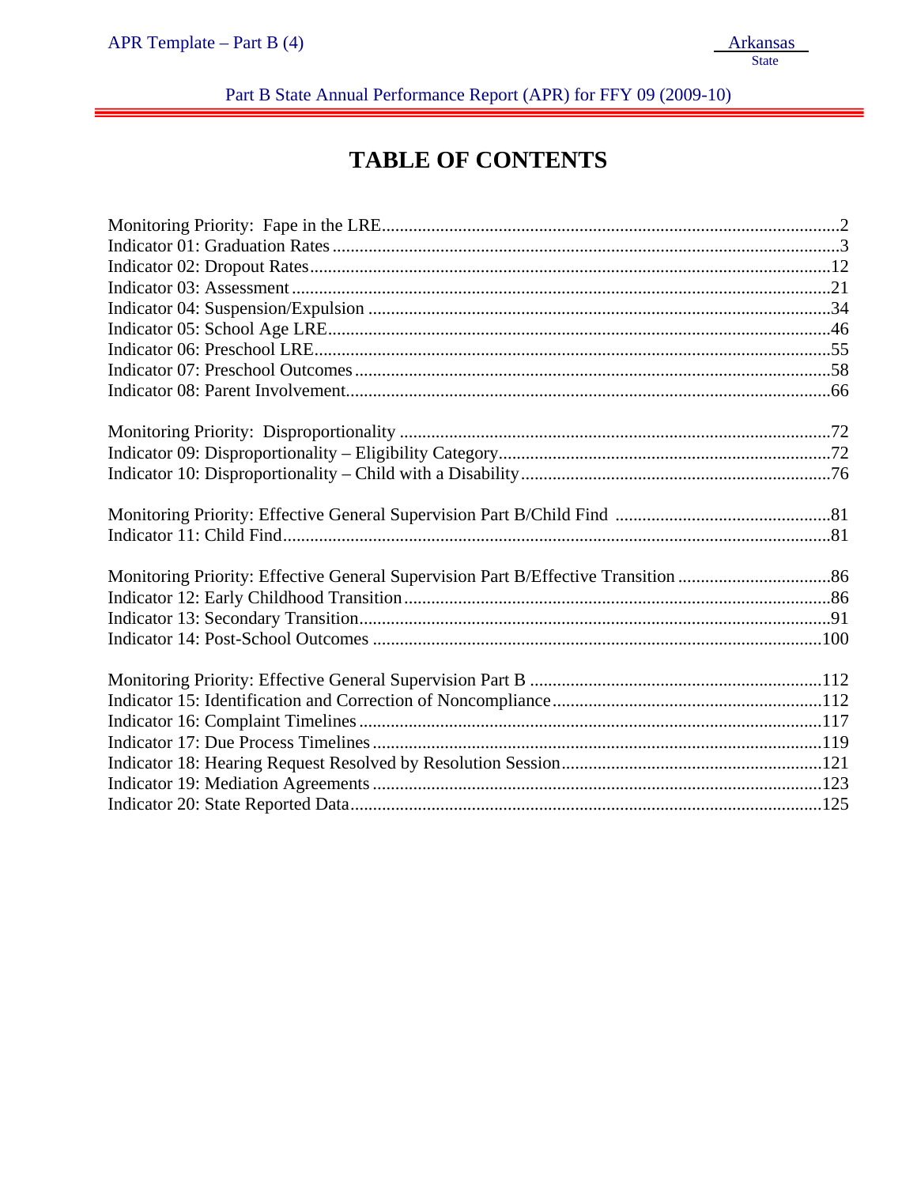# TABLE OF CONTENTS

Monitoring Priority: Fape in the LRE....................................................................................................2
Indicator 01: Graduation Rates ...............................................................................................................3
Indicator 02: Dropout Rates...................................................................................................................12
Indicator 03: Assessment .......................................................................................................................21
Indicator 04: Suspension/Expulsion .....................................................................................................34
Indicator 05: School Age LRE...............................................................................................................46
Indicator 06: Preschool LRE..................................................................................................................55
Indicator 07: Preschool Outcomes.........................................................................................................58
Indicator 08: Parent Involvement...........................................................................................................66

Monitoring Priority: Disproportionality ...............................................................................................72
Indicator 09: Disproportionality – Eligibility Category.........................................................................72
Indicator 10: Disproportionality – Child with a Disability....................................................................76

Monitoring Priority: Effective General Supervision Part B/Child Find ................................................81
Indicator 11: Child Find.........................................................................................................................81

Monitoring Priority: Effective General Supervision Part B/Effective Transition .................................86
Indicator 12: Early Childhood Transition .............................................................................................86
Indicator 13: Secondary Transition.......................................................................................................91
Indicator 14: Post-School Outcomes ...................................................................................................100

Monitoring Priority: Effective General Supervision Part B ................................................................112
Indicator 15: Identification and Correction of Noncompliance...........................................................112
Indicator 16: Complaint Timelines ......................................................................................................117
Indicator 17: Due Process Timelines ...................................................................................................119
Indicator 18: Hearing Request Resolved by Resolution Session.........................................................121
Indicator 19: Mediation Agreements ...................................................................................................123
Indicator 20: State Reported Data........................................................................................................125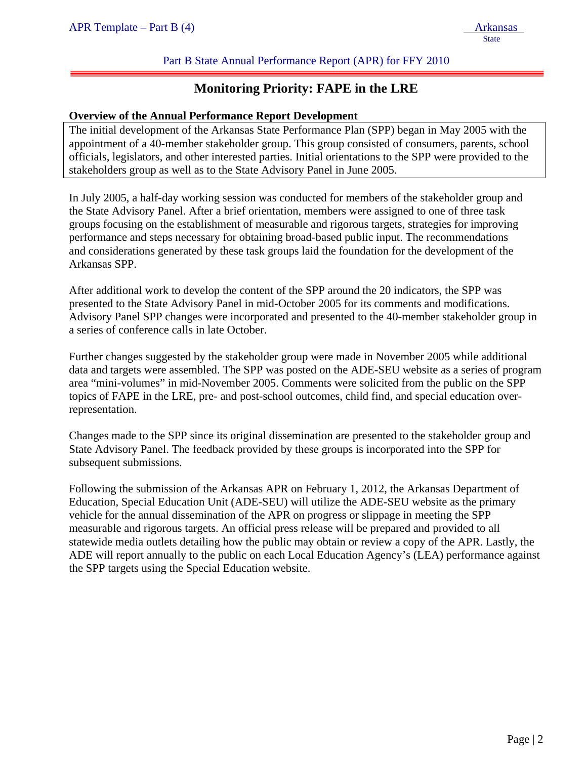Part B State Annual Performance Report (APR) for FFY 2010

# Monitoring Priority: FAPE in the LRE

**Overview of the Annual Performance Report Development**

The initial development of the Arkansas State Performance Plan (SPP) began in May 2005 with the appointment of a 40-member stakeholder group. This group consisted of consumers, parents, school officials, legislators, and other interested parties. Initial orientations to the SPP were provided to the stakeholders group as well as to the State Advisory Panel in June 2005.

In July 2005, a half-day working session was conducted for members of the stakeholder group and the State Advisory Panel. After a brief orientation, members were assigned to one of three task groups focusing on the establishment of measurable and rigorous targets, strategies for improving performance and steps necessary for obtaining broad-based public input. The recommendations and considerations generated by these task groups laid the foundation for the development of the Arkansas SPP.

After additional work to develop the content of the SPP around the 20 indicators, the SPP was presented to the State Advisory Panel in mid-October 2005 for its comments and modifications. Advisory Panel SPP changes were incorporated and presented to the 40-member stakeholder group in a series of conference calls in late October.

Further changes suggested by the stakeholder group were made in November 2005 while additional data and targets were assembled. The SPP was posted on the ADE-SEU website as a series of program area "mini-volumes" in mid-November 2005. Comments were solicited from the public on the SPP topics of FAPE in the LRE, pre- and post-school outcomes, child find, and special education over-representation.

Changes made to the SPP since its original dissemination are presented to the stakeholder group and State Advisory Panel. The feedback provided by these groups is incorporated into the SPP for subsequent submissions.

Following the submission of the Arkansas APR on February 1, 2012, the Arkansas Department of Education, Special Education Unit (ADE-SEU) will utilize the ADE-SEU website as the primary vehicle for the annual dissemination of the APR on progress or slippage in meeting the SPP measurable and rigorous targets. An official press release will be prepared and provided to all statewide media outlets detailing how the public may obtain or review a copy of the APR. Lastly, the ADE will report annually to the public on each Local Education Agency's (LEA) performance against the SPP targets using the Special Education website.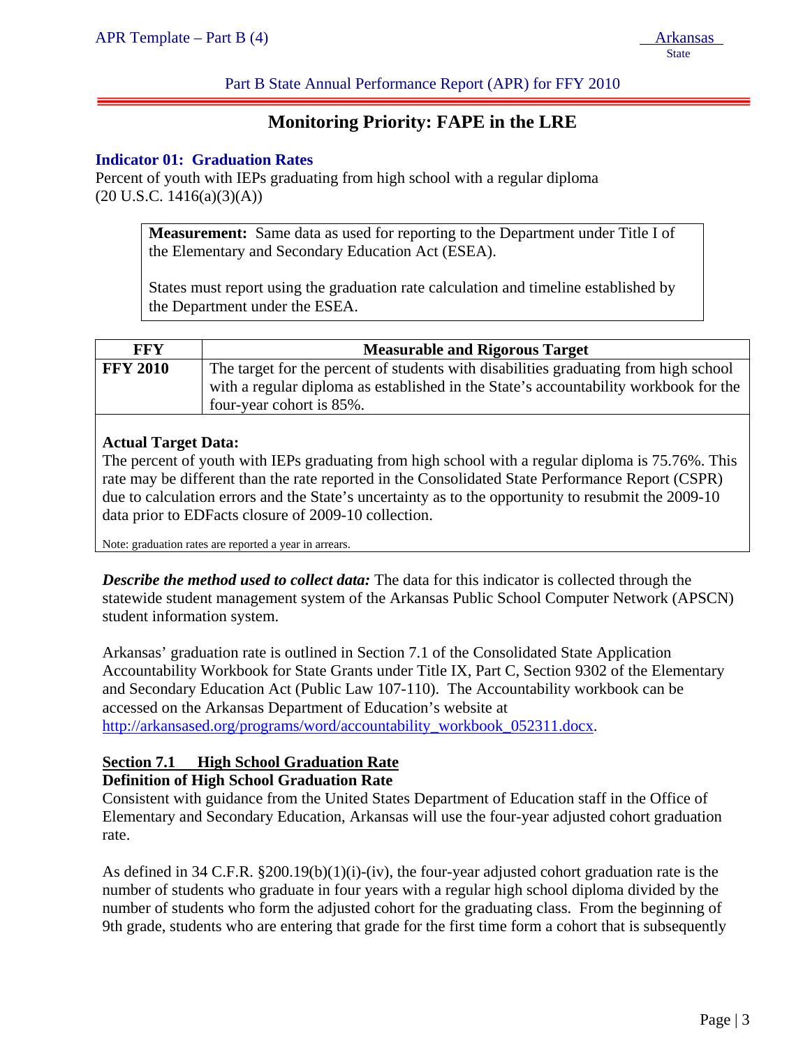## Monitoring Priority: FAPE in the LRE

### Indicator 01: Graduation Rates

Percent of youth with IEPs graduating from high school with a regular diploma (20 U.S.C. 1416(a)(3)(A))

> **Measurement:** Same data as used for reporting to the Department under Title I of the Elementary and Secondary Education Act (ESEA).
>
> States must report using the graduation rate calculation and timeline established by the Department under the ESEA.

| FFY | Measurable and Rigorous Target |
|---|---|
| **FFY 2010** | The target for the percent of students with disabilities graduating from high school with a regular diploma as established in the State's accountability workbook for the four-year cohort is 85%. |

**Actual Target Data:**
The percent of youth with IEPs graduating from high school with a regular diploma is 75.76%. This rate may be different than the rate reported in the Consolidated State Performance Report (CSPR) due to calculation errors and the State's uncertainty as to the opportunity to resubmit the 2009-10 data prior to EDFacts closure of 2009-10 collection.

Note: graduation rates are reported a year in arrears.

***Describe the method used to collect data:*** The data for this indicator is collected through the statewide student management system of the Arkansas Public School Computer Network (APSCN) student information system.

Arkansas' graduation rate is outlined in Section 7.1 of the Consolidated State Application Accountability Workbook for State Grants under Title IX, Part C, Section 9302 of the Elementary and Secondary Education Act (Public Law 107-110). The Accountability workbook can be accessed on the Arkansas Department of Education's website at http://arkansased.org/programs/word/accountability_workbook_052311.docx.

**Section 7.1 High School Graduation Rate**
**Definition of High School Graduation Rate**
Consistent with guidance from the United States Department of Education staff in the Office of Elementary and Secondary Education, Arkansas will use the four-year adjusted cohort graduation rate.

As defined in 34 C.F.R. §200.19(b)(1)(i)-(iv), the four-year adjusted cohort graduation rate is the number of students who graduate in four years with a regular high school diploma divided by the number of students who form the adjusted cohort for the graduating class. From the beginning of 9th grade, students who are entering that grade for the first time form a cohort that is subsequently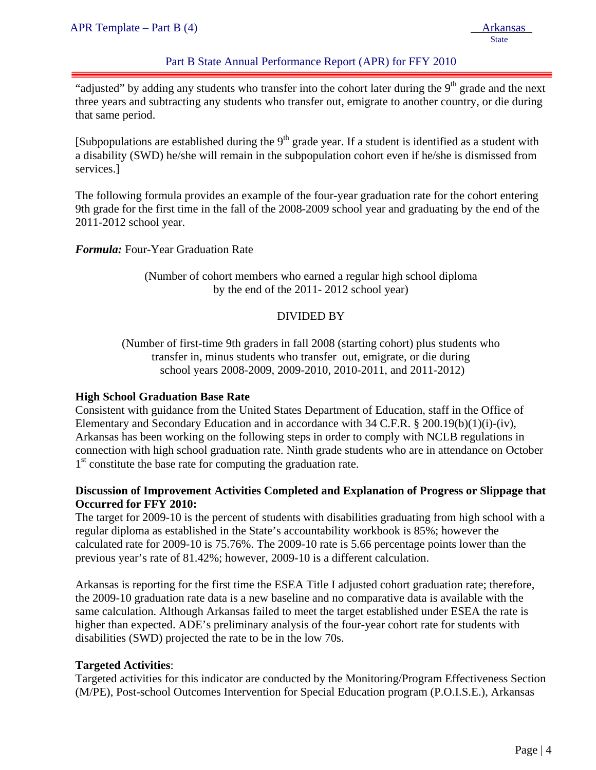"adjusted" by adding any students who transfer into the cohort later during the 9th grade and the next three years and subtracting any students who transfer out, emigrate to another country, or die during that same period.

[Subpopulations are established during the 9th grade year. If a student is identified as a student with a disability (SWD) he/she will remain in the subpopulation cohort even if he/she is dismissed from services.]

The following formula provides an example of the four-year graduation rate for the cohort entering 9th grade for the first time in the fall of the 2008-2009 school year and graduating by the end of the 2011-2012 school year.

***Formula:*** Four-Year Graduation Rate

(Number of cohort members who earned a regular high school diploma by the end of the 2011- 2012 school year)

DIVIDED BY

(Number of first-time 9th graders in fall 2008 (starting cohort) plus students who transfer in, minus students who transfer out, emigrate, or die during school years 2008-2009, 2009-2010, 2010-2011, and 2011-2012)

**High School Graduation Base Rate**

Consistent with guidance from the United States Department of Education, staff in the Office of Elementary and Secondary Education and in accordance with 34 C.F.R. § 200.19(b)(1)(i)-(iv), Arkansas has been working on the following steps in order to comply with NCLB regulations in connection with high school graduation rate. Ninth grade students who are in attendance on October 1st constitute the base rate for computing the graduation rate.

**Discussion of Improvement Activities Completed and Explanation of Progress or Slippage that Occurred for FFY 2010:**

The target for 2009-10 is the percent of students with disabilities graduating from high school with a regular diploma as established in the State's accountability workbook is 85%; however the calculated rate for 2009-10 is 75.76%. The 2009-10 rate is 5.66 percentage points lower than the previous year's rate of 81.42%; however, 2009-10 is a different calculation.

Arkansas is reporting for the first time the ESEA Title I adjusted cohort graduation rate; therefore, the 2009-10 graduation rate data is a new baseline and no comparative data is available with the same calculation. Although Arkansas failed to meet the target established under ESEA the rate is higher than expected. ADE's preliminary analysis of the four-year cohort rate for students with disabilities (SWD) projected the rate to be in the low 70s.

**Targeted Activities**:

Targeted activities for this indicator are conducted by the Monitoring/Program Effectiveness Section (M/PE), Post-school Outcomes Intervention for Special Education program (P.O.I.S.E.), Arkansas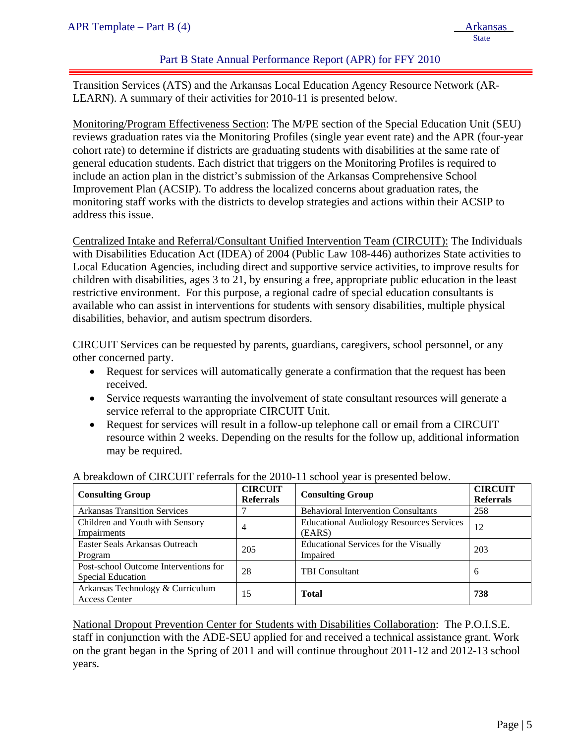Transition Services (ATS) and the Arkansas Local Education Agency Resource Network (AR-LEARN). A summary of their activities for 2010-11 is presented below.

Monitoring/Program Effectiveness Section: The M/PE section of the Special Education Unit (SEU) reviews graduation rates via the Monitoring Profiles (single year event rate) and the APR (four-year cohort rate) to determine if districts are graduating students with disabilities at the same rate of general education students. Each district that triggers on the Monitoring Profiles is required to include an action plan in the district's submission of the Arkansas Comprehensive School Improvement Plan (ACSIP). To address the localized concerns about graduation rates, the monitoring staff works with the districts to develop strategies and actions within their ACSIP to address this issue.

Centralized Intake and Referral/Consultant Unified Intervention Team (CIRCUIT): The Individuals with Disabilities Education Act (IDEA) of 2004 (Public Law 108-446) authorizes State activities to Local Education Agencies, including direct and supportive service activities, to improve results for children with disabilities, ages 3 to 21, by ensuring a free, appropriate public education in the least restrictive environment. For this purpose, a regional cadre of special education consultants is available who can assist in interventions for students with sensory disabilities, multiple physical disabilities, behavior, and autism spectrum disorders.

CIRCUIT Services can be requested by parents, guardians, caregivers, school personnel, or any other concerned party.

- Request for services will automatically generate a confirmation that the request has been received.
- Service requests warranting the involvement of state consultant resources will generate a service referral to the appropriate CIRCUIT Unit.
- Request for services will result in a follow-up telephone call or email from a CIRCUIT resource within 2 weeks. Depending on the results for the follow up, additional information may be required.

A breakdown of CIRCUIT referrals for the 2010-11 school year is presented below.

| Consulting Group | CIRCUIT Referrals | Consulting Group | CIRCUIT Referrals |
|---|---|---|---|
| Arkansas Transition Services | 7 | Behavioral Intervention Consultants | 258 |
| Children and Youth with Sensory Impairments | 4 | Educational Audiology Resources Services (EARS) | 12 |
| Easter Seals Arkansas Outreach Program | 205 | Educational Services for the Visually Impaired | 203 |
| Post-school Outcome Interventions for Special Education | 28 | TBI Consultant | 6 |
| Arkansas Technology & Curriculum Access Center | 15 | **Total** | **738** |

National Dropout Prevention Center for Students with Disabilities Collaboration: The P.O.I.S.E. staff in conjunction with the ADE-SEU applied for and received a technical assistance grant. Work on the grant began in the Spring of 2011 and will continue throughout 2011-12 and 2012-13 school years.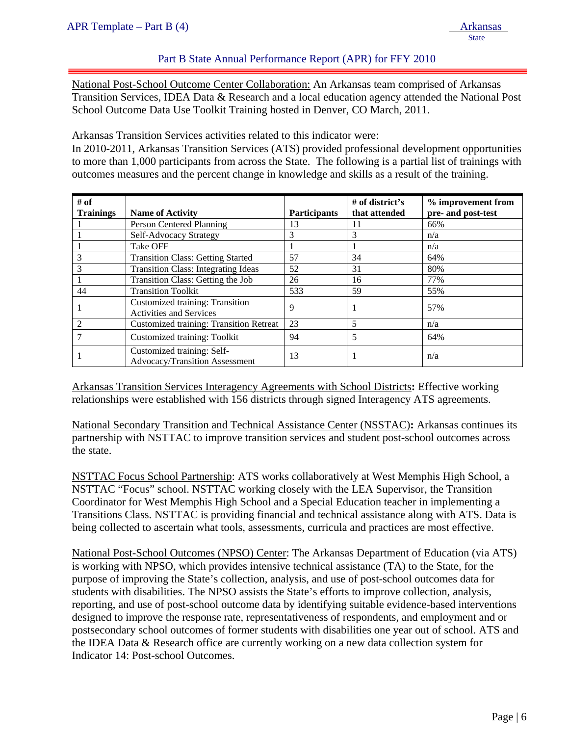National Post-School Outcome Center Collaboration: An Arkansas team comprised of Arkansas Transition Services, IDEA Data & Research and a local education agency attended the National Post School Outcome Data Use Toolkit Training hosted in Denver, CO March, 2011.

Arkansas Transition Services activities related to this indicator were:
In 2010-2011, Arkansas Transition Services (ATS) provided professional development opportunities to more than 1,000 participants from across the State. The following is a partial list of trainings with outcomes measures and the percent change in knowledge and skills as a result of the training.

| # of Trainings | Name of Activity | Participants | # of district's that attended | % improvement from pre- and post-test |
|---|---|---|---|---|
| 1 | Person Centered Planning | 13 | 11 | 66% |
| 1 | Self-Advocacy Strategy | 3 | 3 | n/a |
| 1 | Take OFF | 1 | 1 | n/a |
| 3 | Transition Class: Getting Started | 57 | 34 | 64% |
| 3 | Transition Class: Integrating Ideas | 52 | 31 | 80% |
| 1 | Transition Class: Getting the Job | 26 | 16 | 77% |
| 44 | Transition Toolkit | 533 | 59 | 55% |
| 1 | Customized training: Transition Activities and Services | 9 | 1 | 57% |
| 2 | Customized training: Transition Retreat | 23 | 5 | n/a |
| 7 | Customized training: Toolkit | 94 | 5 | 64% |
| 1 | Customized training: Self-Advocacy/Transition Assessment | 13 | 1 | n/a |

Arkansas Transition Services Interagency Agreements with School Districts**:** Effective working relationships were established with 156 districts through signed Interagency ATS agreements.

National Secondary Transition and Technical Assistance Center (NSSTAC)**:** Arkansas continues its partnership with NSTTAC to improve transition services and student post-school outcomes across the state.

NSTTAC Focus School Partnership: ATS works collaboratively at West Memphis High School, a NSTTAC "Focus" school. NSTTAC working closely with the LEA Supervisor, the Transition Coordinator for West Memphis High School and a Special Education teacher in implementing a Transitions Class. NSTTAC is providing financial and technical assistance along with ATS. Data is being collected to ascertain what tools, assessments, curricula and practices are most effective.

National Post-School Outcomes (NPSO) Center: The Arkansas Department of Education (via ATS) is working with NPSO, which provides intensive technical assistance (TA) to the State, for the purpose of improving the State's collection, analysis, and use of post-school outcomes data for students with disabilities. The NPSO assists the State's efforts to improve collection, analysis, reporting, and use of post-school outcome data by identifying suitable evidence-based interventions designed to improve the response rate, representativeness of respondents, and employment and or postsecondary school outcomes of former students with disabilities one year out of school. ATS and the IDEA Data & Research office are currently working on a new data collection system for Indicator 14: Post-school Outcomes.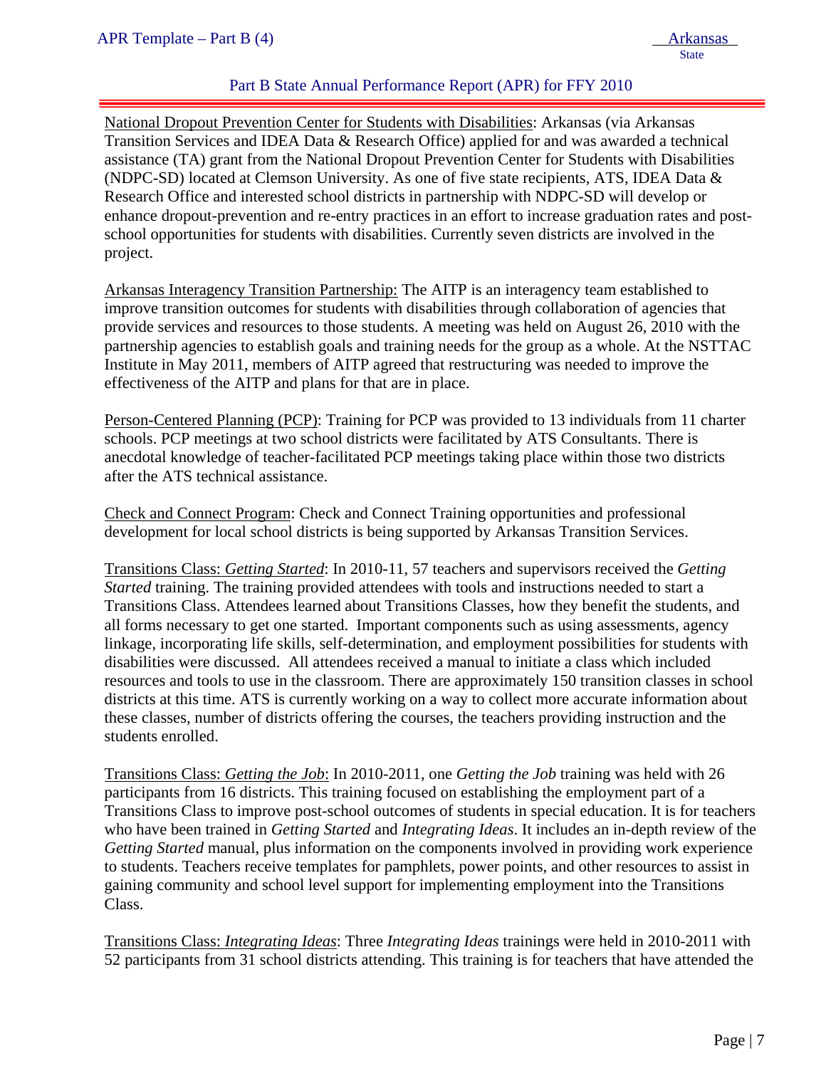National Dropout Prevention Center for Students with Disabilities: Arkansas (via Arkansas Transition Services and IDEA Data & Research Office) applied for and was awarded a technical assistance (TA) grant from the National Dropout Prevention Center for Students with Disabilities (NDPC-SD) located at Clemson University. As one of five state recipients, ATS, IDEA Data & Research Office and interested school districts in partnership with NDPC-SD will develop or enhance dropout-prevention and re-entry practices in an effort to increase graduation rates and post-school opportunities for students with disabilities. Currently seven districts are involved in the project.

Arkansas Interagency Transition Partnership: The AITP is an interagency team established to improve transition outcomes for students with disabilities through collaboration of agencies that provide services and resources to those students. A meeting was held on August 26, 2010 with the partnership agencies to establish goals and training needs for the group as a whole. At the NSTTAC Institute in May 2011, members of AITP agreed that restructuring was needed to improve the effectiveness of the AITP and plans for that are in place.

Person-Centered Planning (PCP): Training for PCP was provided to 13 individuals from 11 charter schools. PCP meetings at two school districts were facilitated by ATS Consultants. There is anecdotal knowledge of teacher-facilitated PCP meetings taking place within those two districts after the ATS technical assistance.

Check and Connect Program: Check and Connect Training opportunities and professional development for local school districts is being supported by Arkansas Transition Services.

Transitions Class: *Getting Started*: In 2010-11, 57 teachers and supervisors received the *Getting Started* training. The training provided attendees with tools and instructions needed to start a Transitions Class. Attendees learned about Transitions Classes, how they benefit the students, and all forms necessary to get one started. Important components such as using assessments, agency linkage, incorporating life skills, self-determination, and employment possibilities for students with disabilities were discussed. All attendees received a manual to initiate a class which included resources and tools to use in the classroom. There are approximately 150 transition classes in school districts at this time. ATS is currently working on a way to collect more accurate information about these classes, number of districts offering the courses, the teachers providing instruction and the students enrolled.

Transitions Class: *Getting the Job*: In 2010-2011, one *Getting the Job* training was held with 26 participants from 16 districts. This training focused on establishing the employment part of a Transitions Class to improve post-school outcomes of students in special education. It is for teachers who have been trained in *Getting Started* and *Integrating Ideas*. It includes an in-depth review of the *Getting Started* manual, plus information on the components involved in providing work experience to students. Teachers receive templates for pamphlets, power points, and other resources to assist in gaining community and school level support for implementing employment into the Transitions Class.

Transitions Class: *Integrating Ideas*: Three *Integrating Ideas* trainings were held in 2010-2011 with 52 participants from 31 school districts attending. This training is for teachers that have attended the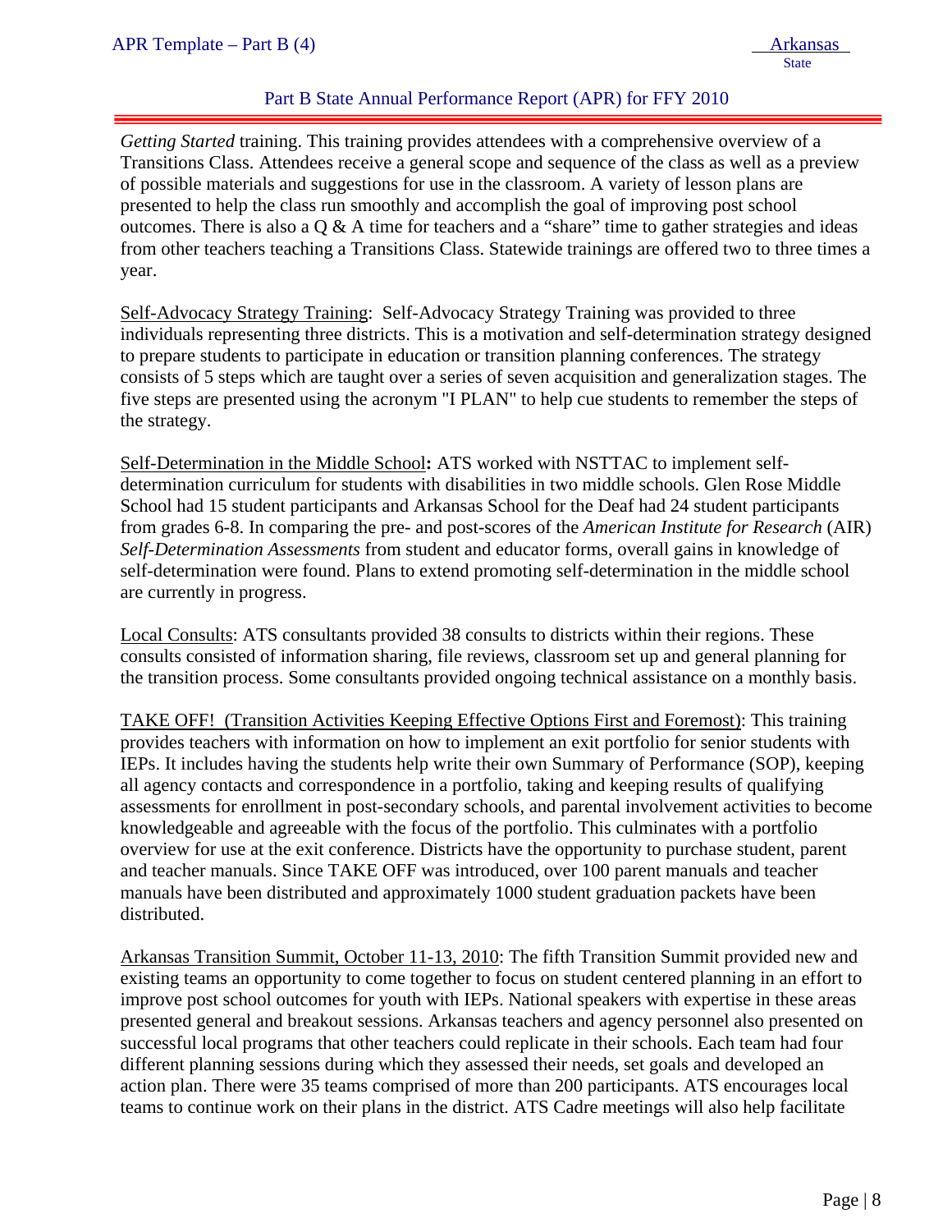*Getting Started* training. This training provides attendees with a comprehensive overview of a Transitions Class. Attendees receive a general scope and sequence of the class as well as a preview of possible materials and suggestions for use in the classroom. A variety of lesson plans are presented to help the class run smoothly and accomplish the goal of improving post school outcomes. There is also a Q & A time for teachers and a "share" time to gather strategies and ideas from other teachers teaching a Transitions Class. Statewide trainings are offered two to three times a year.

<u>Self-Advocacy Strategy Training</u>: Self-Advocacy Strategy Training was provided to three individuals representing three districts. This is a motivation and self-determination strategy designed to prepare students to participate in education or transition planning conferences. The strategy consists of 5 steps which are taught over a series of seven acquisition and generalization stages. The five steps are presented using the acronym "I PLAN" to help cue students to remember the steps of the strategy.

<u>Self-Determination in the Middle School</u>**:** ATS worked with NSTTAC to implement self-determination curriculum for students with disabilities in two middle schools. Glen Rose Middle School had 15 student participants and Arkansas School for the Deaf had 24 student participants from grades 6-8. In comparing the pre- and post-scores of the *American Institute for Research* (AIR) *Self-Determination Assessments* from student and educator forms, overall gains in knowledge of self-determination were found. Plans to extend promoting self-determination in the middle school are currently in progress.

<u>Local Consults</u>: ATS consultants provided 38 consults to districts within their regions. These consults consisted of information sharing, file reviews, classroom set up and general planning for the transition process. Some consultants provided ongoing technical assistance on a monthly basis.

<u>TAKE OFF! (Transition Activities Keeping Effective Options First and Foremost)</u>: This training provides teachers with information on how to implement an exit portfolio for senior students with IEPs. It includes having the students help write their own Summary of Performance (SOP), keeping all agency contacts and correspondence in a portfolio, taking and keeping results of qualifying assessments for enrollment in post-secondary schools, and parental involvement activities to become knowledgeable and agreeable with the focus of the portfolio. This culminates with a portfolio overview for use at the exit conference. Districts have the opportunity to purchase student, parent and teacher manuals. Since TAKE OFF was introduced, over 100 parent manuals and teacher manuals have been distributed and approximately 1000 student graduation packets have been distributed.

<u>Arkansas Transition Summit, October 11-13, 2010</u>: The fifth Transition Summit provided new and existing teams an opportunity to come together to focus on student centered planning in an effort to improve post school outcomes for youth with IEPs. National speakers with expertise in these areas presented general and breakout sessions. Arkansas teachers and agency personnel also presented on successful local programs that other teachers could replicate in their schools. Each team had four different planning sessions during which they assessed their needs, set goals and developed an action plan. There were 35 teams comprised of more than 200 participants. ATS encourages local teams to continue work on their plans in the district. ATS Cadre meetings will also help facilitate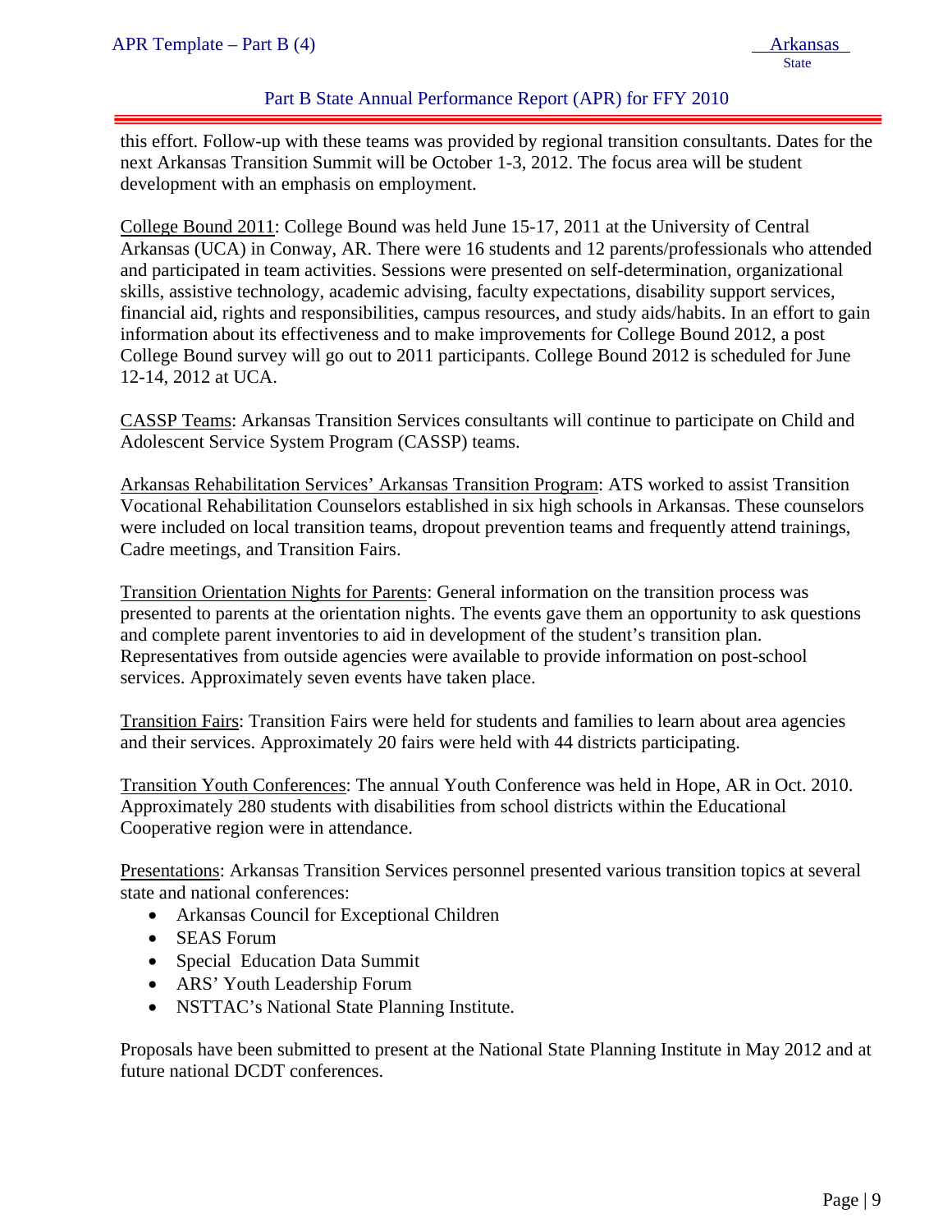this effort. Follow-up with these teams was provided by regional transition consultants. Dates for the next Arkansas Transition Summit will be October 1-3, 2012. The focus area will be student development with an emphasis on employment.

College Bound 2011: College Bound was held June 15-17, 2011 at the University of Central Arkansas (UCA) in Conway, AR. There were 16 students and 12 parents/professionals who attended and participated in team activities. Sessions were presented on self-determination, organizational skills, assistive technology, academic advising, faculty expectations, disability support services, financial aid, rights and responsibilities, campus resources, and study aids/habits. In an effort to gain information about its effectiveness and to make improvements for College Bound 2012, a post College Bound survey will go out to 2011 participants. College Bound 2012 is scheduled for June 12-14, 2012 at UCA.

CASSP Teams: Arkansas Transition Services consultants will continue to participate on Child and Adolescent Service System Program (CASSP) teams.

Arkansas Rehabilitation Services' Arkansas Transition Program: ATS worked to assist Transition Vocational Rehabilitation Counselors established in six high schools in Arkansas. These counselors were included on local transition teams, dropout prevention teams and frequently attend trainings, Cadre meetings, and Transition Fairs.

Transition Orientation Nights for Parents: General information on the transition process was presented to parents at the orientation nights. The events gave them an opportunity to ask questions and complete parent inventories to aid in development of the student's transition plan. Representatives from outside agencies were available to provide information on post-school services. Approximately seven events have taken place.

Transition Fairs: Transition Fairs were held for students and families to learn about area agencies and their services. Approximately 20 fairs were held with 44 districts participating.

Transition Youth Conferences: The annual Youth Conference was held in Hope, AR in Oct. 2010. Approximately 280 students with disabilities from school districts within the Educational Cooperative region were in attendance.

Presentations: Arkansas Transition Services personnel presented various transition topics at several state and national conferences:

- Arkansas Council for Exceptional Children
- SEAS Forum
- Special Education Data Summit
- ARS' Youth Leadership Forum
- NSTTAC's National State Planning Institute.

Proposals have been submitted to present at the National State Planning Institute in May 2012 and at future national DCDT conferences.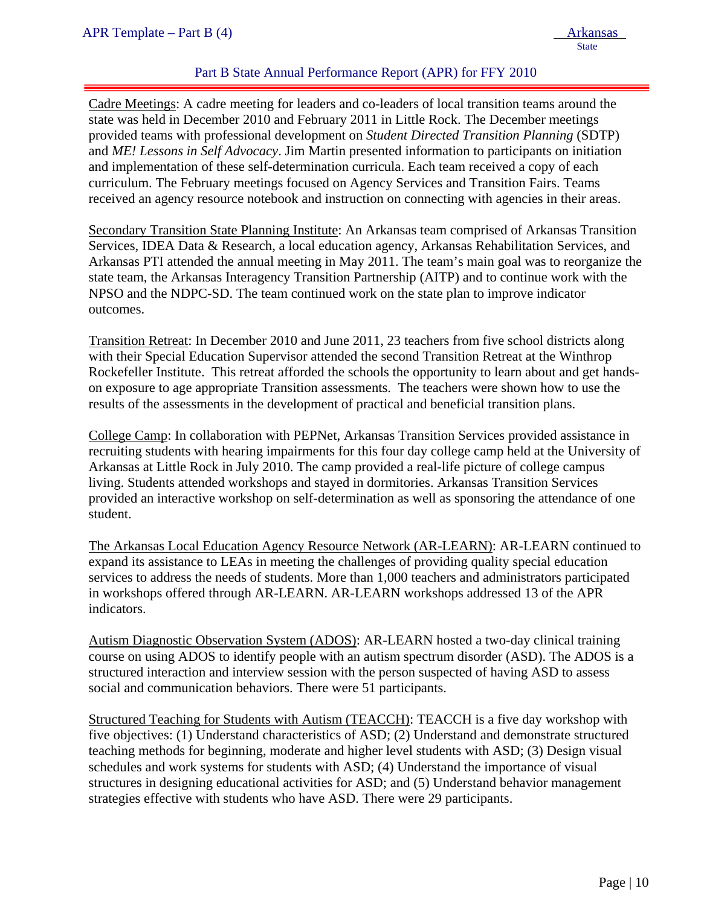Cadre Meetings: A cadre meeting for leaders and co-leaders of local transition teams around the state was held in December 2010 and February 2011 in Little Rock. The December meetings provided teams with professional development on *Student Directed Transition Planning* (SDTP) and *ME! Lessons in Self Advocacy*. Jim Martin presented information to participants on initiation and implementation of these self-determination curricula. Each team received a copy of each curriculum. The February meetings focused on Agency Services and Transition Fairs. Teams received an agency resource notebook and instruction on connecting with agencies in their areas.

Secondary Transition State Planning Institute: An Arkansas team comprised of Arkansas Transition Services, IDEA Data & Research, a local education agency, Arkansas Rehabilitation Services, and Arkansas PTI attended the annual meeting in May 2011. The team's main goal was to reorganize the state team, the Arkansas Interagency Transition Partnership (AITP) and to continue work with the NPSO and the NDPC-SD. The team continued work on the state plan to improve indicator outcomes.

Transition Retreat: In December 2010 and June 2011, 23 teachers from five school districts along with their Special Education Supervisor attended the second Transition Retreat at the Winthrop Rockefeller Institute. This retreat afforded the schools the opportunity to learn about and get hands-on exposure to age appropriate Transition assessments. The teachers were shown how to use the results of the assessments in the development of practical and beneficial transition plans.

College Camp: In collaboration with PEPNet, Arkansas Transition Services provided assistance in recruiting students with hearing impairments for this four day college camp held at the University of Arkansas at Little Rock in July 2010. The camp provided a real-life picture of college campus living. Students attended workshops and stayed in dormitories. Arkansas Transition Services provided an interactive workshop on self-determination as well as sponsoring the attendance of one student.

The Arkansas Local Education Agency Resource Network (AR-LEARN): AR-LEARN continued to expand its assistance to LEAs in meeting the challenges of providing quality special education services to address the needs of students. More than 1,000 teachers and administrators participated in workshops offered through AR-LEARN. AR-LEARN workshops addressed 13 of the APR indicators.

Autism Diagnostic Observation System (ADOS): AR-LEARN hosted a two-day clinical training course on using ADOS to identify people with an autism spectrum disorder (ASD). The ADOS is a structured interaction and interview session with the person suspected of having ASD to assess social and communication behaviors. There were 51 participants.

Structured Teaching for Students with Autism (TEACCH): TEACCH is a five day workshop with five objectives: (1) Understand characteristics of ASD; (2) Understand and demonstrate structured teaching methods for beginning, moderate and higher level students with ASD; (3) Design visual schedules and work systems for students with ASD; (4) Understand the importance of visual structures in designing educational activities for ASD; and (5) Understand behavior management strategies effective with students who have ASD. There were 29 participants.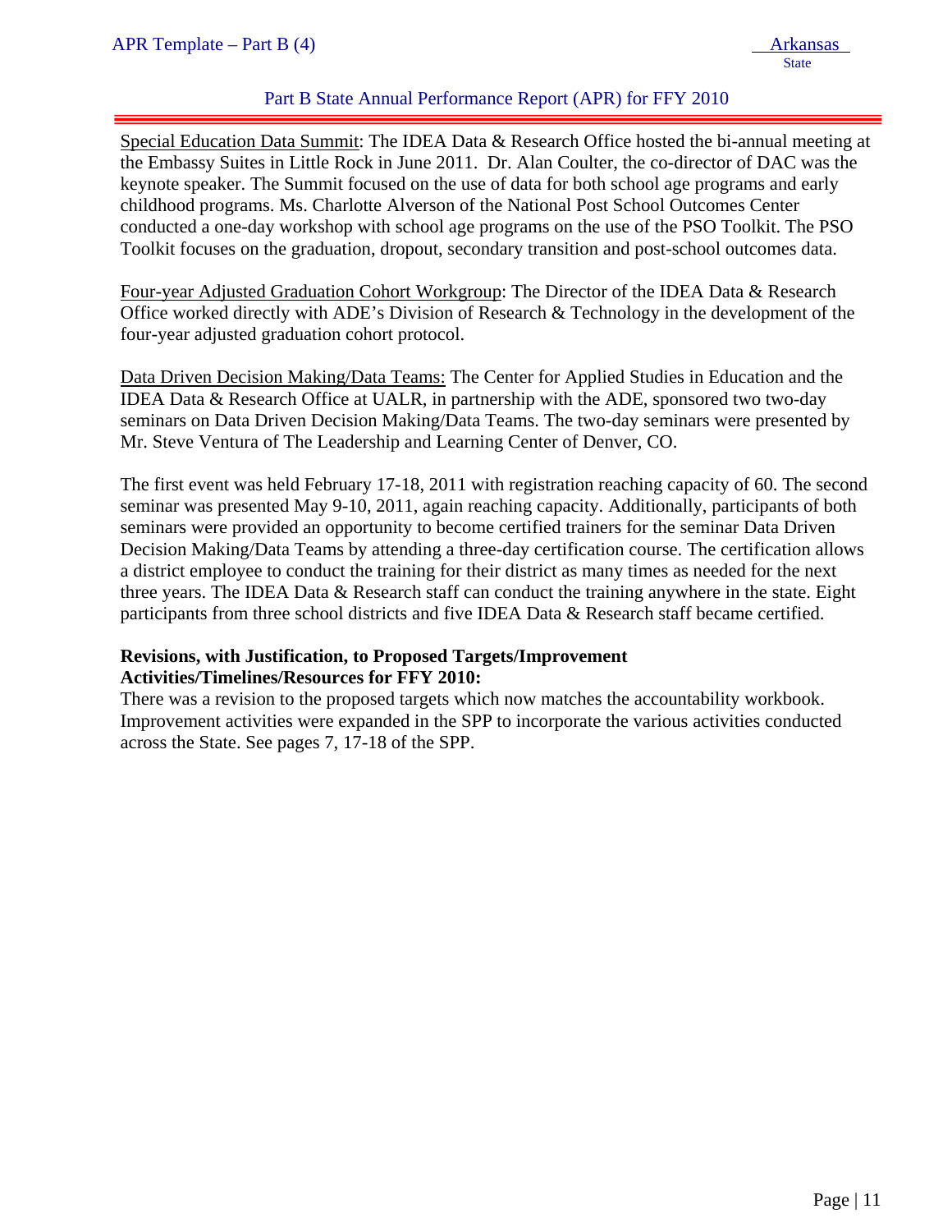Special Education Data Summit: The IDEA Data & Research Office hosted the bi-annual meeting at the Embassy Suites in Little Rock in June 2011. Dr. Alan Coulter, the co-director of DAC was the keynote speaker. The Summit focused on the use of data for both school age programs and early childhood programs. Ms. Charlotte Alverson of the National Post School Outcomes Center conducted a one-day workshop with school age programs on the use of the PSO Toolkit. The PSO Toolkit focuses on the graduation, dropout, secondary transition and post-school outcomes data.

Four-year Adjusted Graduation Cohort Workgroup: The Director of the IDEA Data & Research Office worked directly with ADE's Division of Research & Technology in the development of the four-year adjusted graduation cohort protocol.

Data Driven Decision Making/Data Teams: The Center for Applied Studies in Education and the IDEA Data & Research Office at UALR, in partnership with the ADE, sponsored two two-day seminars on Data Driven Decision Making/Data Teams. The two-day seminars were presented by Mr. Steve Ventura of The Leadership and Learning Center of Denver, CO.

The first event was held February 17-18, 2011 with registration reaching capacity of 60. The second seminar was presented May 9-10, 2011, again reaching capacity. Additionally, participants of both seminars were provided an opportunity to become certified trainers for the seminar Data Driven Decision Making/Data Teams by attending a three-day certification course. The certification allows a district employee to conduct the training for their district as many times as needed for the next three years. The IDEA Data & Research staff can conduct the training anywhere in the state. Eight participants from three school districts and five IDEA Data & Research staff became certified.

**Revisions, with Justification, to Proposed Targets/Improvement Activities/Timelines/Resources for FFY 2010:**

There was a revision to the proposed targets which now matches the accountability workbook. Improvement activities were expanded in the SPP to incorporate the various activities conducted across the State. See pages 7, 17-18 of the SPP.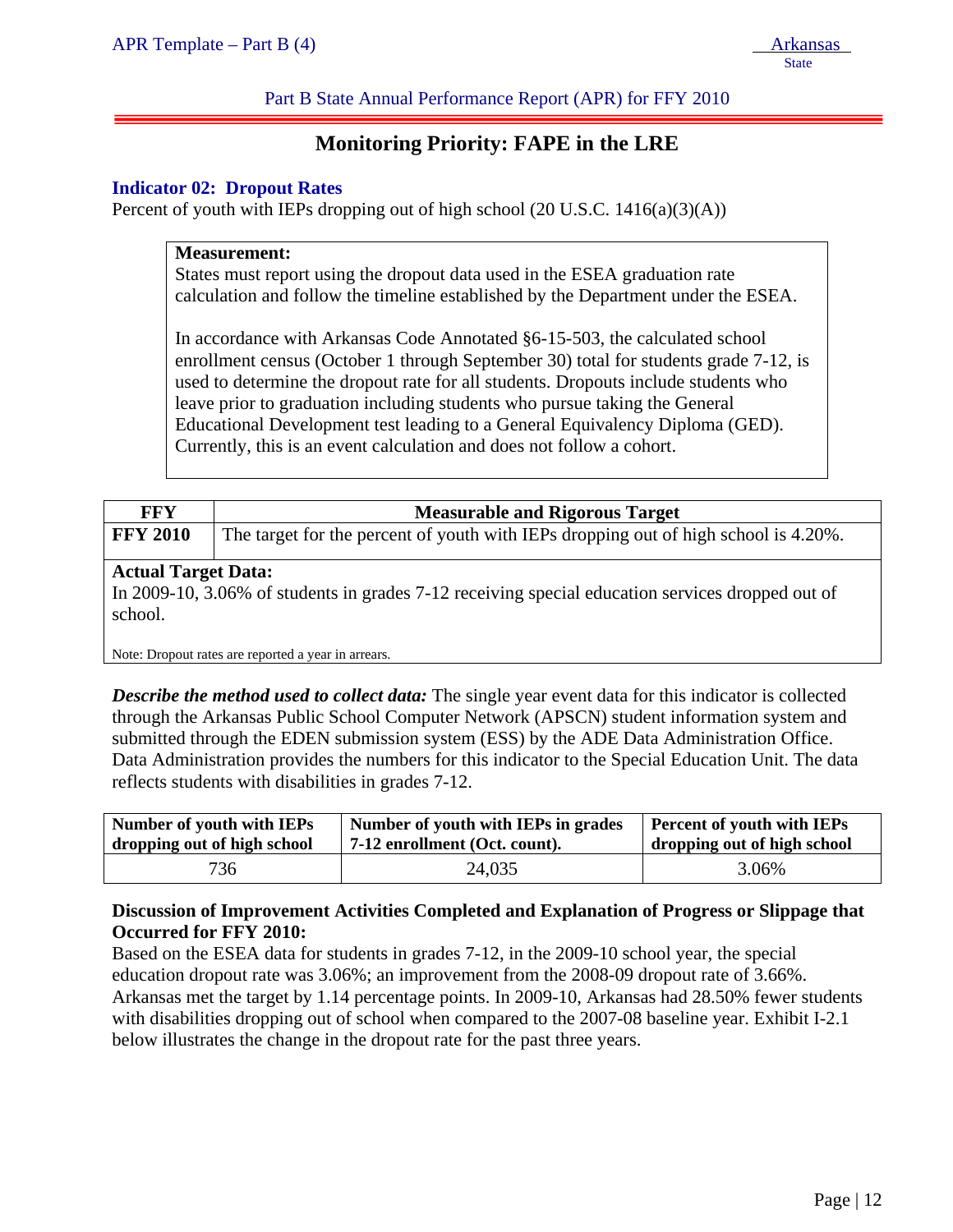Part B State Annual Performance Report (APR) for FFY 2010

# Monitoring Priority: FAPE in the LRE

### Indicator 02: Dropout Rates

Percent of youth with IEPs dropping out of high school (20 U.S.C. 1416(a)(3)(A))

**Measurement:**
States must report using the dropout data used in the ESEA graduation rate calculation and follow the timeline established by the Department under the ESEA.

In accordance with Arkansas Code Annotated §6-15-503, the calculated school enrollment census (October 1 through September 30) total for students grade 7-12, is used to determine the dropout rate for all students. Dropouts include students who leave prior to graduation including students who pursue taking the General Educational Development test leading to a General Equivalency Diploma (GED). Currently, this is an event calculation and does not follow a cohort.

| FFY | Measurable and Rigorous Target |
|---|---|
| **FFY 2010** | The target for the percent of youth with IEPs dropping out of high school is 4.20%. |

**Actual Target Data:**
In 2009-10, 3.06% of students in grades 7-12 receiving special education services dropped out of school.

Note: Dropout rates are reported a year in arrears.

***Describe the method used to collect data:*** The single year event data for this indicator is collected through the Arkansas Public School Computer Network (APSCN) student information system and submitted through the EDEN submission system (ESS) by the ADE Data Administration Office. Data Administration provides the numbers for this indicator to the Special Education Unit. The data reflects students with disabilities in grades 7-12.

| Number of youth with IEPs dropping out of high school | Number of youth with IEPs in grades 7-12 enrollment (Oct. count). | Percent of youth with IEPs dropping out of high school |
|---|---|---|
| 736 | 24,035 | 3.06% |

**Discussion of Improvement Activities Completed and Explanation of Progress or Slippage that Occurred for FFY 2010:**
Based on the ESEA data for students in grades 7-12, in the 2009-10 school year, the special education dropout rate was 3.06%; an improvement from the 2008-09 dropout rate of 3.66%. Arkansas met the target by 1.14 percentage points. In 2009-10, Arkansas had 28.50% fewer students with disabilities dropping out of school when compared to the 2007-08 baseline year. Exhibit I-2.1 below illustrates the change in the dropout rate for the past three years.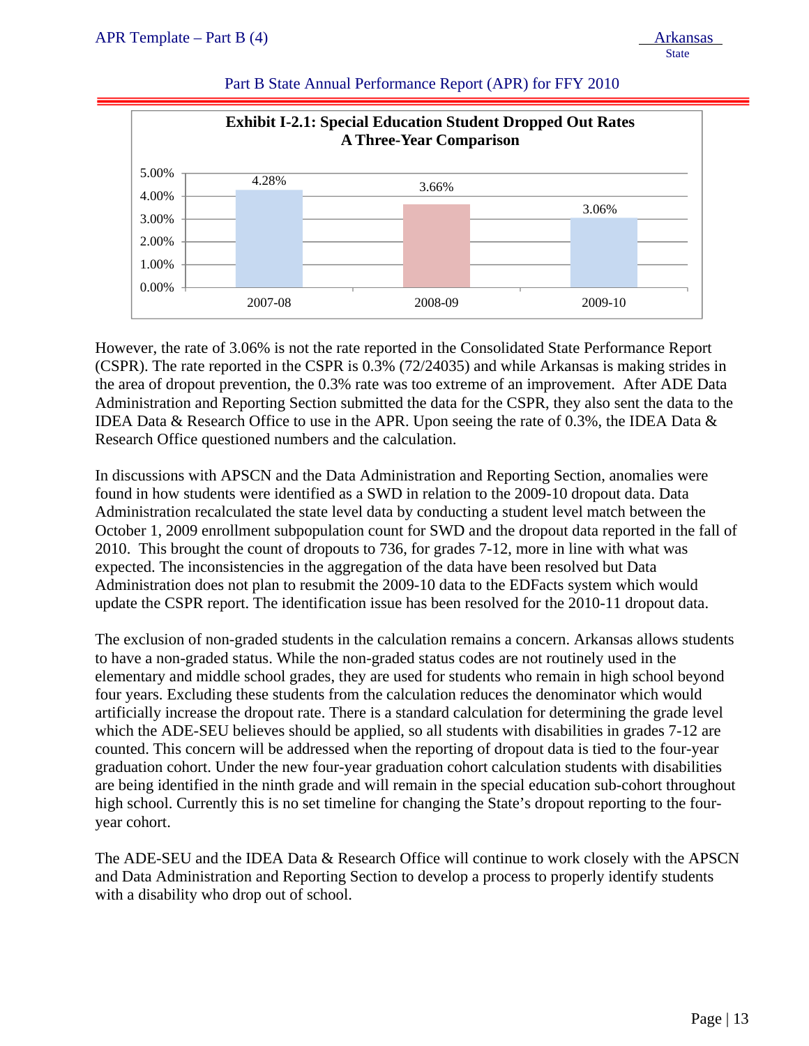**Exhibit I-2.1: Special Education Student Dropped Out Rates**
**A Three-Year Comparison**

| Year | Rate |
|---|---|
| 2007-08 | 4.28% |
| 2008-09 | 3.66% |
| 2009-10 | 3.06% |

However, the rate of 3.06% is not the rate reported in the Consolidated State Performance Report (CSPR). The rate reported in the CSPR is 0.3% (72/24035) and while Arkansas is making strides in the area of dropout prevention, the 0.3% rate was too extreme of an improvement. After ADE Data Administration and Reporting Section submitted the data for the CSPR, they also sent the data to the IDEA Data & Research Office to use in the APR. Upon seeing the rate of 0.3%, the IDEA Data & Research Office questioned numbers and the calculation.

In discussions with APSCN and the Data Administration and Reporting Section, anomalies were found in how students were identified as a SWD in relation to the 2009-10 dropout data. Data Administration recalculated the state level data by conducting a student level match between the October 1, 2009 enrollment subpopulation count for SWD and the dropout data reported in the fall of 2010. This brought the count of dropouts to 736, for grades 7-12, more in line with what was expected. The inconsistencies in the aggregation of the data have been resolved but Data Administration does not plan to resubmit the 2009-10 data to the EDFacts system which would update the CSPR report. The identification issue has been resolved for the 2010-11 dropout data.

The exclusion of non-graded students in the calculation remains a concern. Arkansas allows students to have a non-graded status. While the non-graded status codes are not routinely used in the elementary and middle school grades, they are used for students who remain in high school beyond four years. Excluding these students from the calculation reduces the denominator which would artificially increase the dropout rate. There is a standard calculation for determining the grade level which the ADE-SEU believes should be applied, so all students with disabilities in grades 7-12 are counted. This concern will be addressed when the reporting of dropout data is tied to the four-year graduation cohort. Under the new four-year graduation cohort calculation students with disabilities are being identified in the ninth grade and will remain in the special education sub-cohort throughout high school. Currently this is no set timeline for changing the State's dropout reporting to the four-year cohort.

The ADE-SEU and the IDEA Data & Research Office will continue to work closely with the APSCN and Data Administration and Reporting Section to develop a process to properly identify students with a disability who drop out of school.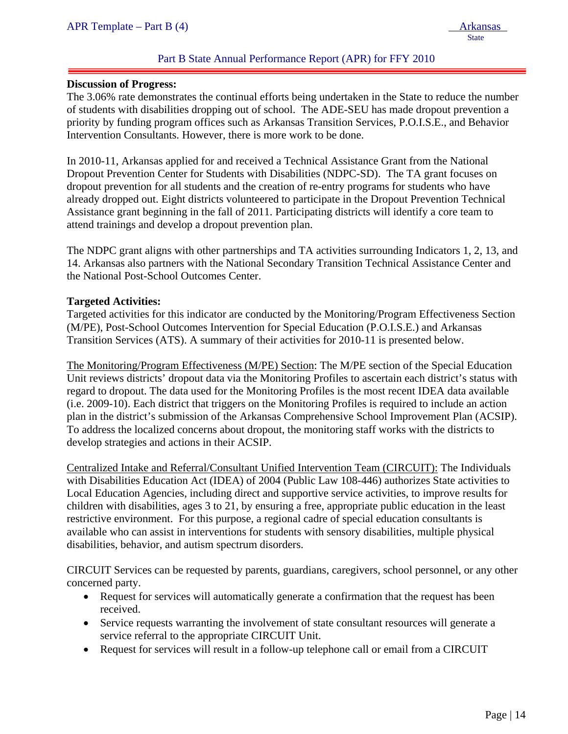**Discussion of Progress:**
The 3.06% rate demonstrates the continual efforts being undertaken in the State to reduce the number of students with disabilities dropping out of school. The ADE-SEU has made dropout prevention a priority by funding program offices such as Arkansas Transition Services, P.O.I.S.E., and Behavior Intervention Consultants. However, there is more work to be done.

In 2010-11, Arkansas applied for and received a Technical Assistance Grant from the National Dropout Prevention Center for Students with Disabilities (NDPC-SD). The TA grant focuses on dropout prevention for all students and the creation of re-entry programs for students who have already dropped out. Eight districts volunteered to participate in the Dropout Prevention Technical Assistance grant beginning in the fall of 2011. Participating districts will identify a core team to attend trainings and develop a dropout prevention plan.

The NDPC grant aligns with other partnerships and TA activities surrounding Indicators 1, 2, 13, and 14. Arkansas also partners with the National Secondary Transition Technical Assistance Center and the National Post-School Outcomes Center.

**Targeted Activities:**
Targeted activities for this indicator are conducted by the Monitoring/Program Effectiveness Section (M/PE), Post-School Outcomes Intervention for Special Education (P.O.I.S.E.) and Arkansas Transition Services (ATS). A summary of their activities for 2010-11 is presented below.

The Monitoring/Program Effectiveness (M/PE) Section: The M/PE section of the Special Education Unit reviews districts' dropout data via the Monitoring Profiles to ascertain each district's status with regard to dropout. The data used for the Monitoring Profiles is the most recent IDEA data available (i.e. 2009-10). Each district that triggers on the Monitoring Profiles is required to include an action plan in the district's submission of the Arkansas Comprehensive School Improvement Plan (ACSIP). To address the localized concerns about dropout, the monitoring staff works with the districts to develop strategies and actions in their ACSIP.

Centralized Intake and Referral/Consultant Unified Intervention Team (CIRCUIT): The Individuals with Disabilities Education Act (IDEA) of 2004 (Public Law 108-446) authorizes State activities to Local Education Agencies, including direct and supportive service activities, to improve results for children with disabilities, ages 3 to 21, by ensuring a free, appropriate public education in the least restrictive environment. For this purpose, a regional cadre of special education consultants is available who can assist in interventions for students with sensory disabilities, multiple physical disabilities, behavior, and autism spectrum disorders.

CIRCUIT Services can be requested by parents, guardians, caregivers, school personnel, or any other concerned party.

- Request for services will automatically generate a confirmation that the request has been received.
- Service requests warranting the involvement of state consultant resources will generate a service referral to the appropriate CIRCUIT Unit.
- Request for services will result in a follow-up telephone call or email from a CIRCUIT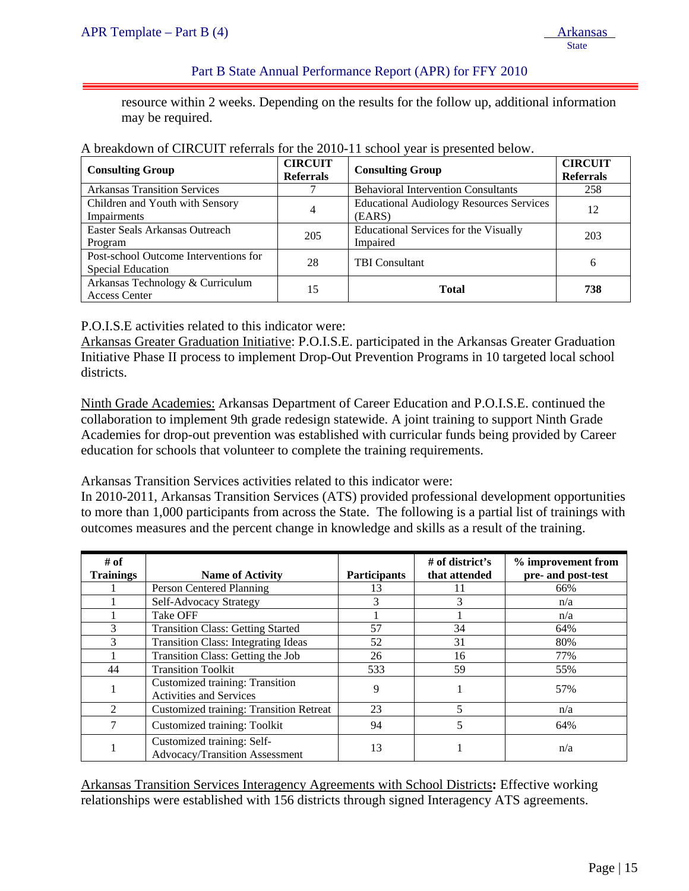resource within 2 weeks. Depending on the results for the follow up, additional information may be required.

A breakdown of CIRCUIT referrals for the 2010-11 school year is presented below.

| Consulting Group | CIRCUIT Referrals | Consulting Group | CIRCUIT Referrals |
|---|---|---|---|
| Arkansas Transition Services | 7 | Behavioral Intervention Consultants | 258 |
| Children and Youth with Sensory Impairments | 4 | Educational Audiology Resources Services (EARS) | 12 |
| Easter Seals Arkansas Outreach Program | 205 | Educational Services for the Visually Impaired | 203 |
| Post-school Outcome Interventions for Special Education | 28 | TBI Consultant | 6 |
| Arkansas Technology & Curriculum Access Center | 15 | **Total** | **738** |

P.O.I.S.E activities related to this indicator were:

Arkansas Greater Graduation Initiative: P.O.I.S.E. participated in the Arkansas Greater Graduation Initiative Phase II process to implement Drop-Out Prevention Programs in 10 targeted local school districts.

Ninth Grade Academies: Arkansas Department of Career Education and P.O.I.S.E. continued the collaboration to implement 9th grade redesign statewide. A joint training to support Ninth Grade Academies for drop-out prevention was established with curricular funds being provided by Career education for schools that volunteer to complete the training requirements.

Arkansas Transition Services activities related to this indicator were:

In 2010-2011, Arkansas Transition Services (ATS) provided professional development opportunities to more than 1,000 participants from across the State. The following is a partial list of trainings with outcomes measures and the percent change in knowledge and skills as a result of the training.

| # of Trainings | Name of Activity | Participants | # of district's that attended | % improvement from pre- and post-test |
|---|---|---|---|---|
| 1 | Person Centered Planning | 13 | 11 | 66% |
| 1 | Self-Advocacy Strategy | 3 | 3 | n/a |
| 1 | Take OFF | 1 | 1 | n/a |
| 3 | Transition Class: Getting Started | 57 | 34 | 64% |
| 3 | Transition Class: Integrating Ideas | 52 | 31 | 80% |
| 1 | Transition Class: Getting the Job | 26 | 16 | 77% |
| 44 | Transition Toolkit | 533 | 59 | 55% |
| 1 | Customized training: Transition Activities and Services | 9 | 1 | 57% |
| 2 | Customized training: Transition Retreat | 23 | 5 | n/a |
| 7 | Customized training: Toolkit | 94 | 5 | 64% |
| 1 | Customized training: Self-Advocacy/Transition Assessment | 13 | 1 | n/a |

Arkansas Transition Services Interagency Agreements with School Districts**:** Effective working relationships were established with 156 districts through signed Interagency ATS agreements.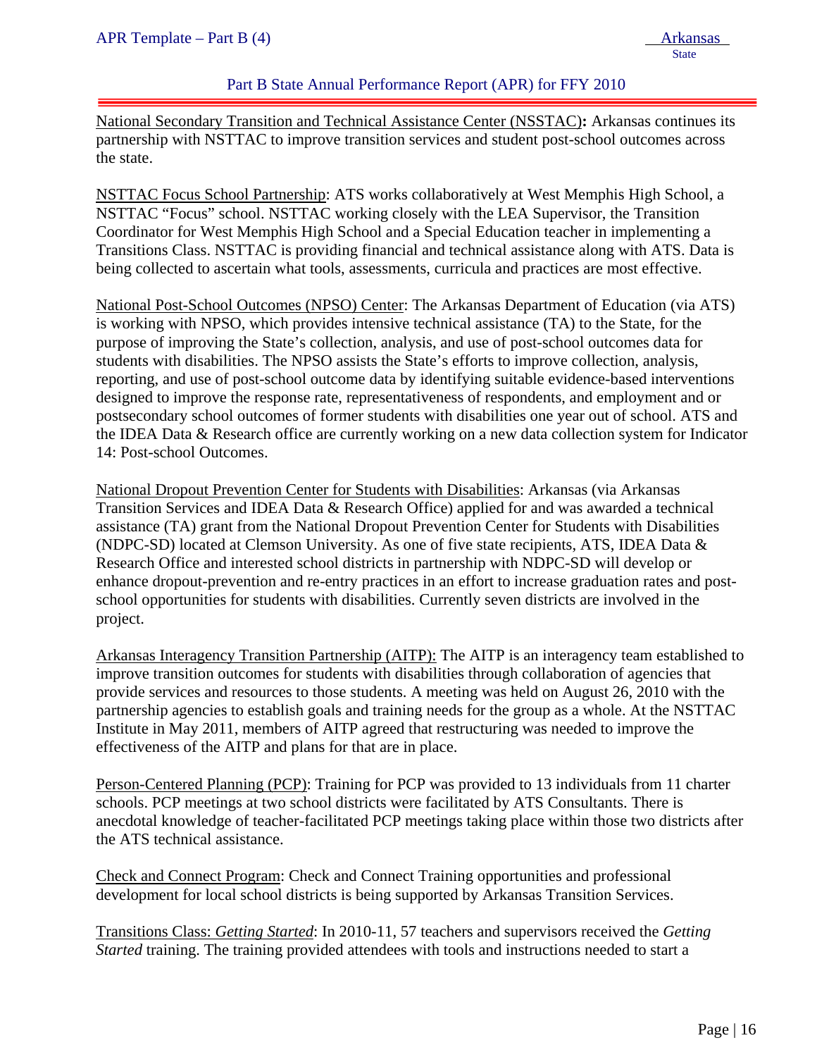National Secondary Transition and Technical Assistance Center (NSSTAC)**:** Arkansas continues its partnership with NSTTAC to improve transition services and student post-school outcomes across the state.

NSTTAC Focus School Partnership: ATS works collaboratively at West Memphis High School, a NSTTAC "Focus" school. NSTTAC working closely with the LEA Supervisor, the Transition Coordinator for West Memphis High School and a Special Education teacher in implementing a Transitions Class. NSTTAC is providing financial and technical assistance along with ATS. Data is being collected to ascertain what tools, assessments, curricula and practices are most effective.

National Post-School Outcomes (NPSO) Center: The Arkansas Department of Education (via ATS) is working with NPSO, which provides intensive technical assistance (TA) to the State, for the purpose of improving the State's collection, analysis, and use of post-school outcomes data for students with disabilities. The NPSO assists the State's efforts to improve collection, analysis, reporting, and use of post-school outcome data by identifying suitable evidence-based interventions designed to improve the response rate, representativeness of respondents, and employment and or postsecondary school outcomes of former students with disabilities one year out of school. ATS and the IDEA Data & Research office are currently working on a new data collection system for Indicator 14: Post-school Outcomes.

National Dropout Prevention Center for Students with Disabilities: Arkansas (via Arkansas Transition Services and IDEA Data & Research Office) applied for and was awarded a technical assistance (TA) grant from the National Dropout Prevention Center for Students with Disabilities (NDPC-SD) located at Clemson University. As one of five state recipients, ATS, IDEA Data & Research Office and interested school districts in partnership with NDPC-SD will develop or enhance dropout-prevention and re-entry practices in an effort to increase graduation rates and post-school opportunities for students with disabilities. Currently seven districts are involved in the project.

Arkansas Interagency Transition Partnership (AITP): The AITP is an interagency team established to improve transition outcomes for students with disabilities through collaboration of agencies that provide services and resources to those students. A meeting was held on August 26, 2010 with the partnership agencies to establish goals and training needs for the group as a whole. At the NSTTAC Institute in May 2011, members of AITP agreed that restructuring was needed to improve the effectiveness of the AITP and plans for that are in place.

Person-Centered Planning (PCP): Training for PCP was provided to 13 individuals from 11 charter schools. PCP meetings at two school districts were facilitated by ATS Consultants. There is anecdotal knowledge of teacher-facilitated PCP meetings taking place within those two districts after the ATS technical assistance.

Check and Connect Program: Check and Connect Training opportunities and professional development for local school districts is being supported by Arkansas Transition Services.

Transitions Class: *Getting Started*: In 2010-11, 57 teachers and supervisors received the *Getting Started* training. The training provided attendees with tools and instructions needed to start a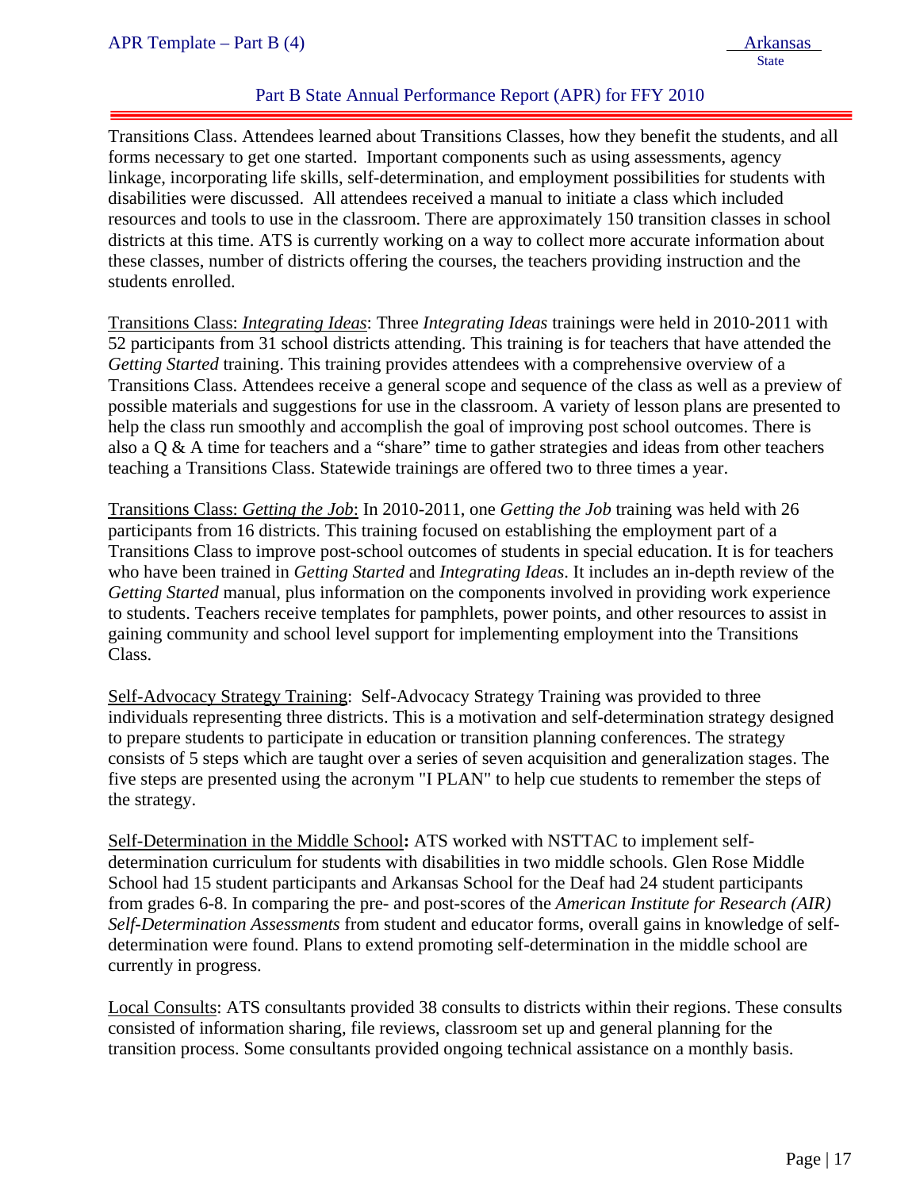Transitions Class. Attendees learned about Transitions Classes, how they benefit the students, and all forms necessary to get one started. Important components such as using assessments, agency linkage, incorporating life skills, self-determination, and employment possibilities for students with disabilities were discussed. All attendees received a manual to initiate a class which included resources and tools to use in the classroom. There are approximately 150 transition classes in school districts at this time. ATS is currently working on a way to collect more accurate information about these classes, number of districts offering the courses, the teachers providing instruction and the students enrolled.

Transitions Class: *Integrating Ideas*: Three *Integrating Ideas* trainings were held in 2010-2011 with 52 participants from 31 school districts attending. This training is for teachers that have attended the *Getting Started* training. This training provides attendees with a comprehensive overview of a Transitions Class. Attendees receive a general scope and sequence of the class as well as a preview of possible materials and suggestions for use in the classroom. A variety of lesson plans are presented to help the class run smoothly and accomplish the goal of improving post school outcomes. There is also a Q & A time for teachers and a "share" time to gather strategies and ideas from other teachers teaching a Transitions Class. Statewide trainings are offered two to three times a year.

Transitions Class: *Getting the Job*: In 2010-2011, one *Getting the Job* training was held with 26 participants from 16 districts. This training focused on establishing the employment part of a Transitions Class to improve post-school outcomes of students in special education. It is for teachers who have been trained in *Getting Started* and *Integrating Ideas*. It includes an in-depth review of the *Getting Started* manual, plus information on the components involved in providing work experience to students. Teachers receive templates for pamphlets, power points, and other resources to assist in gaining community and school level support for implementing employment into the Transitions Class.

Self-Advocacy Strategy Training: Self-Advocacy Strategy Training was provided to three individuals representing three districts. This is a motivation and self-determination strategy designed to prepare students to participate in education or transition planning conferences. The strategy consists of 5 steps which are taught over a series of seven acquisition and generalization stages. The five steps are presented using the acronym "I PLAN" to help cue students to remember the steps of the strategy.

Self-Determination in the Middle School**:** ATS worked with NSTTAC to implement self-determination curriculum for students with disabilities in two middle schools. Glen Rose Middle School had 15 student participants and Arkansas School for the Deaf had 24 student participants from grades 6-8. In comparing the pre- and post-scores of the *American Institute for Research (AIR) Self-Determination Assessments* from student and educator forms, overall gains in knowledge of self-determination were found. Plans to extend promoting self-determination in the middle school are currently in progress.

Local Consults: ATS consultants provided 38 consults to districts within their regions. These consults consisted of information sharing, file reviews, classroom set up and general planning for the transition process. Some consultants provided ongoing technical assistance on a monthly basis.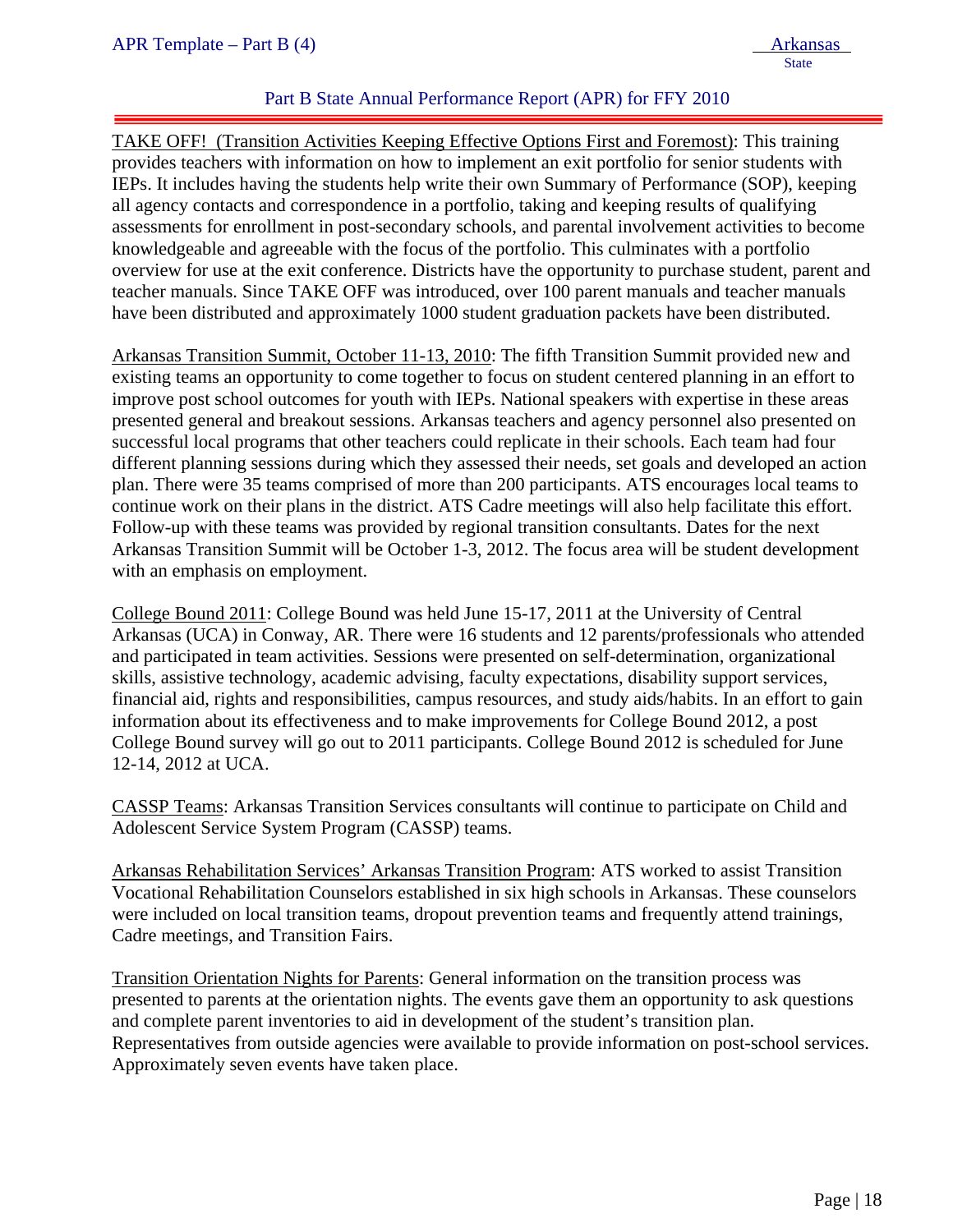TAKE OFF! (Transition Activities Keeping Effective Options First and Foremost): This training provides teachers with information on how to implement an exit portfolio for senior students with IEPs. It includes having the students help write their own Summary of Performance (SOP), keeping all agency contacts and correspondence in a portfolio, taking and keeping results of qualifying assessments for enrollment in post-secondary schools, and parental involvement activities to become knowledgeable and agreeable with the focus of the portfolio. This culminates with a portfolio overview for use at the exit conference. Districts have the opportunity to purchase student, parent and teacher manuals. Since TAKE OFF was introduced, over 100 parent manuals and teacher manuals have been distributed and approximately 1000 student graduation packets have been distributed.

Arkansas Transition Summit, October 11-13, 2010: The fifth Transition Summit provided new and existing teams an opportunity to come together to focus on student centered planning in an effort to improve post school outcomes for youth with IEPs. National speakers with expertise in these areas presented general and breakout sessions. Arkansas teachers and agency personnel also presented on successful local programs that other teachers could replicate in their schools. Each team had four different planning sessions during which they assessed their needs, set goals and developed an action plan. There were 35 teams comprised of more than 200 participants. ATS encourages local teams to continue work on their plans in the district. ATS Cadre meetings will also help facilitate this effort. Follow-up with these teams was provided by regional transition consultants. Dates for the next Arkansas Transition Summit will be October 1-3, 2012. The focus area will be student development with an emphasis on employment.

College Bound 2011: College Bound was held June 15-17, 2011 at the University of Central Arkansas (UCA) in Conway, AR. There were 16 students and 12 parents/professionals who attended and participated in team activities. Sessions were presented on self-determination, organizational skills, assistive technology, academic advising, faculty expectations, disability support services, financial aid, rights and responsibilities, campus resources, and study aids/habits. In an effort to gain information about its effectiveness and to make improvements for College Bound 2012, a post College Bound survey will go out to 2011 participants. College Bound 2012 is scheduled for June 12-14, 2012 at UCA.

CASSP Teams: Arkansas Transition Services consultants will continue to participate on Child and Adolescent Service System Program (CASSP) teams.

Arkansas Rehabilitation Services' Arkansas Transition Program: ATS worked to assist Transition Vocational Rehabilitation Counselors established in six high schools in Arkansas. These counselors were included on local transition teams, dropout prevention teams and frequently attend trainings, Cadre meetings, and Transition Fairs.

Transition Orientation Nights for Parents: General information on the transition process was presented to parents at the orientation nights. The events gave them an opportunity to ask questions and complete parent inventories to aid in development of the student's transition plan. Representatives from outside agencies were available to provide information on post-school services. Approximately seven events have taken place.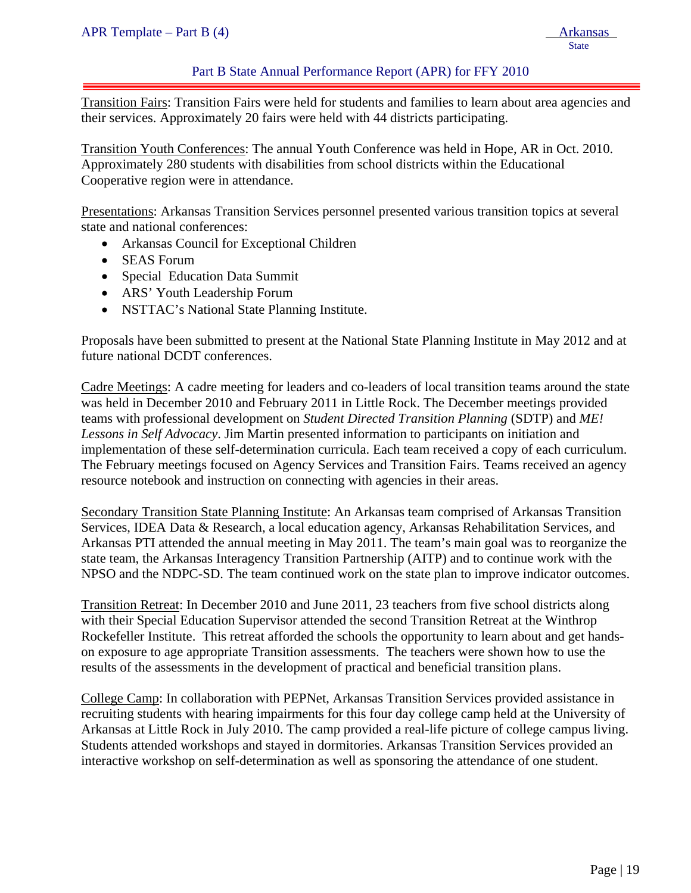<u>Transition Fairs</u>: Transition Fairs were held for students and families to learn about area agencies and their services. Approximately 20 fairs were held with 44 districts participating.

<u>Transition Youth Conferences</u>: The annual Youth Conference was held in Hope, AR in Oct. 2010. Approximately 280 students with disabilities from school districts within the Educational Cooperative region were in attendance.

<u>Presentations</u>: Arkansas Transition Services personnel presented various transition topics at several state and national conferences:

- Arkansas Council for Exceptional Children
- SEAS Forum
- Special Education Data Summit
- ARS' Youth Leadership Forum
- NSTTAC's National State Planning Institute.

Proposals have been submitted to present at the National State Planning Institute in May 2012 and at future national DCDT conferences.

<u>Cadre Meetings</u>: A cadre meeting for leaders and co-leaders of local transition teams around the state was held in December 2010 and February 2011 in Little Rock. The December meetings provided teams with professional development on *Student Directed Transition Planning* (SDTP) and *ME! Lessons in Self Advocacy*. Jim Martin presented information to participants on initiation and implementation of these self-determination curricula. Each team received a copy of each curriculum. The February meetings focused on Agency Services and Transition Fairs. Teams received an agency resource notebook and instruction on connecting with agencies in their areas.

<u>Secondary Transition State Planning Institute</u>: An Arkansas team comprised of Arkansas Transition Services, IDEA Data & Research, a local education agency, Arkansas Rehabilitation Services, and Arkansas PTI attended the annual meeting in May 2011. The team's main goal was to reorganize the state team, the Arkansas Interagency Transition Partnership (AITP) and to continue work with the NPSO and the NDPC-SD. The team continued work on the state plan to improve indicator outcomes.

<u>Transition Retreat</u>: In December 2010 and June 2011, 23 teachers from five school districts along with their Special Education Supervisor attended the second Transition Retreat at the Winthrop Rockefeller Institute. This retreat afforded the schools the opportunity to learn about and get hands-on exposure to age appropriate Transition assessments. The teachers were shown how to use the results of the assessments in the development of practical and beneficial transition plans.

<u>College Camp</u>: In collaboration with PEPNet, Arkansas Transition Services provided assistance in recruiting students with hearing impairments for this four day college camp held at the University of Arkansas at Little Rock in July 2010. The camp provided a real-life picture of college campus living. Students attended workshops and stayed in dormitories. Arkansas Transition Services provided an interactive workshop on self-determination as well as sponsoring the attendance of one student.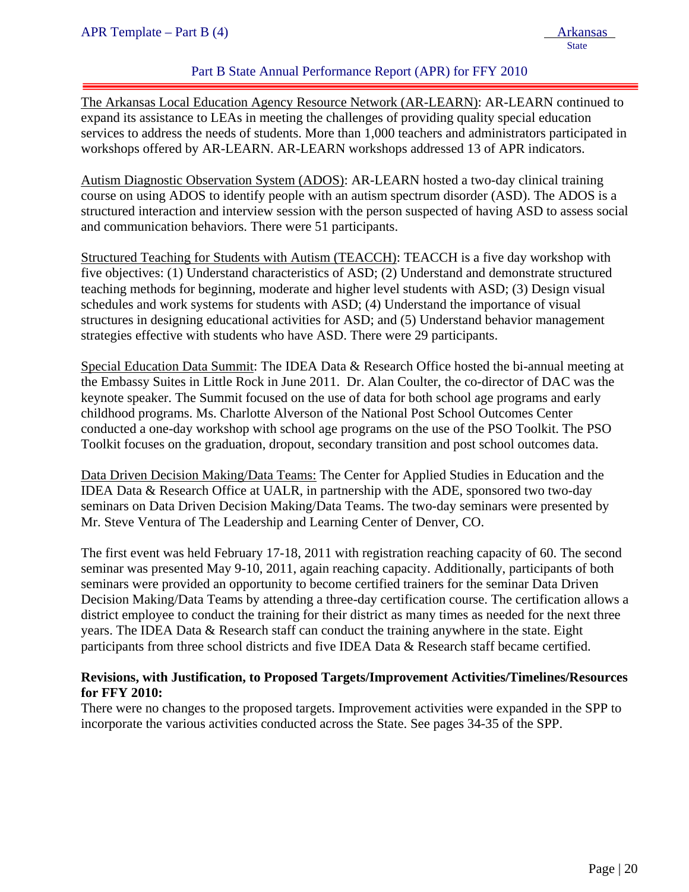The Arkansas Local Education Agency Resource Network (AR-LEARN): AR-LEARN continued to expand its assistance to LEAs in meeting the challenges of providing quality special education services to address the needs of students. More than 1,000 teachers and administrators participated in workshops offered by AR-LEARN. AR-LEARN workshops addressed 13 of APR indicators.

Autism Diagnostic Observation System (ADOS): AR-LEARN hosted a two-day clinical training course on using ADOS to identify people with an autism spectrum disorder (ASD). The ADOS is a structured interaction and interview session with the person suspected of having ASD to assess social and communication behaviors. There were 51 participants.

Structured Teaching for Students with Autism (TEACCH): TEACCH is a five day workshop with five objectives: (1) Understand characteristics of ASD; (2) Understand and demonstrate structured teaching methods for beginning, moderate and higher level students with ASD; (3) Design visual schedules and work systems for students with ASD; (4) Understand the importance of visual structures in designing educational activities for ASD; and (5) Understand behavior management strategies effective with students who have ASD. There were 29 participants.

Special Education Data Summit: The IDEA Data & Research Office hosted the bi-annual meeting at the Embassy Suites in Little Rock in June 2011. Dr. Alan Coulter, the co-director of DAC was the keynote speaker. The Summit focused on the use of data for both school age programs and early childhood programs. Ms. Charlotte Alverson of the National Post School Outcomes Center conducted a one-day workshop with school age programs on the use of the PSO Toolkit. The PSO Toolkit focuses on the graduation, dropout, secondary transition and post school outcomes data.

Data Driven Decision Making/Data Teams: The Center for Applied Studies in Education and the IDEA Data & Research Office at UALR, in partnership with the ADE, sponsored two two-day seminars on Data Driven Decision Making/Data Teams. The two-day seminars were presented by Mr. Steve Ventura of The Leadership and Learning Center of Denver, CO.

The first event was held February 17-18, 2011 with registration reaching capacity of 60. The second seminar was presented May 9-10, 2011, again reaching capacity. Additionally, participants of both seminars were provided an opportunity to become certified trainers for the seminar Data Driven Decision Making/Data Teams by attending a three-day certification course. The certification allows a district employee to conduct the training for their district as many times as needed for the next three years. The IDEA Data & Research staff can conduct the training anywhere in the state. Eight participants from three school districts and five IDEA Data & Research staff became certified.

**Revisions, with Justification, to Proposed Targets/Improvement Activities/Timelines/Resources for FFY 2010:**

There were no changes to the proposed targets. Improvement activities were expanded in the SPP to incorporate the various activities conducted across the State. See pages 34-35 of the SPP.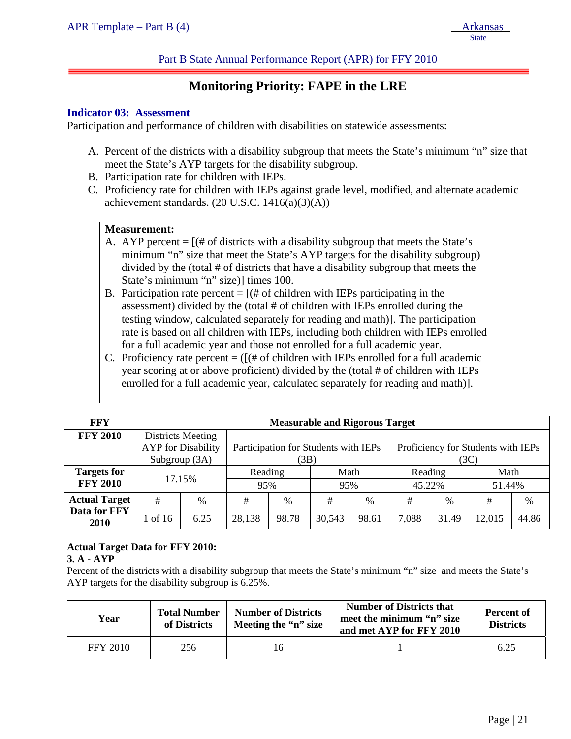Part B State Annual Performance Report (APR) for FFY 2010

## Monitoring Priority: FAPE in the LRE

### Indicator 03: Assessment

Participation and performance of children with disabilities on statewide assessments:

A. Percent of the districts with a disability subgroup that meets the State's minimum "n" size that meet the State's AYP targets for the disability subgroup.
B. Participation rate for children with IEPs.
C. Proficiency rate for children with IEPs against grade level, modified, and alternate academic achievement standards. (20 U.S.C. 1416(a)(3)(A))

**Measurement:**

A. AYP percent = [(# of districts with a disability subgroup that meets the State's minimum "n" size that meet the State's AYP targets for the disability subgroup) divided by the (total # of districts that have a disability subgroup that meets the State's minimum "n" size)] times 100.
B. Participation rate percent = [(# of children with IEPs participating in the assessment) divided by the (total # of children with IEPs enrolled during the testing window, calculated separately for reading and math)]. The participation rate is based on all children with IEPs, including both children with IEPs enrolled for a full academic year and those not enrolled for a full academic year.
C. Proficiency rate percent = ([(# of children with IEPs enrolled for a full academic year scoring at or above proficient) divided by the (total # of children with IEPs enrolled for a full academic year, calculated separately for reading and math)].

| FFY | Measurable and Rigorous Target | | | | | | | | | |
|---|---|---|---|---|---|---|---|---|---|---|
| FFY 2010 | Districts Meeting AYP for Disability Subgroup (3A) | | Participation for Students with IEPs (3B) | | | | Proficiency for Students with IEPs (3C) | | | |
| Targets for FFY 2010 | 17.15% | | Reading | | Math | | Reading | | Math | |
| | | | 95% | | 95% | | 45.22% | | 51.44% | |
| Actual Target Data for FFY 2010 | # | % | # | % | # | % | # | % | # | % |
| | 1 of 16 | 6.25 | 28,138 | 98.78 | 30,543 | 98.61 | 7,088 | 31.49 | 12,015 | 44.86 |

**Actual Target Data for FFY 2010:**
**3. A - AYP**
Percent of the districts with a disability subgroup that meets the State's minimum "n" size and meets the State's AYP targets for the disability subgroup is 6.25%.

| Year | Total Number of Districts | Number of Districts Meeting the "n" size | Number of Districts that meet the minimum "n" size and met AYP for FFY 2010 | Percent of Districts |
|---|---|---|---|---|
| FFY 2010 | 256 | 16 | 1 | 6.25 |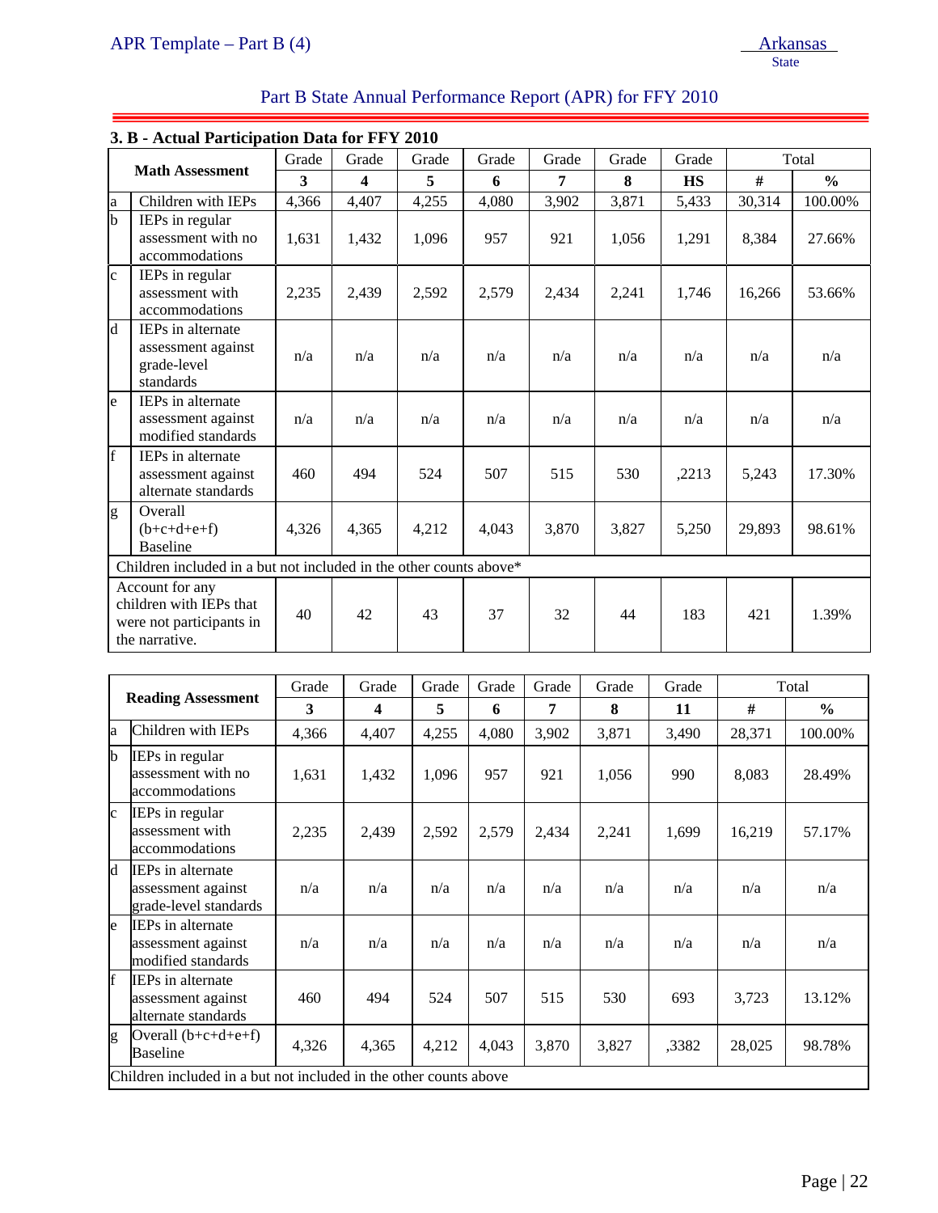Part B State Annual Performance Report (APR) for FFY 2010

### 3. B - Actual Participation Data for FFY 2010

| | Math Assessment | Grade 3 | Grade 4 | Grade 5 | Grade 6 | Grade 7 | Grade 8 | Grade HS | Total # | Total % |
|---|---|---|---|---|---|---|---|---|---|---|
| a | Children with IEPs | 4,366 | 4,407 | 4,255 | 4,080 | 3,902 | 3,871 | 5,433 | 30,314 | 100.00% |
| b | IEPs in regular assessment with no accommodations | 1,631 | 1,432 | 1,096 | 957 | 921 | 1,056 | 1,291 | 8,384 | 27.66% |
| c | IEPs in regular assessment with accommodations | 2,235 | 2,439 | 2,592 | 2,579 | 2,434 | 2,241 | 1,746 | 16,266 | 53.66% |
| d | IEPs in alternate assessment against grade-level standards | n/a | n/a | n/a | n/a | n/a | n/a | n/a | n/a | n/a |
| e | IEPs in alternate assessment against modified standards | n/a | n/a | n/a | n/a | n/a | n/a | n/a | n/a | n/a |
| f | IEPs in alternate assessment against alternate standards | 460 | 494 | 524 | 507 | 515 | 530 | ,2213 | 5,243 | 17.30% |
| g | Overall (b+c+d+e+f) Baseline | 4,326 | 4,365 | 4,212 | 4,043 | 3,870 | 3,827 | 5,250 | 29,893 | 98.61% |
| | Children included in a but not included in the other counts above* | | | | | | | | | |
| | Account for any children with IEPs that were not participants in the narrative. | 40 | 42 | 43 | 37 | 32 | 44 | 183 | 421 | 1.39% |

| | Reading Assessment | Grade 3 | Grade 4 | Grade 5 | Grade 6 | Grade 7 | Grade 8 | Grade 11 | Total # | Total % |
|---|---|---|---|---|---|---|---|---|---|---|
| a | Children with IEPs | 4,366 | 4,407 | 4,255 | 4,080 | 3,902 | 3,871 | 3,490 | 28,371 | 100.00% |
| b | IEPs in regular assessment with no accommodations | 1,631 | 1,432 | 1,096 | 957 | 921 | 1,056 | 990 | 8,083 | 28.49% |
| c | IEPs in regular assessment with accommodations | 2,235 | 2,439 | 2,592 | 2,579 | 2,434 | 2,241 | 1,699 | 16,219 | 57.17% |
| d | IEPs in alternate assessment against grade-level standards | n/a | n/a | n/a | n/a | n/a | n/a | n/a | n/a | n/a |
| e | IEPs in alternate assessment against modified standards | n/a | n/a | n/a | n/a | n/a | n/a | n/a | n/a | n/a |
| f | IEPs in alternate assessment against alternate standards | 460 | 494 | 524 | 507 | 515 | 530 | 693 | 3,723 | 13.12% |
| g | Overall (b+c+d+e+f) Baseline | 4,326 | 4,365 | 4,212 | 4,043 | 3,870 | 3,827 | ,3382 | 28,025 | 98.78% |
| | Children included in a but not included in the other counts above | | | | | | | | | |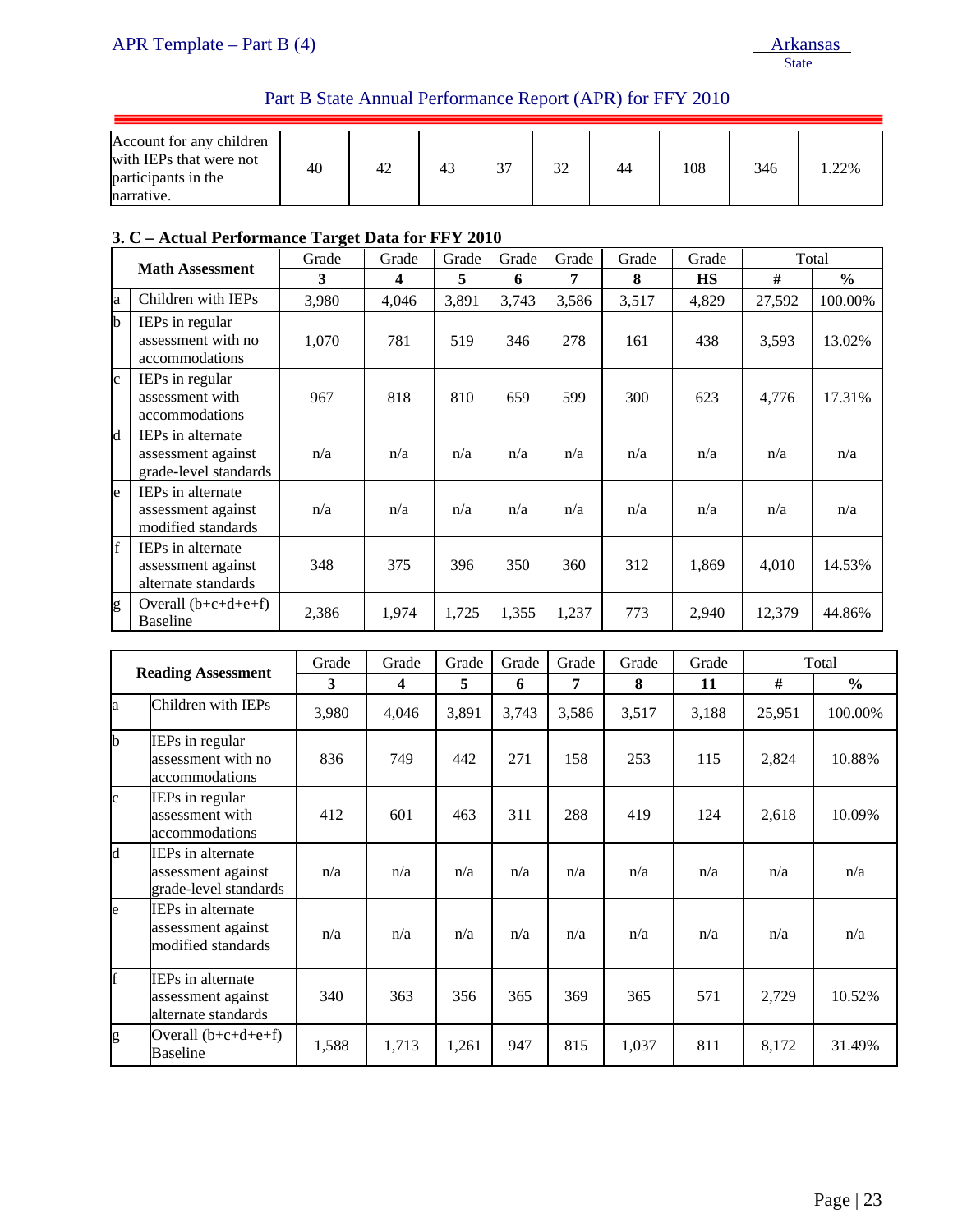| Account for any children with IEPs that were not participants in the narrative. | 40 | 42 | 43 | 37 | 32 | 44 | 108 | 346 | 1.22% |
|---|---|---|---|---|---|---|---|---|---|

**3. C – Actual Performance Target Data for FFY 2010**

| | Math Assessment | Grade 3 | Grade 4 | Grade 5 | Grade 6 | Grade 7 | Grade 8 | Grade HS | Total # | Total % |
|---|---|---|---|---|---|---|---|---|---|---|
| a | Children with IEPs | 3,980 | 4,046 | 3,891 | 3,743 | 3,586 | 3,517 | 4,829 | 27,592 | 100.00% |
| b | IEPs in regular assessment with no accommodations | 1,070 | 781 | 519 | 346 | 278 | 161 | 438 | 3,593 | 13.02% |
| c | IEPs in regular assessment with accommodations | 967 | 818 | 810 | 659 | 599 | 300 | 623 | 4,776 | 17.31% |
| d | IEPs in alternate assessment against grade-level standards | n/a | n/a | n/a | n/a | n/a | n/a | n/a | n/a | n/a |
| e | IEPs in alternate assessment against modified standards | n/a | n/a | n/a | n/a | n/a | n/a | n/a | n/a | n/a |
| f | IEPs in alternate assessment against alternate standards | 348 | 375 | 396 | 350 | 360 | 312 | 1,869 | 4,010 | 14.53% |
| g | Overall (b+c+d+e+f) Baseline | 2,386 | 1,974 | 1,725 | 1,355 | 1,237 | 773 | 2,940 | 12,379 | 44.86% |

| | Reading Assessment | Grade 3 | Grade 4 | Grade 5 | Grade 6 | Grade 7 | Grade 8 | Grade 11 | Total # | Total % |
|---|---|---|---|---|---|---|---|---|---|---|
| a | Children with IEPs | 3,980 | 4,046 | 3,891 | 3,743 | 3,586 | 3,517 | 3,188 | 25,951 | 100.00% |
| b | IEPs in regular assessment with no accommodations | 836 | 749 | 442 | 271 | 158 | 253 | 115 | 2,824 | 10.88% |
| c | IEPs in regular assessment with accommodations | 412 | 601 | 463 | 311 | 288 | 419 | 124 | 2,618 | 10.09% |
| d | IEPs in alternate assessment against grade-level standards | n/a | n/a | n/a | n/a | n/a | n/a | n/a | n/a | n/a |
| e | IEPs in alternate assessment against modified standards | n/a | n/a | n/a | n/a | n/a | n/a | n/a | n/a | n/a |
| f | IEPs in alternate assessment against alternate standards | 340 | 363 | 356 | 365 | 369 | 365 | 571 | 2,729 | 10.52% |
| g | Overall (b+c+d+e+f) Baseline | 1,588 | 1,713 | 1,261 | 947 | 815 | 1,037 | 811 | 8,172 | 31.49% |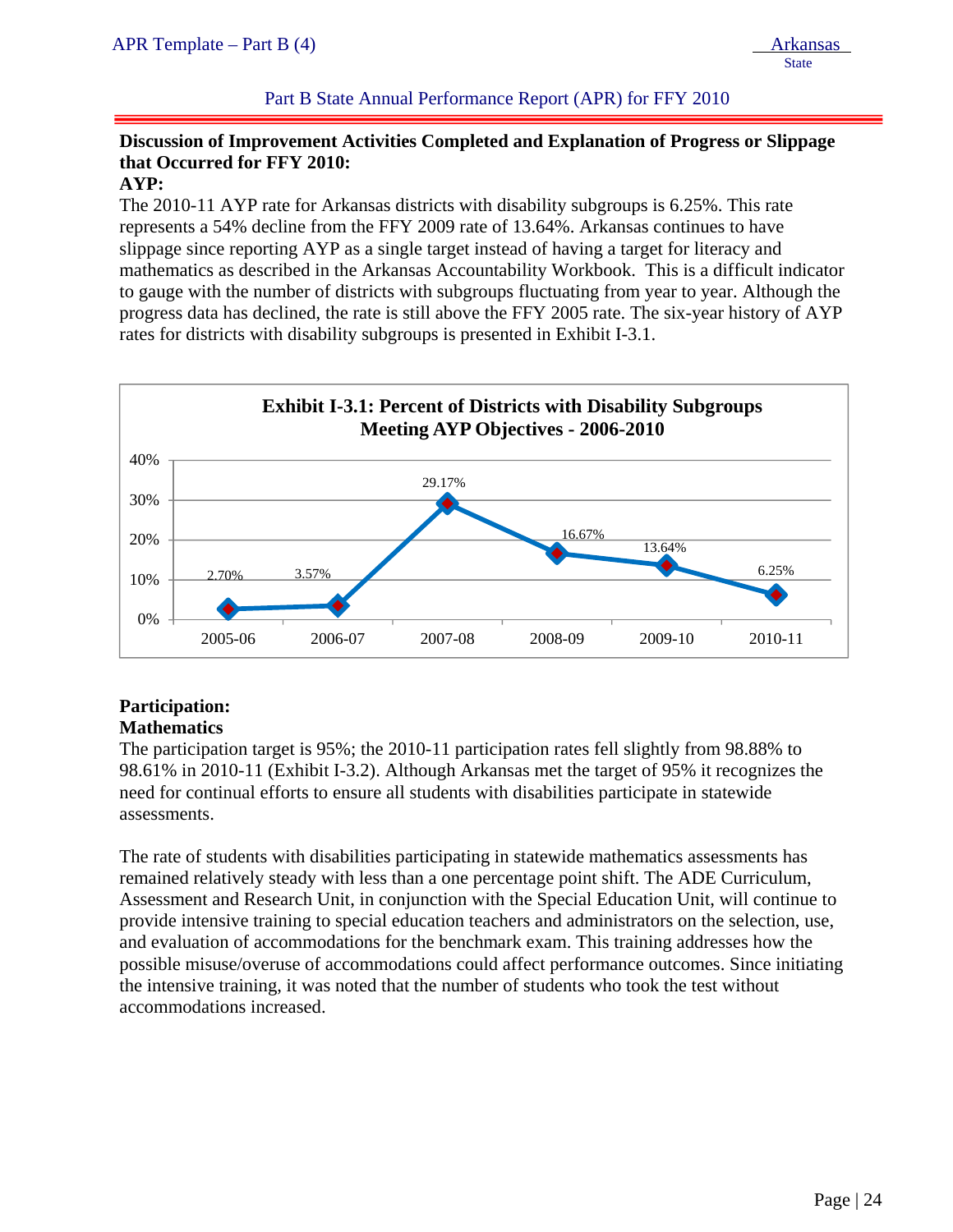## Discussion of Improvement Activities Completed and Explanation of Progress or Slippage that Occurred for FFY 2010:

**AYP:**

The 2010-11 AYP rate for Arkansas districts with disability subgroups is 6.25%. This rate represents a 54% decline from the FFY 2009 rate of 13.64%. Arkansas continues to have slippage since reporting AYP as a single target instead of having a target for literacy and mathematics as described in the Arkansas Accountability Workbook. This is a difficult indicator to gauge with the number of districts with subgroups fluctuating from year to year. Although the progress data has declined, the rate is still above the FFY 2005 rate. The six-year history of AYP rates for districts with disability subgroups is presented in Exhibit I-3.1.

**Exhibit I-3.1: Percent of Districts with Disability Subgroups Meeting AYP Objectives - 2006-2010**

| Year | Percent |
|---|---|
| 2005-06 | 2.70% |
| 2006-07 | 3.57% |
| 2007-08 | 29.17% |
| 2008-09 | 16.67% |
| 2009-10 | 13.64% |
| 2010-11 | 6.25% |

**Participation:**

**Mathematics**

The participation target is 95%; the 2010-11 participation rates fell slightly from 98.88% to 98.61% in 2010-11 (Exhibit I-3.2). Although Arkansas met the target of 95% it recognizes the need for continual efforts to ensure all students with disabilities participate in statewide assessments.

The rate of students with disabilities participating in statewide mathematics assessments has remained relatively steady with less than a one percentage point shift. The ADE Curriculum, Assessment and Research Unit, in conjunction with the Special Education Unit, will continue to provide intensive training to special education teachers and administrators on the selection, use, and evaluation of accommodations for the benchmark exam. This training addresses how the possible misuse/overuse of accommodations could affect performance outcomes. Since initiating the intensive training, it was noted that the number of students who took the test without accommodations increased.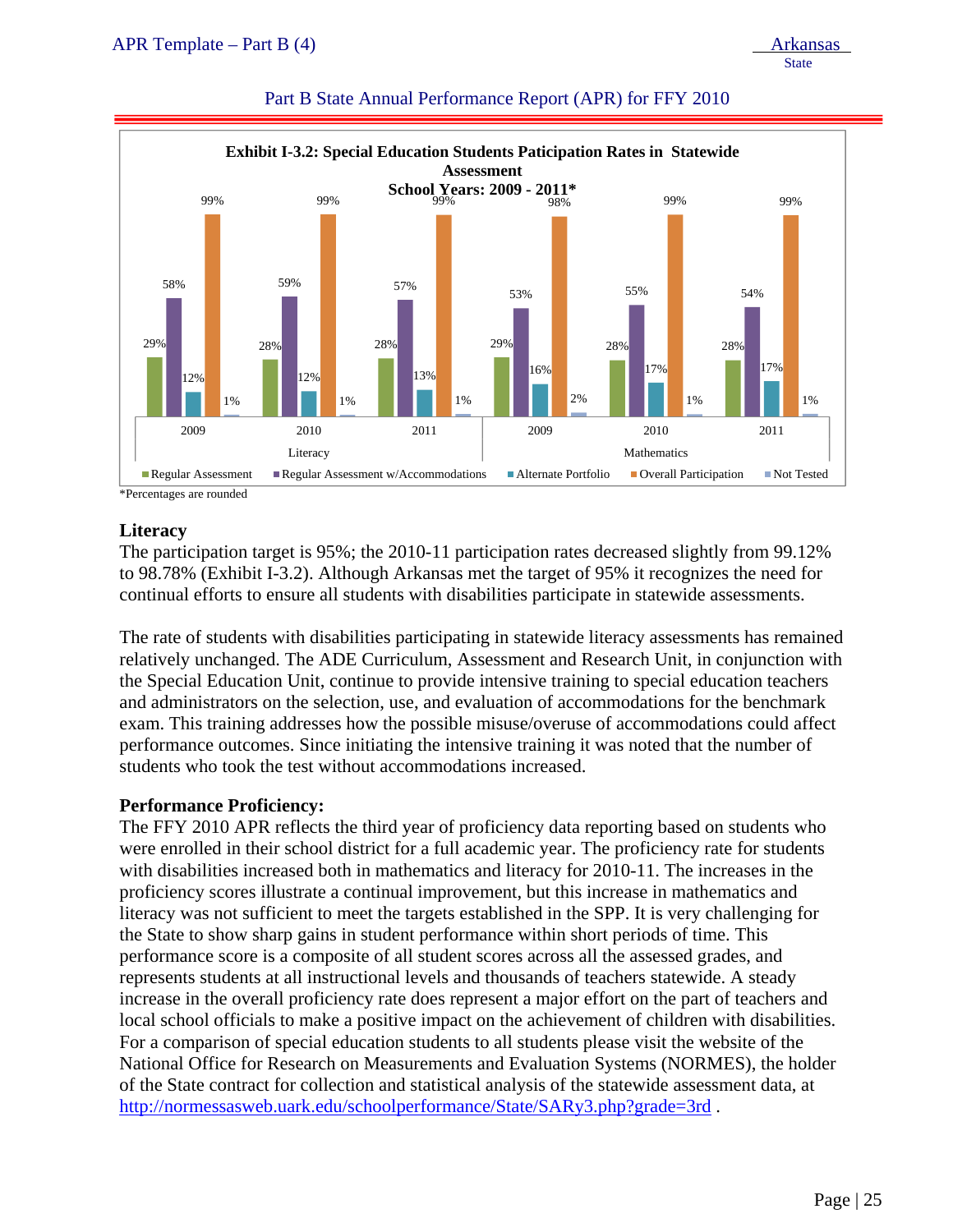**Exhibit I-3.2: Special Education Students Paticipation Rates in Statewide Assessment School Years: 2009 - 2011***

| Subject | Year | Regular Assessment | Regular Assessment w/Accommodations | Alternate Portfolio | Overall Participation | Not Tested |
|---|---|---|---|---|---|---|
| Literacy | 2009 | 29% | 58% | 12% | 99% | 1% |
| Literacy | 2010 | 28% | 59% | 12% | 99% | 1% |
| Literacy | 2011 | 28% | 57% | 13% | 99% | 1% |
| Mathematics | 2009 | 29% | 53% | 16% | 98% | 2% |
| Mathematics | 2010 | 28% | 55% | 17% | 99% | 1% |
| Mathematics | 2011 | 28% | 54% | 17% | 99% | 1% |

*Percentages are rounded

### Literacy

The participation target is 95%; the 2010-11 participation rates decreased slightly from 99.12% to 98.78% (Exhibit I-3.2). Although Arkansas met the target of 95% it recognizes the need for continual efforts to ensure all students with disabilities participate in statewide assessments.

The rate of students with disabilities participating in statewide literacy assessments has remained relatively unchanged. The ADE Curriculum, Assessment and Research Unit, in conjunction with the Special Education Unit, continue to provide intensive training to special education teachers and administrators on the selection, use, and evaluation of accommodations for the benchmark exam. This training addresses how the possible misuse/overuse of accommodations could affect performance outcomes. Since initiating the intensive training it was noted that the number of students who took the test without accommodations increased.

### Performance Proficiency:

The FFY 2010 APR reflects the third year of proficiency data reporting based on students who were enrolled in their school district for a full academic year. The proficiency rate for students with disabilities increased both in mathematics and literacy for 2010-11. The increases in the proficiency scores illustrate a continual improvement, but this increase in mathematics and literacy was not sufficient to meet the targets established in the SPP. It is very challenging for the State to show sharp gains in student performance within short periods of time. This performance score is a composite of all student scores across all the assessed grades, and represents students at all instructional levels and thousands of teachers statewide. A steady increase in the overall proficiency rate does represent a major effort on the part of teachers and local school officials to make a positive impact on the achievement of children with disabilities. For a comparison of special education students to all students please visit the website of the National Office for Research on Measurements and Evaluation Systems (NORMES), the holder of the State contract for collection and statistical analysis of the statewide assessment data, at http://normessasweb.uark.edu/schoolperformance/State/SARy3.php?grade=3rd .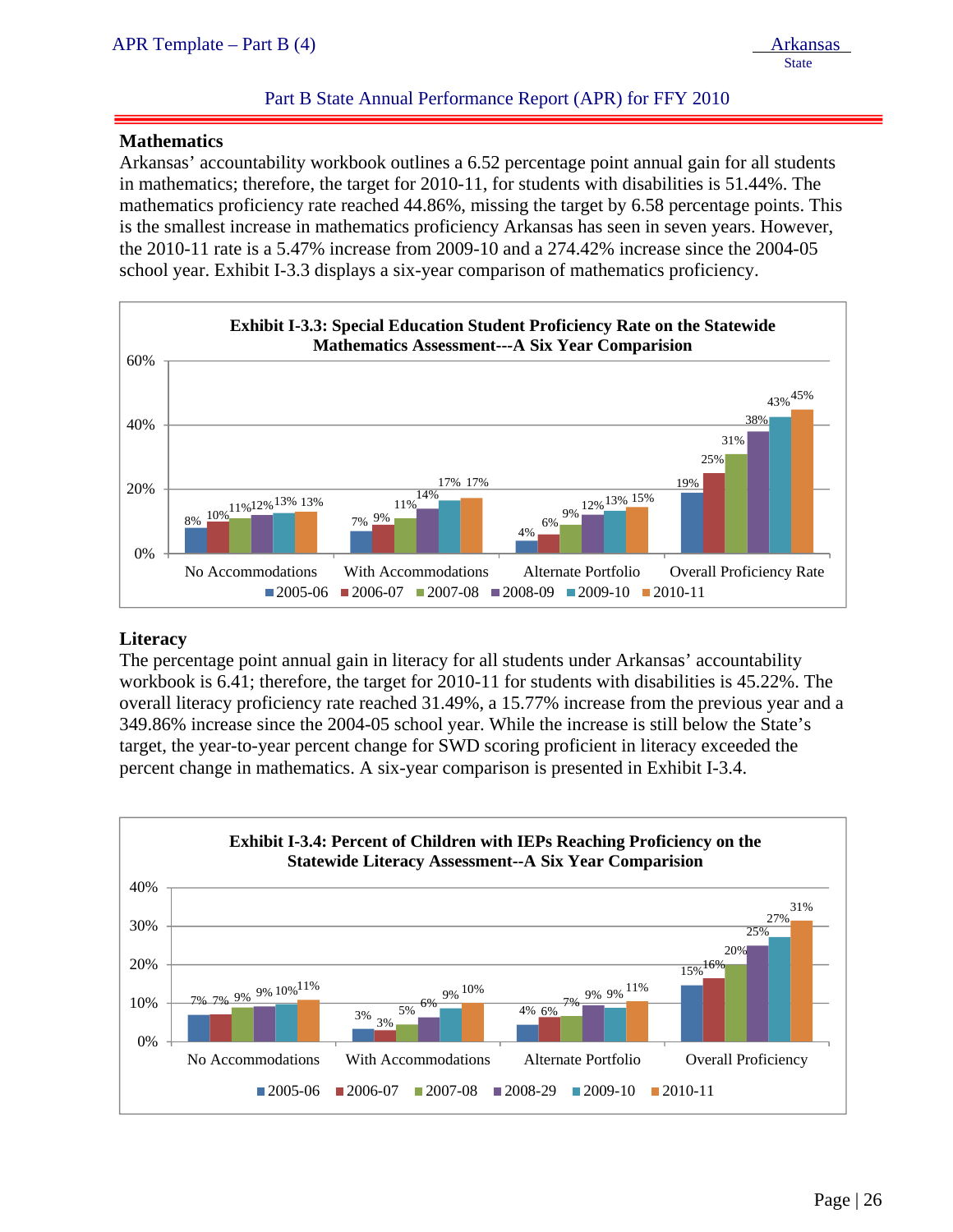## Mathematics

Arkansas' accountability workbook outlines a 6.52 percentage point annual gain for all students in mathematics; therefore, the target for 2010-11, for students with disabilities is 51.44%. The mathematics proficiency rate reached 44.86%, missing the target by 6.58 percentage points. This is the smallest increase in mathematics proficiency Arkansas has seen in seven years. However, the 2010-11 rate is a 5.47% increase from 2009-10 and a 274.42% increase since the 2004-05 school year. Exhibit I-3.3 displays a six-year comparison of mathematics proficiency.

**Exhibit I-3.3: Special Education Student Proficiency Rate on the Statewide Mathematics Assessment---A Six Year Comparision**

| | 2005-06 | 2006-07 | 2007-08 | 2008-09 | 2009-10 | 2010-11 |
|---|---|---|---|---|---|---|
| No Accommodations | 8% | 10% | 11% | 12% | 13% | 13% |
| With Accommodations | 7% | 9% | 11% | 14% | 17% | 17% |
| Alternate Portfolio | 4% | 6% | 9% | 12% | 13% | 15% |
| Overall Proficiency Rate | 19% | 25% | 31% | 38% | 43% | 45% |

## Literacy

The percentage point annual gain in literacy for all students under Arkansas' accountability workbook is 6.41; therefore, the target for 2010-11 for students with disabilities is 45.22%. The overall literacy proficiency rate reached 31.49%, a 15.77% increase from the previous year and a 349.86% increase since the 2004-05 school year. While the increase is still below the State's target, the year-to-year percent change for SWD scoring proficient in literacy exceeded the percent change in mathematics. A six-year comparison is presented in Exhibit I-3.4.

**Exhibit I-3.4: Percent of Children with IEPs Reaching Proficiency on the Statewide Literacy Assessment--A Six Year Comparision**

| | 2005-06 | 2006-07 | 2007-08 | 2008-29 | 2009-10 | 2010-11 |
|---|---|---|---|---|---|---|
| No Accommodations | 7% | 7% | 9% | 9% | 10% | 11% |
| With Accommodations | 3% | 3% | 5% | 6% | 9% | 10% |
| Alternate Portfolio | 4% | 6% | 7% | 9% | 9% | 11% |
| Overall Proficiency | 15% | 16% | 20% | 25% | 27% | 31% |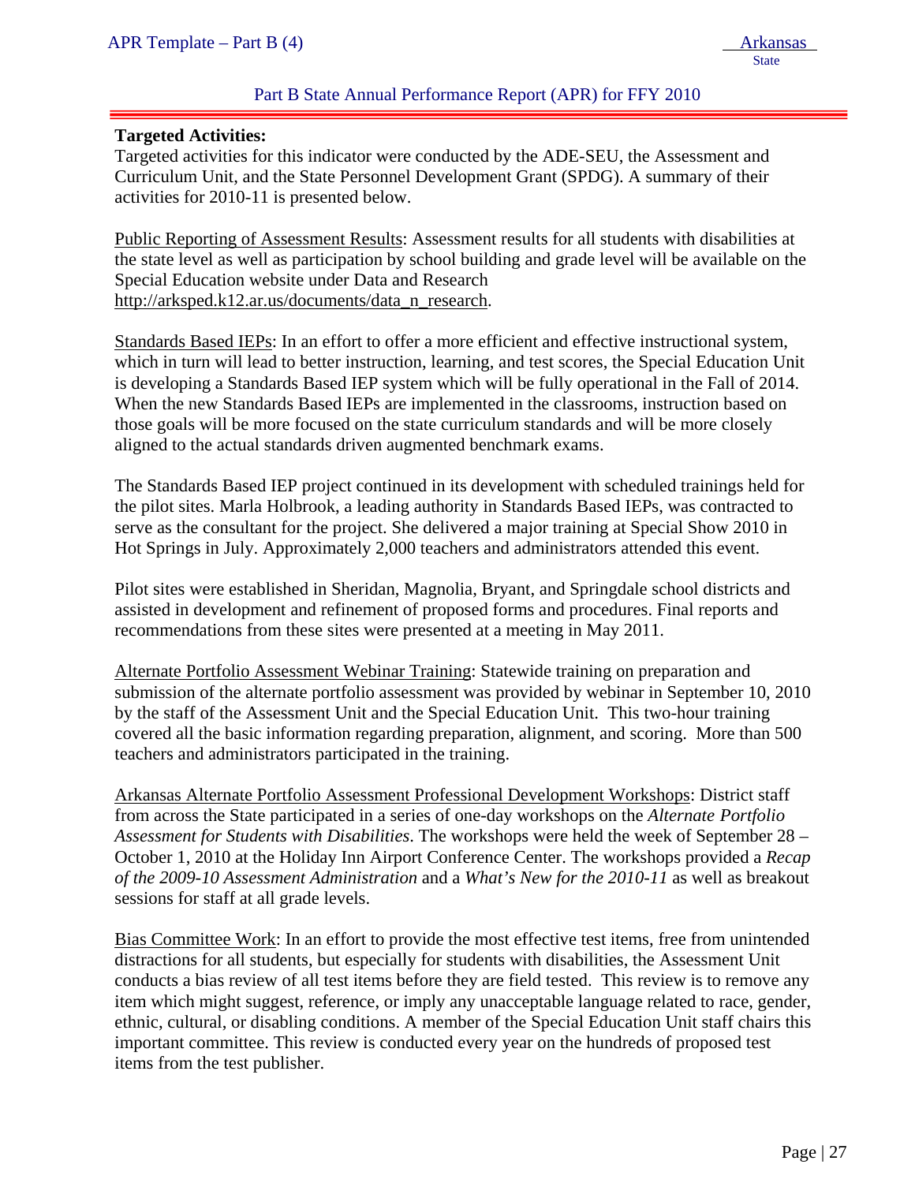**Targeted Activities:**
Targeted activities for this indicator were conducted by the ADE-SEU, the Assessment and Curriculum Unit, and the State Personnel Development Grant (SPDG). A summary of their activities for 2010-11 is presented below.

Public Reporting of Assessment Results: Assessment results for all students with disabilities at the state level as well as participation by school building and grade level will be available on the Special Education website under Data and Research http://arksped.k12.ar.us/documents/data_n_research.

Standards Based IEPs: In an effort to offer a more efficient and effective instructional system, which in turn will lead to better instruction, learning, and test scores, the Special Education Unit is developing a Standards Based IEP system which will be fully operational in the Fall of 2014. When the new Standards Based IEPs are implemented in the classrooms, instruction based on those goals will be more focused on the state curriculum standards and will be more closely aligned to the actual standards driven augmented benchmark exams.

The Standards Based IEP project continued in its development with scheduled trainings held for the pilot sites. Marla Holbrook, a leading authority in Standards Based IEPs, was contracted to serve as the consultant for the project. She delivered a major training at Special Show 2010 in Hot Springs in July. Approximately 2,000 teachers and administrators attended this event.

Pilot sites were established in Sheridan, Magnolia, Bryant, and Springdale school districts and assisted in development and refinement of proposed forms and procedures. Final reports and recommendations from these sites were presented at a meeting in May 2011.

Alternate Portfolio Assessment Webinar Training: Statewide training on preparation and submission of the alternate portfolio assessment was provided by webinar in September 10, 2010 by the staff of the Assessment Unit and the Special Education Unit. This two-hour training covered all the basic information regarding preparation, alignment, and scoring. More than 500 teachers and administrators participated in the training.

Arkansas Alternate Portfolio Assessment Professional Development Workshops: District staff from across the State participated in a series of one-day workshops on the *Alternate Portfolio Assessment for Students with Disabilities*. The workshops were held the week of September 28 – October 1, 2010 at the Holiday Inn Airport Conference Center. The workshops provided a *Recap of the 2009-10 Assessment Administration* and a *What's New for the 2010-11* as well as breakout sessions for staff at all grade levels.

Bias Committee Work: In an effort to provide the most effective test items, free from unintended distractions for all students, but especially for students with disabilities, the Assessment Unit conducts a bias review of all test items before they are field tested. This review is to remove any item which might suggest, reference, or imply any unacceptable language related to race, gender, ethnic, cultural, or disabling conditions. A member of the Special Education Unit staff chairs this important committee. This review is conducted every year on the hundreds of proposed test items from the test publisher.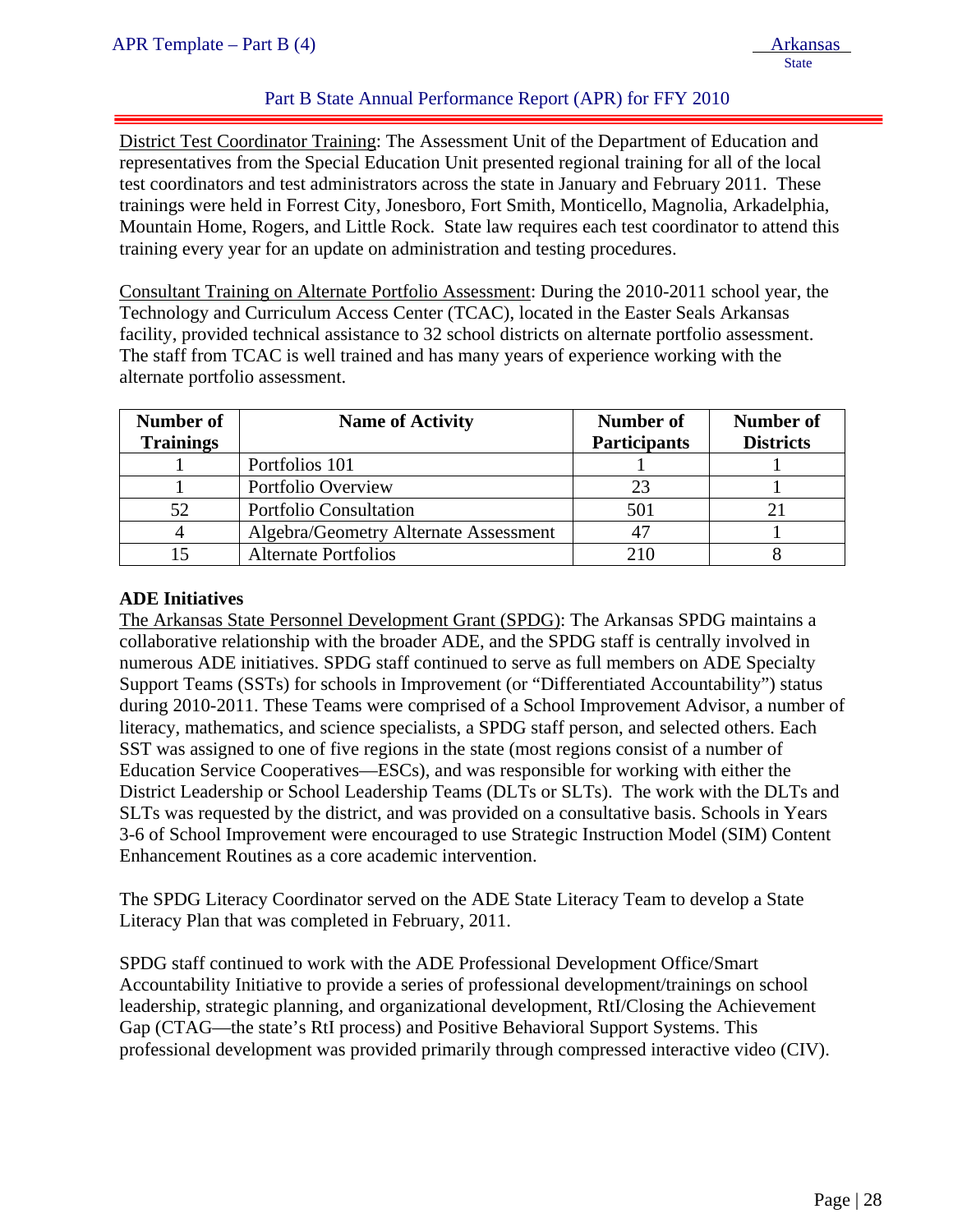District Test Coordinator Training: The Assessment Unit of the Department of Education and representatives from the Special Education Unit presented regional training for all of the local test coordinators and test administrators across the state in January and February 2011. These trainings were held in Forrest City, Jonesboro, Fort Smith, Monticello, Magnolia, Arkadelphia, Mountain Home, Rogers, and Little Rock. State law requires each test coordinator to attend this training every year for an update on administration and testing procedures.

Consultant Training on Alternate Portfolio Assessment: During the 2010-2011 school year, the Technology and Curriculum Access Center (TCAC), located in the Easter Seals Arkansas facility, provided technical assistance to 32 school districts on alternate portfolio assessment. The staff from TCAC is well trained and has many years of experience working with the alternate portfolio assessment.

| Number of Trainings | Name of Activity | Number of Participants | Number of Districts |
|---|---|---|---|
| 1 | Portfolios 101 | 1 | 1 |
| 1 | Portfolio Overview | 23 | 1 |
| 52 | Portfolio Consultation | 501 | 21 |
| 4 | Algebra/Geometry Alternate Assessment | 47 | 1 |
| 15 | Alternate Portfolios | 210 | 8 |

**ADE Initiatives**

The Arkansas State Personnel Development Grant (SPDG): The Arkansas SPDG maintains a collaborative relationship with the broader ADE, and the SPDG staff is centrally involved in numerous ADE initiatives. SPDG staff continued to serve as full members on ADE Specialty Support Teams (SSTs) for schools in Improvement (or "Differentiated Accountability") status during 2010-2011. These Teams were comprised of a School Improvement Advisor, a number of literacy, mathematics, and science specialists, a SPDG staff person, and selected others. Each SST was assigned to one of five regions in the state (most regions consist of a number of Education Service Cooperatives—ESCs), and was responsible for working with either the District Leadership or School Leadership Teams (DLTs or SLTs). The work with the DLTs and SLTs was requested by the district, and was provided on a consultative basis. Schools in Years 3-6 of School Improvement were encouraged to use Strategic Instruction Model (SIM) Content Enhancement Routines as a core academic intervention.

The SPDG Literacy Coordinator served on the ADE State Literacy Team to develop a State Literacy Plan that was completed in February, 2011.

SPDG staff continued to work with the ADE Professional Development Office/Smart Accountability Initiative to provide a series of professional development/trainings on school leadership, strategic planning, and organizational development, RtI/Closing the Achievement Gap (CTAG—the state's RtI process) and Positive Behavioral Support Systems. This professional development was provided primarily through compressed interactive video (CIV).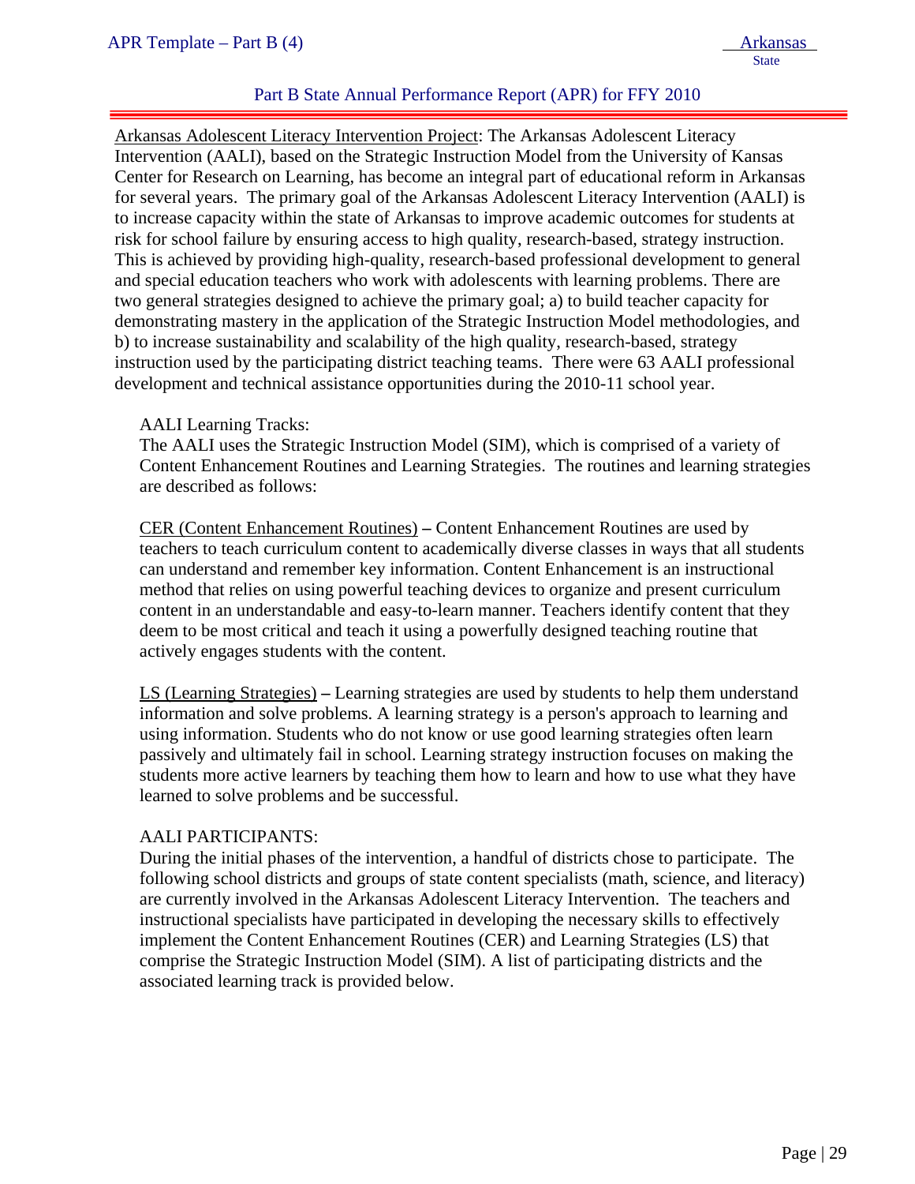<u>Arkansas Adolescent Literacy Intervention Project</u>: The Arkansas Adolescent Literacy Intervention (AALI), based on the Strategic Instruction Model from the University of Kansas Center for Research on Learning, has become an integral part of educational reform in Arkansas for several years. The primary goal of the Arkansas Adolescent Literacy Intervention (AALI) is to increase capacity within the state of Arkansas to improve academic outcomes for students at risk for school failure by ensuring access to high quality, research-based, strategy instruction. This is achieved by providing high-quality, research-based professional development to general and special education teachers who work with adolescents with learning problems. There are two general strategies designed to achieve the primary goal; a) to build teacher capacity for demonstrating mastery in the application of the Strategic Instruction Model methodologies, and b) to increase sustainability and scalability of the high quality, research-based, strategy instruction used by the participating district teaching teams. There were 63 AALI professional development and technical assistance opportunities during the 2010-11 school year.

AALI Learning Tracks:
The AALI uses the Strategic Instruction Model (SIM), which is comprised of a variety of Content Enhancement Routines and Learning Strategies. The routines and learning strategies are described as follows:

<u>CER (Content Enhancement Routines)</u> **–** Content Enhancement Routines are used by teachers to teach curriculum content to academically diverse classes in ways that all students can understand and remember key information. Content Enhancement is an instructional method that relies on using powerful teaching devices to organize and present curriculum content in an understandable and easy-to-learn manner. Teachers identify content that they deem to be most critical and teach it using a powerfully designed teaching routine that actively engages students with the content.

<u>LS (Learning Strategies)</u> **–** Learning strategies are used by students to help them understand information and solve problems. A learning strategy is a person's approach to learning and using information. Students who do not know or use good learning strategies often learn passively and ultimately fail in school. Learning strategy instruction focuses on making the students more active learners by teaching them how to learn and how to use what they have learned to solve problems and be successful.

AALI PARTICIPANTS:
During the initial phases of the intervention, a handful of districts chose to participate. The following school districts and groups of state content specialists (math, science, and literacy) are currently involved in the Arkansas Adolescent Literacy Intervention. The teachers and instructional specialists have participated in developing the necessary skills to effectively implement the Content Enhancement Routines (CER) and Learning Strategies (LS) that comprise the Strategic Instruction Model (SIM). A list of participating districts and the associated learning track is provided below.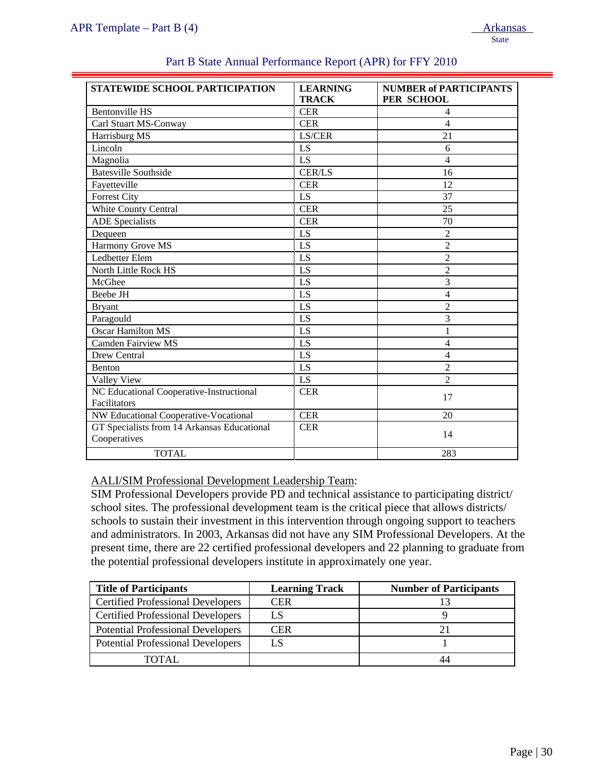Part B State Annual Performance Report (APR) for FFY 2010

| STATEWIDE SCHOOL PARTICIPATION | LEARNING TRACK | NUMBER of PARTICIPANTS PER SCHOOL |
|---|---|---|
| Bentonville HS | CER | 4 |
| Carl Stuart MS-Conway | CER | 4 |
| Harrisburg MS | LS/CER | 21 |
| Lincoln | LS | 6 |
| Magnolia | LS | 4 |
| Batesville Southside | CER/LS | 16 |
| Fayetteville | CER | 12 |
| Forrest City | LS | 37 |
| White County Central | CER | 25 |
| ADE Specialists | CER | 70 |
| Dequeen | LS | 2 |
| Harmony Grove MS | LS | 2 |
| Ledbetter Elem | LS | 2 |
| North Little Rock HS | LS | 2 |
| McGhee | LS | 3 |
| Beebe JH | LS | 4 |
| Bryant | LS | 2 |
| Paragould | LS | 3 |
| Oscar Hamilton MS | LS | 1 |
| Camden Fairview MS | LS | 4 |
| Drew Central | LS | 4 |
| Benton | LS | 2 |
| Valley View | LS | 2 |
| NC Educational Cooperative-Instructional Facilitators | CER | 17 |
| NW Educational Cooperative-Vocational | CER | 20 |
| GT Specialists from 14 Arkansas Educational Cooperatives | CER | 14 |
| TOTAL | | 283 |

AALI/SIM Professional Development Leadership Team:

SIM Professional Developers provide PD and technical assistance to participating district/ school sites. The professional development team is the critical piece that allows districts/ schools to sustain their investment in this intervention through ongoing support to teachers and administrators. In 2003, Arkansas did not have any SIM Professional Developers. At the present time, there are 22 certified professional developers and 22 planning to graduate from the potential professional developers institute in approximately one year.

| Title of Participants | Learning Track | Number of Participants |
|---|---|---|
| Certified Professional Developers | CER | 13 |
| Certified Professional Developers | LS | 9 |
| Potential Professional Developers | CER | 21 |
| Potential Professional Developers | LS | 1 |
| TOTAL | | 44 |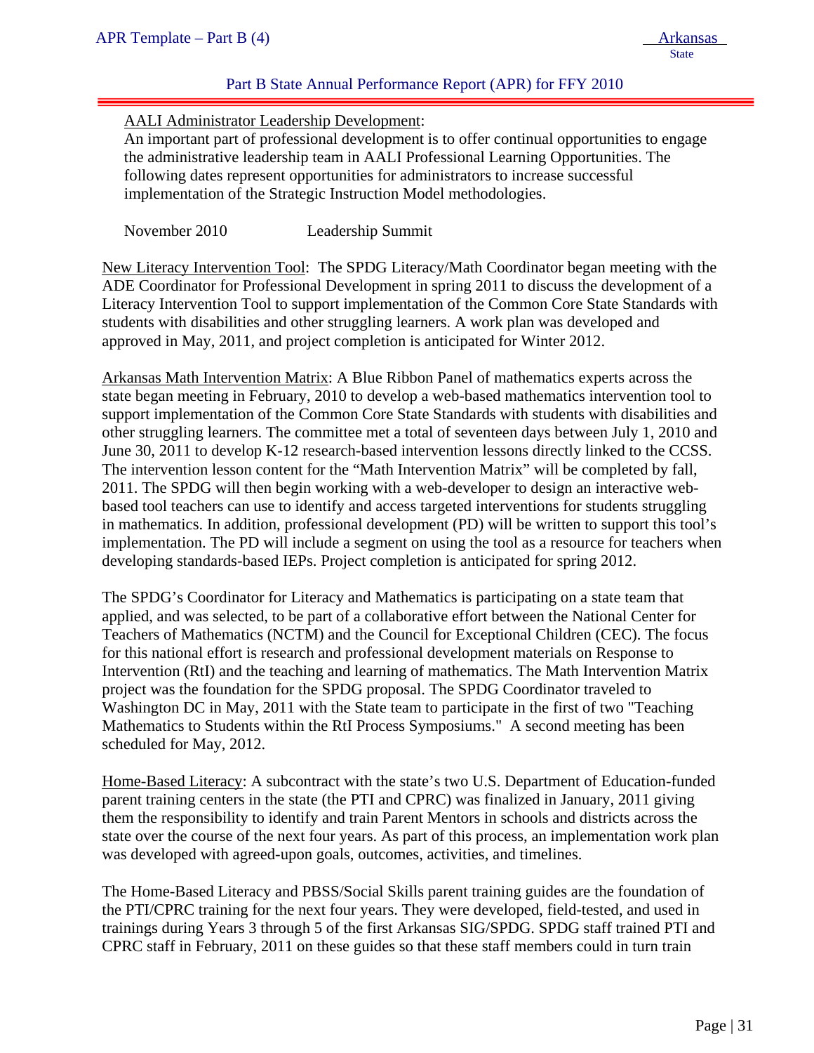AALI Administrator Leadership Development:
An important part of professional development is to offer continual opportunities to engage the administrative leadership team in AALI Professional Learning Opportunities. The following dates represent opportunities for administrators to increase successful implementation of the Strategic Instruction Model methodologies.

November 2010 Leadership Summit

New Literacy Intervention Tool: The SPDG Literacy/Math Coordinator began meeting with the ADE Coordinator for Professional Development in spring 2011 to discuss the development of a Literacy Intervention Tool to support implementation of the Common Core State Standards with students with disabilities and other struggling learners. A work plan was developed and approved in May, 2011, and project completion is anticipated for Winter 2012.

Arkansas Math Intervention Matrix: A Blue Ribbon Panel of mathematics experts across the state began meeting in February, 2010 to develop a web-based mathematics intervention tool to support implementation of the Common Core State Standards with students with disabilities and other struggling learners. The committee met a total of seventeen days between July 1, 2010 and June 30, 2011 to develop K-12 research-based intervention lessons directly linked to the CCSS. The intervention lesson content for the "Math Intervention Matrix" will be completed by fall, 2011. The SPDG will then begin working with a web-developer to design an interactive web-based tool teachers can use to identify and access targeted interventions for students struggling in mathematics. In addition, professional development (PD) will be written to support this tool's implementation. The PD will include a segment on using the tool as a resource for teachers when developing standards-based IEPs. Project completion is anticipated for spring 2012.

The SPDG's Coordinator for Literacy and Mathematics is participating on a state team that applied, and was selected, to be part of a collaborative effort between the National Center for Teachers of Mathematics (NCTM) and the Council for Exceptional Children (CEC). The focus for this national effort is research and professional development materials on Response to Intervention (RtI) and the teaching and learning of mathematics. The Math Intervention Matrix project was the foundation for the SPDG proposal. The SPDG Coordinator traveled to Washington DC in May, 2011 with the State team to participate in the first of two "Teaching Mathematics to Students within the RtI Process Symposiums." A second meeting has been scheduled for May, 2012.

Home-Based Literacy: A subcontract with the state's two U.S. Department of Education-funded parent training centers in the state (the PTI and CPRC) was finalized in January, 2011 giving them the responsibility to identify and train Parent Mentors in schools and districts across the state over the course of the next four years. As part of this process, an implementation work plan was developed with agreed-upon goals, outcomes, activities, and timelines.

The Home-Based Literacy and PBSS/Social Skills parent training guides are the foundation of the PTI/CPRC training for the next four years. They were developed, field-tested, and used in trainings during Years 3 through 5 of the first Arkansas SIG/SPDG. SPDG staff trained PTI and CPRC staff in February, 2011 on these guides so that these staff members could in turn train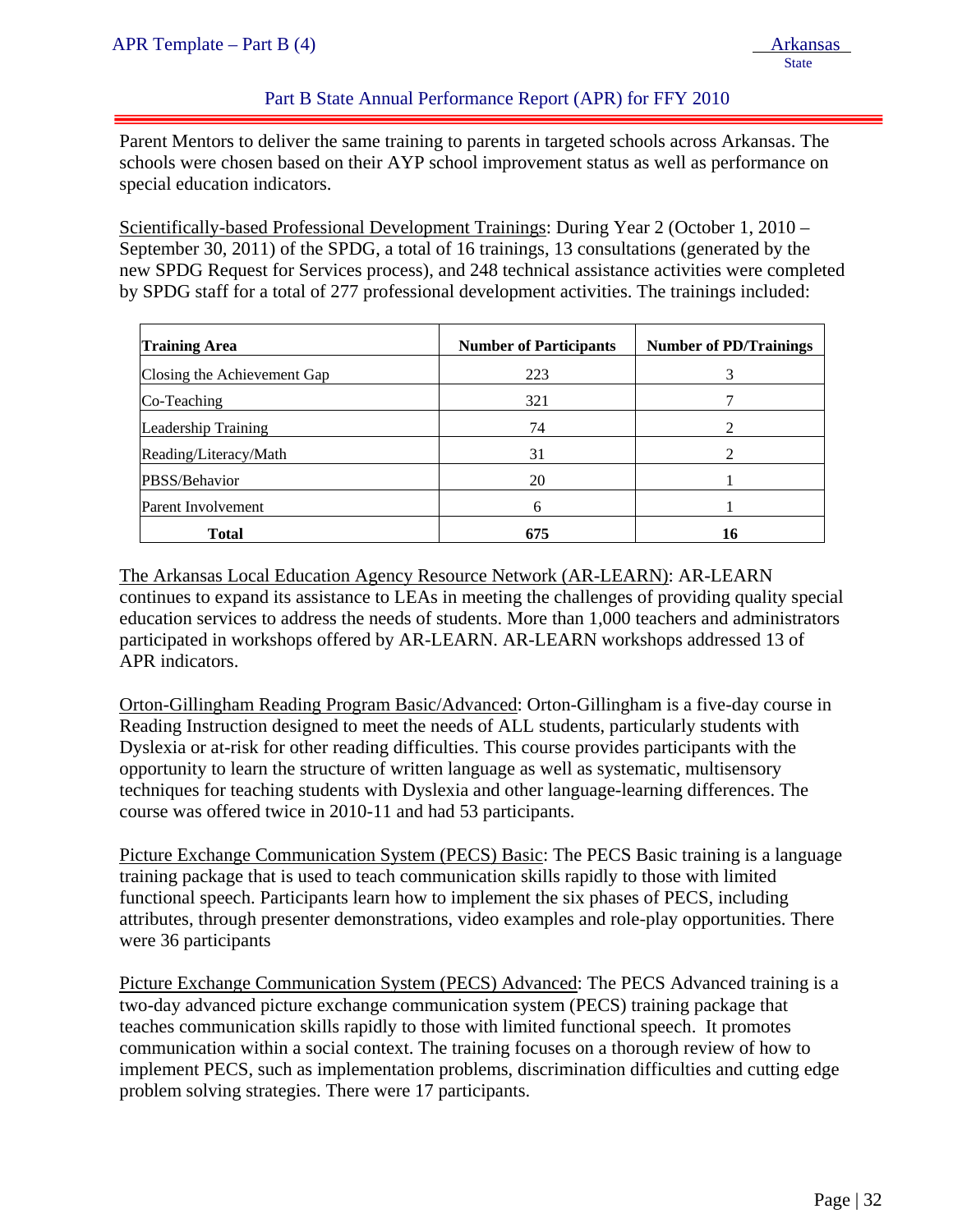Parent Mentors to deliver the same training to parents in targeted schools across Arkansas. The schools were chosen based on their AYP school improvement status as well as performance on special education indicators.

Scientifically-based Professional Development Trainings: During Year 2 (October 1, 2010 – September 30, 2011) of the SPDG, a total of 16 trainings, 13 consultations (generated by the new SPDG Request for Services process), and 248 technical assistance activities were completed by SPDG staff for a total of 277 professional development activities. The trainings included:

| Training Area | Number of Participants | Number of PD/Trainings |
|---|---|---|
| Closing the Achievement Gap | 223 | 3 |
| Co-Teaching | 321 | 7 |
| Leadership Training | 74 | 2 |
| Reading/Literacy/Math | 31 | 2 |
| PBSS/Behavior | 20 | 1 |
| Parent Involvement | 6 | 1 |
| **Total** | **675** | **16** |

The Arkansas Local Education Agency Resource Network (AR-LEARN): AR-LEARN continues to expand its assistance to LEAs in meeting the challenges of providing quality special education services to address the needs of students. More than 1,000 teachers and administrators participated in workshops offered by AR-LEARN. AR-LEARN workshops addressed 13 of APR indicators.

Orton-Gillingham Reading Program Basic/Advanced: Orton-Gillingham is a five-day course in Reading Instruction designed to meet the needs of ALL students, particularly students with Dyslexia or at-risk for other reading difficulties. This course provides participants with the opportunity to learn the structure of written language as well as systematic, multisensory techniques for teaching students with Dyslexia and other language-learning differences. The course was offered twice in 2010-11 and had 53 participants.

Picture Exchange Communication System (PECS) Basic: The PECS Basic training is a language training package that is used to teach communication skills rapidly to those with limited functional speech. Participants learn how to implement the six phases of PECS, including attributes, through presenter demonstrations, video examples and role-play opportunities. There were 36 participants

Picture Exchange Communication System (PECS) Advanced: The PECS Advanced training is a two-day advanced picture exchange communication system (PECS) training package that teaches communication skills rapidly to those with limited functional speech. It promotes communication within a social context. The training focuses on a thorough review of how to implement PECS, such as implementation problems, discrimination difficulties and cutting edge problem solving strategies. There were 17 participants.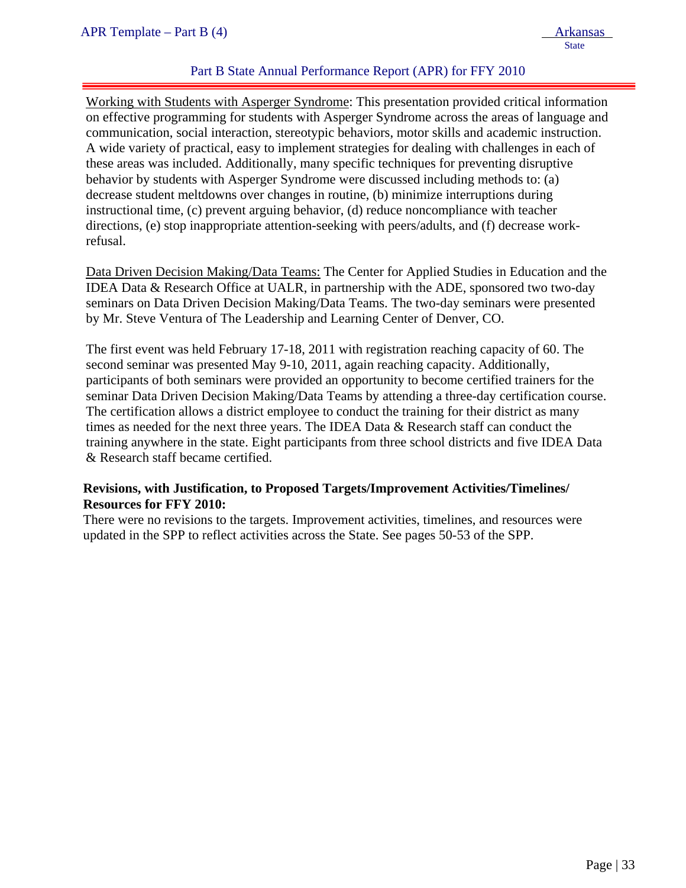Working with Students with Asperger Syndrome: This presentation provided critical information on effective programming for students with Asperger Syndrome across the areas of language and communication, social interaction, stereotypic behaviors, motor skills and academic instruction. A wide variety of practical, easy to implement strategies for dealing with challenges in each of these areas was included. Additionally, many specific techniques for preventing disruptive behavior by students with Asperger Syndrome were discussed including methods to: (a) decrease student meltdowns over changes in routine, (b) minimize interruptions during instructional time, (c) prevent arguing behavior, (d) reduce noncompliance with teacher directions, (e) stop inappropriate attention-seeking with peers/adults, and (f) decrease work-refusal.

Data Driven Decision Making/Data Teams: The Center for Applied Studies in Education and the IDEA Data & Research Office at UALR, in partnership with the ADE, sponsored two two-day seminars on Data Driven Decision Making/Data Teams. The two-day seminars were presented by Mr. Steve Ventura of The Leadership and Learning Center of Denver, CO.

The first event was held February 17-18, 2011 with registration reaching capacity of 60. The second seminar was presented May 9-10, 2011, again reaching capacity. Additionally, participants of both seminars were provided an opportunity to become certified trainers for the seminar Data Driven Decision Making/Data Teams by attending a three-day certification course. The certification allows a district employee to conduct the training for their district as many times as needed for the next three years. The IDEA Data & Research staff can conduct the training anywhere in the state. Eight participants from three school districts and five IDEA Data & Research staff became certified.

**Revisions, with Justification, to Proposed Targets/Improvement Activities/Timelines/ Resources for FFY 2010:**

There were no revisions to the targets. Improvement activities, timelines, and resources were updated in the SPP to reflect activities across the State. See pages 50-53 of the SPP.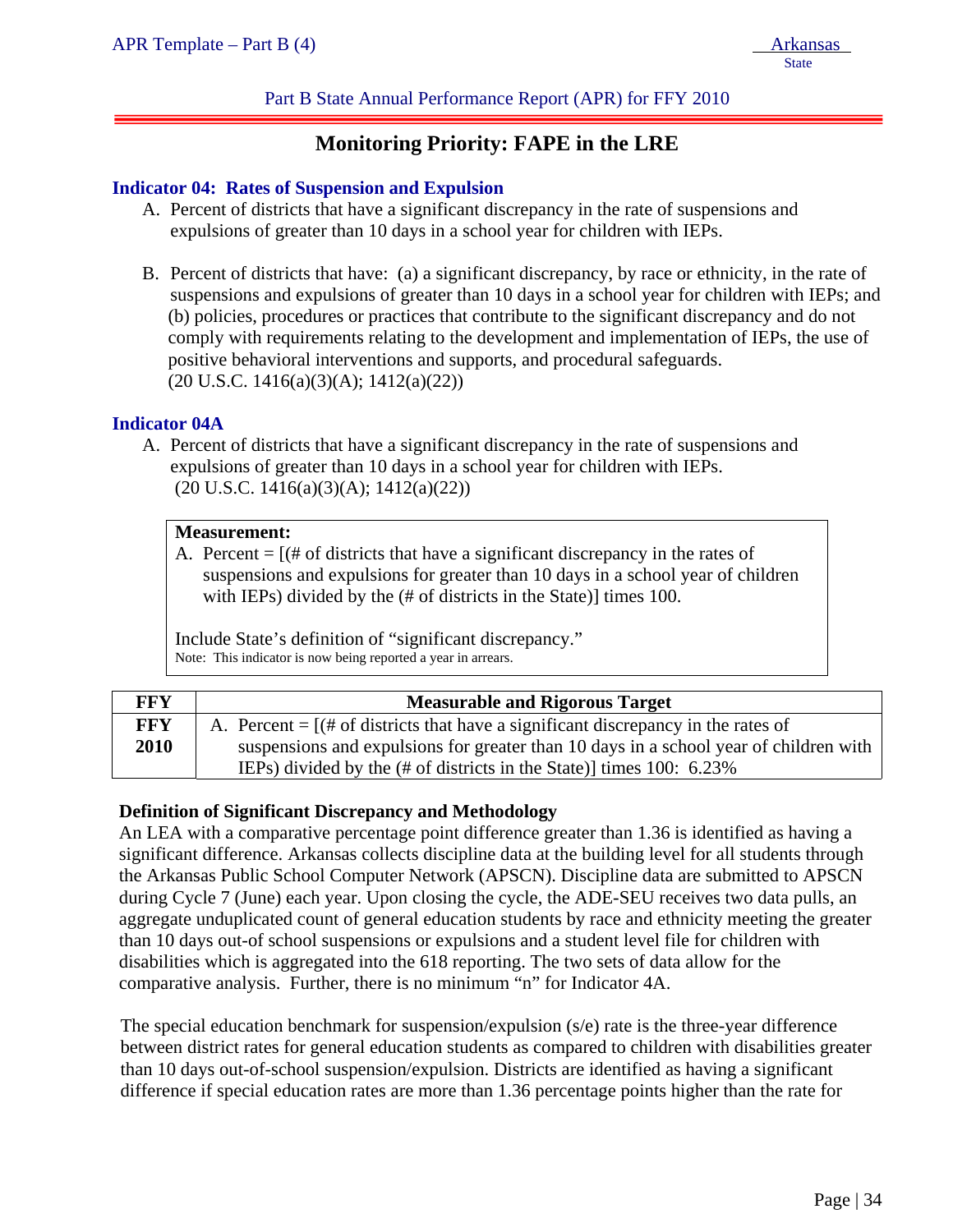Part B State Annual Performance Report (APR) for FFY 2010

# Monitoring Priority: FAPE in the LRE

### Indicator 04: Rates of Suspension and Expulsion

A. Percent of districts that have a significant discrepancy in the rate of suspensions and expulsions of greater than 10 days in a school year for children with IEPs.

B. Percent of districts that have: (a) a significant discrepancy, by race or ethnicity, in the rate of suspensions and expulsions of greater than 10 days in a school year for children with IEPs; and (b) policies, procedures or practices that contribute to the significant discrepancy and do not comply with requirements relating to the development and implementation of IEPs, the use of positive behavioral interventions and supports, and procedural safeguards.
(20 U.S.C. 1416(a)(3)(A); 1412(a)(22))

### Indicator 04A

A. Percent of districts that have a significant discrepancy in the rate of suspensions and expulsions of greater than 10 days in a school year for children with IEPs.
(20 U.S.C. 1416(a)(3)(A); 1412(a)(22))

**Measurement:**

A. Percent = [(# of districts that have a significant discrepancy in the rates of suspensions and expulsions for greater than 10 days in a school year of children with IEPs) divided by the (# of districts in the State)] times 100.

Include State's definition of "significant discrepancy."

Note: This indicator is now being reported a year in arrears.

| FFY | Measurable and Rigorous Target |
|---|---|
| FFY 2010 | A. Percent = [(# of districts that have a significant discrepancy in the rates of suspensions and expulsions for greater than 10 days in a school year of children with IEPs) divided by the (# of districts in the State)] times 100: 6.23% |

**Definition of Significant Discrepancy and Methodology**

An LEA with a comparative percentage point difference greater than 1.36 is identified as having a significant difference. Arkansas collects discipline data at the building level for all students through the Arkansas Public School Computer Network (APSCN). Discipline data are submitted to APSCN during Cycle 7 (June) each year. Upon closing the cycle, the ADE-SEU receives two data pulls, an aggregate unduplicated count of general education students by race and ethnicity meeting the greater than 10 days out-of school suspensions or expulsions and a student level file for children with disabilities which is aggregated into the 618 reporting. The two sets of data allow for the comparative analysis. Further, there is no minimum "n" for Indicator 4A.

The special education benchmark for suspension/expulsion (s/e) rate is the three-year difference between district rates for general education students as compared to children with disabilities greater than 10 days out-of-school suspension/expulsion. Districts are identified as having a significant difference if special education rates are more than 1.36 percentage points higher than the rate for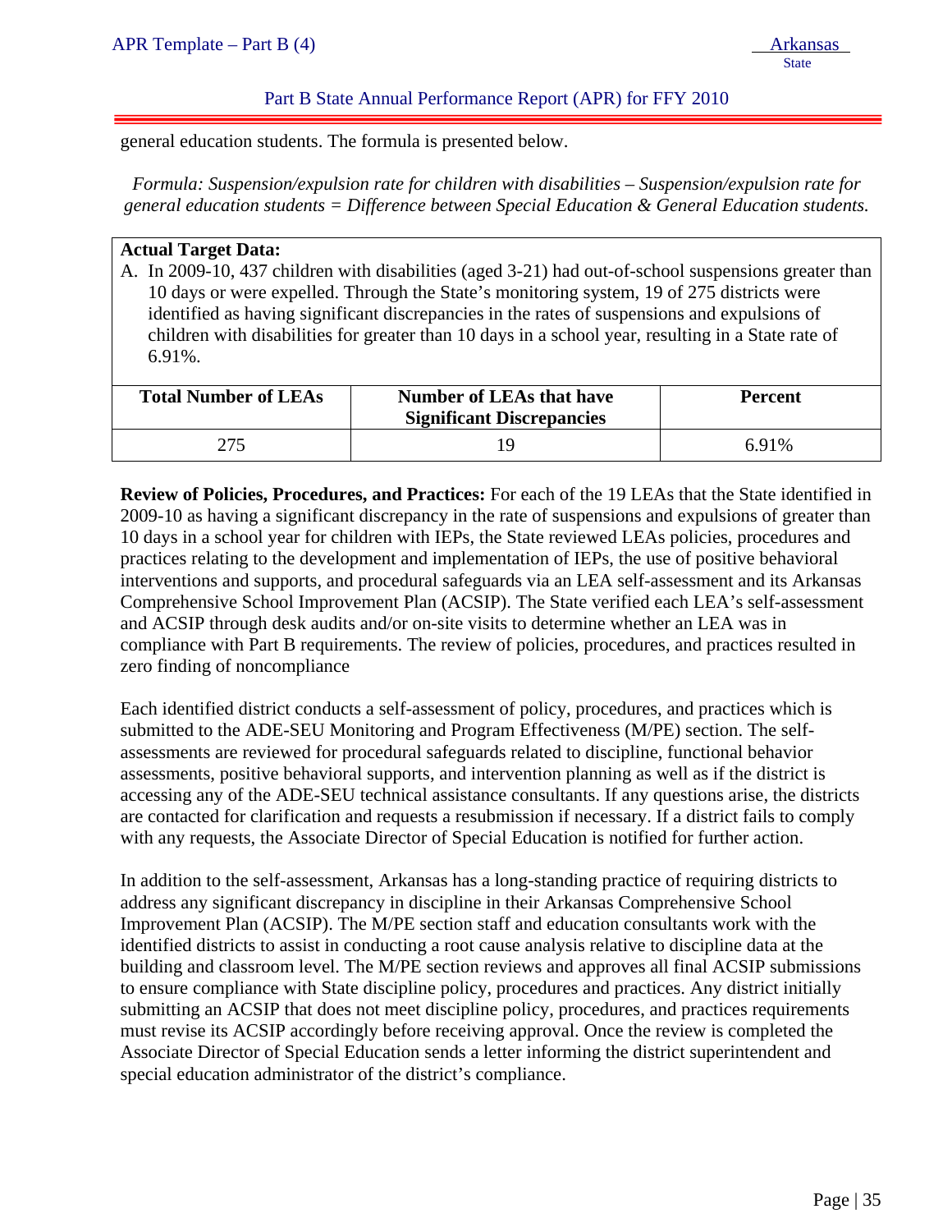general education students. The formula is presented below.

*Formula: Suspension/expulsion rate for children with disabilities – Suspension/expulsion rate for general education students = Difference between Special Education & General Education students.*

**Actual Target Data:**

A. In 2009-10, 437 children with disabilities (aged 3-21) had out-of-school suspensions greater than 10 days or were expelled. Through the State's monitoring system, 19 of 275 districts were identified as having significant discrepancies in the rates of suspensions and expulsions of children with disabilities for greater than 10 days in a school year, resulting in a State rate of 6.91%.

| Total Number of LEAs | Number of LEAs that have Significant Discrepancies | Percent |
|---|---|---|
| 275 | 19 | 6.91% |

**Review of Policies, Procedures, and Practices:** For each of the 19 LEAs that the State identified in 2009-10 as having a significant discrepancy in the rate of suspensions and expulsions of greater than 10 days in a school year for children with IEPs, the State reviewed LEAs policies, procedures and practices relating to the development and implementation of IEPs, the use of positive behavioral interventions and supports, and procedural safeguards via an LEA self-assessment and its Arkansas Comprehensive School Improvement Plan (ACSIP). The State verified each LEA's self-assessment and ACSIP through desk audits and/or on-site visits to determine whether an LEA was in compliance with Part B requirements. The review of policies, procedures, and practices resulted in zero finding of noncompliance

Each identified district conducts a self-assessment of policy, procedures, and practices which is submitted to the ADE-SEU Monitoring and Program Effectiveness (M/PE) section. The self-assessments are reviewed for procedural safeguards related to discipline, functional behavior assessments, positive behavioral supports, and intervention planning as well as if the district is accessing any of the ADE-SEU technical assistance consultants. If any questions arise, the districts are contacted for clarification and requests a resubmission if necessary. If a district fails to comply with any requests, the Associate Director of Special Education is notified for further action.

In addition to the self-assessment, Arkansas has a long-standing practice of requiring districts to address any significant discrepancy in discipline in their Arkansas Comprehensive School Improvement Plan (ACSIP). The M/PE section staff and education consultants work with the identified districts to assist in conducting a root cause analysis relative to discipline data at the building and classroom level. The M/PE section reviews and approves all final ACSIP submissions to ensure compliance with State discipline policy, procedures and practices. Any district initially submitting an ACSIP that does not meet discipline policy, procedures, and practices requirements must revise its ACSIP accordingly before receiving approval. Once the review is completed the Associate Director of Special Education sends a letter informing the district superintendent and special education administrator of the district's compliance.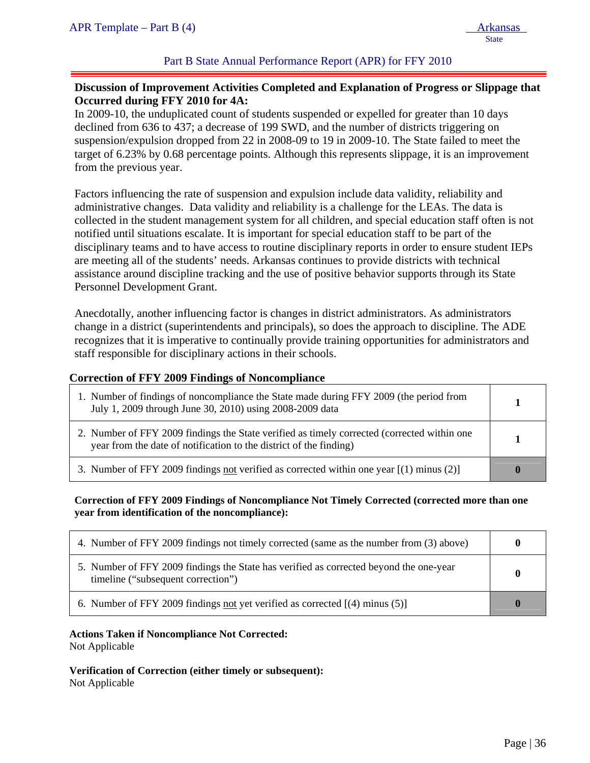**Discussion of Improvement Activities Completed and Explanation of Progress or Slippage that Occurred during FFY 2010 for 4A:**

In 2009-10, the unduplicated count of students suspended or expelled for greater than 10 days declined from 636 to 437; a decrease of 199 SWD, and the number of districts triggering on suspension/expulsion dropped from 22 in 2008-09 to 19 in 2009-10. The State failed to meet the target of 6.23% by 0.68 percentage points. Although this represents slippage, it is an improvement from the previous year.

Factors influencing the rate of suspension and expulsion include data validity, reliability and administrative changes. Data validity and reliability is a challenge for the LEAs. The data is collected in the student management system for all children, and special education staff often is not notified until situations escalate. It is important for special education staff to be part of the disciplinary teams and to have access to routine disciplinary reports in order to ensure student IEPs are meeting all of the students' needs. Arkansas continues to provide districts with technical assistance around discipline tracking and the use of positive behavior supports through its State Personnel Development Grant.

Anecdotally, another influencing factor is changes in district administrators. As administrators change in a district (superintendents and principals), so does the approach to discipline. The ADE recognizes that it is imperative to continually provide training opportunities for administrators and staff responsible for disciplinary actions in their schools.

**Correction of FFY 2009 Findings of Noncompliance**

| | |
|---|---|
| 1. Number of findings of noncompliance the State made during FFY 2009 (the period from July 1, 2009 through June 30, 2010) using 2008-2009 data | **1** |
| 2. Number of FFY 2009 findings the State verified as timely corrected (corrected within one year from the date of notification to the district of the finding) | **1** |
| 3. Number of FFY 2009 findings not verified as corrected within one year [(1) minus (2)] | **0** |

**Correction of FFY 2009 Findings of Noncompliance Not Timely Corrected (corrected more than one year from identification of the noncompliance):**

| | |
|---|---|
| 4. Number of FFY 2009 findings not timely corrected (same as the number from (3) above) | **0** |
| 5. Number of FFY 2009 findings the State has verified as corrected beyond the one-year timeline ("subsequent correction") | **0** |
| 6. Number of FFY 2009 findings not yet verified as corrected [(4) minus (5)] | **0** |

**Actions Taken if Noncompliance Not Corrected:**
Not Applicable

**Verification of Correction (either timely or subsequent):**
Not Applicable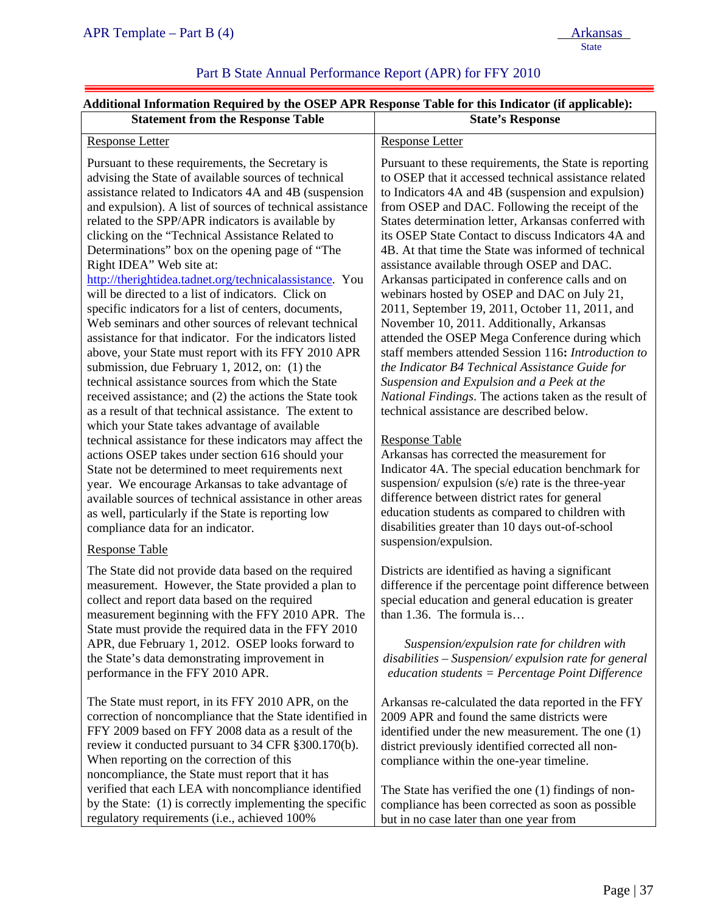## Part B State Annual Performance Report (APR) for FFY 2010

**Additional Information Required by the OSEP APR Response Table for this Indicator (if applicable):**

| Statement from the Response Table | State's Response |
| --- | --- |
| Response Letter<br><br>Pursuant to these requirements, the Secretary is advising the State of available sources of technical assistance related to Indicators 4A and 4B (suspension and expulsion). A list of sources of technical assistance related to the SPP/APR indicators is available by clicking on the "Technical Assistance Related to Determinations" box on the opening page of "The Right IDEA" Web site at: http://therightidea.tadnet.org/technicalassistance. You will be directed to a list of indicators. Click on specific indicators for a list of centers, documents, Web seminars and other sources of relevant technical assistance for that indicator. For the indicators listed above, your State must report with its FFY 2010 APR submission, due February 1, 2012, on: (1) the technical assistance sources from which the State received assistance; and (2) the actions the State took as a result of that technical assistance. The extent to which your State takes advantage of available technical assistance for these indicators may affect the actions OSEP takes under section 616 should your State not be determined to meet requirements next year. We encourage Arkansas to take advantage of available sources of technical assistance in other areas as well, particularly if the State is reporting low compliance data for an indicator.<br><br>Response Table<br><br>The State did not provide data based on the required measurement. However, the State provided a plan to collect and report data based on the required measurement beginning with the FFY 2010 APR. The State must provide the required data in the FFY 2010 APR, due February 1, 2012. OSEP looks forward to the State's data demonstrating improvement in performance in the FFY 2010 APR.<br><br>The State must report, in its FFY 2010 APR, on the correction of noncompliance that the State identified in FFY 2009 based on FFY 2008 data as a result of the review it conducted pursuant to 34 CFR §300.170(b). When reporting on the correction of this noncompliance, the State must report that it has verified that each LEA with noncompliance identified by the State: (1) is correctly implementing the specific regulatory requirements (i.e., achieved 100% | Response Letter<br><br>Pursuant to these requirements, the State is reporting to OSEP that it accessed technical assistance related to Indicators 4A and 4B (suspension and expulsion) from OSEP and DAC. Following the receipt of the States determination letter, Arkansas conferred with its OSEP State Contact to discuss Indicators 4A and 4B. At that time the State was informed of technical assistance available through OSEP and DAC. Arkansas participated in conference calls and on webinars hosted by OSEP and DAC on July 21, 2011, September 19, 2011, October 11, 2011, and November 10, 2011. Additionally, Arkansas attended the OSEP Mega Conference during which staff members attended Session 116**:** *Introduction to the Indicator B4 Technical Assistance Guide for Suspension and Expulsion and a Peek at the National Findings*. The actions taken as the result of technical assistance are described below.<br><br>Response Table<br>Arkansas has corrected the measurement for Indicator 4A. The special education benchmark for suspension/ expulsion (s/e) rate is the three-year difference between district rates for general education students as compared to children with disabilities greater than 10 days out-of-school suspension/expulsion.<br><br>Districts are identified as having a significant difference if the percentage point difference between special education and general education is greater than 1.36. The formula is…<br><br>*Suspension/expulsion rate for children with disabilities – Suspension/ expulsion rate for general education students = Percentage Point Difference*<br><br>Arkansas re-calculated the data reported in the FFY 2009 APR and found the same districts were identified under the new measurement. The one (1) district previously identified corrected all non-compliance within the one-year timeline.<br><br>The State has verified the one (1) findings of non-compliance has been corrected as soon as possible but in no case later than one year from |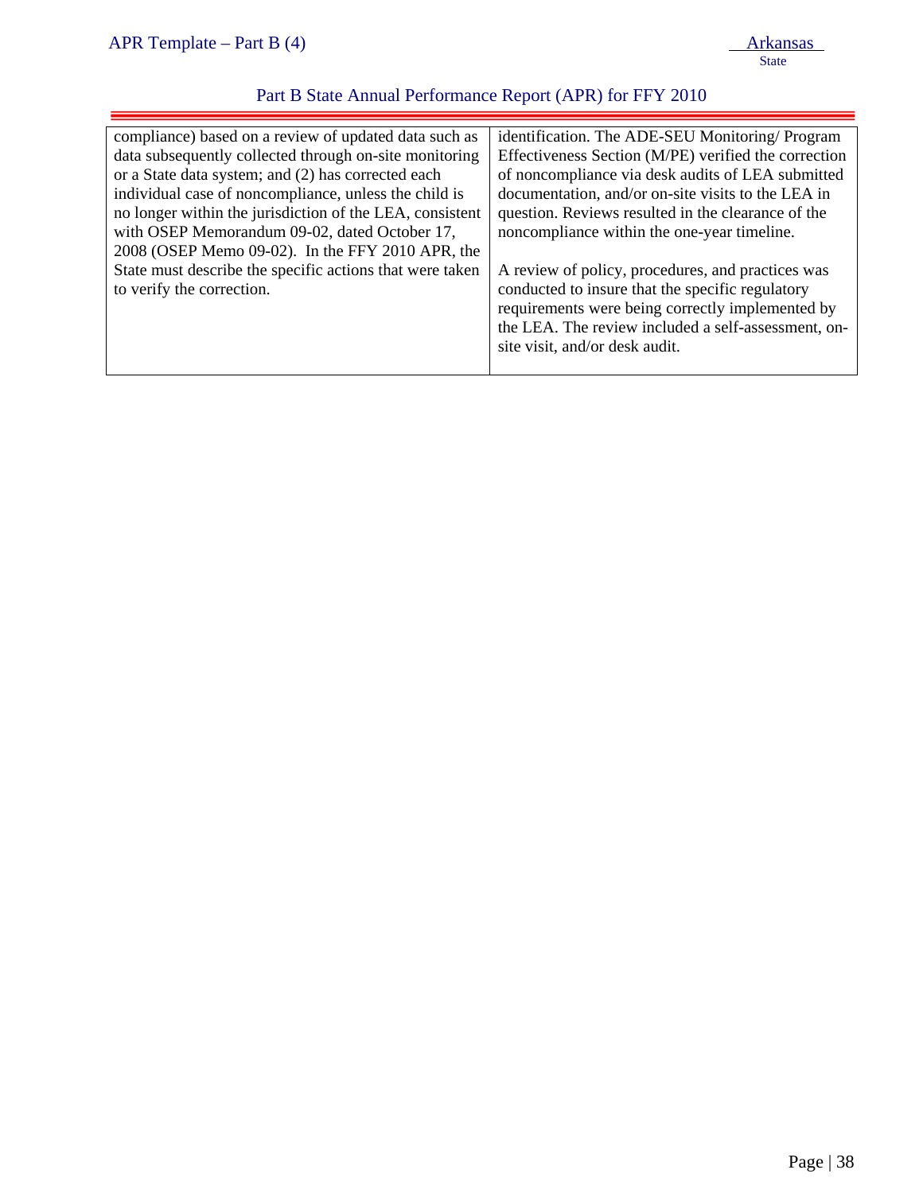| | |
|---|---|
| compliance) based on a review of updated data such as data subsequently collected through on-site monitoring or a State data system; and (2) has corrected each individual case of noncompliance, unless the child is no longer within the jurisdiction of the LEA, consistent with OSEP Memorandum 09-02, dated October 17, 2008 (OSEP Memo 09-02). In the FFY 2010 APR, the State must describe the specific actions that were taken to verify the correction. | identification. The ADE-SEU Monitoring/ Program Effectiveness Section (M/PE) verified the correction of noncompliance via desk audits of LEA submitted documentation, and/or on-site visits to the LEA in question. Reviews resulted in the clearance of the noncompliance within the one-year timeline.<br><br>A review of policy, procedures, and practices was conducted to insure that the specific regulatory requirements were being correctly implemented by the LEA. The review included a self-assessment, on-site visit, and/or desk audit. |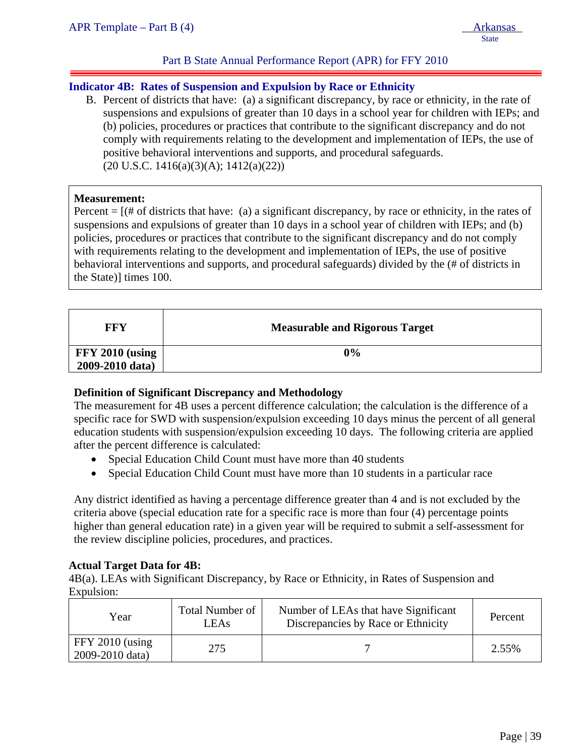Part B State Annual Performance Report (APR) for FFY 2010

## Indicator 4B: Rates of Suspension and Expulsion by Race or Ethnicity

B. Percent of districts that have: (a) a significant discrepancy, by race or ethnicity, in the rate of suspensions and expulsions of greater than 10 days in a school year for children with IEPs; and (b) policies, procedures or practices that contribute to the significant discrepancy and do not comply with requirements relating to the development and implementation of IEPs, the use of positive behavioral interventions and supports, and procedural safeguards.
(20 U.S.C. 1416(a)(3)(A); 1412(a)(22))

**Measurement:**
Percent = [(# of districts that have: (a) a significant discrepancy, by race or ethnicity, in the rates of suspensions and expulsions of greater than 10 days in a school year of children with IEPs; and (b) policies, procedures or practices that contribute to the significant discrepancy and do not comply with requirements relating to the development and implementation of IEPs, the use of positive behavioral interventions and supports, and procedural safeguards) divided by the (# of districts in the State)] times 100.

| FFY | Measurable and Rigorous Target |
|---|---|
| **FFY 2010 (using 2009-2010 data)** | **0%** |

**Definition of Significant Discrepancy and Methodology**

The measurement for 4B uses a percent difference calculation; the calculation is the difference of a specific race for SWD with suspension/expulsion exceeding 10 days minus the percent of all general education students with suspension/expulsion exceeding 10 days. The following criteria are applied after the percent difference is calculated:

- Special Education Child Count must have more than 40 students
- Special Education Child Count must have more than 10 students in a particular race

Any district identified as having a percentage difference greater than 4 and is not excluded by the criteria above (special education rate for a specific race is more than four (4) percentage points higher than general education rate) in a given year will be required to submit a self-assessment for the review discipline policies, procedures, and practices.

**Actual Target Data for 4B:**

4B(a). LEAs with Significant Discrepancy, by Race or Ethnicity, in Rates of Suspension and Expulsion:

| Year | Total Number of LEAs | Number of LEAs that have Significant Discrepancies by Race or Ethnicity | Percent |
|---|---|---|---|
| FFY 2010 (using 2009-2010 data) | 275 | 7 | 2.55% |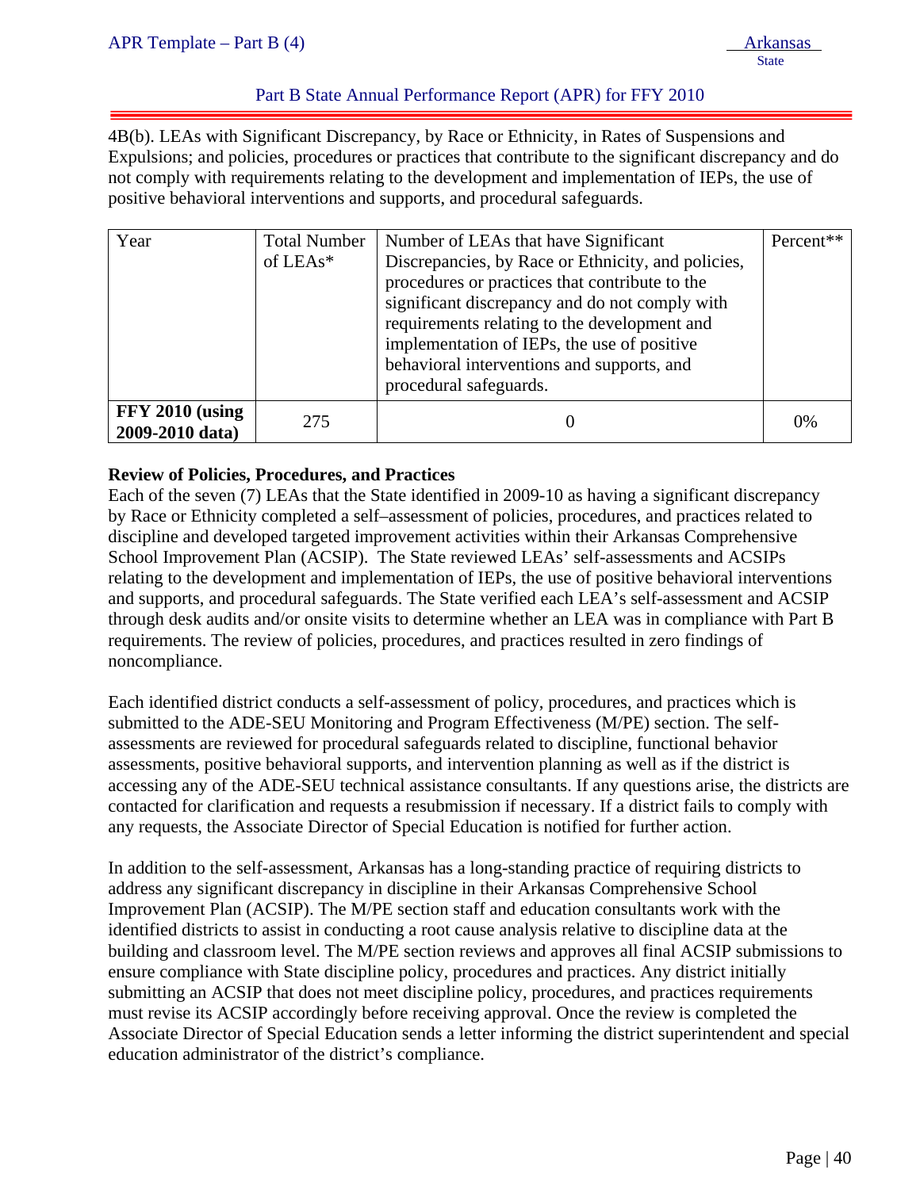4B(b). LEAs with Significant Discrepancy, by Race or Ethnicity, in Rates of Suspensions and Expulsions; and policies, procedures or practices that contribute to the significant discrepancy and do not comply with requirements relating to the development and implementation of IEPs, the use of positive behavioral interventions and supports, and procedural safeguards.

| Year | Total Number of LEAs* | Number of LEAs that have Significant Discrepancies, by Race or Ethnicity, and policies, procedures or practices that contribute to the significant discrepancy and do not comply with requirements relating to the development and implementation of IEPs, the use of positive behavioral interventions and supports, and procedural safeguards. | Percent** |
|---|---|---|---|
| **FFY 2010 (using 2009-2010 data)** | 275 | 0 | 0% |

**Review of Policies, Procedures, and Practices**

Each of the seven (7) LEAs that the State identified in 2009-10 as having a significant discrepancy by Race or Ethnicity completed a self–assessment of policies, procedures, and practices related to discipline and developed targeted improvement activities within their Arkansas Comprehensive School Improvement Plan (ACSIP). The State reviewed LEAs' self-assessments and ACSIPs relating to the development and implementation of IEPs, the use of positive behavioral interventions and supports, and procedural safeguards. The State verified each LEA's self-assessment and ACSIP through desk audits and/or onsite visits to determine whether an LEA was in compliance with Part B requirements. The review of policies, procedures, and practices resulted in zero findings of noncompliance.

Each identified district conducts a self-assessment of policy, procedures, and practices which is submitted to the ADE-SEU Monitoring and Program Effectiveness (M/PE) section. The self-assessments are reviewed for procedural safeguards related to discipline, functional behavior assessments, positive behavioral supports, and intervention planning as well as if the district is accessing any of the ADE-SEU technical assistance consultants. If any questions arise, the districts are contacted for clarification and requests a resubmission if necessary. If a district fails to comply with any requests, the Associate Director of Special Education is notified for further action.

In addition to the self-assessment, Arkansas has a long-standing practice of requiring districts to address any significant discrepancy in discipline in their Arkansas Comprehensive School Improvement Plan (ACSIP). The M/PE section staff and education consultants work with the identified districts to assist in conducting a root cause analysis relative to discipline data at the building and classroom level. The M/PE section reviews and approves all final ACSIP submissions to ensure compliance with State discipline policy, procedures and practices. Any district initially submitting an ACSIP that does not meet discipline policy, procedures, and practices requirements must revise its ACSIP accordingly before receiving approval. Once the review is completed the Associate Director of Special Education sends a letter informing the district superintendent and special education administrator of the district's compliance.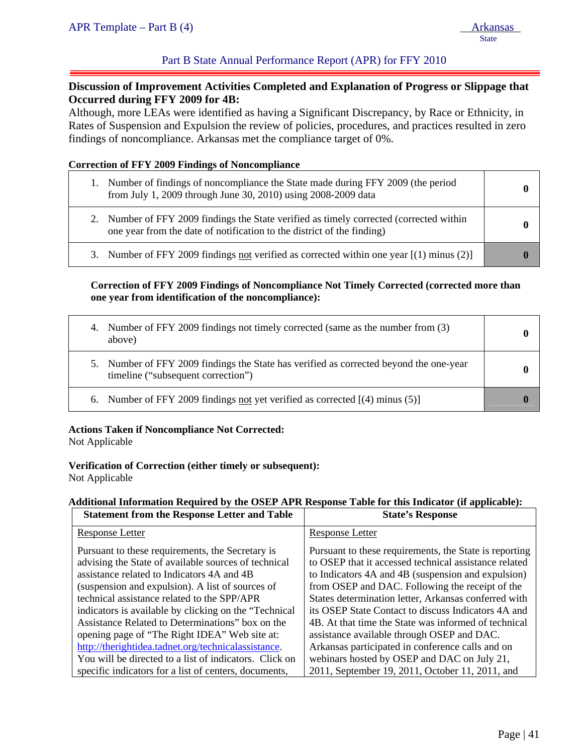**Discussion of Improvement Activities Completed and Explanation of Progress or Slippage that Occurred during FFY 2009 for 4B:**

Although, more LEAs were identified as having a Significant Discrepancy, by Race or Ethnicity, in Rates of Suspension and Expulsion the review of policies, procedures, and practices resulted in zero findings of noncompliance. Arkansas met the compliance target of 0%.

**Correction of FFY 2009 Findings of Noncompliance**

| | |
|---|---|
| 1. Number of findings of noncompliance the State made during FFY 2009 (the period from July 1, 2009 through June 30, 2010) using 2008-2009 data | **0** |
| 2. Number of FFY 2009 findings the State verified as timely corrected (corrected within one year from the date of notification to the district of the finding) | **0** |
| 3. Number of FFY 2009 findings not verified as corrected within one year [(1) minus (2)] | **0** |

**Correction of FFY 2009 Findings of Noncompliance Not Timely Corrected (corrected more than one year from identification of the noncompliance):**

| | |
|---|---|
| 4. Number of FFY 2009 findings not timely corrected (same as the number from (3) above) | **0** |
| 5. Number of FFY 2009 findings the State has verified as corrected beyond the one-year timeline ("subsequent correction") | **0** |
| 6. Number of FFY 2009 findings not yet verified as corrected [(4) minus (5)] | **0** |

**Actions Taken if Noncompliance Not Corrected:**

Not Applicable

**Verification of Correction (either timely or subsequent):**

Not Applicable

**Additional Information Required by the OSEP APR Response Table for this Indicator (if applicable):**

| Statement from the Response Letter and Table | State's Response |
|---|---|
| Response Letter<br><br>Pursuant to these requirements, the Secretary is advising the State of available sources of technical assistance related to Indicators 4A and 4B (suspension and expulsion). A list of sources of technical assistance related to the SPP/APR indicators is available by clicking on the "Technical Assistance Related to Determinations" box on the opening page of "The Right IDEA" Web site at: http://therightidea.tadnet.org/technicalassistance. You will be directed to a list of indicators. Click on specific indicators for a list of centers, documents, | Response Letter<br><br>Pursuant to these requirements, the State is reporting to OSEP that it accessed technical assistance related to Indicators 4A and 4B (suspension and expulsion) from OSEP and DAC. Following the receipt of the States determination letter, Arkansas conferred with its OSEP State Contact to discuss Indicators 4A and 4B. At that time the State was informed of technical assistance available through OSEP and DAC. Arkansas participated in conference calls and on webinars hosted by OSEP and DAC on July 21, 2011, September 19, 2011, October 11, 2011, and |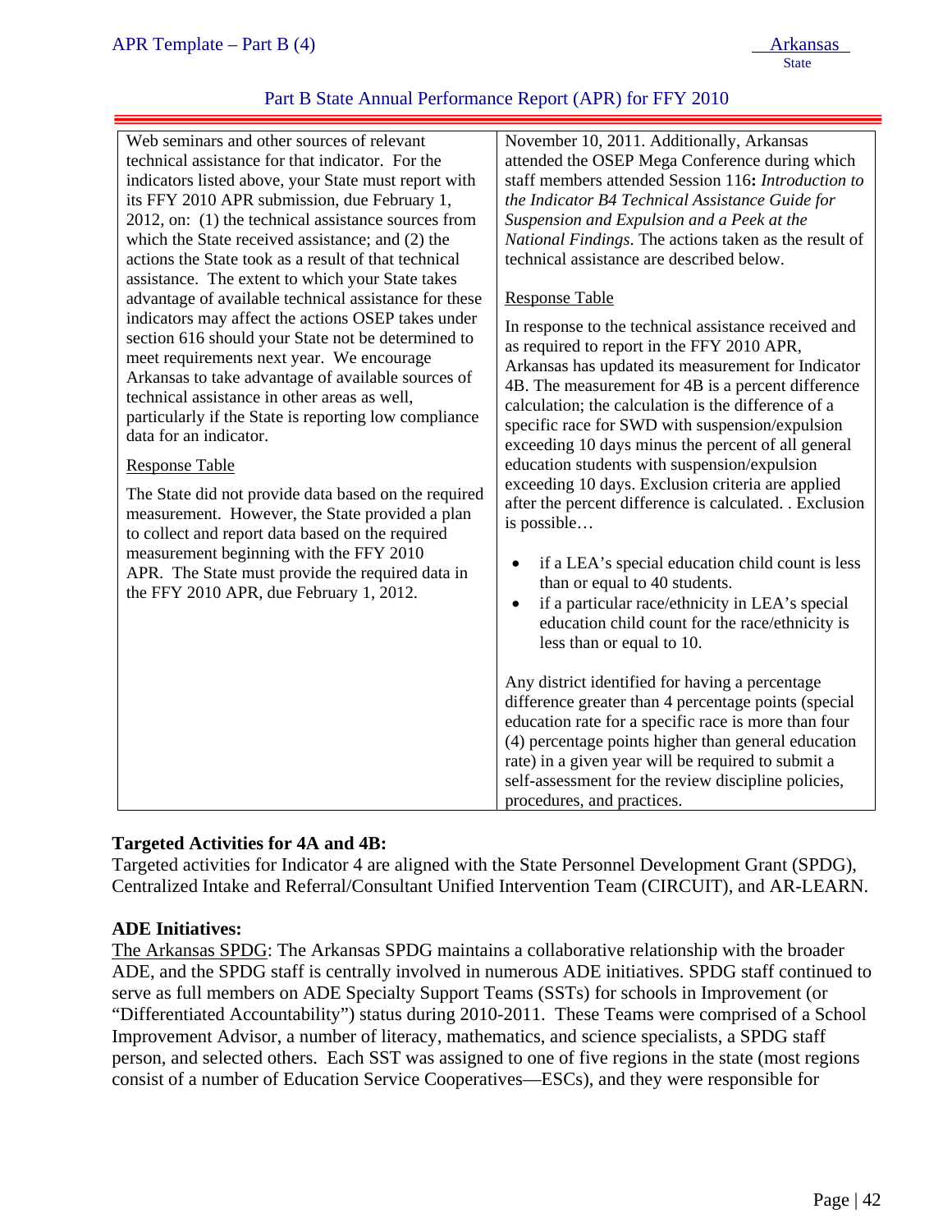| | |
|---|---|
| Web seminars and other sources of relevant technical assistance for that indicator. For the indicators listed above, your State must report with its FFY 2010 APR submission, due February 1, 2012, on: (1) the technical assistance sources from which the State received assistance; and (2) the actions the State took as a result of that technical assistance. The extent to which your State takes advantage of available technical assistance for these indicators may affect the actions OSEP takes under section 616 should your State not be determined to meet requirements next year. We encourage Arkansas to take advantage of available sources of technical assistance in other areas as well, particularly if the State is reporting low compliance data for an indicator.<br><br><u>Response Table</u><br><br>The State did not provide data based on the required measurement. However, the State provided a plan to collect and report data based on the required measurement beginning with the FFY 2010 APR. The State must provide the required data in the FFY 2010 APR, due February 1, 2012. | November 10, 2011. Additionally, Arkansas attended the OSEP Mega Conference during which staff members attended Session 116**:** *Introduction to the Indicator B4 Technical Assistance Guide for Suspension and Expulsion and a Peek at the National Findings*. The actions taken as the result of technical assistance are described below.<br><br><u>Response Table</u><br><br>In response to the technical assistance received and as required to report in the FFY 2010 APR, Arkansas has updated its measurement for Indicator 4B. The measurement for 4B is a percent difference calculation; the calculation is the difference of a specific race for SWD with suspension/expulsion exceeding 10 days minus the percent of all general education students with suspension/expulsion exceeding 10 days. Exclusion criteria are applied after the percent difference is calculated. . Exclusion is possible…<br><br>• if a LEA's special education child count is less than or equal to 40 students.<br>• if a particular race/ethnicity in LEA's special education child count for the race/ethnicity is less than or equal to 10.<br><br>Any district identified for having a percentage difference greater than 4 percentage points (special education rate for a specific race is more than four (4) percentage points higher than general education rate) in a given year will be required to submit a self-assessment for the review discipline policies, procedures, and practices. |

**Targeted Activities for 4A and 4B:**
Targeted activities for Indicator 4 are aligned with the State Personnel Development Grant (SPDG), Centralized Intake and Referral/Consultant Unified Intervention Team (CIRCUIT), and AR-LEARN.

**ADE Initiatives:**
<u>The Arkansas SPDG</u>: The Arkansas SPDG maintains a collaborative relationship with the broader ADE, and the SPDG staff is centrally involved in numerous ADE initiatives. SPDG staff continued to serve as full members on ADE Specialty Support Teams (SSTs) for schools in Improvement (or "Differentiated Accountability") status during 2010-2011. These Teams were comprised of a School Improvement Advisor, a number of literacy, mathematics, and science specialists, a SPDG staff person, and selected others. Each SST was assigned to one of five regions in the state (most regions consist of a number of Education Service Cooperatives—ESCs), and they were responsible for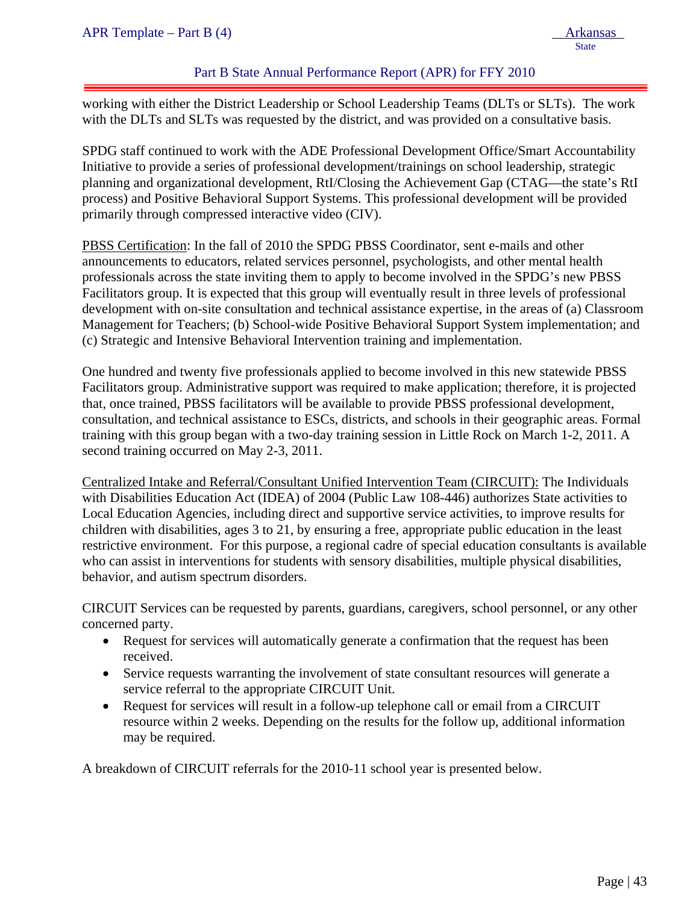working with either the District Leadership or School Leadership Teams (DLTs or SLTs). The work with the DLTs and SLTs was requested by the district, and was provided on a consultative basis.

SPDG staff continued to work with the ADE Professional Development Office/Smart Accountability Initiative to provide a series of professional development/trainings on school leadership, strategic planning and organizational development, RtI/Closing the Achievement Gap (CTAG—the state's RtI process) and Positive Behavioral Support Systems. This professional development will be provided primarily through compressed interactive video (CIV).

<u>PBSS Certification</u>: In the fall of 2010 the SPDG PBSS Coordinator, sent e-mails and other announcements to educators, related services personnel, psychologists, and other mental health professionals across the state inviting them to apply to become involved in the SPDG's new PBSS Facilitators group. It is expected that this group will eventually result in three levels of professional development with on-site consultation and technical assistance expertise, in the areas of (a) Classroom Management for Teachers; (b) School-wide Positive Behavioral Support System implementation; and (c) Strategic and Intensive Behavioral Intervention training and implementation.

One hundred and twenty five professionals applied to become involved in this new statewide PBSS Facilitators group. Administrative support was required to make application; therefore, it is projected that, once trained, PBSS facilitators will be available to provide PBSS professional development, consultation, and technical assistance to ESCs, districts, and schools in their geographic areas. Formal training with this group began with a two-day training session in Little Rock on March 1-2, 2011. A second training occurred on May 2-3, 2011.

<u>Centralized Intake and Referral/Consultant Unified Intervention Team (CIRCUIT):</u> The Individuals with Disabilities Education Act (IDEA) of 2004 (Public Law 108-446) authorizes State activities to Local Education Agencies, including direct and supportive service activities, to improve results for children with disabilities, ages 3 to 21, by ensuring a free, appropriate public education in the least restrictive environment. For this purpose, a regional cadre of special education consultants is available who can assist in interventions for students with sensory disabilities, multiple physical disabilities, behavior, and autism spectrum disorders.

CIRCUIT Services can be requested by parents, guardians, caregivers, school personnel, or any other concerned party.

- Request for services will automatically generate a confirmation that the request has been received.
- Service requests warranting the involvement of state consultant resources will generate a service referral to the appropriate CIRCUIT Unit.
- Request for services will result in a follow-up telephone call or email from a CIRCUIT resource within 2 weeks. Depending on the results for the follow up, additional information may be required.

A breakdown of CIRCUIT referrals for the 2010-11 school year is presented below.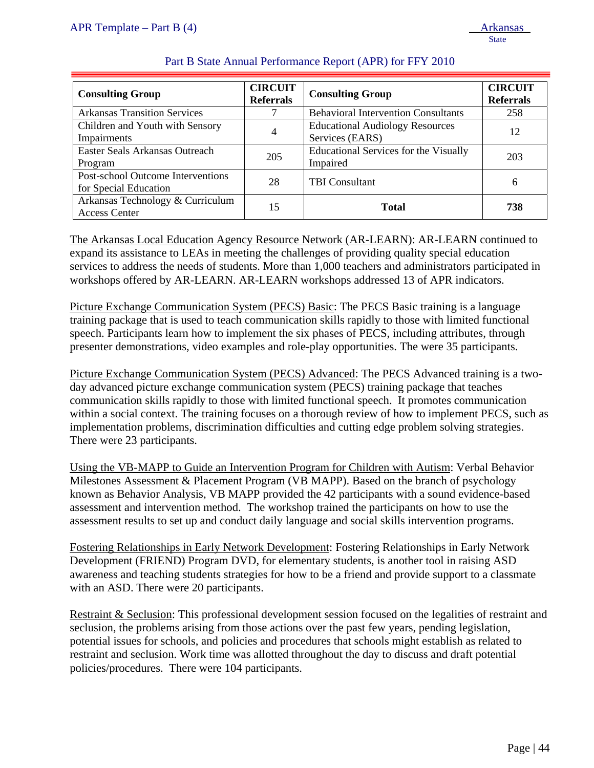| Consulting Group | CIRCUIT Referrals | Consulting Group | CIRCUIT Referrals |
|---|---|---|---|
| Arkansas Transition Services | 7 | Behavioral Intervention Consultants | 258 |
| Children and Youth with Sensory Impairments | 4 | Educational Audiology Resources Services (EARS) | 12 |
| Easter Seals Arkansas Outreach Program | 205 | Educational Services for the Visually Impaired | 203 |
| Post-school Outcome Interventions for Special Education | 28 | TBI Consultant | 6 |
| Arkansas Technology & Curriculum Access Center | 15 | **Total** | **738** |

The Arkansas Local Education Agency Resource Network (AR-LEARN): AR-LEARN continued to expand its assistance to LEAs in meeting the challenges of providing quality special education services to address the needs of students. More than 1,000 teachers and administrators participated in workshops offered by AR-LEARN. AR-LEARN workshops addressed 13 of APR indicators.

Picture Exchange Communication System (PECS) Basic: The PECS Basic training is a language training package that is used to teach communication skills rapidly to those with limited functional speech. Participants learn how to implement the six phases of PECS, including attributes, through presenter demonstrations, video examples and role-play opportunities. The were 35 participants.

Picture Exchange Communication System (PECS) Advanced: The PECS Advanced training is a two-day advanced picture exchange communication system (PECS) training package that teaches communication skills rapidly to those with limited functional speech. It promotes communication within a social context. The training focuses on a thorough review of how to implement PECS, such as implementation problems, discrimination difficulties and cutting edge problem solving strategies. There were 23 participants.

Using the VB-MAPP to Guide an Intervention Program for Children with Autism: Verbal Behavior Milestones Assessment & Placement Program (VB MAPP). Based on the branch of psychology known as Behavior Analysis, VB MAPP provided the 42 participants with a sound evidence-based assessment and intervention method. The workshop trained the participants on how to use the assessment results to set up and conduct daily language and social skills intervention programs.

Fostering Relationships in Early Network Development: Fostering Relationships in Early Network Development (FRIEND) Program DVD, for elementary students, is another tool in raising ASD awareness and teaching students strategies for how to be a friend and provide support to a classmate with an ASD. There were 20 participants.

Restraint & Seclusion: This professional development session focused on the legalities of restraint and seclusion, the problems arising from those actions over the past few years, pending legislation, potential issues for schools, and policies and procedures that schools might establish as related to restraint and seclusion. Work time was allotted throughout the day to discuss and draft potential policies/procedures. There were 104 participants.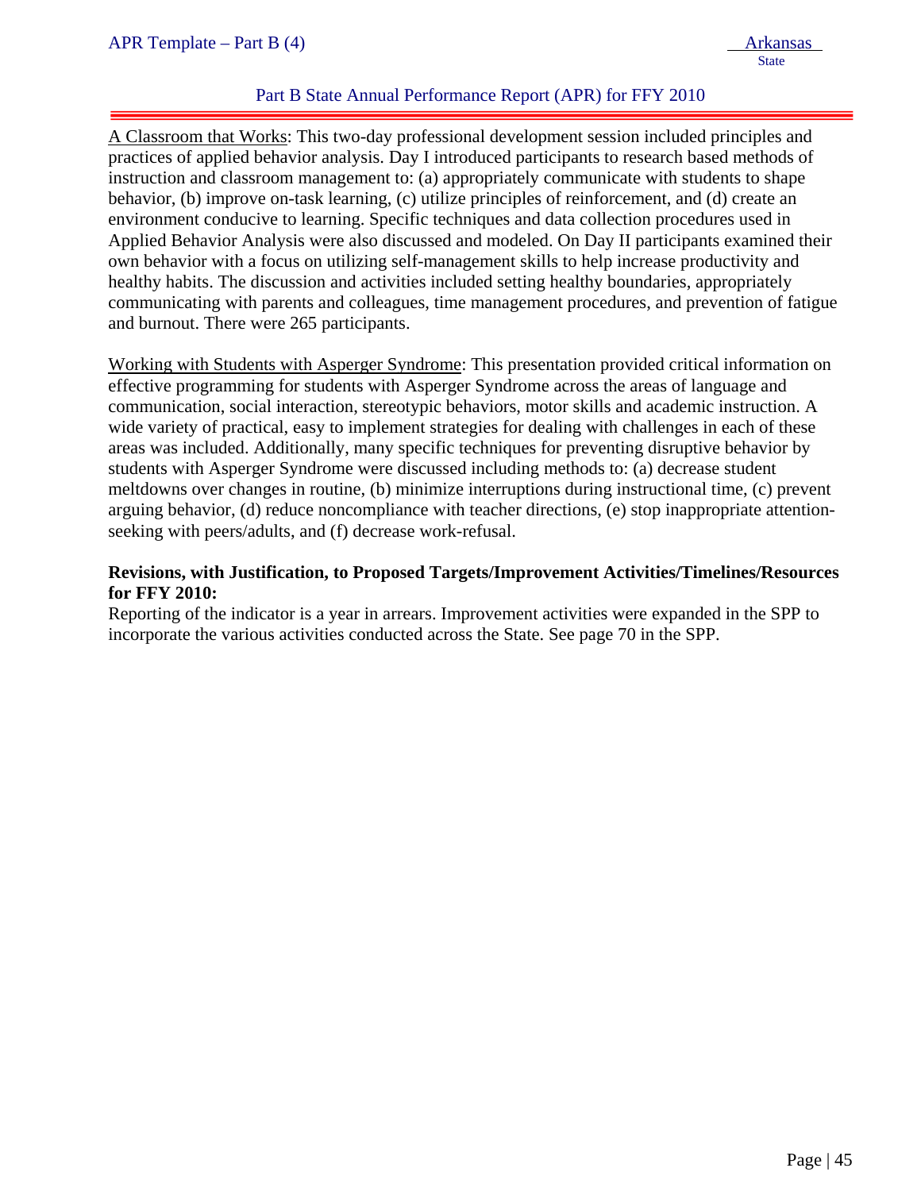A Classroom that Works: This two-day professional development session included principles and practices of applied behavior analysis. Day I introduced participants to research based methods of instruction and classroom management to: (a) appropriately communicate with students to shape behavior, (b) improve on-task learning, (c) utilize principles of reinforcement, and (d) create an environment conducive to learning. Specific techniques and data collection procedures used in Applied Behavior Analysis were also discussed and modeled. On Day II participants examined their own behavior with a focus on utilizing self-management skills to help increase productivity and healthy habits. The discussion and activities included setting healthy boundaries, appropriately communicating with parents and colleagues, time management procedures, and prevention of fatigue and burnout. There were 265 participants.

Working with Students with Asperger Syndrome: This presentation provided critical information on effective programming for students with Asperger Syndrome across the areas of language and communication, social interaction, stereotypic behaviors, motor skills and academic instruction. A wide variety of practical, easy to implement strategies for dealing with challenges in each of these areas was included. Additionally, many specific techniques for preventing disruptive behavior by students with Asperger Syndrome were discussed including methods to: (a) decrease student meltdowns over changes in routine, (b) minimize interruptions during instructional time, (c) prevent arguing behavior, (d) reduce noncompliance with teacher directions, (e) stop inappropriate attention-seeking with peers/adults, and (f) decrease work-refusal.

**Revisions, with Justification, to Proposed Targets/Improvement Activities/Timelines/Resources for FFY 2010:**

Reporting of the indicator is a year in arrears. Improvement activities were expanded in the SPP to incorporate the various activities conducted across the State. See page 70 in the SPP.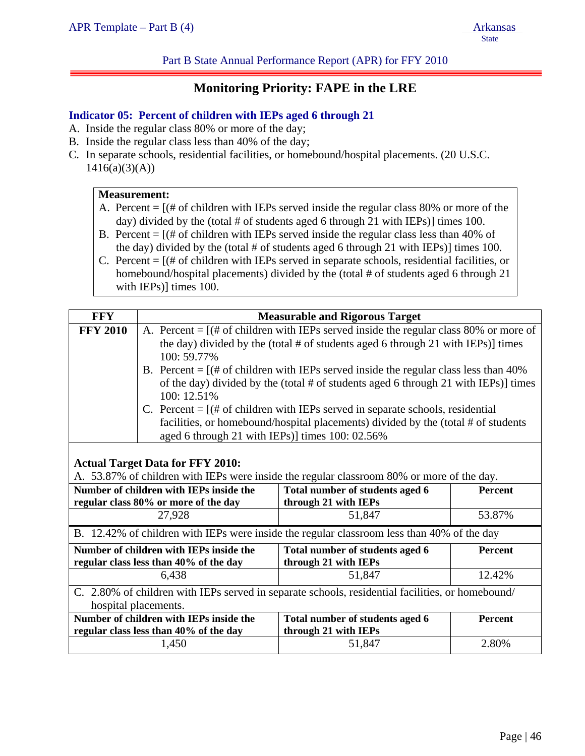Part B State Annual Performance Report (APR) for FFY 2010

## Monitoring Priority: FAPE in the LRE

### Indicator 05: Percent of children with IEPs aged 6 through 21

A. Inside the regular class 80% or more of the day;
B. Inside the regular class less than 40% of the day;
C. In separate schools, residential facilities, or homebound/hospital placements. (20 U.S.C. 1416(a)(3)(A))

**Measurement:**

A. Percent = [(# of children with IEPs served inside the regular class 80% or more of the day) divided by the (total # of students aged 6 through 21 with IEPs)] times 100.
B. Percent = [(# of children with IEPs served inside the regular class less than 40% of the day) divided by the (total # of students aged 6 through 21 with IEPs)] times 100.
C. Percent = [(# of children with IEPs served in separate schools, residential facilities, or homebound/hospital placements) divided by the (total # of students aged 6 through 21 with IEPs)] times 100.

| FFY | Measurable and Rigorous Target |
|---|---|
| **FFY 2010** | A. Percent = [(# of children with IEPs served inside the regular class 80% or more of the day) divided by the (total # of students aged 6 through 21 with IEPs)] times 100: 59.77%<br>B. Percent = [(# of children with IEPs served inside the regular class less than 40% of the day) divided by the (total # of students aged 6 through 21 with IEPs)] times 100: 12.51%<br>C. Percent = [(# of children with IEPs served in separate schools, residential facilities, or homebound/hospital placements) divided by the (total # of students aged 6 through 21 with IEPs)] times 100: 02.56% |

**Actual Target Data for FFY 2010:**

A. 53.87% of children with IEPs were inside the regular classroom 80% or more of the day.

| Number of children with IEPs inside the regular class 80% or more of the day | Total number of students aged 6 through 21 with IEPs | Percent |
|---|---|---|
| 27,928 | 51,847 | 53.87% |

B. 12.42% of children with IEPs were inside the regular classroom less than 40% of the day

| Number of children with IEPs inside the regular class less than 40% of the day | Total number of students aged 6 through 21 with IEPs | Percent |
|---|---|---|
| 6,438 | 51,847 | 12.42% |

C. 2.80% of children with IEPs served in separate schools, residential facilities, or homebound/hospital placements.

| Number of children with IEPs inside the regular class less than 40% of the day | Total number of students aged 6 through 21 with IEPs | Percent |
|---|---|---|
| 1,450 | 51,847 | 2.80% |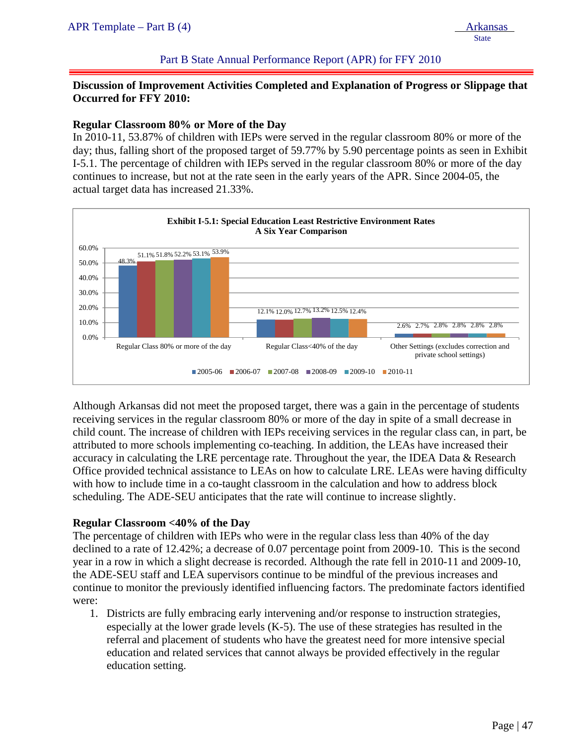## Discussion of Improvement Activities Completed and Explanation of Progress or Slippage that Occurred for FFY 2010:

### Regular Classroom 80% or More of the Day

In 2010-11, 53.87% of children with IEPs were served in the regular classroom 80% or more of the day; thus, falling short of the proposed target of 59.77% by 5.90 percentage points as seen in Exhibit I-5.1. The percentage of children with IEPs served in the regular classroom 80% or more of the day continues to increase, but not at the rate seen in the early years of the APR. Since 2004-05, the actual target data has increased 21.33%.

**Exhibit I-5.1: Special Education Least Restrictive Environment Rates A Six Year Comparison**

| | 2005-06 | 2006-07 | 2007-08 | 2008-09 | 2009-10 | 2010-11 |
|---|---|---|---|---|---|---|
| Regular Class 80% or more of the day | 48.3% | 51.1% | 51.8% | 52.2% | 53.1% | 53.9% |
| Regular Class<40% of the day | 12.1% | 12.0% | 12.7% | 13.2% | 12.5% | 12.4% |
| Other Settings (excludes correction and private school settings) | 2.6% | 2.7% | 2.8% | 2.8% | 2.8% | 2.8% |

Although Arkansas did not meet the proposed target, there was a gain in the percentage of students receiving services in the regular classroom 80% or more of the day in spite of a small decrease in child count. The increase of children with IEPs receiving services in the regular class can, in part, be attributed to more schools implementing co-teaching. In addition, the LEAs have increased their accuracy in calculating the LRE percentage rate. Throughout the year, the IDEA Data & Research Office provided technical assistance to LEAs on how to calculate LRE. LEAs were having difficulty with how to include time in a co-taught classroom in the calculation and how to address block scheduling. The ADE-SEU anticipates that the rate will continue to increase slightly.

### Regular Classroom <40% of the Day

The percentage of children with IEPs who were in the regular class less than 40% of the day declined to a rate of 12.42%; a decrease of 0.07 percentage point from 2009-10. This is the second year in a row in which a slight decrease is recorded. Although the rate fell in 2010-11 and 2009-10, the ADE-SEU staff and LEA supervisors continue to be mindful of the previous increases and continue to monitor the previously identified influencing factors. The predominate factors identified were:

1. Districts are fully embracing early intervening and/or response to instruction strategies, especially at the lower grade levels (K-5). The use of these strategies has resulted in the referral and placement of students who have the greatest need for more intensive special education and related services that cannot always be provided effectively in the regular education setting.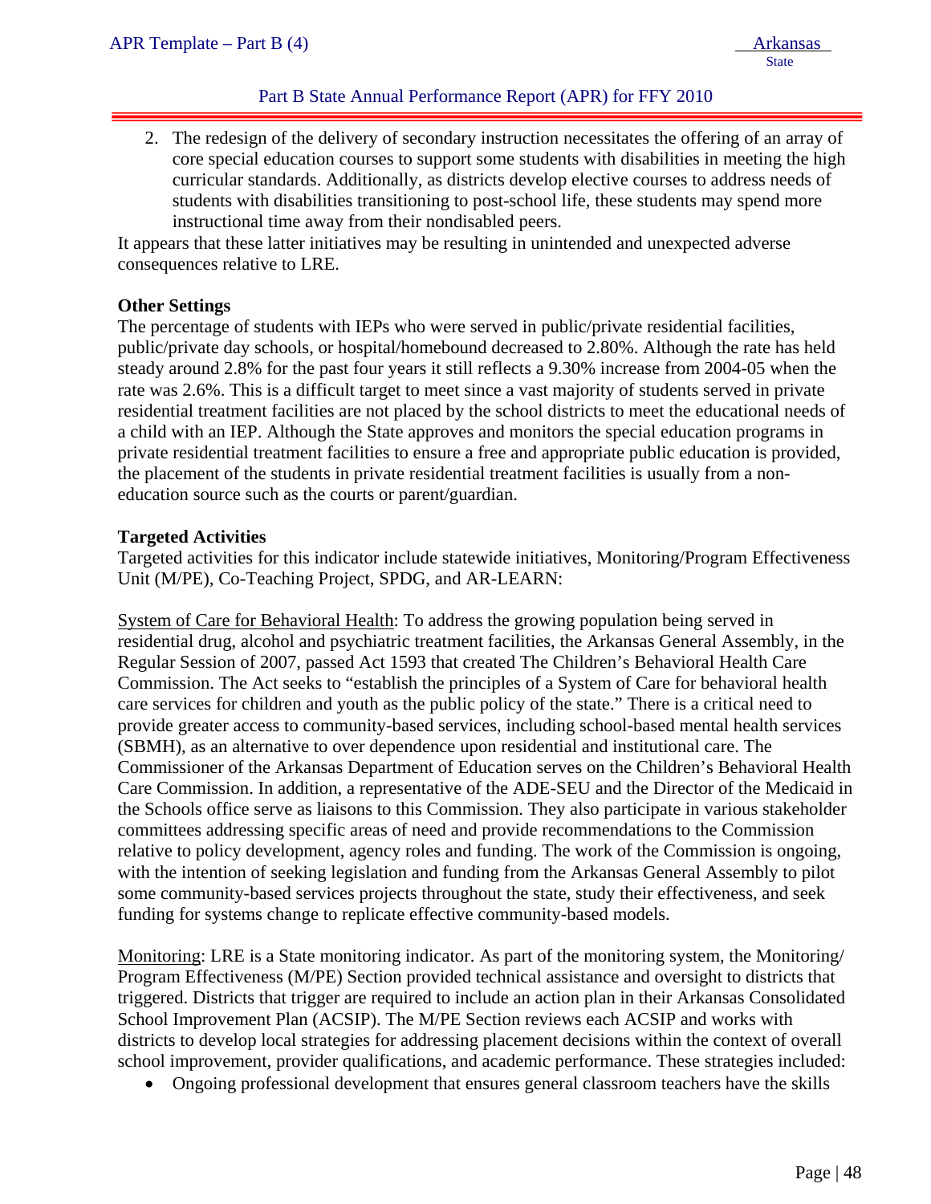2. The redesign of the delivery of secondary instruction necessitates the offering of an array of core special education courses to support some students with disabilities in meeting the high curricular standards. Additionally, as districts develop elective courses to address needs of students with disabilities transitioning to post-school life, these students may spend more instructional time away from their nondisabled peers.

It appears that these latter initiatives may be resulting in unintended and unexpected adverse consequences relative to LRE.

**Other Settings**

The percentage of students with IEPs who were served in public/private residential facilities, public/private day schools, or hospital/homebound decreased to 2.80%. Although the rate has held steady around 2.8% for the past four years it still reflects a 9.30% increase from 2004-05 when the rate was 2.6%. This is a difficult target to meet since a vast majority of students served in private residential treatment facilities are not placed by the school districts to meet the educational needs of a child with an IEP. Although the State approves and monitors the special education programs in private residential treatment facilities to ensure a free and appropriate public education is provided, the placement of the students in private residential treatment facilities is usually from a non-education source such as the courts or parent/guardian.

**Targeted Activities**

Targeted activities for this indicator include statewide initiatives, Monitoring/Program Effectiveness Unit (M/PE), Co-Teaching Project, SPDG, and AR-LEARN:

System of Care for Behavioral Health: To address the growing population being served in residential drug, alcohol and psychiatric treatment facilities, the Arkansas General Assembly, in the Regular Session of 2007, passed Act 1593 that created The Children's Behavioral Health Care Commission. The Act seeks to "establish the principles of a System of Care for behavioral health care services for children and youth as the public policy of the state." There is a critical need to provide greater access to community-based services, including school-based mental health services (SBMH), as an alternative to over dependence upon residential and institutional care. The Commissioner of the Arkansas Department of Education serves on the Children's Behavioral Health Care Commission. In addition, a representative of the ADE-SEU and the Director of the Medicaid in the Schools office serve as liaisons to this Commission. They also participate in various stakeholder committees addressing specific areas of need and provide recommendations to the Commission relative to policy development, agency roles and funding. The work of the Commission is ongoing, with the intention of seeking legislation and funding from the Arkansas General Assembly to pilot some community-based services projects throughout the state, study their effectiveness, and seek funding for systems change to replicate effective community-based models.

Monitoring: LRE is a State monitoring indicator. As part of the monitoring system, the Monitoring/ Program Effectiveness (M/PE) Section provided technical assistance and oversight to districts that triggered. Districts that trigger are required to include an action plan in their Arkansas Consolidated School Improvement Plan (ACSIP). The M/PE Section reviews each ACSIP and works with districts to develop local strategies for addressing placement decisions within the context of overall school improvement, provider qualifications, and academic performance. These strategies included:

- Ongoing professional development that ensures general classroom teachers have the skills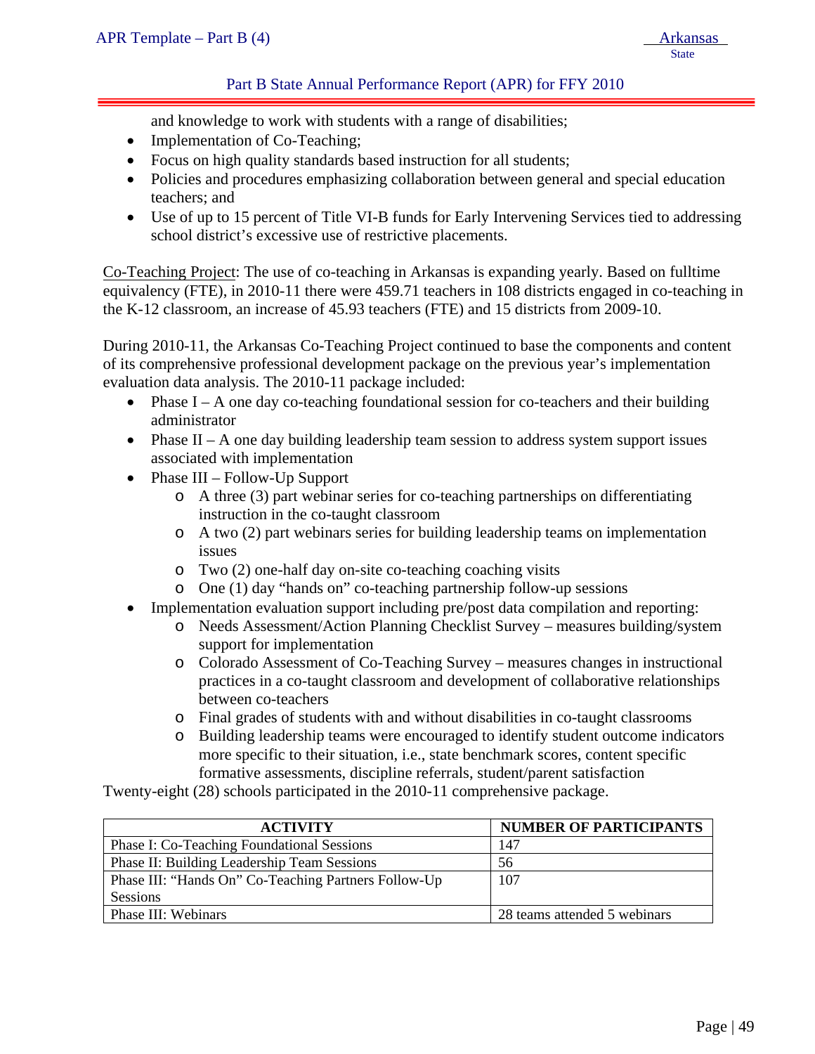and knowledge to work with students with a range of disabilities;
- Implementation of Co-Teaching;
- Focus on high quality standards based instruction for all students;
- Policies and procedures emphasizing collaboration between general and special education teachers; and
- Use of up to 15 percent of Title VI-B funds for Early Intervening Services tied to addressing school district's excessive use of restrictive placements.

<u>Co-Teaching Project</u>: The use of co-teaching in Arkansas is expanding yearly. Based on fulltime equivalency (FTE), in 2010-11 there were 459.71 teachers in 108 districts engaged in co-teaching in the K-12 classroom, an increase of 45.93 teachers (FTE) and 15 districts from 2009-10.

During 2010-11, the Arkansas Co-Teaching Project continued to base the components and content of its comprehensive professional development package on the previous year's implementation evaluation data analysis. The 2010-11 package included:

- Phase I – A one day co-teaching foundational session for co-teachers and their building administrator
- Phase II – A one day building leadership team session to address system support issues associated with implementation
- Phase III – Follow-Up Support
  - A three (3) part webinar series for co-teaching partnerships on differentiating instruction in the co-taught classroom
  - A two (2) part webinars series for building leadership teams on implementation issues
  - Two (2) one-half day on-site co-teaching coaching visits
  - One (1) day "hands on" co-teaching partnership follow-up sessions
- Implementation evaluation support including pre/post data compilation and reporting:
  - Needs Assessment/Action Planning Checklist Survey – measures building/system support for implementation
  - Colorado Assessment of Co-Teaching Survey – measures changes in instructional practices in a co-taught classroom and development of collaborative relationships between co-teachers
  - Final grades of students with and without disabilities in co-taught classrooms
  - Building leadership teams were encouraged to identify student outcome indicators more specific to their situation, i.e., state benchmark scores, content specific formative assessments, discipline referrals, student/parent satisfaction

Twenty-eight (28) schools participated in the 2010-11 comprehensive package.

| ACTIVITY | NUMBER OF PARTICIPANTS |
|---|---|
| Phase I: Co-Teaching Foundational Sessions | 147 |
| Phase II: Building Leadership Team Sessions | 56 |
| Phase III: "Hands On" Co-Teaching Partners Follow-Up Sessions | 107 |
| Phase III: Webinars | 28 teams attended 5 webinars |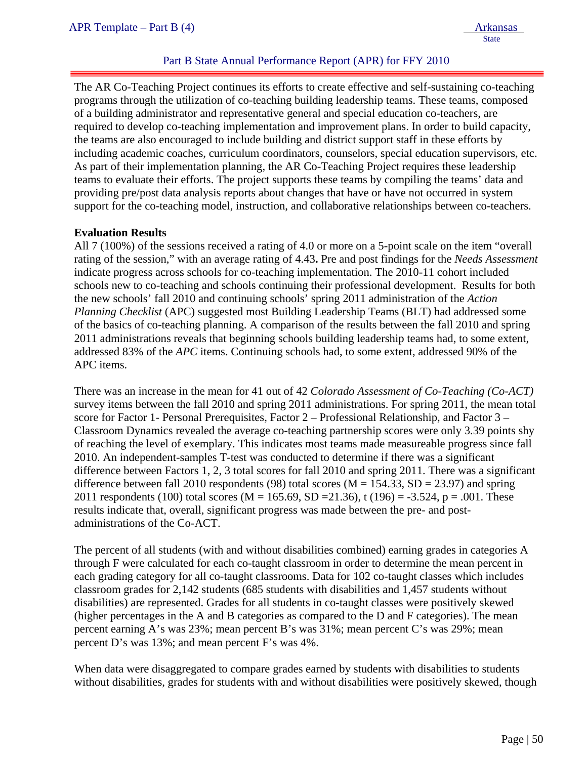The AR Co-Teaching Project continues its efforts to create effective and self-sustaining co-teaching programs through the utilization of co-teaching building leadership teams. These teams, composed of a building administrator and representative general and special education co-teachers, are required to develop co-teaching implementation and improvement plans. In order to build capacity, the teams are also encouraged to include building and district support staff in these efforts by including academic coaches, curriculum coordinators, counselors, special education supervisors, etc. As part of their implementation planning, the AR Co-Teaching Project requires these leadership teams to evaluate their efforts. The project supports these teams by compiling the teams' data and providing pre/post data analysis reports about changes that have or have not occurred in system support for the co-teaching model, instruction, and collaborative relationships between co-teachers.

**Evaluation Results**

All 7 (100%) of the sessions received a rating of 4.0 or more on a 5-point scale on the item "overall rating of the session," with an average rating of 4.43**.** Pre and post findings for the *Needs Assessment* indicate progress across schools for co-teaching implementation. The 2010-11 cohort included schools new to co-teaching and schools continuing their professional development. Results for both the new schools' fall 2010 and continuing schools' spring 2011 administration of the *Action Planning Checklist* (APC) suggested most Building Leadership Teams (BLT) had addressed some of the basics of co-teaching planning. A comparison of the results between the fall 2010 and spring 2011 administrations reveals that beginning schools building leadership teams had, to some extent, addressed 83% of the *APC* items. Continuing schools had, to some extent, addressed 90% of the APC items.

There was an increase in the mean for 41 out of 42 *Colorado Assessment of Co-Teaching (Co-ACT)* survey items between the fall 2010 and spring 2011 administrations. For spring 2011, the mean total score for Factor 1- Personal Prerequisites, Factor 2 – Professional Relationship, and Factor 3 – Classroom Dynamics revealed the average co-teaching partnership scores were only 3.39 points shy of reaching the level of exemplary. This indicates most teams made measureable progress since fall 2010. An independent-samples T-test was conducted to determine if there was a significant difference between Factors 1, 2, 3 total scores for fall 2010 and spring 2011. There was a significant difference between fall 2010 respondents (98) total scores ($M = 154.33$, $SD = 23.97$) and spring 2011 respondents (100) total scores ($M = 165.69$, $SD = 21.36$), $t(196) = -3.524$, $p = .001$. These results indicate that, overall, significant progress was made between the pre- and post-administrations of the Co-ACT.

The percent of all students (with and without disabilities combined) earning grades in categories A through F were calculated for each co-taught classroom in order to determine the mean percent in each grading category for all co-taught classrooms. Data for 102 co-taught classes which includes classroom grades for 2,142 students (685 students with disabilities and 1,457 students without disabilities) are represented. Grades for all students in co-taught classes were positively skewed (higher percentages in the A and B categories as compared to the D and F categories). The mean percent earning A's was 23%; mean percent B's was 31%; mean percent C's was 29%; mean percent D's was 13%; and mean percent F's was 4%.

When data were disaggregated to compare grades earned by students with disabilities to students without disabilities, grades for students with and without disabilities were positively skewed, though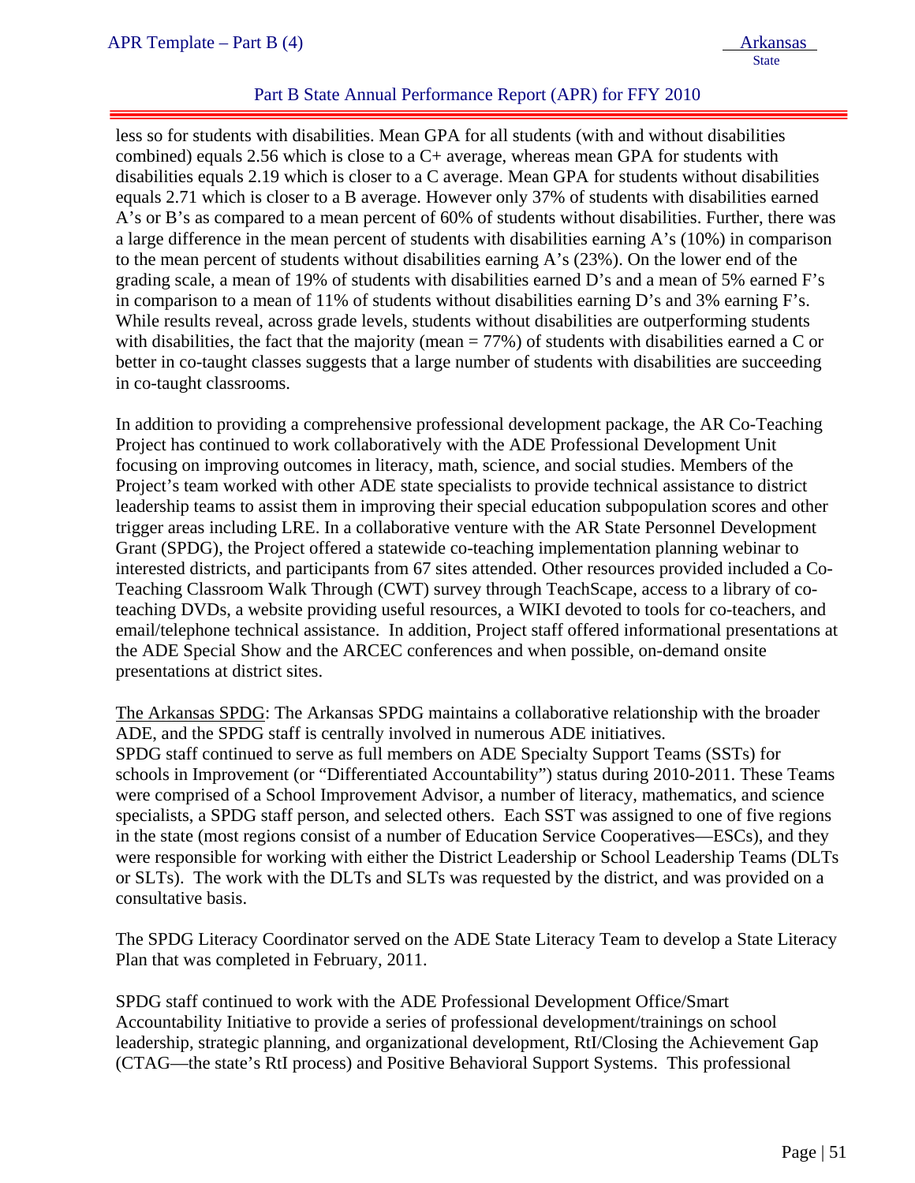less so for students with disabilities. Mean GPA for all students (with and without disabilities combined) equals 2.56 which is close to a C+ average, whereas mean GPA for students with disabilities equals 2.19 which is closer to a C average. Mean GPA for students without disabilities equals 2.71 which is closer to a B average. However only 37% of students with disabilities earned A's or B's as compared to a mean percent of 60% of students without disabilities. Further, there was a large difference in the mean percent of students with disabilities earning A's (10%) in comparison to the mean percent of students without disabilities earning A's (23%). On the lower end of the grading scale, a mean of 19% of students with disabilities earned D's and a mean of 5% earned F's in comparison to a mean of 11% of students without disabilities earning D's and 3% earning F's. While results reveal, across grade levels, students without disabilities are outperforming students with disabilities, the fact that the majority (mean = 77%) of students with disabilities earned a C or better in co-taught classes suggests that a large number of students with disabilities are succeeding in co-taught classrooms.

In addition to providing a comprehensive professional development package, the AR Co-Teaching Project has continued to work collaboratively with the ADE Professional Development Unit focusing on improving outcomes in literacy, math, science, and social studies. Members of the Project's team worked with other ADE state specialists to provide technical assistance to district leadership teams to assist them in improving their special education subpopulation scores and other trigger areas including LRE. In a collaborative venture with the AR State Personnel Development Grant (SPDG), the Project offered a statewide co-teaching implementation planning webinar to interested districts, and participants from 67 sites attended. Other resources provided included a Co-Teaching Classroom Walk Through (CWT) survey through TeachScape, access to a library of co-teaching DVDs, a website providing useful resources, a WIKI devoted to tools for co-teachers, and email/telephone technical assistance. In addition, Project staff offered informational presentations at the ADE Special Show and the ARCEC conferences and when possible, on-demand onsite presentations at district sites.

The Arkansas SPDG: The Arkansas SPDG maintains a collaborative relationship with the broader ADE, and the SPDG staff is centrally involved in numerous ADE initiatives.
SPDG staff continued to serve as full members on ADE Specialty Support Teams (SSTs) for schools in Improvement (or "Differentiated Accountability") status during 2010-2011. These Teams were comprised of a School Improvement Advisor, a number of literacy, mathematics, and science specialists, a SPDG staff person, and selected others. Each SST was assigned to one of five regions in the state (most regions consist of a number of Education Service Cooperatives—ESCs), and they were responsible for working with either the District Leadership or School Leadership Teams (DLTs or SLTs). The work with the DLTs and SLTs was requested by the district, and was provided on a consultative basis.

The SPDG Literacy Coordinator served on the ADE State Literacy Team to develop a State Literacy Plan that was completed in February, 2011.

SPDG staff continued to work with the ADE Professional Development Office/Smart Accountability Initiative to provide a series of professional development/trainings on school leadership, strategic planning, and organizational development, RtI/Closing the Achievement Gap (CTAG—the state's RtI process) and Positive Behavioral Support Systems. This professional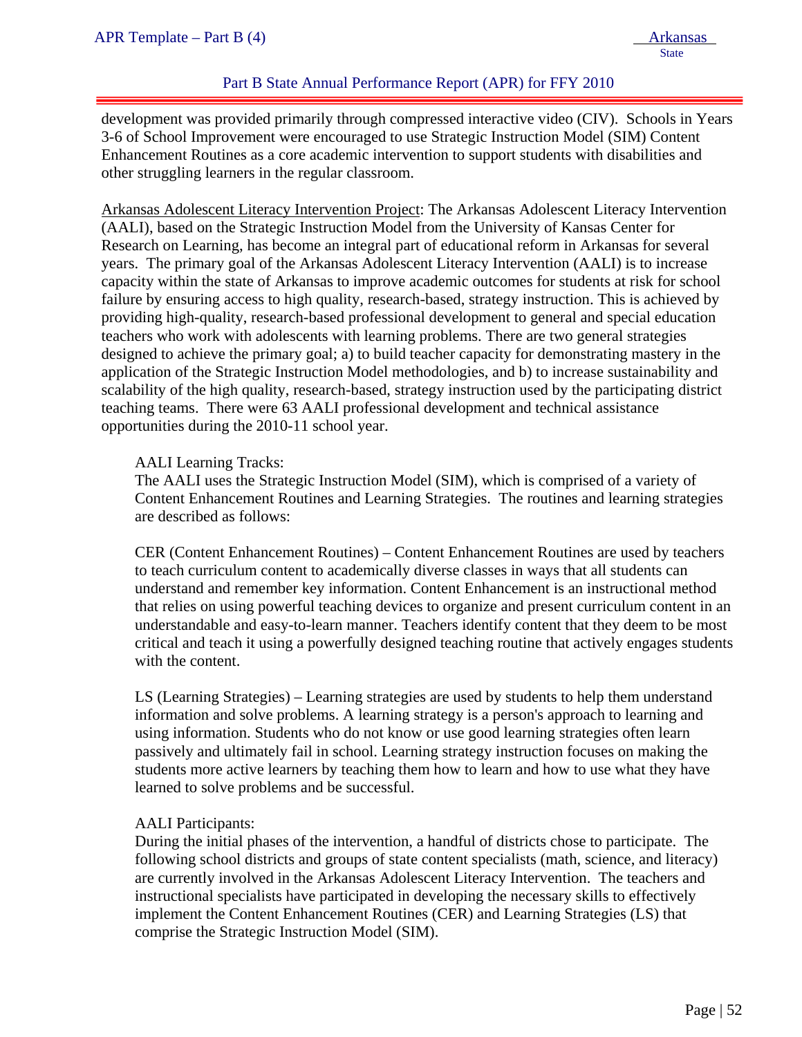development was provided primarily through compressed interactive video (CIV). Schools in Years 3-6 of School Improvement were encouraged to use Strategic Instruction Model (SIM) Content Enhancement Routines as a core academic intervention to support students with disabilities and other struggling learners in the regular classroom.

Arkansas Adolescent Literacy Intervention Project: The Arkansas Adolescent Literacy Intervention (AALI), based on the Strategic Instruction Model from the University of Kansas Center for Research on Learning, has become an integral part of educational reform in Arkansas for several years. The primary goal of the Arkansas Adolescent Literacy Intervention (AALI) is to increase capacity within the state of Arkansas to improve academic outcomes for students at risk for school failure by ensuring access to high quality, research-based, strategy instruction. This is achieved by providing high-quality, research-based professional development to general and special education teachers who work with adolescents with learning problems. There are two general strategies designed to achieve the primary goal; a) to build teacher capacity for demonstrating mastery in the application of the Strategic Instruction Model methodologies, and b) to increase sustainability and scalability of the high quality, research-based, strategy instruction used by the participating district teaching teams. There were 63 AALI professional development and technical assistance opportunities during the 2010-11 school year.

AALI Learning Tracks:
The AALI uses the Strategic Instruction Model (SIM), which is comprised of a variety of Content Enhancement Routines and Learning Strategies. The routines and learning strategies are described as follows:

CER (Content Enhancement Routines) – Content Enhancement Routines are used by teachers to teach curriculum content to academically diverse classes in ways that all students can understand and remember key information. Content Enhancement is an instructional method that relies on using powerful teaching devices to organize and present curriculum content in an understandable and easy-to-learn manner. Teachers identify content that they deem to be most critical and teach it using a powerfully designed teaching routine that actively engages students with the content.

LS (Learning Strategies) – Learning strategies are used by students to help them understand information and solve problems. A learning strategy is a person's approach to learning and using information. Students who do not know or use good learning strategies often learn passively and ultimately fail in school. Learning strategy instruction focuses on making the students more active learners by teaching them how to learn and how to use what they have learned to solve problems and be successful.

AALI Participants:
During the initial phases of the intervention, a handful of districts chose to participate. The following school districts and groups of state content specialists (math, science, and literacy) are currently involved in the Arkansas Adolescent Literacy Intervention. The teachers and instructional specialists have participated in developing the necessary skills to effectively implement the Content Enhancement Routines (CER) and Learning Strategies (LS) that comprise the Strategic Instruction Model (SIM).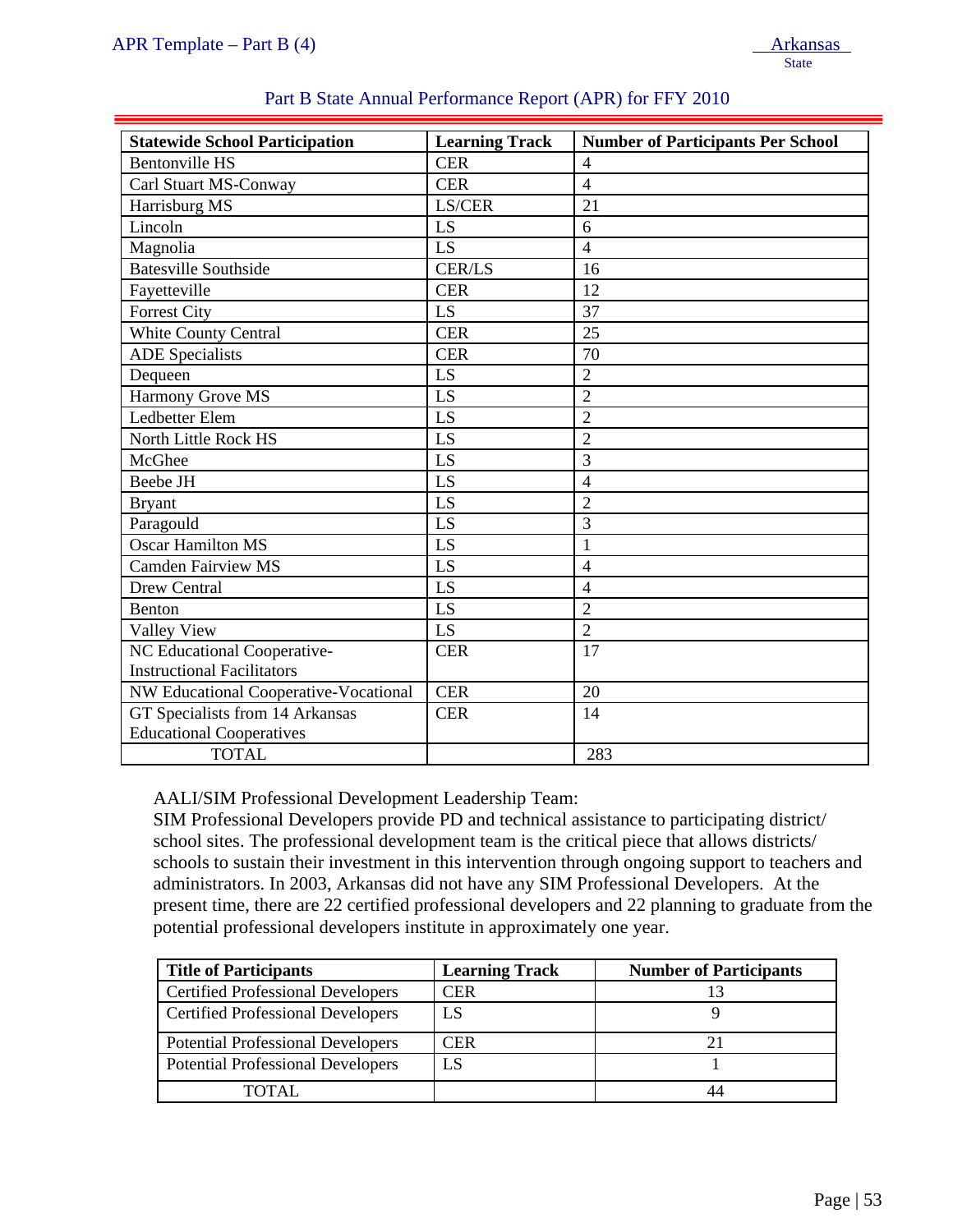| Statewide School Participation | Learning Track | Number of Participants Per School |
|---|---|---|
| Bentonville HS | CER | 4 |
| Carl Stuart MS-Conway | CER | 4 |
| Harrisburg MS | LS/CER | 21 |
| Lincoln | LS | 6 |
| Magnolia | LS | 4 |
| Batesville Southside | CER/LS | 16 |
| Fayetteville | CER | 12 |
| Forrest City | LS | 37 |
| White County Central | CER | 25 |
| ADE Specialists | CER | 70 |
| Dequeen | LS | 2 |
| Harmony Grove MS | LS | 2 |
| Ledbetter Elem | LS | 2 |
| North Little Rock HS | LS | 2 |
| McGhee | LS | 3 |
| Beebe JH | LS | 4 |
| Bryant | LS | 2 |
| Paragould | LS | 3 |
| Oscar Hamilton MS | LS | 1 |
| Camden Fairview MS | LS | 4 |
| Drew Central | LS | 4 |
| Benton | LS | 2 |
| Valley View | LS | 2 |
| NC Educational Cooperative-Instructional Facilitators | CER | 17 |
| NW Educational Cooperative-Vocational | CER | 20 |
| GT Specialists from 14 Arkansas Educational Cooperatives | CER | 14 |
| TOTAL | | 283 |

AALI/SIM Professional Development Leadership Team:
SIM Professional Developers provide PD and technical assistance to participating district/ school sites. The professional development team is the critical piece that allows districts/ schools to sustain their investment in this intervention through ongoing support to teachers and administrators. In 2003, Arkansas did not have any SIM Professional Developers. At the present time, there are 22 certified professional developers and 22 planning to graduate from the potential professional developers institute in approximately one year.

| Title of Participants | Learning Track | Number of Participants |
|---|---|---|
| Certified Professional Developers | CER | 13 |
| Certified Professional Developers | LS | 9 |
| Potential Professional Developers | CER | 21 |
| Potential Professional Developers | LS | 1 |
| TOTAL | | 44 |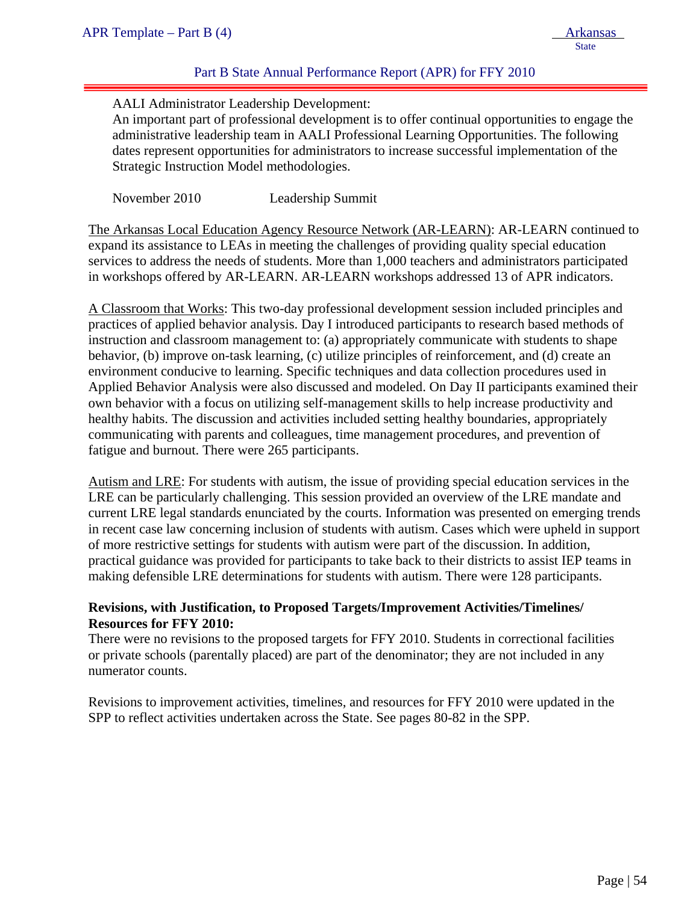AALI Administrator Leadership Development:
An important part of professional development is to offer continual opportunities to engage the administrative leadership team in AALI Professional Learning Opportunities. The following dates represent opportunities for administrators to increase successful implementation of the Strategic Instruction Model methodologies.

November 2010 Leadership Summit

<u>The Arkansas Local Education Agency Resource Network (AR-LEARN)</u>: AR-LEARN continued to expand its assistance to LEAs in meeting the challenges of providing quality special education services to address the needs of students. More than 1,000 teachers and administrators participated in workshops offered by AR-LEARN. AR-LEARN workshops addressed 13 of APR indicators.

<u>A Classroom that Works</u>: This two-day professional development session included principles and practices of applied behavior analysis. Day I introduced participants to research based methods of instruction and classroom management to: (a) appropriately communicate with students to shape behavior, (b) improve on-task learning, (c) utilize principles of reinforcement, and (d) create an environment conducive to learning. Specific techniques and data collection procedures used in Applied Behavior Analysis were also discussed and modeled. On Day II participants examined their own behavior with a focus on utilizing self-management skills to help increase productivity and healthy habits. The discussion and activities included setting healthy boundaries, appropriately communicating with parents and colleagues, time management procedures, and prevention of fatigue and burnout. There were 265 participants.

<u>Autism and LRE</u>: For students with autism, the issue of providing special education services in the LRE can be particularly challenging. This session provided an overview of the LRE mandate and current LRE legal standards enunciated by the courts. Information was presented on emerging trends in recent case law concerning inclusion of students with autism. Cases which were upheld in support of more restrictive settings for students with autism were part of the discussion. In addition, practical guidance was provided for participants to take back to their districts to assist IEP teams in making defensible LRE determinations for students with autism. There were 128 participants.

**Revisions, with Justification, to Proposed Targets/Improvement Activities/Timelines/ Resources for FFY 2010:**
There were no revisions to the proposed targets for FFY 2010. Students in correctional facilities or private schools (parentally placed) are part of the denominator; they are not included in any numerator counts.

Revisions to improvement activities, timelines, and resources for FFY 2010 were updated in the SPP to reflect activities undertaken across the State. See pages 80-82 in the SPP.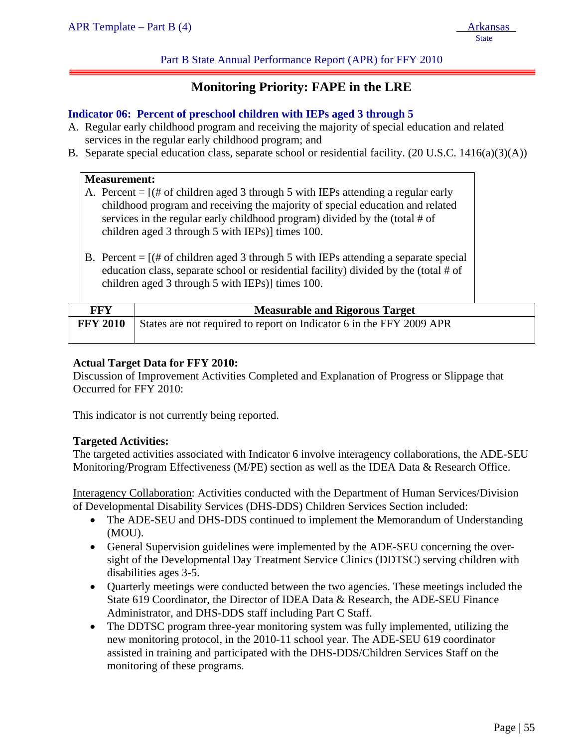Part B State Annual Performance Report (APR) for FFY 2010

## Monitoring Priority: FAPE in the LRE

### Indicator 06: Percent of preschool children with IEPs aged 3 through 5

A. Regular early childhood program and receiving the majority of special education and related services in the regular early childhood program; and

B. Separate special education class, separate school or residential facility. (20 U.S.C. 1416(a)(3)(A))

**Measurement:**

A. Percent = [(# of children aged 3 through 5 with IEPs attending a regular early childhood program and receiving the majority of special education and related services in the regular early childhood program) divided by the (total # of children aged 3 through 5 with IEPs)] times 100.

B. Percent = [(# of children aged 3 through 5 with IEPs attending a separate special education class, separate school or residential facility) divided by the (total # of children aged 3 through 5 with IEPs)] times 100.

| FFY | Measurable and Rigorous Target |
|---|---|
| **FFY 2010** | States are not required to report on Indicator 6 in the FFY 2009 APR |

**Actual Target Data for FFY 2010:**

Discussion of Improvement Activities Completed and Explanation of Progress or Slippage that Occurred for FFY 2010:

This indicator is not currently being reported.

**Targeted Activities:**

The targeted activities associated with Indicator 6 involve interagency collaborations, the ADE-SEU Monitoring/Program Effectiveness (M/PE) section as well as the IDEA Data & Research Office.

Interagency Collaboration: Activities conducted with the Department of Human Services/Division of Developmental Disability Services (DHS-DDS) Children Services Section included:

- The ADE-SEU and DHS-DDS continued to implement the Memorandum of Understanding (MOU).
- General Supervision guidelines were implemented by the ADE-SEU concerning the over-sight of the Developmental Day Treatment Service Clinics (DDTSC) serving children with disabilities ages 3-5.
- Quarterly meetings were conducted between the two agencies. These meetings included the State 619 Coordinator, the Director of IDEA Data & Research, the ADE-SEU Finance Administrator, and DHS-DDS staff including Part C Staff.
- The DDTSC program three-year monitoring system was fully implemented, utilizing the new monitoring protocol, in the 2010-11 school year. The ADE-SEU 619 coordinator assisted in training and participated with the DHS-DDS/Children Services Staff on the monitoring of these programs.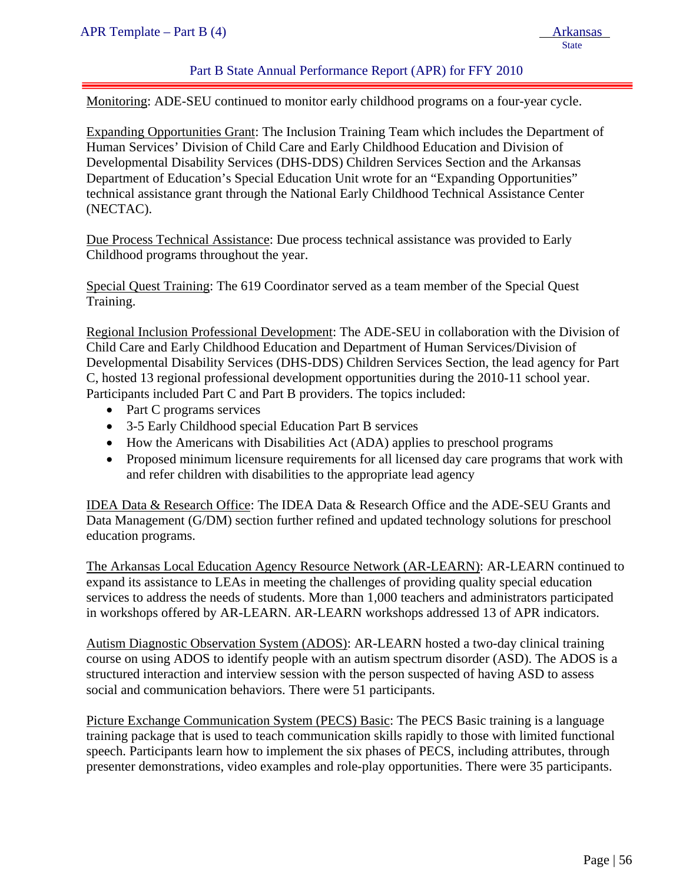Monitoring: ADE-SEU continued to monitor early childhood programs on a four-year cycle.

Expanding Opportunities Grant: The Inclusion Training Team which includes the Department of Human Services' Division of Child Care and Early Childhood Education and Division of Developmental Disability Services (DHS-DDS) Children Services Section and the Arkansas Department of Education's Special Education Unit wrote for an "Expanding Opportunities" technical assistance grant through the National Early Childhood Technical Assistance Center (NECTAC).

Due Process Technical Assistance: Due process technical assistance was provided to Early Childhood programs throughout the year.

Special Quest Training: The 619 Coordinator served as a team member of the Special Quest Training.

Regional Inclusion Professional Development: The ADE-SEU in collaboration with the Division of Child Care and Early Childhood Education and Department of Human Services/Division of Developmental Disability Services (DHS-DDS) Children Services Section, the lead agency for Part C, hosted 13 regional professional development opportunities during the 2010-11 school year. Participants included Part C and Part B providers. The topics included:

- Part C programs services
- 3-5 Early Childhood special Education Part B services
- How the Americans with Disabilities Act (ADA) applies to preschool programs
- Proposed minimum licensure requirements for all licensed day care programs that work with and refer children with disabilities to the appropriate lead agency

IDEA Data & Research Office: The IDEA Data & Research Office and the ADE-SEU Grants and Data Management (G/DM) section further refined and updated technology solutions for preschool education programs.

The Arkansas Local Education Agency Resource Network (AR-LEARN): AR-LEARN continued to expand its assistance to LEAs in meeting the challenges of providing quality special education services to address the needs of students. More than 1,000 teachers and administrators participated in workshops offered by AR-LEARN. AR-LEARN workshops addressed 13 of APR indicators.

Autism Diagnostic Observation System (ADOS): AR-LEARN hosted a two-day clinical training course on using ADOS to identify people with an autism spectrum disorder (ASD). The ADOS is a structured interaction and interview session with the person suspected of having ASD to assess social and communication behaviors. There were 51 participants.

Picture Exchange Communication System (PECS) Basic: The PECS Basic training is a language training package that is used to teach communication skills rapidly to those with limited functional speech. Participants learn how to implement the six phases of PECS, including attributes, through presenter demonstrations, video examples and role-play opportunities. There were 35 participants.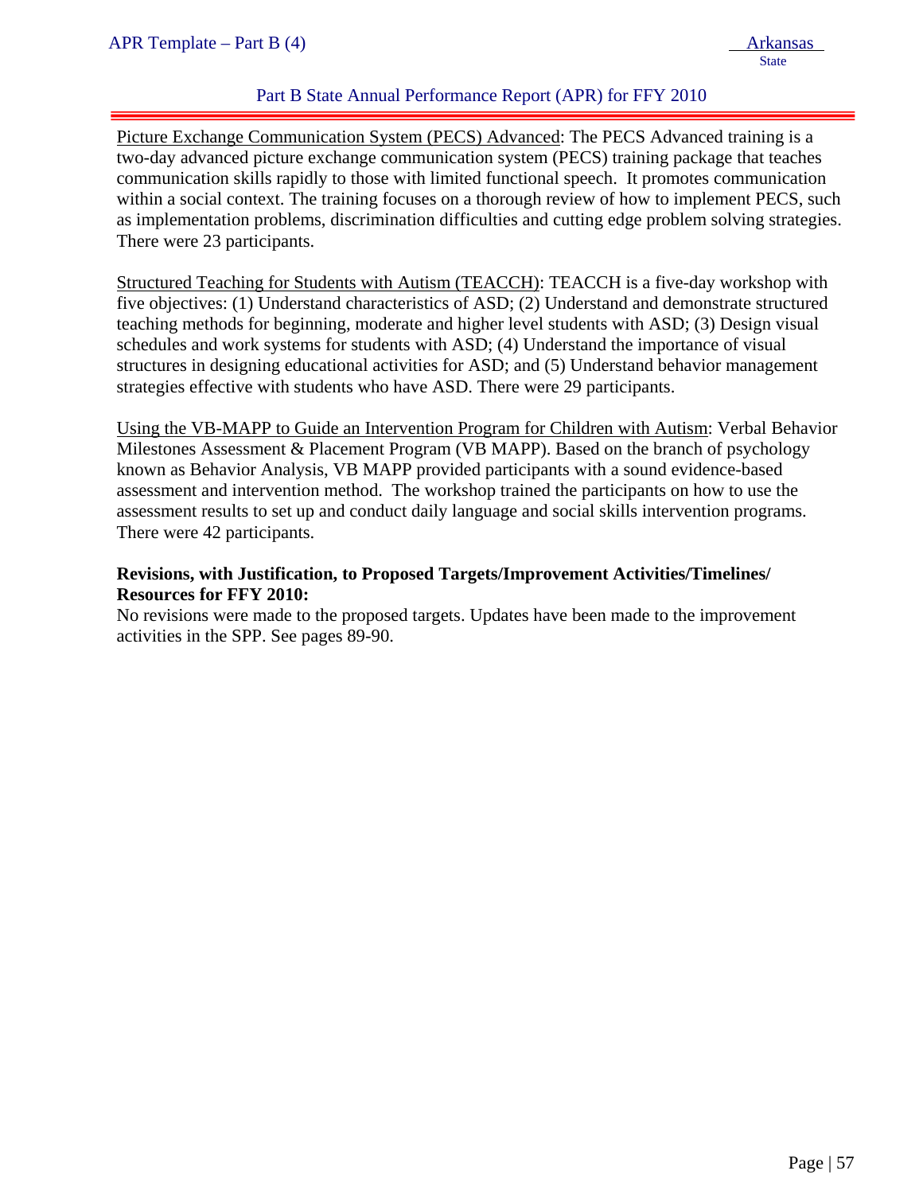Picture Exchange Communication System (PECS) Advanced: The PECS Advanced training is a two-day advanced picture exchange communication system (PECS) training package that teaches communication skills rapidly to those with limited functional speech. It promotes communication within a social context. The training focuses on a thorough review of how to implement PECS, such as implementation problems, discrimination difficulties and cutting edge problem solving strategies. There were 23 participants.

Structured Teaching for Students with Autism (TEACCH): TEACCH is a five-day workshop with five objectives: (1) Understand characteristics of ASD; (2) Understand and demonstrate structured teaching methods for beginning, moderate and higher level students with ASD; (3) Design visual schedules and work systems for students with ASD; (4) Understand the importance of visual structures in designing educational activities for ASD; and (5) Understand behavior management strategies effective with students who have ASD. There were 29 participants.

Using the VB-MAPP to Guide an Intervention Program for Children with Autism: Verbal Behavior Milestones Assessment & Placement Program (VB MAPP). Based on the branch of psychology known as Behavior Analysis, VB MAPP provided participants with a sound evidence-based assessment and intervention method. The workshop trained the participants on how to use the assessment results to set up and conduct daily language and social skills intervention programs. There were 42 participants.

**Revisions, with Justification, to Proposed Targets/Improvement Activities/Timelines/ Resources for FFY 2010:**

No revisions were made to the proposed targets. Updates have been made to the improvement activities in the SPP. See pages 89-90.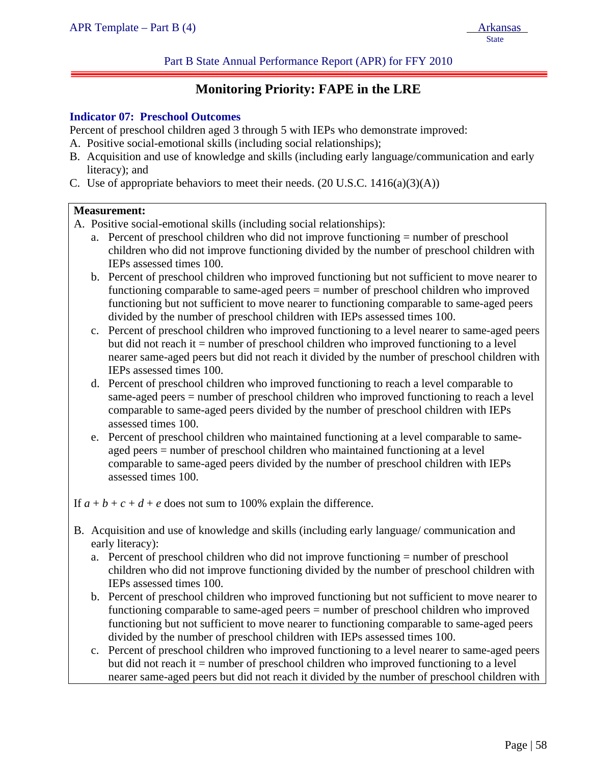Part B State Annual Performance Report (APR) for FFY 2010

## Monitoring Priority: FAPE in the LRE

**Indicator 07: Preschool Outcomes**

Percent of preschool children aged 3 through 5 with IEPs who demonstrate improved:

A. Positive social-emotional skills (including social relationships);
B. Acquisition and use of knowledge and skills (including early language/communication and early literacy); and
C. Use of appropriate behaviors to meet their needs. (20 U.S.C. 1416(a)(3)(A))

**Measurement:**

A. Positive social-emotional skills (including social relationships):
   a. Percent of preschool children who did not improve functioning = number of preschool children who did not improve functioning divided by the number of preschool children with IEPs assessed times 100.
   b. Percent of preschool children who improved functioning but not sufficient to move nearer to functioning comparable to same-aged peers = number of preschool children who improved functioning but not sufficient to move nearer to functioning comparable to same-aged peers divided by the number of preschool children with IEPs assessed times 100.
   c. Percent of preschool children who improved functioning to a level nearer to same-aged peers but did not reach it = number of preschool children who improved functioning to a level nearer same-aged peers but did not reach it divided by the number of preschool children with IEPs assessed times 100.
   d. Percent of preschool children who improved functioning to reach a level comparable to same-aged peers = number of preschool children who improved functioning to reach a level comparable to same-aged peers divided by the number of preschool children with IEPs assessed times 100.
   e. Percent of preschool children who maintained functioning at a level comparable to same-aged peers = number of preschool children who maintained functioning at a level comparable to same-aged peers divided by the number of preschool children with IEPs assessed times 100.

If $a + b + c + d + e$ does not sum to 100% explain the difference.

B. Acquisition and use of knowledge and skills (including early language/ communication and early literacy):
   a. Percent of preschool children who did not improve functioning = number of preschool children who did not improve functioning divided by the number of preschool children with IEPs assessed times 100.
   b. Percent of preschool children who improved functioning but not sufficient to move nearer to functioning comparable to same-aged peers = number of preschool children who improved functioning but not sufficient to move nearer to functioning comparable to same-aged peers divided by the number of preschool children with IEPs assessed times 100.
   c. Percent of preschool children who improved functioning to a level nearer to same-aged peers but did not reach it = number of preschool children who improved functioning to a level nearer same-aged peers but did not reach it divided by the number of preschool children with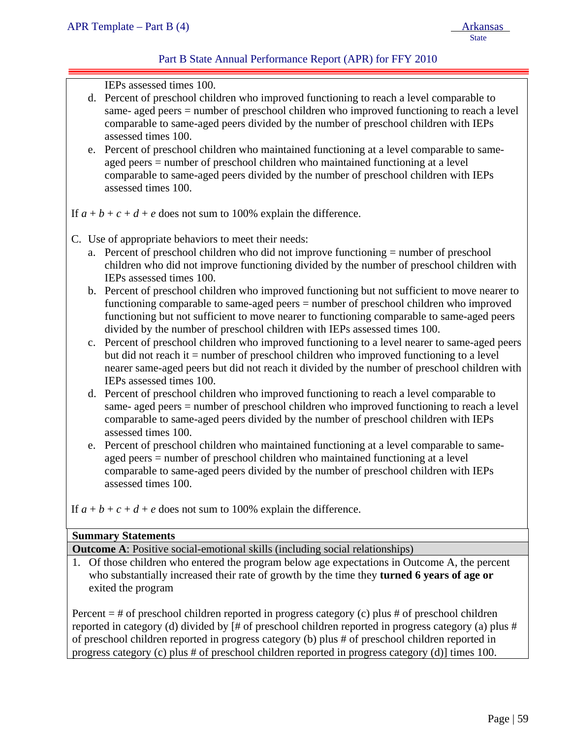IEPs assessed times 100.

d. Percent of preschool children who improved functioning to reach a level comparable to same- aged peers = number of preschool children who improved functioning to reach a level comparable to same-aged peers divided by the number of preschool children with IEPs assessed times 100.

e. Percent of preschool children who maintained functioning at a level comparable to same-aged peers = number of preschool children who maintained functioning at a level comparable to same-aged peers divided by the number of preschool children with IEPs assessed times 100.

If $a + b + c + d + e$ does not sum to 100% explain the difference.

C. Use of appropriate behaviors to meet their needs:

a. Percent of preschool children who did not improve functioning = number of preschool children who did not improve functioning divided by the number of preschool children with IEPs assessed times 100.

b. Percent of preschool children who improved functioning but not sufficient to move nearer to functioning comparable to same-aged peers = number of preschool children who improved functioning but not sufficient to move nearer to functioning comparable to same-aged peers divided by the number of preschool children with IEPs assessed times 100.

c. Percent of preschool children who improved functioning to a level nearer to same-aged peers but did not reach it = number of preschool children who improved functioning to a level nearer same-aged peers but did not reach it divided by the number of preschool children with IEPs assessed times 100.

d. Percent of preschool children who improved functioning to reach a level comparable to same- aged peers = number of preschool children who improved functioning to reach a level comparable to same-aged peers divided by the number of preschool children with IEPs assessed times 100.

e. Percent of preschool children who maintained functioning at a level comparable to same-aged peers = number of preschool children who maintained functioning at a level comparable to same-aged peers divided by the number of preschool children with IEPs assessed times 100.

If $a + b + c + d + e$ does not sum to 100% explain the difference.

**Summary Statements**

**Outcome A**: Positive social-emotional skills (including social relationships)

1. Of those children who entered the program below age expectations in Outcome A, the percent who substantially increased their rate of growth by the time they **turned 6 years of age or** exited the program

Percent = # of preschool children reported in progress category (c) plus # of preschool children reported in category (d) divided by [# of preschool children reported in progress category (a) plus # of preschool children reported in progress category (b) plus # of preschool children reported in progress category (c) plus # of preschool children reported in progress category (d)] times 100.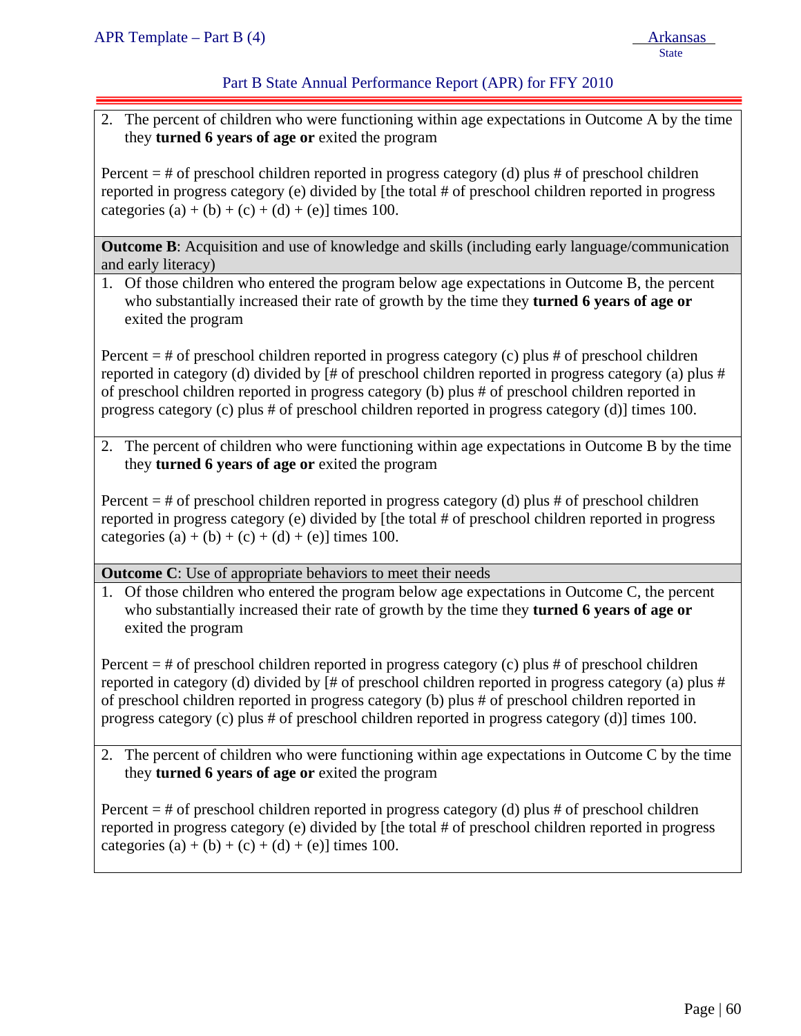2. The percent of children who were functioning within age expectations in Outcome A by the time they **turned 6 years of age or** exited the program

Percent = # of preschool children reported in progress category (d) plus # of preschool children reported in progress category (e) divided by [the total # of preschool children reported in progress categories (a) + (b) + (c) + (d) + (e)] times 100.

**Outcome B**: Acquisition and use of knowledge and skills (including early language/communication and early literacy)

1. Of those children who entered the program below age expectations in Outcome B, the percent who substantially increased their rate of growth by the time they **turned 6 years of age or** exited the program

Percent = # of preschool children reported in progress category (c) plus # of preschool children reported in category (d) divided by [# of preschool children reported in progress category (a) plus # of preschool children reported in progress category (b) plus # of preschool children reported in progress category (c) plus # of preschool children reported in progress category (d)] times 100.

2. The percent of children who were functioning within age expectations in Outcome B by the time they **turned 6 years of age or** exited the program

Percent = # of preschool children reported in progress category (d) plus # of preschool children reported in progress category (e) divided by [the total # of preschool children reported in progress categories (a) + (b) + (c) + (d) + (e)] times 100.

**Outcome C**: Use of appropriate behaviors to meet their needs

1. Of those children who entered the program below age expectations in Outcome C, the percent who substantially increased their rate of growth by the time they **turned 6 years of age or** exited the program

Percent = # of preschool children reported in progress category (c) plus # of preschool children reported in category (d) divided by [# of preschool children reported in progress category (a) plus # of preschool children reported in progress category (b) plus # of preschool children reported in progress category (c) plus # of preschool children reported in progress category (d)] times 100.

2. The percent of children who were functioning within age expectations in Outcome C by the time they **turned 6 years of age or** exited the program

Percent = # of preschool children reported in progress category (d) plus # of preschool children reported in progress category (e) divided by [the total # of preschool children reported in progress categories (a) + (b) + (c) + (d) + (e)] times 100.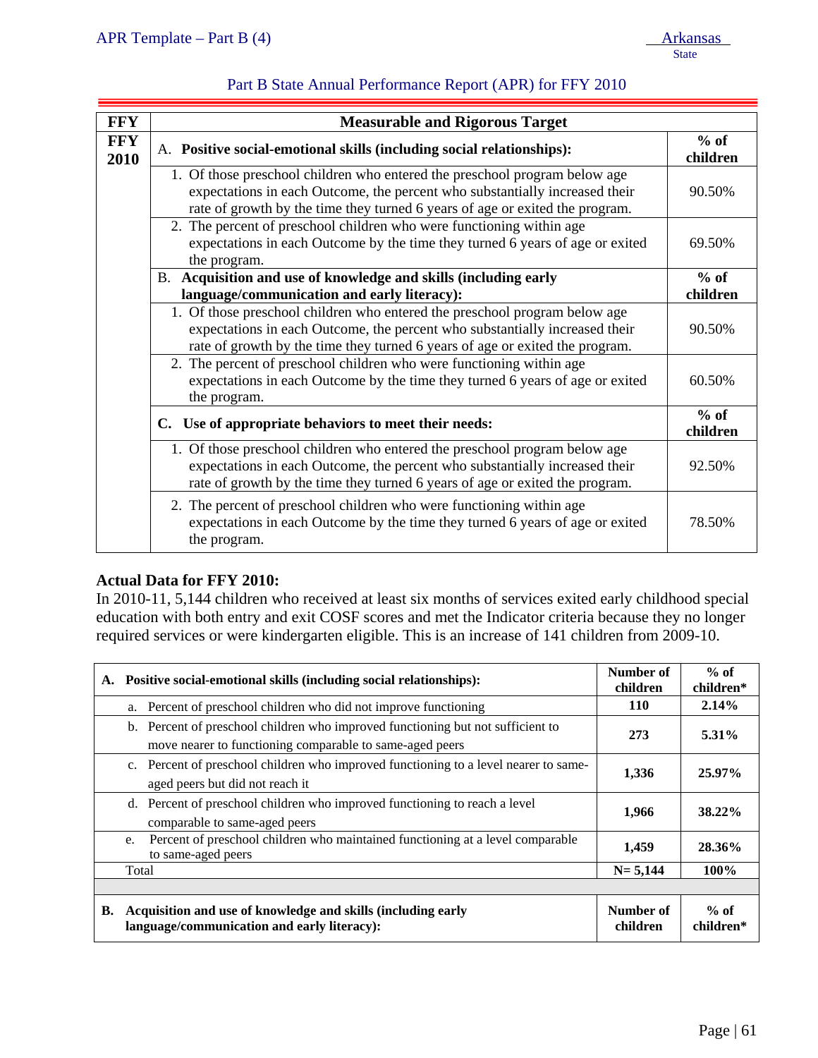## Part B State Annual Performance Report (APR) for FFY 2010

| FFY | Measurable and Rigorous Target | |
|---|---|---|
| FFY 2010 | A. **Positive social-emotional skills (including social relationships):** | **% of children** |
| | 1. Of those preschool children who entered the preschool program below age expectations in each Outcome, the percent who substantially increased their rate of growth by the time they turned 6 years of age or exited the program. | 90.50% |
| | 2. The percent of preschool children who were functioning within age expectations in each Outcome by the time they turned 6 years of age or exited the program. | 69.50% |
| | B. **Acquisition and use of knowledge and skills (including early language/communication and early literacy):** | **% of children** |
| | 1. Of those preschool children who entered the preschool program below age expectations in each Outcome, the percent who substantially increased their rate of growth by the time they turned 6 years of age or exited the program. | 90.50% |
| | 2. The percent of preschool children who were functioning within age expectations in each Outcome by the time they turned 6 years of age or exited the program. | 60.50% |
| | **C. Use of appropriate behaviors to meet their needs:** | **% of children** |
| | 1. Of those preschool children who entered the preschool program below age expectations in each Outcome, the percent who substantially increased their rate of growth by the time they turned 6 years of age or exited the program. | 92.50% |
| | 2. The percent of preschool children who were functioning within age expectations in each Outcome by the time they turned 6 years of age or exited the program. | 78.50% |

**Actual Data for FFY 2010:**

In 2010-11, 5,144 children who received at least six months of services exited early childhood special education with both entry and exit COSF scores and met the Indicator criteria because they no longer required services or were kindergarten eligible. This is an increase of 141 children from 2009-10.

| **A. Positive social-emotional skills (including social relationships):** | **Number of children** | **% of children*** |
|---|---|---|
| a. Percent of preschool children who did not improve functioning | **110** | **2.14%** |
| b. Percent of preschool children who improved functioning but not sufficient to move nearer to functioning comparable to same-aged peers | **273** | **5.31%** |
| c. Percent of preschool children who improved functioning to a level nearer to same-aged peers but did not reach it | **1,336** | **25.97%** |
| d. Percent of preschool children who improved functioning to reach a level comparable to same-aged peers | **1,966** | **38.22%** |
| e. Percent of preschool children who maintained functioning at a level comparable to same-aged peers | **1,459** | **28.36%** |
| Total | **N= 5,144** | **100%** |
| | | |
| **B. Acquisition and use of knowledge and skills (including early language/communication and early literacy):** | **Number of children** | **% of children*** |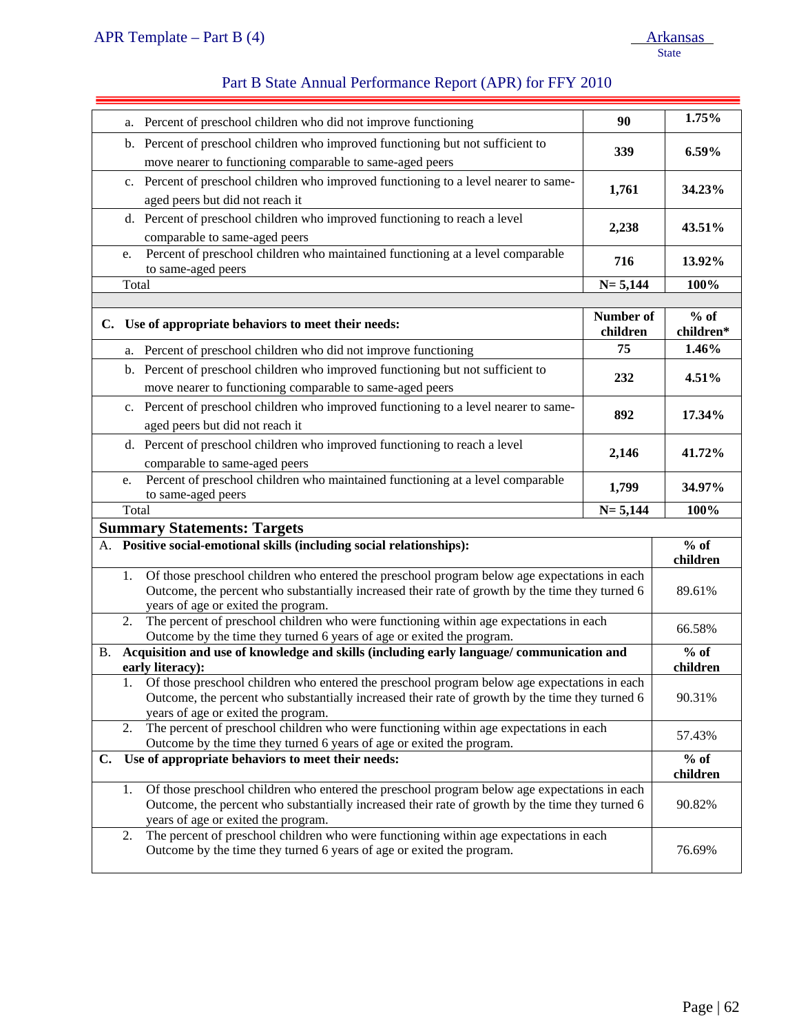| | | |
|---|---|---|
| a. Percent of preschool children who did not improve functioning | **90** | **1.75%** |
| b. Percent of preschool children who improved functioning but not sufficient to move nearer to functioning comparable to same-aged peers | **339** | **6.59%** |
| c. Percent of preschool children who improved functioning to a level nearer to same-aged peers but did not reach it | **1,761** | **34.23%** |
| d. Percent of preschool children who improved functioning to reach a level comparable to same-aged peers | **2,238** | **43.51%** |
| e. Percent of preschool children who maintained functioning at a level comparable to same-aged peers | **716** | **13.92%** |
| Total | **N= 5,144** | **100%** |

| **C. Use of appropriate behaviors to meet their needs:** | **Number of children** | **% of children*** |
|---|---|---|
| a. Percent of preschool children who did not improve functioning | **75** | **1.46%** |
| b. Percent of preschool children who improved functioning but not sufficient to move nearer to functioning comparable to same-aged peers | **232** | **4.51%** |
| c. Percent of preschool children who improved functioning to a level nearer to same-aged peers but did not reach it | **892** | **17.34%** |
| d. Percent of preschool children who improved functioning to reach a level comparable to same-aged peers | **2,146** | **41.72%** |
| e. Percent of preschool children who maintained functioning at a level comparable to same-aged peers | **1,799** | **34.97%** |
| Total | **N= 5,144** | **100%** |

## Summary Statements: Targets

| A. **Positive social-emotional skills (including social relationships):** | **% of children** |
|---|---|
| 1. Of those preschool children who entered the preschool program below age expectations in each Outcome, the percent who substantially increased their rate of growth by the time they turned 6 years of age or exited the program. | 89.61% |
| 2. The percent of preschool children who were functioning within age expectations in each Outcome by the time they turned 6 years of age or exited the program. | 66.58% |
| B. **Acquisition and use of knowledge and skills (including early language/ communication and early literacy):** | **% of children** |
| 1. Of those preschool children who entered the preschool program below age expectations in each Outcome, the percent who substantially increased their rate of growth by the time they turned 6 years of age or exited the program. | 90.31% |
| 2. The percent of preschool children who were functioning within age expectations in each Outcome by the time they turned 6 years of age or exited the program. | 57.43% |
| **C. Use of appropriate behaviors to meet their needs:** | **% of children** |
| 1. Of those preschool children who entered the preschool program below age expectations in each Outcome, the percent who substantially increased their rate of growth by the time they turned 6 years of age or exited the program. | 90.82% |
| 2. The percent of preschool children who were functioning within age expectations in each Outcome by the time they turned 6 years of age or exited the program. | 76.69% |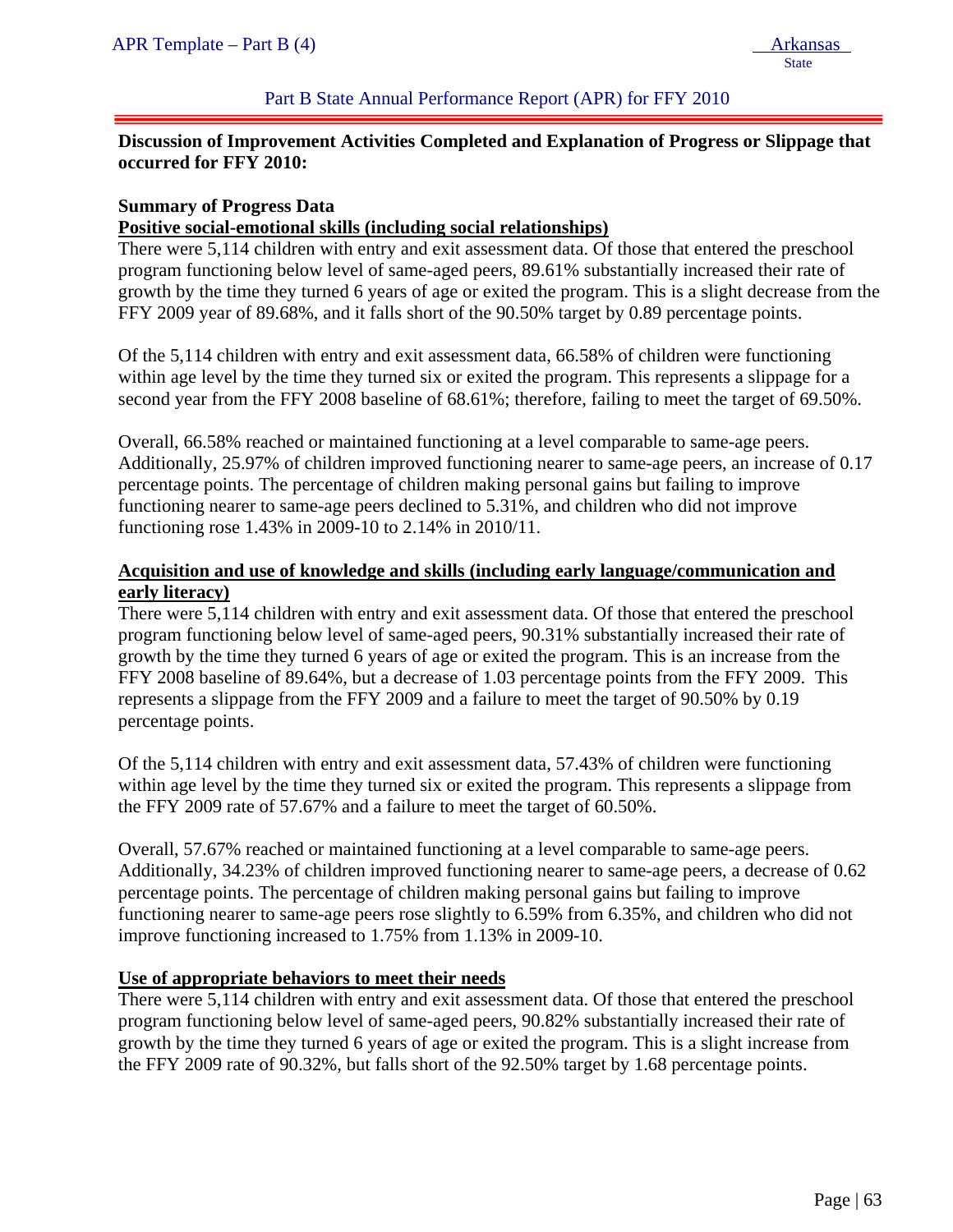**Discussion of Improvement Activities Completed and Explanation of Progress or Slippage that occurred for FFY 2010:**

**Summary of Progress Data**

**Positive social-emotional skills (including social relationships)**

There were 5,114 children with entry and exit assessment data. Of those that entered the preschool program functioning below level of same-aged peers, 89.61% substantially increased their rate of growth by the time they turned 6 years of age or exited the program. This is a slight decrease from the FFY 2009 year of 89.68%, and it falls short of the 90.50% target by 0.89 percentage points.

Of the 5,114 children with entry and exit assessment data, 66.58% of children were functioning within age level by the time they turned six or exited the program. This represents a slippage for a second year from the FFY 2008 baseline of 68.61%; therefore, failing to meet the target of 69.50%.

Overall, 66.58% reached or maintained functioning at a level comparable to same-age peers. Additionally, 25.97% of children improved functioning nearer to same-age peers, an increase of 0.17 percentage points. The percentage of children making personal gains but failing to improve functioning nearer to same-age peers declined to 5.31%, and children who did not improve functioning rose 1.43% in 2009-10 to 2.14% in 2010/11.

**Acquisition and use of knowledge and skills (including early language/communication and early literacy)**

There were 5,114 children with entry and exit assessment data. Of those that entered the preschool program functioning below level of same-aged peers, 90.31% substantially increased their rate of growth by the time they turned 6 years of age or exited the program. This is an increase from the FFY 2008 baseline of 89.64%, but a decrease of 1.03 percentage points from the FFY 2009. This represents a slippage from the FFY 2009 and a failure to meet the target of 90.50% by 0.19 percentage points.

Of the 5,114 children with entry and exit assessment data, 57.43% of children were functioning within age level by the time they turned six or exited the program. This represents a slippage from the FFY 2009 rate of 57.67% and a failure to meet the target of 60.50%.

Overall, 57.67% reached or maintained functioning at a level comparable to same-age peers. Additionally, 34.23% of children improved functioning nearer to same-age peers, a decrease of 0.62 percentage points. The percentage of children making personal gains but failing to improve functioning nearer to same-age peers rose slightly to 6.59% from 6.35%, and children who did not improve functioning increased to 1.75% from 1.13% in 2009-10.

**Use of appropriate behaviors to meet their needs**

There were 5,114 children with entry and exit assessment data. Of those that entered the preschool program functioning below level of same-aged peers, 90.82% substantially increased their rate of growth by the time they turned 6 years of age or exited the program. This is a slight increase from the FFY 2009 rate of 90.32%, but falls short of the 92.50% target by 1.68 percentage points.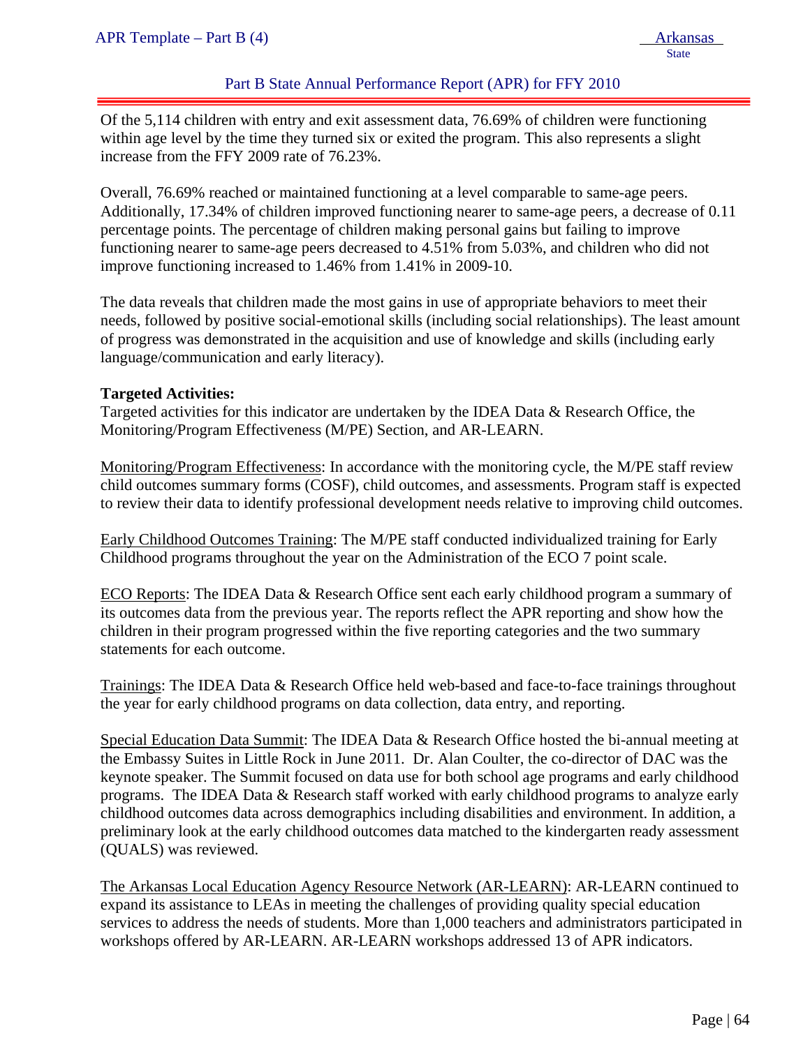Of the 5,114 children with entry and exit assessment data, 76.69% of children were functioning within age level by the time they turned six or exited the program. This also represents a slight increase from the FFY 2009 rate of 76.23%.

Overall, 76.69% reached or maintained functioning at a level comparable to same-age peers. Additionally, 17.34% of children improved functioning nearer to same-age peers, a decrease of 0.11 percentage points. The percentage of children making personal gains but failing to improve functioning nearer to same-age peers decreased to 4.51% from 5.03%, and children who did not improve functioning increased to 1.46% from 1.41% in 2009-10.

The data reveals that children made the most gains in use of appropriate behaviors to meet their needs, followed by positive social-emotional skills (including social relationships). The least amount of progress was demonstrated in the acquisition and use of knowledge and skills (including early language/communication and early literacy).

**Targeted Activities:**
Targeted activities for this indicator are undertaken by the IDEA Data & Research Office, the Monitoring/Program Effectiveness (M/PE) Section, and AR-LEARN.

Monitoring/Program Effectiveness: In accordance with the monitoring cycle, the M/PE staff review child outcomes summary forms (COSF), child outcomes, and assessments. Program staff is expected to review their data to identify professional development needs relative to improving child outcomes.

Early Childhood Outcomes Training: The M/PE staff conducted individualized training for Early Childhood programs throughout the year on the Administration of the ECO 7 point scale.

ECO Reports: The IDEA Data & Research Office sent each early childhood program a summary of its outcomes data from the previous year. The reports reflect the APR reporting and show how the children in their program progressed within the five reporting categories and the two summary statements for each outcome.

Trainings: The IDEA Data & Research Office held web-based and face-to-face trainings throughout the year for early childhood programs on data collection, data entry, and reporting.

Special Education Data Summit: The IDEA Data & Research Office hosted the bi-annual meeting at the Embassy Suites in Little Rock in June 2011. Dr. Alan Coulter, the co-director of DAC was the keynote speaker. The Summit focused on data use for both school age programs and early childhood programs. The IDEA Data & Research staff worked with early childhood programs to analyze early childhood outcomes data across demographics including disabilities and environment. In addition, a preliminary look at the early childhood outcomes data matched to the kindergarten ready assessment (QUALS) was reviewed.

The Arkansas Local Education Agency Resource Network (AR-LEARN): AR-LEARN continued to expand its assistance to LEAs in meeting the challenges of providing quality special education services to address the needs of students. More than 1,000 teachers and administrators participated in workshops offered by AR-LEARN. AR-LEARN workshops addressed 13 of APR indicators.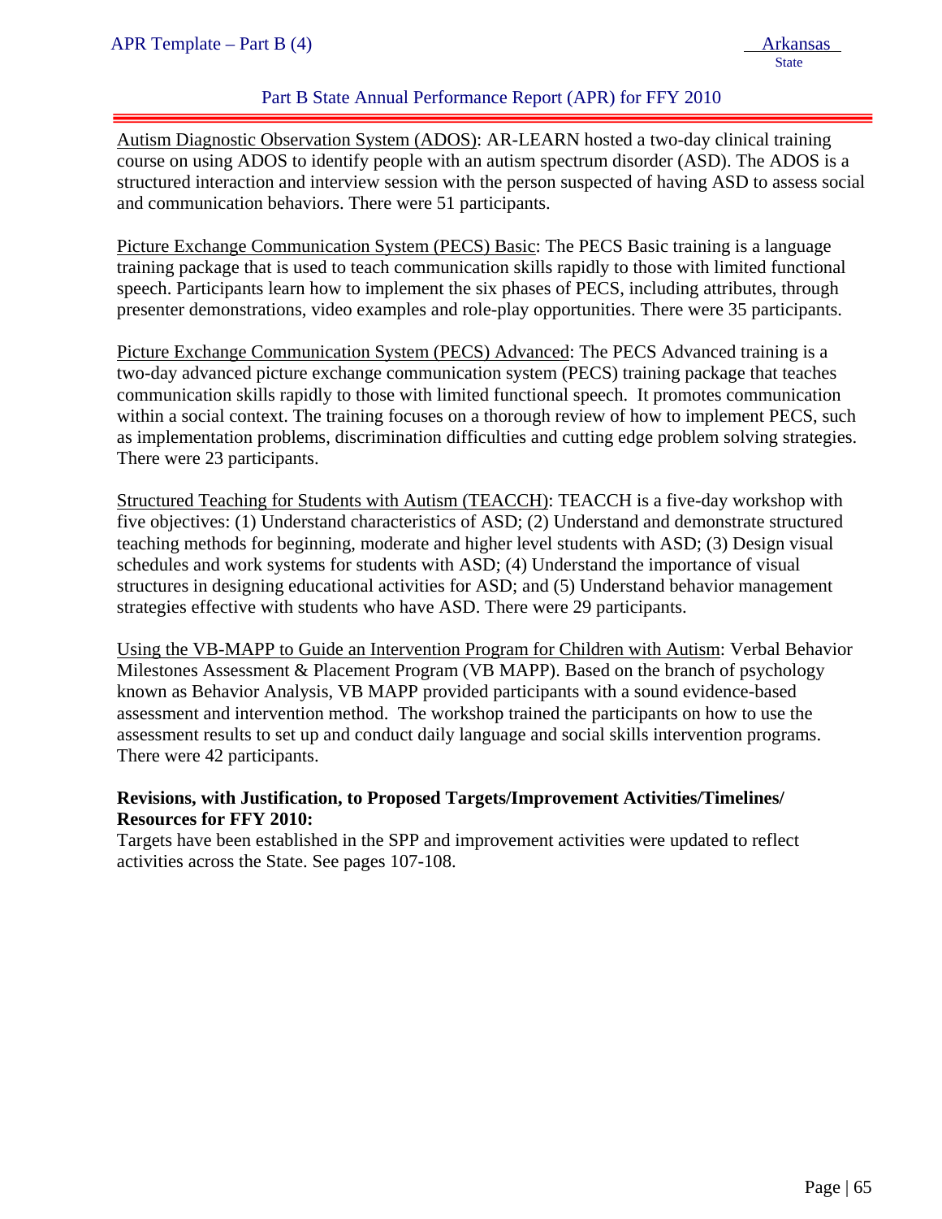<u>Autism Diagnostic Observation System (ADOS)</u>: AR-LEARN hosted a two-day clinical training course on using ADOS to identify people with an autism spectrum disorder (ASD). The ADOS is a structured interaction and interview session with the person suspected of having ASD to assess social and communication behaviors. There were 51 participants.

<u>Picture Exchange Communication System (PECS) Basic</u>: The PECS Basic training is a language training package that is used to teach communication skills rapidly to those with limited functional speech. Participants learn how to implement the six phases of PECS, including attributes, through presenter demonstrations, video examples and role-play opportunities. There were 35 participants.

<u>Picture Exchange Communication System (PECS) Advanced</u>: The PECS Advanced training is a two-day advanced picture exchange communication system (PECS) training package that teaches communication skills rapidly to those with limited functional speech. It promotes communication within a social context. The training focuses on a thorough review of how to implement PECS, such as implementation problems, discrimination difficulties and cutting edge problem solving strategies. There were 23 participants.

<u>Structured Teaching for Students with Autism (TEACCH)</u>: TEACCH is a five-day workshop with five objectives: (1) Understand characteristics of ASD; (2) Understand and demonstrate structured teaching methods for beginning, moderate and higher level students with ASD; (3) Design visual schedules and work systems for students with ASD; (4) Understand the importance of visual structures in designing educational activities for ASD; and (5) Understand behavior management strategies effective with students who have ASD. There were 29 participants.

<u>Using the VB-MAPP to Guide an Intervention Program for Children with Autism</u>: Verbal Behavior Milestones Assessment & Placement Program (VB MAPP). Based on the branch of psychology known as Behavior Analysis, VB MAPP provided participants with a sound evidence-based assessment and intervention method. The workshop trained the participants on how to use the assessment results to set up and conduct daily language and social skills intervention programs. There were 42 participants.

**Revisions, with Justification, to Proposed Targets/Improvement Activities/Timelines/ Resources for FFY 2010:**

Targets have been established in the SPP and improvement activities were updated to reflect activities across the State. See pages 107-108.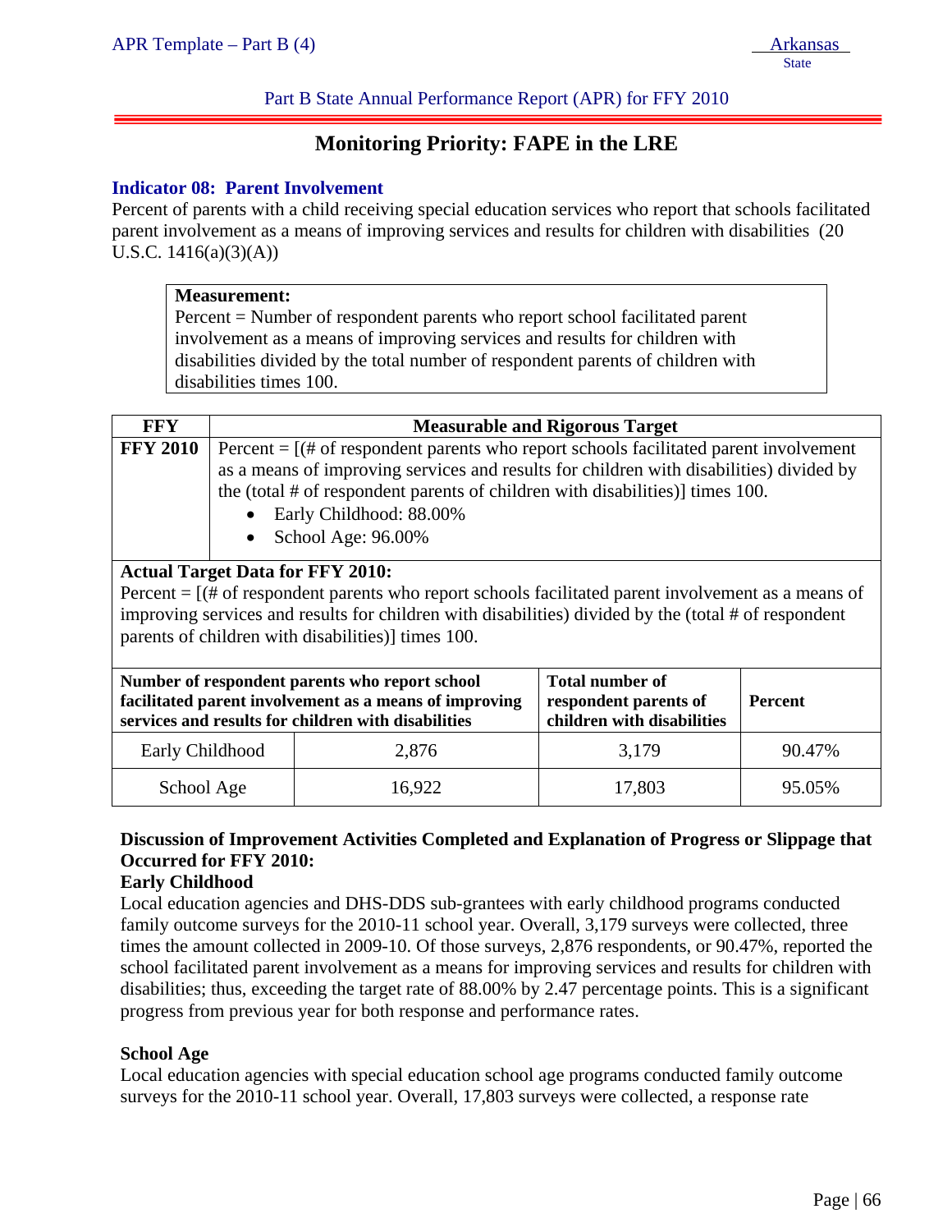Part B State Annual Performance Report (APR) for FFY 2010

## Monitoring Priority: FAPE in the LRE

### Indicator 08: Parent Involvement

Percent of parents with a child receiving special education services who report that schools facilitated parent involvement as a means of improving services and results for children with disabilities (20 U.S.C. 1416(a)(3)(A))

**Measurement:**
Percent = Number of respondent parents who report school facilitated parent involvement as a means of improving services and results for children with disabilities divided by the total number of respondent parents of children with disabilities times 100.

| FFY | Measurable and Rigorous Target |
|---|---|
| **FFY 2010** | Percent = [(# of respondent parents who report schools facilitated parent involvement as a means of improving services and results for children with disabilities) divided by the (total # of respondent parents of children with disabilities)] times 100.<br>• Early Childhood: 88.00%<br>• School Age: 96.00% |

**Actual Target Data for FFY 2010:**
Percent = [(# of respondent parents who report schools facilitated parent involvement as a means of improving services and results for children with disabilities) divided by the (total # of respondent parents of children with disabilities)] times 100.

| Number of respondent parents who report school facilitated parent involvement as a means of improving services and results for children with disabilities | | Total number of respondent parents of children with disabilities | Percent |
|---|---|---|---|
| Early Childhood | 2,876 | 3,179 | 90.47% |
| School Age | 16,922 | 17,803 | 95.05% |

**Discussion of Improvement Activities Completed and Explanation of Progress or Slippage that Occurred for FFY 2010:**

**Early Childhood**

Local education agencies and DHS-DDS sub-grantees with early childhood programs conducted family outcome surveys for the 2010-11 school year. Overall, 3,179 surveys were collected, three times the amount collected in 2009-10. Of those surveys, 2,876 respondents, or 90.47%, reported the school facilitated parent involvement as a means for improving services and results for children with disabilities; thus, exceeding the target rate of 88.00% by 2.47 percentage points. This is a significant progress from previous year for both response and performance rates.

**School Age**

Local education agencies with special education school age programs conducted family outcome surveys for the 2010-11 school year. Overall, 17,803 surveys were collected, a response rate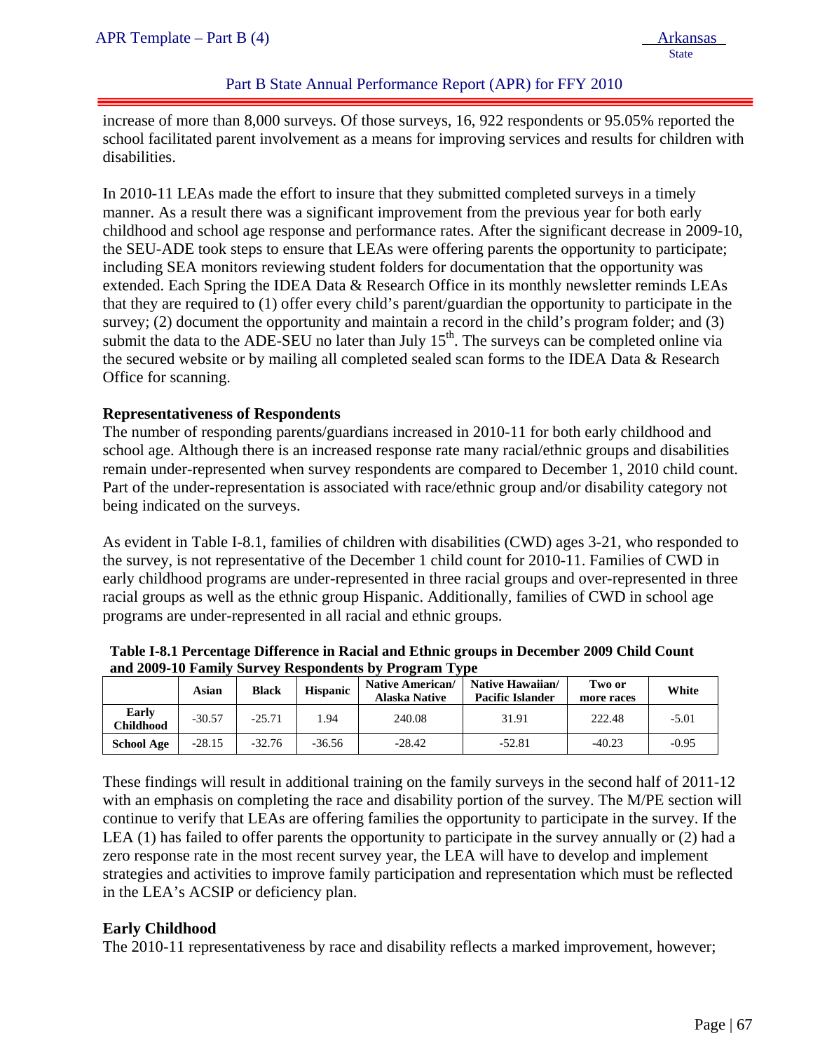increase of more than 8,000 surveys. Of those surveys, 16, 922 respondents or 95.05% reported the school facilitated parent involvement as a means for improving services and results for children with disabilities.

In 2010-11 LEAs made the effort to insure that they submitted completed surveys in a timely manner. As a result there was a significant improvement from the previous year for both early childhood and school age response and performance rates. After the significant decrease in 2009-10, the SEU-ADE took steps to ensure that LEAs were offering parents the opportunity to participate; including SEA monitors reviewing student folders for documentation that the opportunity was extended. Each Spring the IDEA Data & Research Office in its monthly newsletter reminds LEAs that they are required to (1) offer every child's parent/guardian the opportunity to participate in the survey; (2) document the opportunity and maintain a record in the child's program folder; and (3) submit the data to the ADE-SEU no later than July 15th. The surveys can be completed online via the secured website or by mailing all completed sealed scan forms to the IDEA Data & Research Office for scanning.

**Representativeness of Respondents**

The number of responding parents/guardians increased in 2010-11 for both early childhood and school age. Although there is an increased response rate many racial/ethnic groups and disabilities remain under-represented when survey respondents are compared to December 1, 2010 child count. Part of the under-representation is associated with race/ethnic group and/or disability category not being indicated on the surveys.

As evident in Table I-8.1, families of children with disabilities (CWD) ages 3-21, who responded to the survey, is not representative of the December 1 child count for 2010-11. Families of CWD in early childhood programs are under-represented in three racial groups and over-represented in three racial groups as well as the ethnic group Hispanic. Additionally, families of CWD in school age programs are under-represented in all racial and ethnic groups.

**Table I-8.1 Percentage Difference in Racial and Ethnic groups in December 2009 Child Count and 2009-10 Family Survey Respondents by Program Type**

| | Asian | Black | Hispanic | Native American/ Alaska Native | Native Hawaiian/ Pacific Islander | Two or more races | White |
|---|---|---|---|---|---|---|---|
| **Early Childhood** | -30.57 | -25.71 | 1.94 | 240.08 | 31.91 | 222.48 | -5.01 |
| **School Age** | -28.15 | -32.76 | -36.56 | -28.42 | -52.81 | -40.23 | -0.95 |

These findings will result in additional training on the family surveys in the second half of 2011-12 with an emphasis on completing the race and disability portion of the survey. The M/PE section will continue to verify that LEAs are offering families the opportunity to participate in the survey. If the LEA (1) has failed to offer parents the opportunity to participate in the survey annually or (2) had a zero response rate in the most recent survey year, the LEA will have to develop and implement strategies and activities to improve family participation and representation which must be reflected in the LEA's ACSIP or deficiency plan.

**Early Childhood**

The 2010-11 representativeness by race and disability reflects a marked improvement, however;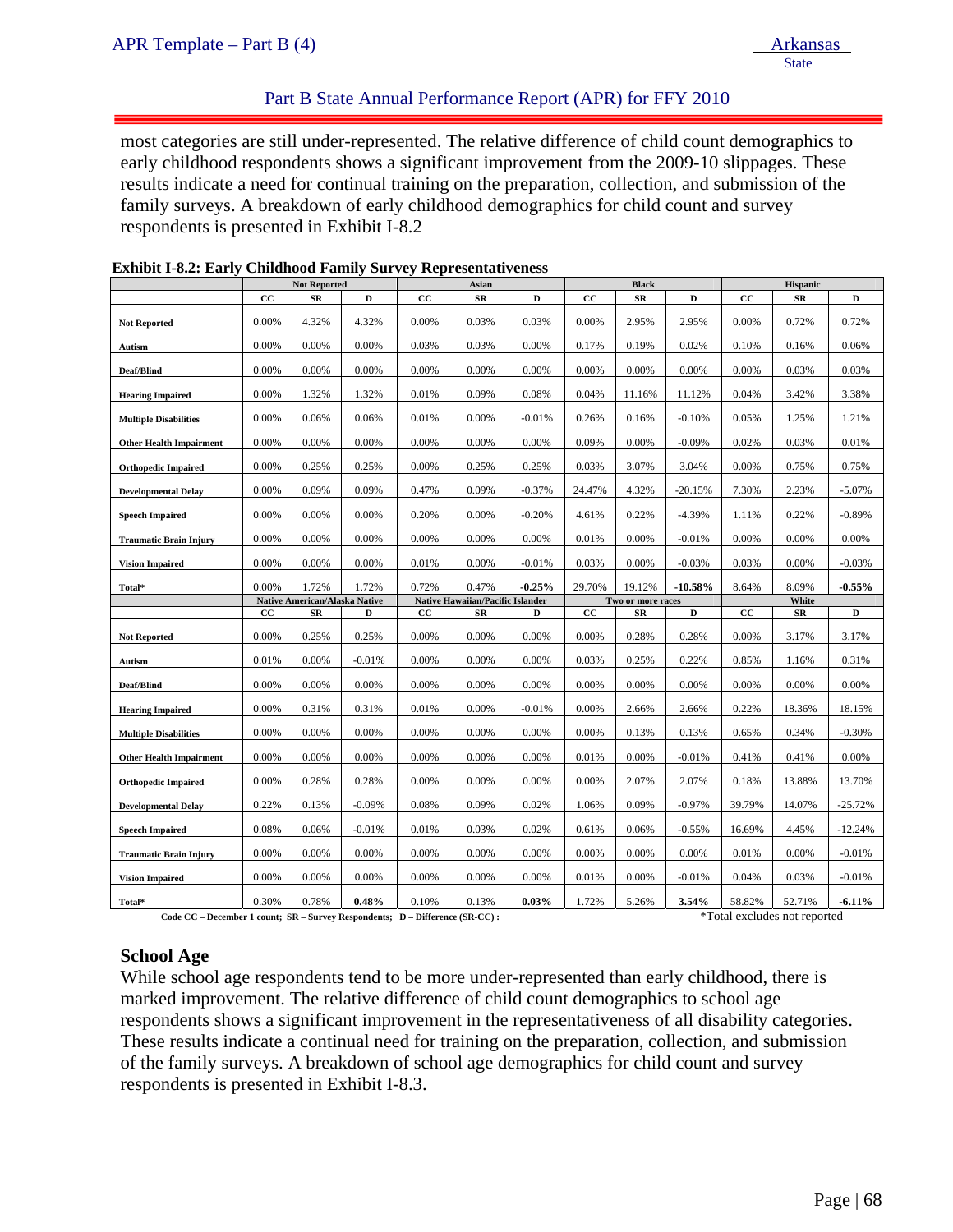most categories are still under-represented. The relative difference of child count demographics to early childhood respondents shows a significant improvement from the 2009-10 slippages. These results indicate a need for continual training on the preparation, collection, and submission of the family surveys. A breakdown of early childhood demographics for child count and survey respondents is presented in Exhibit I-8.2

**Exhibit I-8.2: Early Childhood Family Survey Representativeness**

| | Not Reported | | | Asian | | | Black | | | Hispanic | | |
|---|---|---|---|---|---|---|---|---|---|---|---|---|
| | CC | SR | D | CC | SR | D | CC | SR | D | CC | SR | D |
| Not Reported | 0.00% | 4.32% | 4.32% | 0.00% | 0.03% | 0.03% | 0.00% | 2.95% | 2.95% | 0.00% | 0.72% | 0.72% |
| Autism | 0.00% | 0.00% | 0.00% | 0.03% | 0.03% | 0.00% | 0.17% | 0.19% | 0.02% | 0.10% | 0.16% | 0.06% |
| Deaf/Blind | 0.00% | 0.00% | 0.00% | 0.00% | 0.00% | 0.00% | 0.00% | 0.00% | 0.00% | 0.00% | 0.03% | 0.03% |
| Hearing Impaired | 0.00% | 1.32% | 1.32% | 0.01% | 0.09% | 0.08% | 0.04% | 11.16% | 11.12% | 0.04% | 3.42% | 3.38% |
| Multiple Disabilities | 0.00% | 0.06% | 0.06% | 0.01% | 0.00% | -0.01% | 0.26% | 0.16% | -0.10% | 0.05% | 1.25% | 1.21% |
| Other Health Impairment | 0.00% | 0.00% | 0.00% | 0.00% | 0.00% | 0.00% | 0.09% | 0.00% | -0.09% | 0.02% | 0.03% | 0.01% |
| Orthopedic Impaired | 0.00% | 0.25% | 0.25% | 0.00% | 0.25% | 0.25% | 0.03% | 3.07% | 3.04% | 0.00% | 0.75% | 0.75% |
| Developmental Delay | 0.00% | 0.09% | 0.09% | 0.47% | 0.09% | -0.37% | 24.47% | 4.32% | -20.15% | 7.30% | 2.23% | -5.07% |
| Speech Impaired | 0.00% | 0.00% | 0.00% | 0.20% | 0.00% | -0.20% | 4.61% | 0.22% | -4.39% | 1.11% | 0.22% | -0.89% |
| Traumatic Brain Injury | 0.00% | 0.00% | 0.00% | 0.00% | 0.00% | 0.00% | 0.01% | 0.00% | -0.01% | 0.00% | 0.00% | 0.00% |
| Vision Impaired | 0.00% | 0.00% | 0.00% | 0.01% | 0.00% | -0.01% | 0.03% | 0.00% | -0.03% | 0.03% | 0.00% | -0.03% |
| Total* | 0.00% | 1.72% | 1.72% | 0.72% | 0.47% | **-0.25%** | 29.70% | 19.12% | **-10.58%** | 8.64% | 8.09% | **-0.55%** |
| | **Native American/Alaska Native** | | | **Native Hawaiian/Pacific Islander** | | | **Two or more races** | | | **White** | | |
| | **CC** | **SR** | **D** | **CC** | **SR** | **D** | **CC** | **SR** | **D** | **CC** | **SR** | **D** |
| Not Reported | 0.00% | 0.25% | 0.25% | 0.00% | 0.00% | 0.00% | 0.00% | 0.28% | 0.28% | 0.00% | 3.17% | 3.17% |
| Autism | 0.01% | 0.00% | -0.01% | 0.00% | 0.00% | 0.00% | 0.03% | 0.25% | 0.22% | 0.85% | 1.16% | 0.31% |
| Deaf/Blind | 0.00% | 0.00% | 0.00% | 0.00% | 0.00% | 0.00% | 0.00% | 0.00% | 0.00% | 0.00% | 0.00% | 0.00% |
| Hearing Impaired | 0.00% | 0.31% | 0.31% | 0.01% | 0.00% | -0.01% | 0.00% | 2.66% | 2.66% | 0.22% | 18.36% | 18.15% |
| Multiple Disabilities | 0.00% | 0.00% | 0.00% | 0.00% | 0.00% | 0.00% | 0.00% | 0.13% | 0.13% | 0.65% | 0.34% | -0.30% |
| Other Health Impairment | 0.00% | 0.00% | 0.00% | 0.00% | 0.00% | 0.00% | 0.01% | 0.00% | -0.01% | 0.41% | 0.41% | 0.00% |
| Orthopedic Impaired | 0.00% | 0.28% | 0.28% | 0.00% | 0.00% | 0.00% | 0.00% | 2.07% | 2.07% | 0.18% | 13.88% | 13.70% |
| Developmental Delay | 0.22% | 0.13% | -0.09% | 0.08% | 0.09% | 0.02% | 1.06% | 0.09% | -0.97% | 39.79% | 14.07% | -25.72% |
| Speech Impaired | 0.08% | 0.06% | -0.01% | 0.01% | 0.03% | 0.02% | 0.61% | 0.06% | -0.55% | 16.69% | 4.45% | -12.24% |
| Traumatic Brain Injury | 0.00% | 0.00% | 0.00% | 0.00% | 0.00% | 0.00% | 0.00% | 0.00% | 0.00% | 0.01% | 0.00% | -0.01% |
| Vision Impaired | 0.00% | 0.00% | 0.00% | 0.00% | 0.00% | 0.00% | 0.01% | 0.00% | -0.01% | 0.04% | 0.03% | -0.01% |
| Total* | 0.30% | 0.78% | **0.48%** | 0.10% | 0.13% | **0.03%** | 1.72% | 5.26% | **3.54%** | 58.82% | 52.71% | **-6.11%** |

**Code CC – December 1 count; SR – Survey Respondents; D – Difference (SR-CC) :** *Total excludes not reported

## School Age

While school age respondents tend to be more under-represented than early childhood, there is marked improvement. The relative difference of child count demographics to school age respondents shows a significant improvement in the representativeness of all disability categories. These results indicate a continual need for training on the preparation, collection, and submission of the family surveys. A breakdown of school age demographics for child count and survey respondents is presented in Exhibit I-8.3.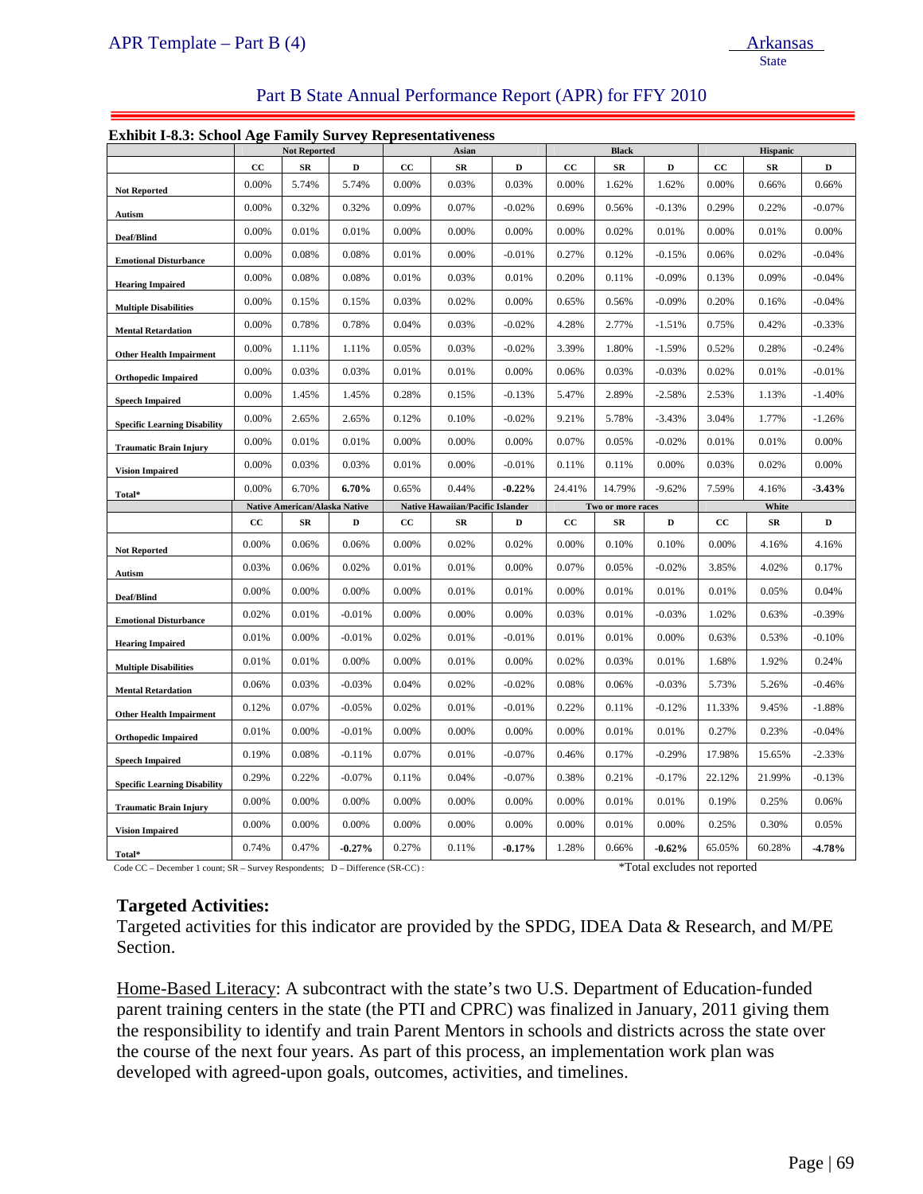Part B State Annual Performance Report (APR) for FFY 2010

**Exhibit I-8.3: School Age Family Survey Representativeness**

| | Not Reported | | | Asian | | | Black | | | Hispanic | | |
|---|---|---|---|---|---|---|---|---|---|---|---|---|
| | CC | SR | D | CC | SR | D | CC | SR | D | CC | SR | D |
| Not Reported | 0.00% | 5.74% | 5.74% | 0.00% | 0.03% | 0.03% | 0.00% | 1.62% | 1.62% | 0.00% | 0.66% | 0.66% |
| Autism | 0.00% | 0.32% | 0.32% | 0.09% | 0.07% | -0.02% | 0.69% | 0.56% | -0.13% | 0.29% | 0.22% | -0.07% |
| Deaf/Blind | 0.00% | 0.01% | 0.01% | 0.00% | 0.00% | 0.00% | 0.00% | 0.02% | 0.01% | 0.00% | 0.01% | 0.00% |
| Emotional Disturbance | 0.00% | 0.08% | 0.08% | 0.01% | 0.00% | -0.01% | 0.27% | 0.12% | -0.15% | 0.06% | 0.02% | -0.04% |
| Hearing Impaired | 0.00% | 0.08% | 0.08% | 0.01% | 0.03% | 0.01% | 0.20% | 0.11% | -0.09% | 0.13% | 0.09% | -0.04% |
| Multiple Disabilities | 0.00% | 0.15% | 0.15% | 0.03% | 0.02% | 0.00% | 0.65% | 0.56% | -0.09% | 0.20% | 0.16% | -0.04% |
| Mental Retardation | 0.00% | 0.78% | 0.78% | 0.04% | 0.03% | -0.02% | 4.28% | 2.77% | -1.51% | 0.75% | 0.42% | -0.33% |
| Other Health Impairment | 0.00% | 1.11% | 1.11% | 0.05% | 0.03% | -0.02% | 3.39% | 1.80% | -1.59% | 0.52% | 0.28% | -0.24% |
| Orthopedic Impaired | 0.00% | 0.03% | 0.03% | 0.01% | 0.01% | 0.00% | 0.06% | 0.03% | -0.03% | 0.02% | 0.01% | -0.01% |
| Speech Impaired | 0.00% | 1.45% | 1.45% | 0.28% | 0.15% | -0.13% | 5.47% | 2.89% | -2.58% | 2.53% | 1.13% | -1.40% |
| Specific Learning Disability | 0.00% | 2.65% | 2.65% | 0.12% | 0.10% | -0.02% | 9.21% | 5.78% | -3.43% | 3.04% | 1.77% | -1.26% |
| Traumatic Brain Injury | 0.00% | 0.01% | 0.01% | 0.00% | 0.00% | 0.00% | 0.07% | 0.05% | -0.02% | 0.01% | 0.01% | 0.00% |
| Vision Impaired | 0.00% | 0.03% | 0.03% | 0.01% | 0.00% | -0.01% | 0.11% | 0.11% | 0.00% | 0.03% | 0.02% | 0.00% |
| Total* | 0.00% | 6.70% | **6.70%** | 0.65% | 0.44% | **-0.22%** | 24.41% | 14.79% | -9.62% | 7.59% | 4.16% | **-3.43%** |
| | **Native American/Alaska Native** | | | **Native Hawaiian/Pacific Islander** | | | **Two or more races** | | | **White** | | |
| | CC | SR | D | CC | SR | D | CC | SR | D | CC | SR | D |
| Not Reported | 0.00% | 0.06% | 0.06% | 0.00% | 0.02% | 0.02% | 0.00% | 0.10% | 0.10% | 0.00% | 4.16% | 4.16% |
| Autism | 0.03% | 0.06% | 0.02% | 0.01% | 0.01% | 0.00% | 0.07% | 0.05% | -0.02% | 3.85% | 4.02% | 0.17% |
| Deaf/Blind | 0.00% | 0.00% | 0.00% | 0.00% | 0.01% | 0.01% | 0.00% | 0.01% | 0.01% | 0.01% | 0.05% | 0.04% |
| Emotional Disturbance | 0.02% | 0.01% | -0.01% | 0.00% | 0.00% | 0.00% | 0.03% | 0.01% | -0.03% | 1.02% | 0.63% | -0.39% |
| Hearing Impaired | 0.01% | 0.00% | -0.01% | 0.02% | 0.01% | -0.01% | 0.01% | 0.01% | 0.00% | 0.63% | 0.53% | -0.10% |
| Multiple Disabilities | 0.01% | 0.01% | 0.00% | 0.00% | 0.01% | 0.00% | 0.02% | 0.03% | 0.01% | 1.68% | 1.92% | 0.24% |
| Mental Retardation | 0.06% | 0.03% | -0.03% | 0.04% | 0.02% | -0.02% | 0.08% | 0.06% | -0.03% | 5.73% | 5.26% | -0.46% |
| Other Health Impairment | 0.12% | 0.07% | -0.05% | 0.02% | 0.01% | -0.01% | 0.22% | 0.11% | -0.12% | 11.33% | 9.45% | -1.88% |
| Orthopedic Impaired | 0.01% | 0.00% | -0.01% | 0.00% | 0.00% | 0.00% | 0.00% | 0.01% | 0.01% | 0.27% | 0.23% | -0.04% |
| Speech Impaired | 0.19% | 0.08% | -0.11% | 0.07% | 0.01% | -0.07% | 0.46% | 0.17% | -0.29% | 17.98% | 15.65% | -2.33% |
| Specific Learning Disability | 0.29% | 0.22% | -0.07% | 0.11% | 0.04% | -0.07% | 0.38% | 0.21% | -0.17% | 22.12% | 21.99% | -0.13% |
| Traumatic Brain Injury | 0.00% | 0.00% | 0.00% | 0.00% | 0.00% | 0.00% | 0.00% | 0.01% | 0.01% | 0.19% | 0.25% | 0.06% |
| Vision Impaired | 0.00% | 0.00% | 0.00% | 0.00% | 0.00% | 0.00% | 0.00% | 0.01% | 0.00% | 0.25% | 0.30% | 0.05% |
| Total* | 0.74% | 0.47% | **-0.27%** | 0.27% | 0.11% | **-0.17%** | 1.28% | 0.66% | **-0.62%** | 65.05% | 60.28% | **-4.78%** |

Code CC – December 1 count; SR – Survey Respondents; D – Difference (SR-CC) :

*Total excludes not reported

## Targeted Activities:

Targeted activities for this indicator are provided by the SPDG, IDEA Data & Research, and M/PE Section.

Home-Based Literacy: A subcontract with the state's two U.S. Department of Education-funded parent training centers in the state (the PTI and CPRC) was finalized in January, 2011 giving them the responsibility to identify and train Parent Mentors in schools and districts across the state over the course of the next four years. As part of this process, an implementation work plan was developed with agreed-upon goals, outcomes, activities, and timelines.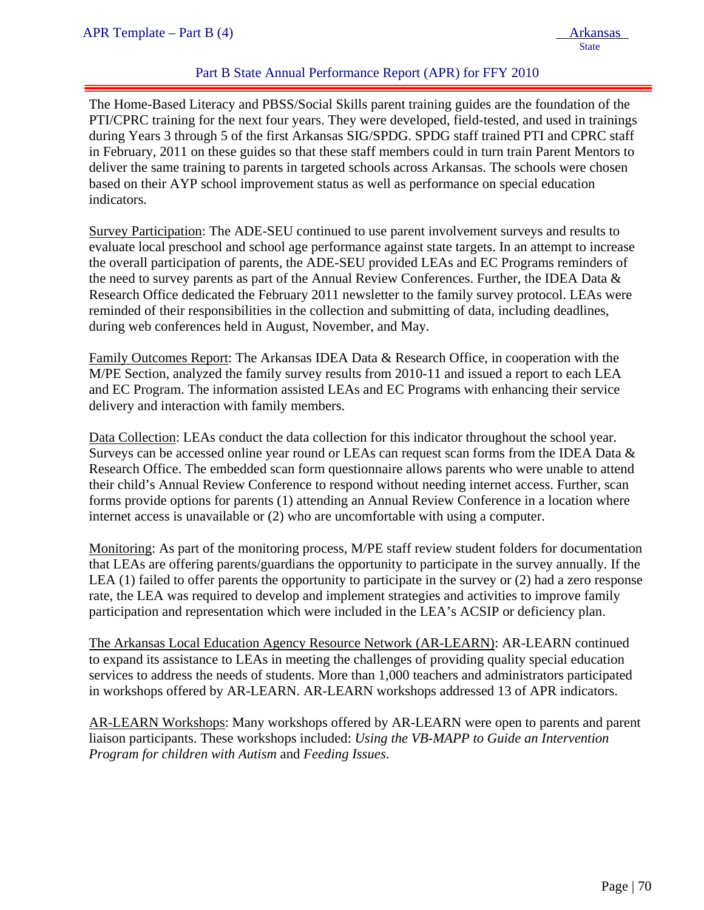The Home-Based Literacy and PBSS/Social Skills parent training guides are the foundation of the PTI/CPRC training for the next four years. They were developed, field-tested, and used in trainings during Years 3 through 5 of the first Arkansas SIG/SPDG. SPDG staff trained PTI and CPRC staff in February, 2011 on these guides so that these staff members could in turn train Parent Mentors to deliver the same training to parents in targeted schools across Arkansas. The schools were chosen based on their AYP school improvement status as well as performance on special education indicators.

Survey Participation: The ADE-SEU continued to use parent involvement surveys and results to evaluate local preschool and school age performance against state targets. In an attempt to increase the overall participation of parents, the ADE-SEU provided LEAs and EC Programs reminders of the need to survey parents as part of the Annual Review Conferences. Further, the IDEA Data & Research Office dedicated the February 2011 newsletter to the family survey protocol. LEAs were reminded of their responsibilities in the collection and submitting of data, including deadlines, during web conferences held in August, November, and May.

Family Outcomes Report: The Arkansas IDEA Data & Research Office, in cooperation with the M/PE Section, analyzed the family survey results from 2010-11 and issued a report to each LEA and EC Program. The information assisted LEAs and EC Programs with enhancing their service delivery and interaction with family members.

Data Collection: LEAs conduct the data collection for this indicator throughout the school year. Surveys can be accessed online year round or LEAs can request scan forms from the IDEA Data & Research Office. The embedded scan form questionnaire allows parents who were unable to attend their child's Annual Review Conference to respond without needing internet access. Further, scan forms provide options for parents (1) attending an Annual Review Conference in a location where internet access is unavailable or (2) who are uncomfortable with using a computer.

Monitoring: As part of the monitoring process, M/PE staff review student folders for documentation that LEAs are offering parents/guardians the opportunity to participate in the survey annually. If the LEA (1) failed to offer parents the opportunity to participate in the survey or (2) had a zero response rate, the LEA was required to develop and implement strategies and activities to improve family participation and representation which were included in the LEA's ACSIP or deficiency plan.

The Arkansas Local Education Agency Resource Network (AR-LEARN): AR-LEARN continued to expand its assistance to LEAs in meeting the challenges of providing quality special education services to address the needs of students. More than 1,000 teachers and administrators participated in workshops offered by AR-LEARN. AR-LEARN workshops addressed 13 of APR indicators.

AR-LEARN Workshops: Many workshops offered by AR-LEARN were open to parents and parent liaison participants. These workshops included: *Using the VB-MAPP to Guide an Intervention Program for children with Autism* and *Feeding Issues*.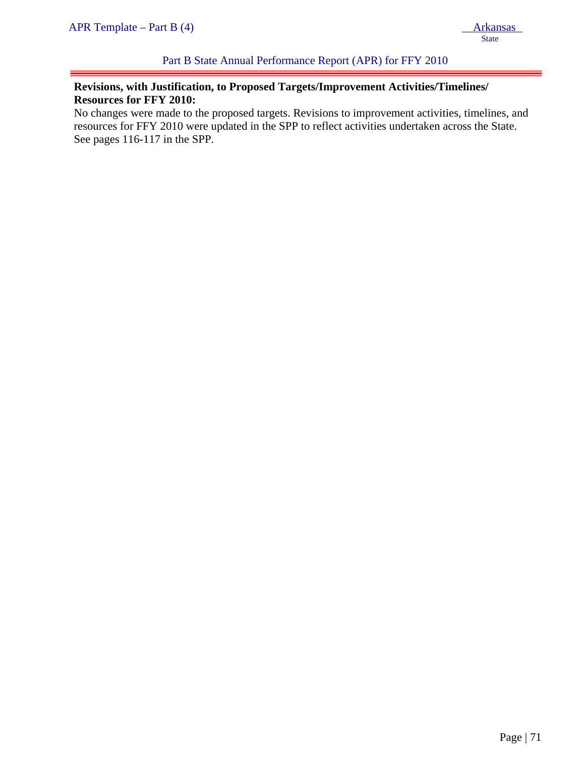**Revisions, with Justification, to Proposed Targets/Improvement Activities/Timelines/ Resources for FFY 2010:**

No changes were made to the proposed targets. Revisions to improvement activities, timelines, and resources for FFY 2010 were updated in the SPP to reflect activities undertaken across the State. See pages 116-117 in the SPP.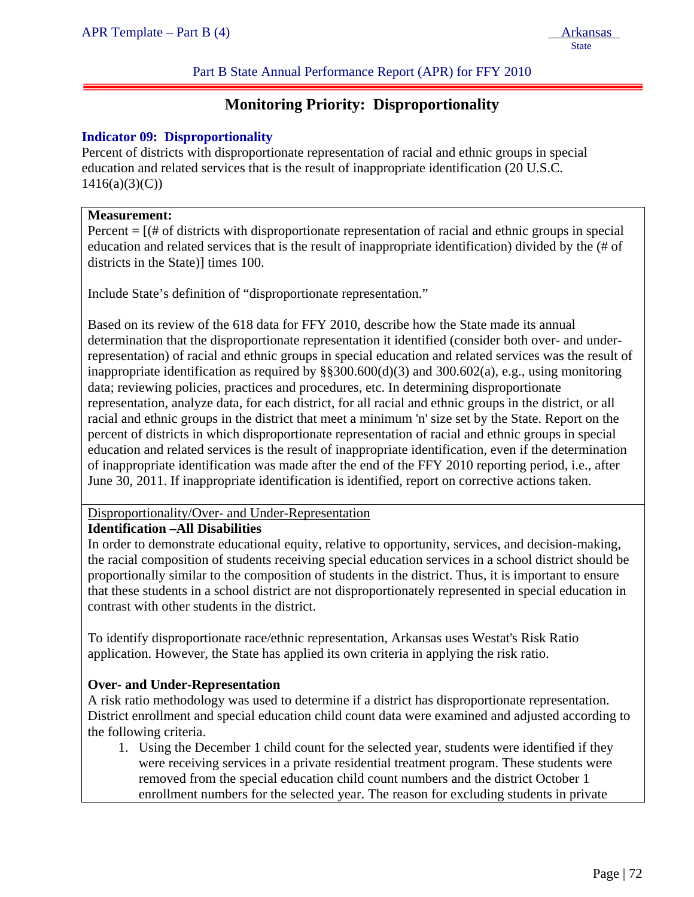Part B State Annual Performance Report (APR) for FFY 2010

## Monitoring Priority: Disproportionality

### Indicator 09: Disproportionality

Percent of districts with disproportionate representation of racial and ethnic groups in special education and related services that is the result of inappropriate identification (20 U.S.C. 1416(a)(3)(C))

**Measurement:**

Percent = [(# of districts with disproportionate representation of racial and ethnic groups in special education and related services that is the result of inappropriate identification) divided by the (# of districts in the State)] times 100.

Include State's definition of "disproportionate representation."

Based on its review of the 618 data for FFY 2010, describe how the State made its annual determination that the disproportionate representation it identified (consider both over- and under-representation) of racial and ethnic groups in special education and related services was the result of inappropriate identification as required by §§300.600(d)(3) and 300.602(a), e.g., using monitoring data; reviewing policies, practices and procedures, etc. In determining disproportionate representation, analyze data, for each district, for all racial and ethnic groups in the district, or all racial and ethnic groups in the district that meet a minimum 'n' size set by the State. Report on the percent of districts in which disproportionate representation of racial and ethnic groups in special education and related services is the result of inappropriate identification, even if the determination of inappropriate identification was made after the end of the FFY 2010 reporting period, i.e., after June 30, 2011. If inappropriate identification is identified, report on corrective actions taken.

<u>Disproportionality/Over- and Under-Representation</u>

**Identification –All Disabilities**

In order to demonstrate educational equity, relative to opportunity, services, and decision-making, the racial composition of students receiving special education services in a school district should be proportionally similar to the composition of students in the district. Thus, it is important to ensure that these students in a school district are not disproportionately represented in special education in contrast with other students in the district.

To identify disproportionate race/ethnic representation, Arkansas uses Westat's Risk Ratio application. However, the State has applied its own criteria in applying the risk ratio.

**Over- and Under-Representation**

A risk ratio methodology was used to determine if a district has disproportionate representation. District enrollment and special education child count data were examined and adjusted according to the following criteria.

1. Using the December 1 child count for the selected year, students were identified if they were receiving services in a private residential treatment program. These students were removed from the special education child count numbers and the district October 1 enrollment numbers for the selected year. The reason for excluding students in private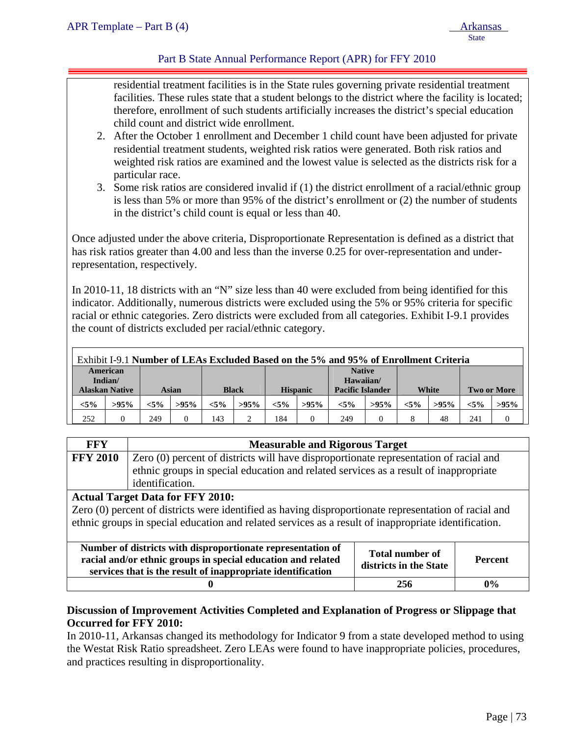residential treatment facilities is in the State rules governing private residential treatment facilities. These rules state that a student belongs to the district where the facility is located; therefore, enrollment of such students artificially increases the district's special education child count and district wide enrollment.

2. After the October 1 enrollment and December 1 child count have been adjusted for private residential treatment students, weighted risk ratios were generated. Both risk ratios and weighted risk ratios are examined and the lowest value is selected as the districts risk for a particular race.
3. Some risk ratios are considered invalid if (1) the district enrollment of a racial/ethnic group is less than 5% or more than 95% of the district's enrollment or (2) the number of students in the district's child count is equal or less than 40.

Once adjusted under the above criteria, Disproportionate Representation is defined as a district that has risk ratios greater than 4.00 and less than the inverse 0.25 for over-representation and under-representation, respectively.

In 2010-11, 18 districts with an "N" size less than 40 were excluded from being identified for this indicator. Additionally, numerous districts were excluded using the 5% or 95% criteria for specific racial or ethnic categories. Zero districts were excluded from all categories. Exhibit I-9.1 provides the count of districts excluded per racial/ethnic category.

Exhibit I-9.1 **Number of LEAs Excluded Based on the 5% and 95% of Enrollment Criteria**

| American Indian/ Alaskan Native | | Asian | | Black | | Hispanic | | Native Hawaiian/ Pacific Islander | | White | | Two or More | |
|---|---|---|---|---|---|---|---|---|---|---|---|---|---|
| <5% | >95% | <5% | >95% | <5% | >95% | <5% | >95% | <5% | >95% | <5% | >95% | <5% | >95% |
| 252 | 0 | 249 | 0 | 143 | 2 | 184 | 0 | 249 | 0 | 8 | 48 | 241 | 0 |

| FFY | Measurable and Rigorous Target |
|---|---|
| FFY 2010 | Zero (0) percent of districts will have disproportionate representation of racial and ethnic groups in special education and related services as a result of inappropriate identification. |

**Actual Target Data for FFY 2010:**

Zero (0) percent of districts were identified as having disproportionate representation of racial and ethnic groups in special education and related services as a result of inappropriate identification.

| Number of districts with disproportionate representation of racial and/or ethnic groups in special education and related services that is the result of inappropriate identification | Total number of districts in the State | Percent |
|---|---|---|
| **0** | **256** | **0%** |

**Discussion of Improvement Activities Completed and Explanation of Progress or Slippage that Occurred for FFY 2010:**

In 2010-11, Arkansas changed its methodology for Indicator 9 from a state developed method to using the Westat Risk Ratio spreadsheet. Zero LEAs were found to have inappropriate policies, procedures, and practices resulting in disproportionality.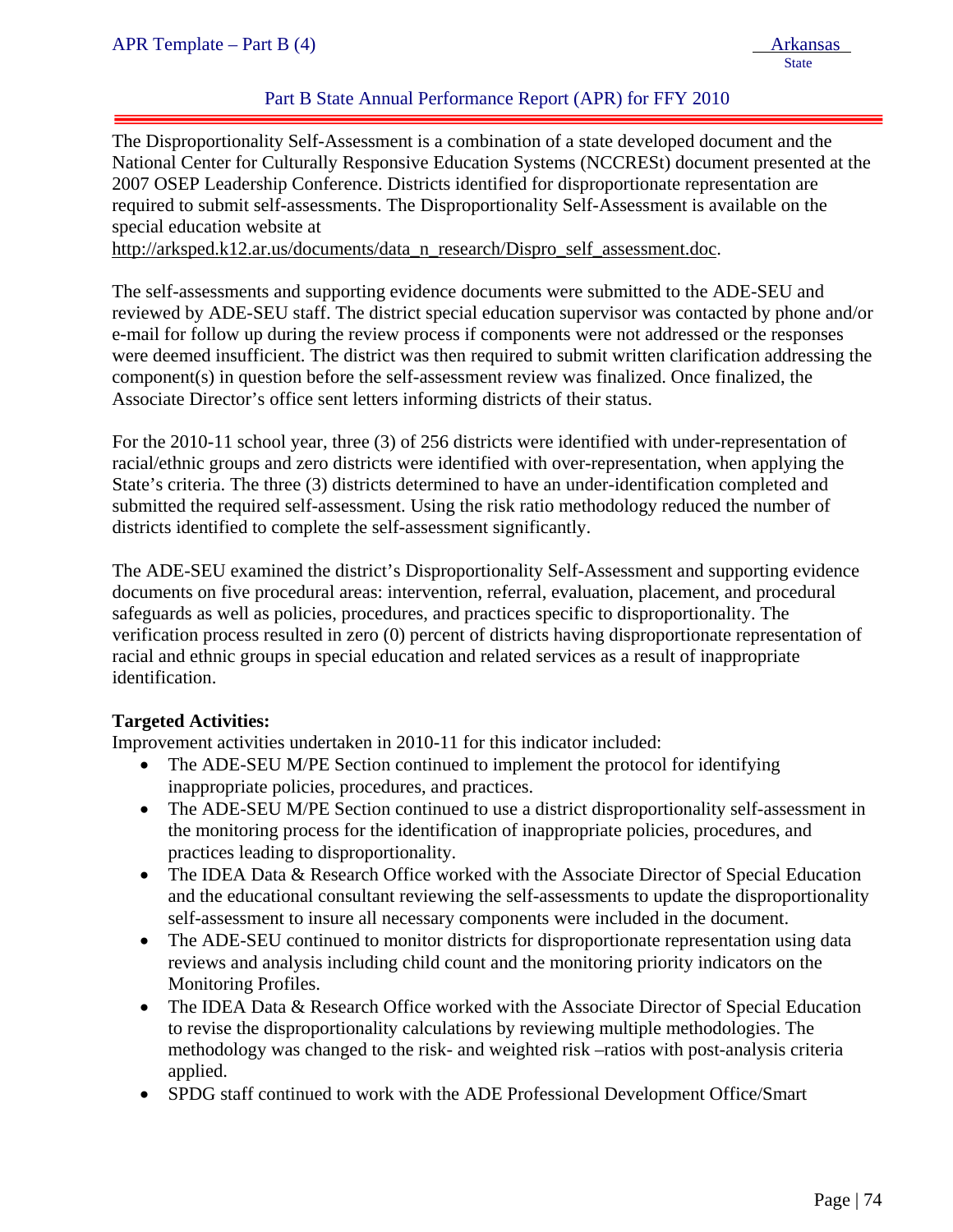The Disproportionality Self-Assessment is a combination of a state developed document and the National Center for Culturally Responsive Education Systems (NCCRESt) document presented at the 2007 OSEP Leadership Conference. Districts identified for disproportionate representation are required to submit self-assessments. The Disproportionality Self-Assessment is available on the special education website at http://arksped.k12.ar.us/documents/data_n_research/Dispro_self_assessment.doc.

The self-assessments and supporting evidence documents were submitted to the ADE-SEU and reviewed by ADE-SEU staff. The district special education supervisor was contacted by phone and/or e-mail for follow up during the review process if components were not addressed or the responses were deemed insufficient. The district was then required to submit written clarification addressing the component(s) in question before the self-assessment review was finalized. Once finalized, the Associate Director's office sent letters informing districts of their status.

For the 2010-11 school year, three (3) of 256 districts were identified with under-representation of racial/ethnic groups and zero districts were identified with over-representation, when applying the State's criteria. The three (3) districts determined to have an under-identification completed and submitted the required self-assessment. Using the risk ratio methodology reduced the number of districts identified to complete the self-assessment significantly.

The ADE-SEU examined the district's Disproportionality Self-Assessment and supporting evidence documents on five procedural areas: intervention, referral, evaluation, placement, and procedural safeguards as well as policies, procedures, and practices specific to disproportionality. The verification process resulted in zero (0) percent of districts having disproportionate representation of racial and ethnic groups in special education and related services as a result of inappropriate identification.

**Targeted Activities:**

Improvement activities undertaken in 2010-11 for this indicator included:

- The ADE-SEU M/PE Section continued to implement the protocol for identifying inappropriate policies, procedures, and practices.
- The ADE-SEU M/PE Section continued to use a district disproportionality self-assessment in the monitoring process for the identification of inappropriate policies, procedures, and practices leading to disproportionality.
- The IDEA Data & Research Office worked with the Associate Director of Special Education and the educational consultant reviewing the self-assessments to update the disproportionality self-assessment to insure all necessary components were included in the document.
- The ADE-SEU continued to monitor districts for disproportionate representation using data reviews and analysis including child count and the monitoring priority indicators on the Monitoring Profiles.
- The IDEA Data & Research Office worked with the Associate Director of Special Education to revise the disproportionality calculations by reviewing multiple methodologies. The methodology was changed to the risk- and weighted risk –ratios with post-analysis criteria applied.
- SPDG staff continued to work with the ADE Professional Development Office/Smart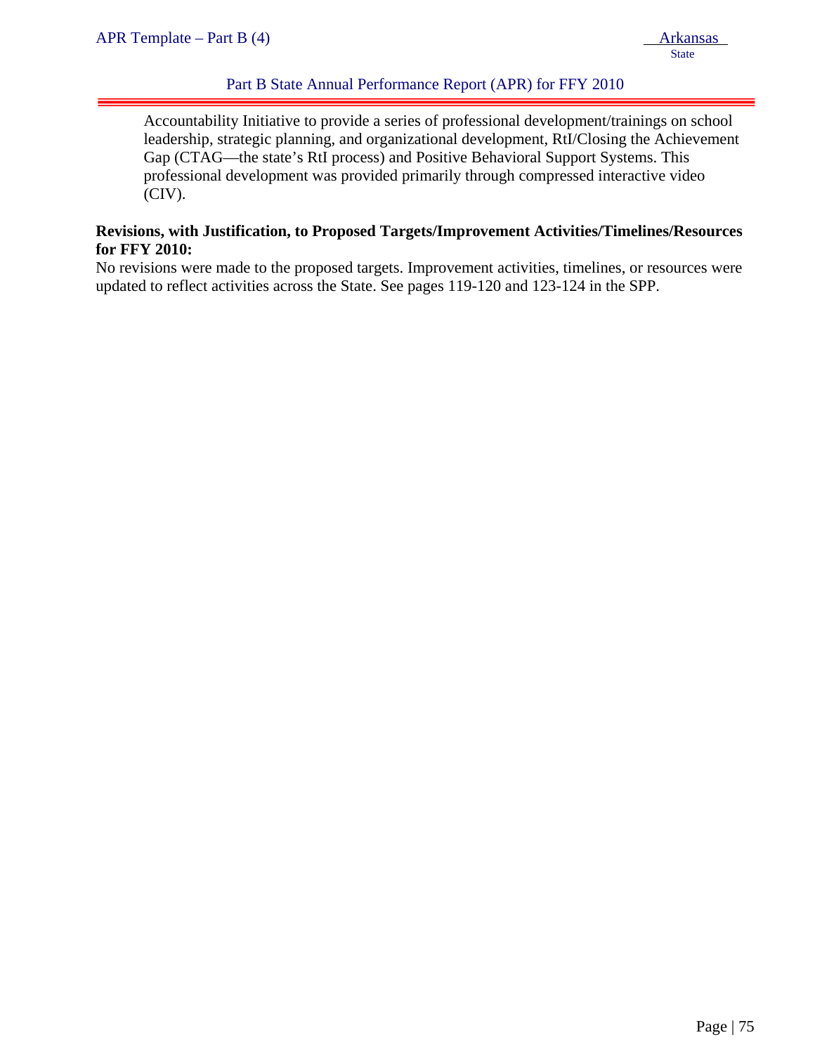Accountability Initiative to provide a series of professional development/trainings on school leadership, strategic planning, and organizational development, RtI/Closing the Achievement Gap (CTAG—the state's RtI process) and Positive Behavioral Support Systems. This professional development was provided primarily through compressed interactive video (CIV).

**Revisions, with Justification, to Proposed Targets/Improvement Activities/Timelines/Resources for FFY 2010:**

No revisions were made to the proposed targets. Improvement activities, timelines, or resources were updated to reflect activities across the State. See pages 119-120 and 123-124 in the SPP.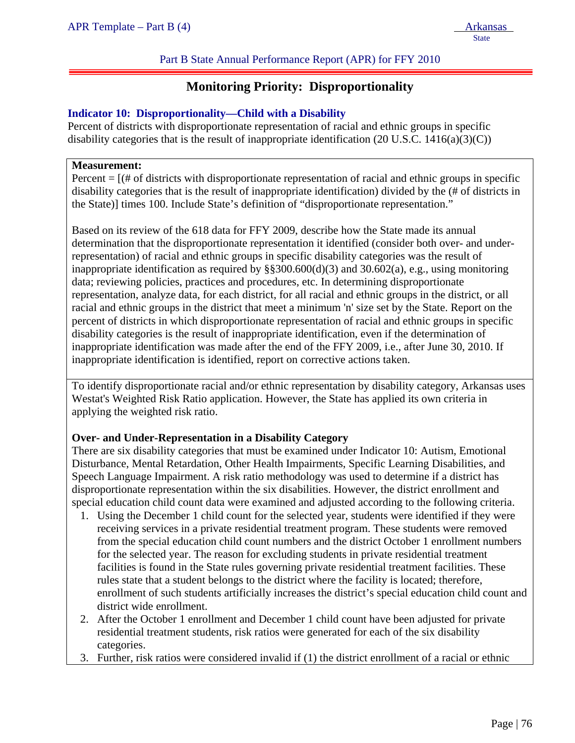Part B State Annual Performance Report (APR) for FFY 2010

## Monitoring Priority: Disproportionality

### Indicator 10: Disproportionality—Child with a Disability

Percent of districts with disproportionate representation of racial and ethnic groups in specific disability categories that is the result of inappropriate identification (20 U.S.C. 1416(a)(3)(C))

**Measurement:**

Percent = [(# of districts with disproportionate representation of racial and ethnic groups in specific disability categories that is the result of inappropriate identification) divided by the (# of districts in the State)] times 100. Include State's definition of "disproportionate representation."

Based on its review of the 618 data for FFY 2009, describe how the State made its annual determination that the disproportionate representation it identified (consider both over- and under-representation) of racial and ethnic groups in specific disability categories was the result of inappropriate identification as required by §§300.600(d)(3) and 30.602(a), e.g., using monitoring data; reviewing policies, practices and procedures, etc. In determining disproportionate representation, analyze data, for each district, for all racial and ethnic groups in the district, or all racial and ethnic groups in the district that meet a minimum 'n' size set by the State. Report on the percent of districts in which disproportionate representation of racial and ethnic groups in specific disability categories is the result of inappropriate identification, even if the determination of inappropriate identification was made after the end of the FFY 2009, i.e., after June 30, 2010. If inappropriate identification is identified, report on corrective actions taken.

To identify disproportionate racial and/or ethnic representation by disability category, Arkansas uses Westat's Weighted Risk Ratio application. However, the State has applied its own criteria in applying the weighted risk ratio.

**Over- and Under-Representation in a Disability Category**

There are six disability categories that must be examined under Indicator 10: Autism, Emotional Disturbance, Mental Retardation, Other Health Impairments, Specific Learning Disabilities, and Speech Language Impairment. A risk ratio methodology was used to determine if a district has disproportionate representation within the six disabilities. However, the district enrollment and special education child count data were examined and adjusted according to the following criteria.

1. Using the December 1 child count for the selected year, students were identified if they were receiving services in a private residential treatment program. These students were removed from the special education child count numbers and the district October 1 enrollment numbers for the selected year. The reason for excluding students in private residential treatment facilities is found in the State rules governing private residential treatment facilities. These rules state that a student belongs to the district where the facility is located; therefore, enrollment of such students artificially increases the district's special education child count and district wide enrollment.
2. After the October 1 enrollment and December 1 child count have been adjusted for private residential treatment students, risk ratios were generated for each of the six disability categories.
3. Further, risk ratios were considered invalid if (1) the district enrollment of a racial or ethnic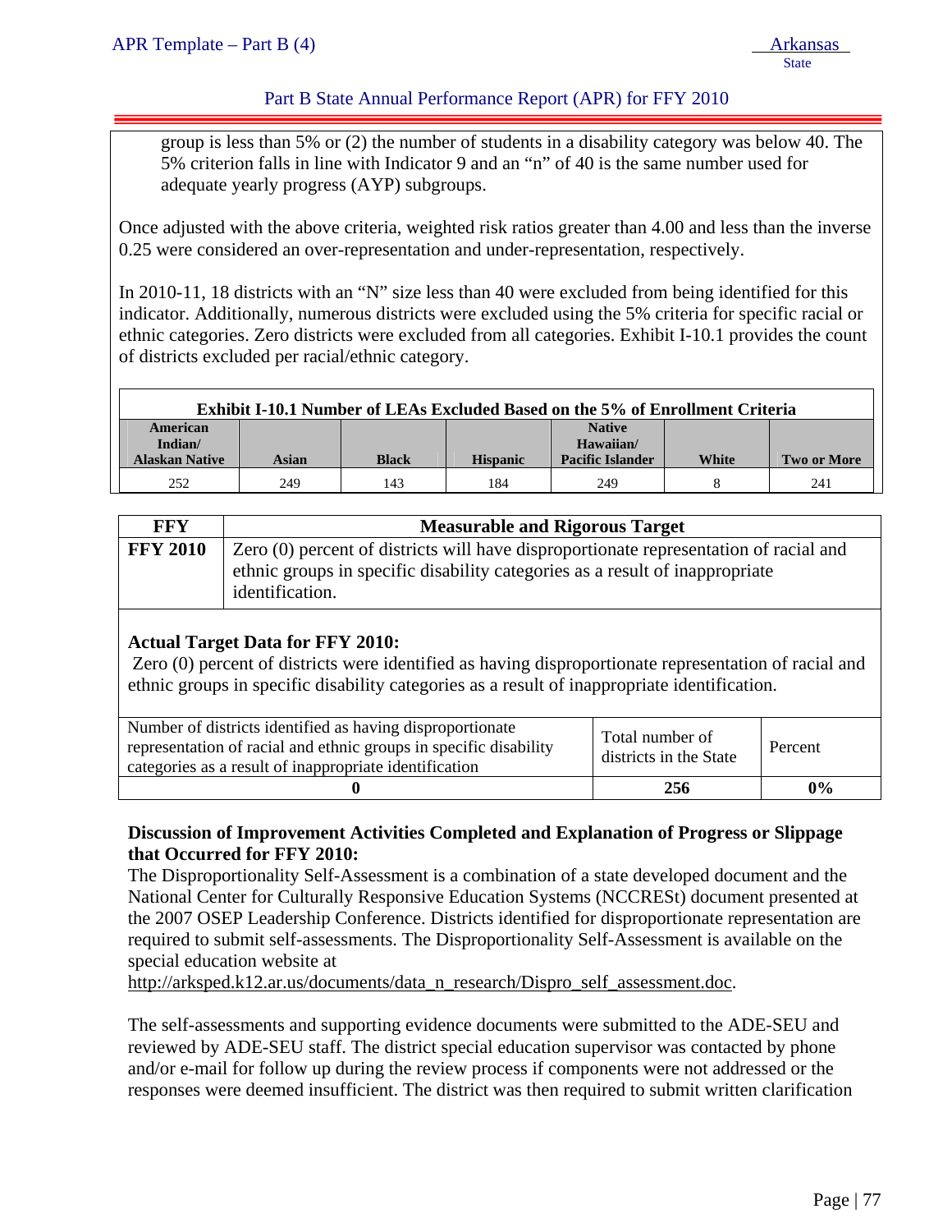group is less than 5% or (2) the number of students in a disability category was below 40. The 5% criterion falls in line with Indicator 9 and an "n" of 40 is the same number used for adequate yearly progress (AYP) subgroups.

Once adjusted with the above criteria, weighted risk ratios greater than 4.00 and less than the inverse 0.25 were considered an over-representation and under-representation, respectively.

In 2010-11, 18 districts with an "N" size less than 40 were excluded from being identified for this indicator. Additionally, numerous districts were excluded using the 5% criteria for specific racial or ethnic categories. Zero districts were excluded from all categories. Exhibit I-10.1 provides the count of districts excluded per racial/ethnic category.

**Exhibit I-10.1 Number of LEAs Excluded Based on the 5% of Enrollment Criteria**

| American Indian/ Alaskan Native | Asian | Black | Hispanic | Native Hawaiian/ Pacific Islander | White | Two or More |
|---|---|---|---|---|---|---|
| 252 | 249 | 143 | 184 | 249 | 8 | 241 |

| FFY | Measurable and Rigorous Target |
|---|---|
| **FFY 2010** | Zero (0) percent of districts will have disproportionate representation of racial and ethnic groups in specific disability categories as a result of inappropriate identification. |

**Actual Target Data for FFY 2010:**

Zero (0) percent of districts were identified as having disproportionate representation of racial and ethnic groups in specific disability categories as a result of inappropriate identification.

| Number of districts identified as having disproportionate representation of racial and ethnic groups in specific disability categories as a result of inappropriate identification | Total number of districts in the State | Percent |
|---|---|---|
| **0** | **256** | **0%** |

**Discussion of Improvement Activities Completed and Explanation of Progress or Slippage that Occurred for FFY 2010:**

The Disproportionality Self-Assessment is a combination of a state developed document and the National Center for Culturally Responsive Education Systems (NCCRESt) document presented at the 2007 OSEP Leadership Conference. Districts identified for disproportionate representation are required to submit self-assessments. The Disproportionality Self-Assessment is available on the special education website at http://arksped.k12.ar.us/documents/data_n_research/Dispro_self_assessment.doc.

The self-assessments and supporting evidence documents were submitted to the ADE-SEU and reviewed by ADE-SEU staff. The district special education supervisor was contacted by phone and/or e-mail for follow up during the review process if components were not addressed or the responses were deemed insufficient. The district was then required to submit written clarification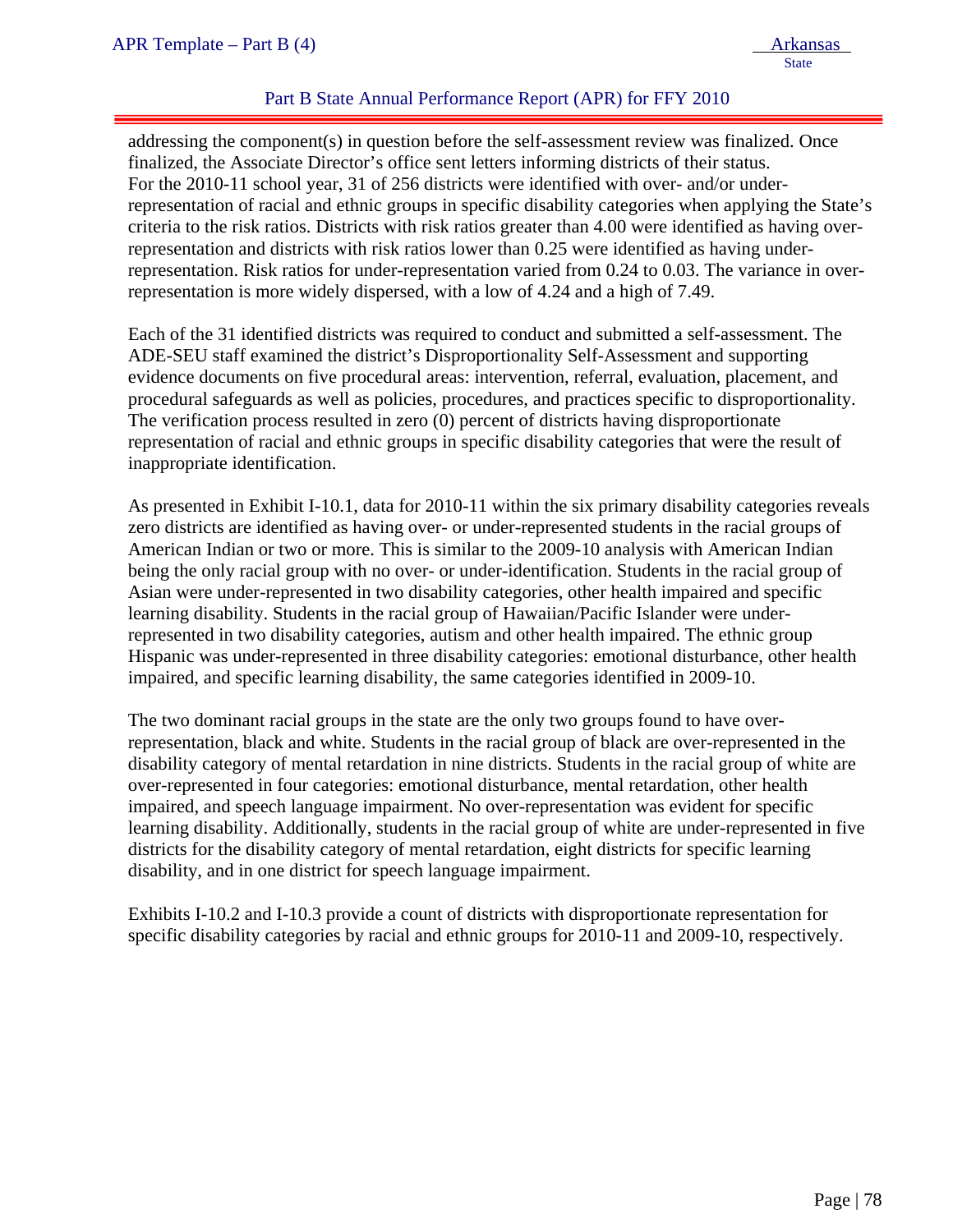addressing the component(s) in question before the self-assessment review was finalized. Once finalized, the Associate Director's office sent letters informing districts of their status. For the 2010-11 school year, 31 of 256 districts were identified with over- and/or under-representation of racial and ethnic groups in specific disability categories when applying the State's criteria to the risk ratios. Districts with risk ratios greater than 4.00 were identified as having over-representation and districts with risk ratios lower than 0.25 were identified as having under-representation. Risk ratios for under-representation varied from 0.24 to 0.03. The variance in over-representation is more widely dispersed, with a low of 4.24 and a high of 7.49.

Each of the 31 identified districts was required to conduct and submitted a self-assessment. The ADE-SEU staff examined the district's Disproportionality Self-Assessment and supporting evidence documents on five procedural areas: intervention, referral, evaluation, placement, and procedural safeguards as well as policies, procedures, and practices specific to disproportionality. The verification process resulted in zero (0) percent of districts having disproportionate representation of racial and ethnic groups in specific disability categories that were the result of inappropriate identification.

As presented in Exhibit I-10.1, data for 2010-11 within the six primary disability categories reveals zero districts are identified as having over- or under-represented students in the racial groups of American Indian or two or more. This is similar to the 2009-10 analysis with American Indian being the only racial group with no over- or under-identification. Students in the racial group of Asian were under-represented in two disability categories, other health impaired and specific learning disability. Students in the racial group of Hawaiian/Pacific Islander were under-represented in two disability categories, autism and other health impaired. The ethnic group Hispanic was under-represented in three disability categories: emotional disturbance, other health impaired, and specific learning disability, the same categories identified in 2009-10.

The two dominant racial groups in the state are the only two groups found to have over-representation, black and white. Students in the racial group of black are over-represented in the disability category of mental retardation in nine districts. Students in the racial group of white are over-represented in four categories: emotional disturbance, mental retardation, other health impaired, and speech language impairment. No over-representation was evident for specific learning disability. Additionally, students in the racial group of white are under-represented in five districts for the disability category of mental retardation, eight districts for specific learning disability, and in one district for speech language impairment.

Exhibits I-10.2 and I-10.3 provide a count of districts with disproportionate representation for specific disability categories by racial and ethnic groups for 2010-11 and 2009-10, respectively.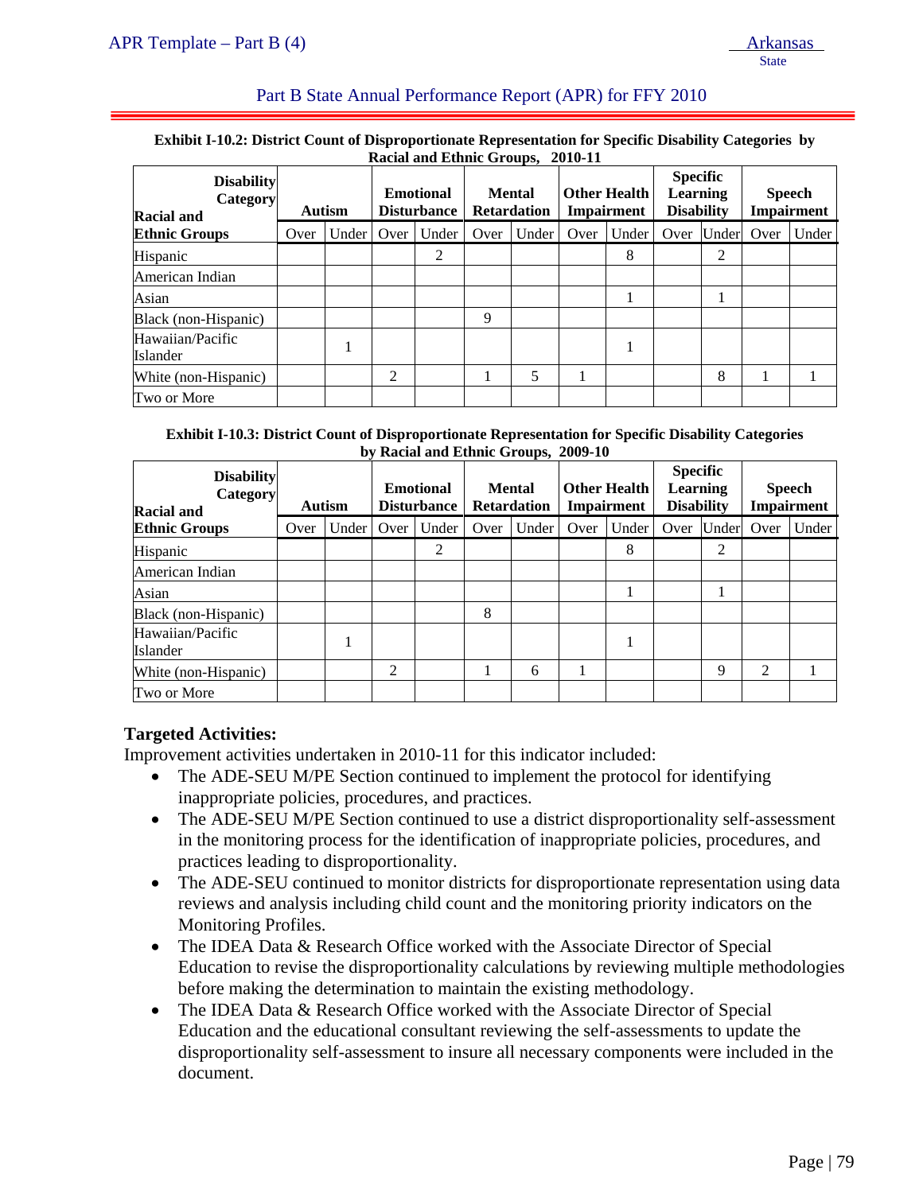**Exhibit I-10.2: District Count of Disproportionate Representation for Specific Disability Categories by Racial and Ethnic Groups, 2010-11**

| Disability Category / Racial and Ethnic Groups | Autism | | Emotional Disturbance | | Mental Retardation | | Other Health Impairment | | Specific Learning Disability | | Speech Impairment | |
|---|---|---|---|---|---|---|---|---|---|---|---|---|
| | Over | Under | Over | Under | Over | Under | Over | Under | Over | Under | Over | Under |
| Hispanic | | | | 2 | | | | 8 | | 2 | | |
| American Indian | | | | | | | | | | | | |
| Asian | | | | | | | | 1 | | 1 | | |
| Black (non-Hispanic) | | | | | 9 | | | | | | | |
| Hawaiian/Pacific Islander | | 1 | | | | | | 1 | | | | |
| White (non-Hispanic) | | | 2 | | 1 | 5 | 1 | | | 8 | 1 | 1 |
| Two or More | | | | | | | | | | | | |

**Exhibit I-10.3: District Count of Disproportionate Representation for Specific Disability Categories by Racial and Ethnic Groups, 2009-10**

| Disability Category / Racial and Ethnic Groups | Autism | | Emotional Disturbance | | Mental Retardation | | Other Health Impairment | | Specific Learning Disability | | Speech Impairment | |
|---|---|---|---|---|---|---|---|---|---|---|---|---|
| | Over | Under | Over | Under | Over | Under | Over | Under | Over | Under | Over | Under |
| Hispanic | | | | 2 | | | | 8 | | 2 | | |
| American Indian | | | | | | | | | | | | |
| Asian | | | | | | | | 1 | | 1 | | |
| Black (non-Hispanic) | | | | | 8 | | | | | | | |
| Hawaiian/Pacific Islander | | 1 | | | | | | 1 | | | | |
| White (non-Hispanic) | | | 2 | | 1 | 6 | 1 | | | 9 | 2 | 1 |
| Two or More | | | | | | | | | | | | |

**Targeted Activities:**

Improvement activities undertaken in 2010-11 for this indicator included:

- The ADE-SEU M/PE Section continued to implement the protocol for identifying inappropriate policies, procedures, and practices.
- The ADE-SEU M/PE Section continued to use a district disproportionality self-assessment in the monitoring process for the identification of inappropriate policies, procedures, and practices leading to disproportionality.
- The ADE-SEU continued to monitor districts for disproportionate representation using data reviews and analysis including child count and the monitoring priority indicators on the Monitoring Profiles.
- The IDEA Data & Research Office worked with the Associate Director of Special Education to revise the disproportionality calculations by reviewing multiple methodologies before making the determination to maintain the existing methodology.
- The IDEA Data & Research Office worked with the Associate Director of Special Education and the educational consultant reviewing the self-assessments to update the disproportionality self-assessment to insure all necessary components were included in the document.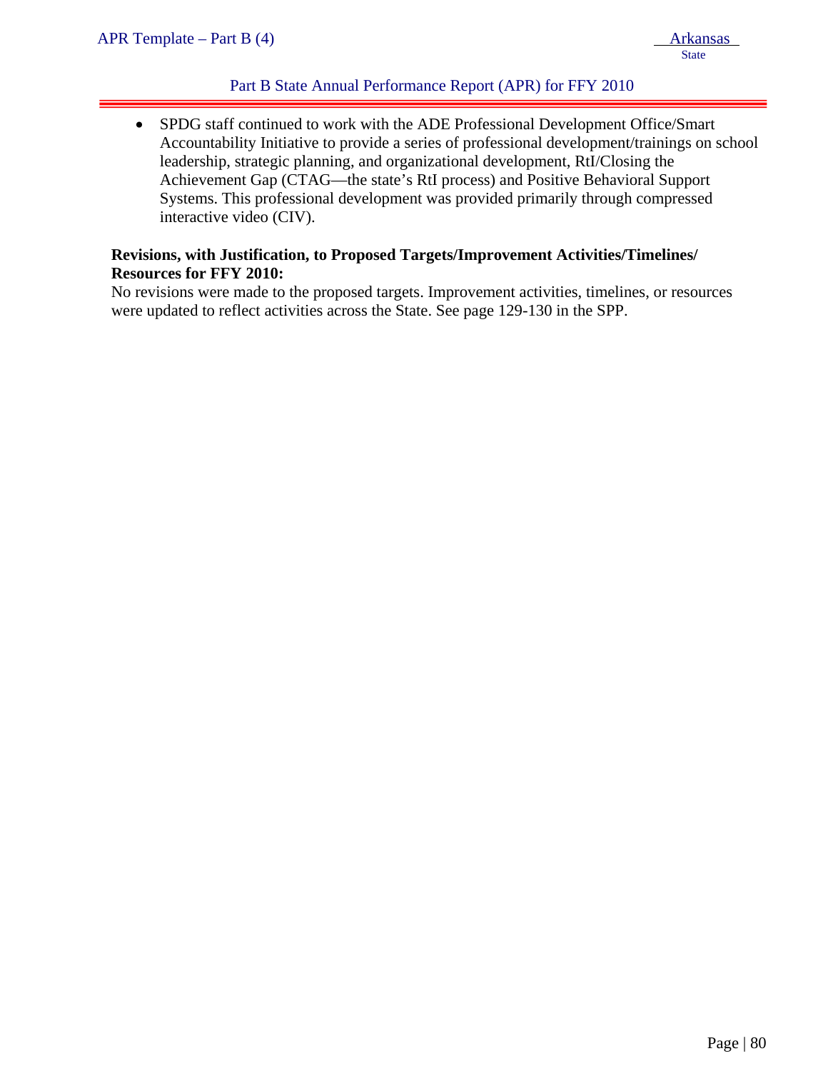- SPDG staff continued to work with the ADE Professional Development Office/Smart Accountability Initiative to provide a series of professional development/trainings on school leadership, strategic planning, and organizational development, RtI/Closing the Achievement Gap (CTAG—the state's RtI process) and Positive Behavioral Support Systems. This professional development was provided primarily through compressed interactive video (CIV).

**Revisions, with Justification, to Proposed Targets/Improvement Activities/Timelines/ Resources for FFY 2010:**

No revisions were made to the proposed targets. Improvement activities, timelines, or resources were updated to reflect activities across the State. See page 129-130 in the SPP.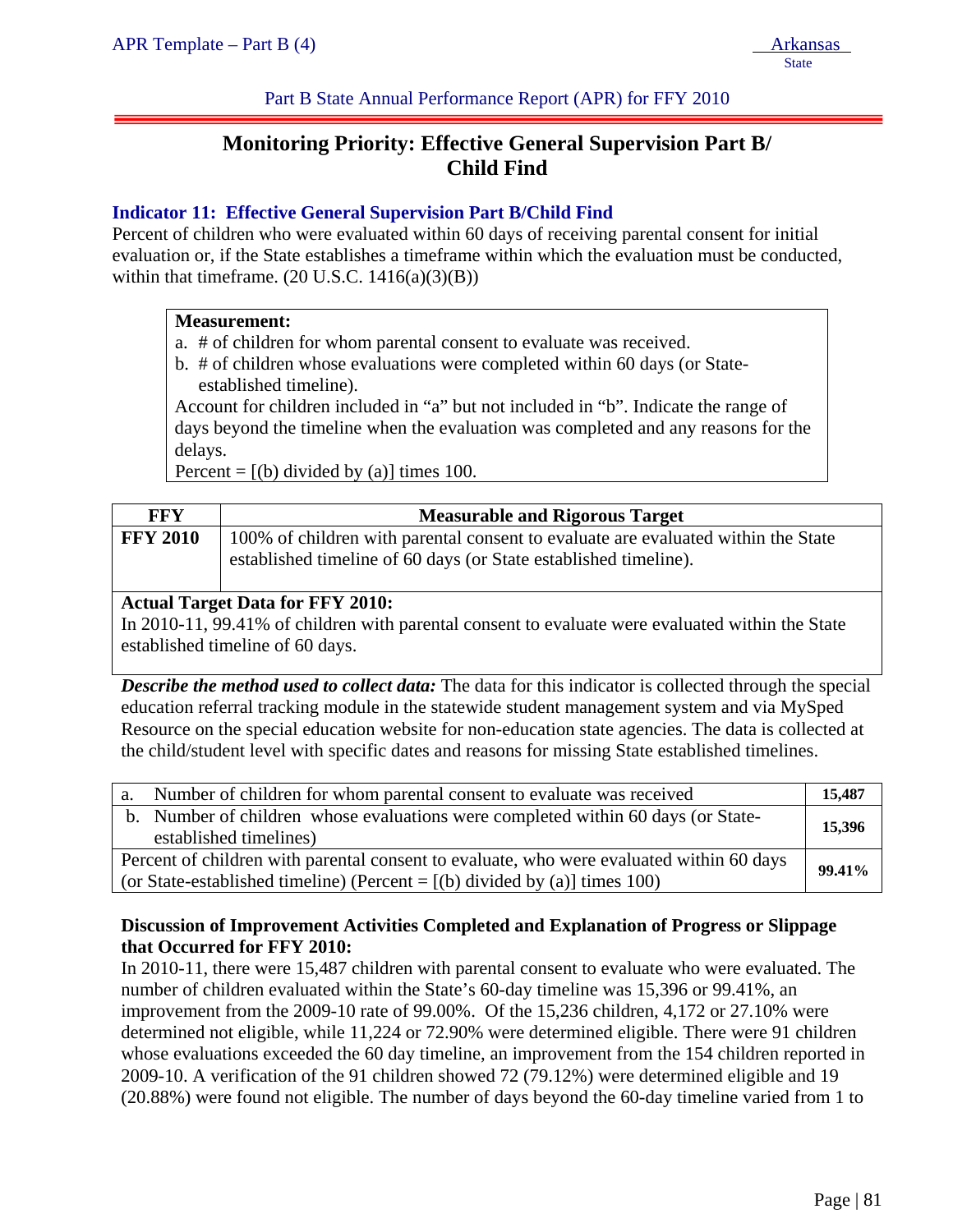Part B State Annual Performance Report (APR) for FFY 2010

# Monitoring Priority: Effective General Supervision Part B/ Child Find

### Indicator 11: Effective General Supervision Part B/Child Find

Percent of children who were evaluated within 60 days of receiving parental consent for initial evaluation or, if the State establishes a timeframe within which the evaluation must be conducted, within that timeframe. (20 U.S.C. 1416(a)(3)(B))

**Measurement:**

a. # of children for whom parental consent to evaluate was received.

b. # of children whose evaluations were completed within 60 days (or State-established timeline).

Account for children included in "a" but not included in "b". Indicate the range of days beyond the timeline when the evaluation was completed and any reasons for the delays.

Percent = [(b) divided by (a)] times 100.

| FFY | Measurable and Rigorous Target |
|---|---|
| **FFY 2010** | 100% of children with parental consent to evaluate are evaluated within the State established timeline of 60 days (or State established timeline). |

**Actual Target Data for FFY 2010:**

In 2010-11, 99.41% of children with parental consent to evaluate were evaluated within the State established timeline of 60 days.

***Describe the method used to collect data:*** The data for this indicator is collected through the special education referral tracking module in the statewide student management system and via MySped Resource on the special education website for non-education state agencies. The data is collected at the child/student level with specific dates and reasons for missing State established timelines.

| | |
|---|---|
| a. Number of children for whom parental consent to evaluate was received | **15,487** |
| b. Number of children whose evaluations were completed within 60 days (or State-established timelines) | **15,396** |
| Percent of children with parental consent to evaluate, who were evaluated within 60 days (or State-established timeline) (Percent = [(b) divided by (a)] times 100) | **99.41%** |

**Discussion of Improvement Activities Completed and Explanation of Progress or Slippage that Occurred for FFY 2010:**

In 2010-11, there were 15,487 children with parental consent to evaluate who were evaluated. The number of children evaluated within the State's 60-day timeline was 15,396 or 99.41%, an improvement from the 2009-10 rate of 99.00%. Of the 15,236 children, 4,172 or 27.10% were determined not eligible, while 11,224 or 72.90% were determined eligible. There were 91 children whose evaluations exceeded the 60 day timeline, an improvement from the 154 children reported in 2009-10. A verification of the 91 children showed 72 (79.12%) were determined eligible and 19 (20.88%) were found not eligible. The number of days beyond the 60-day timeline varied from 1 to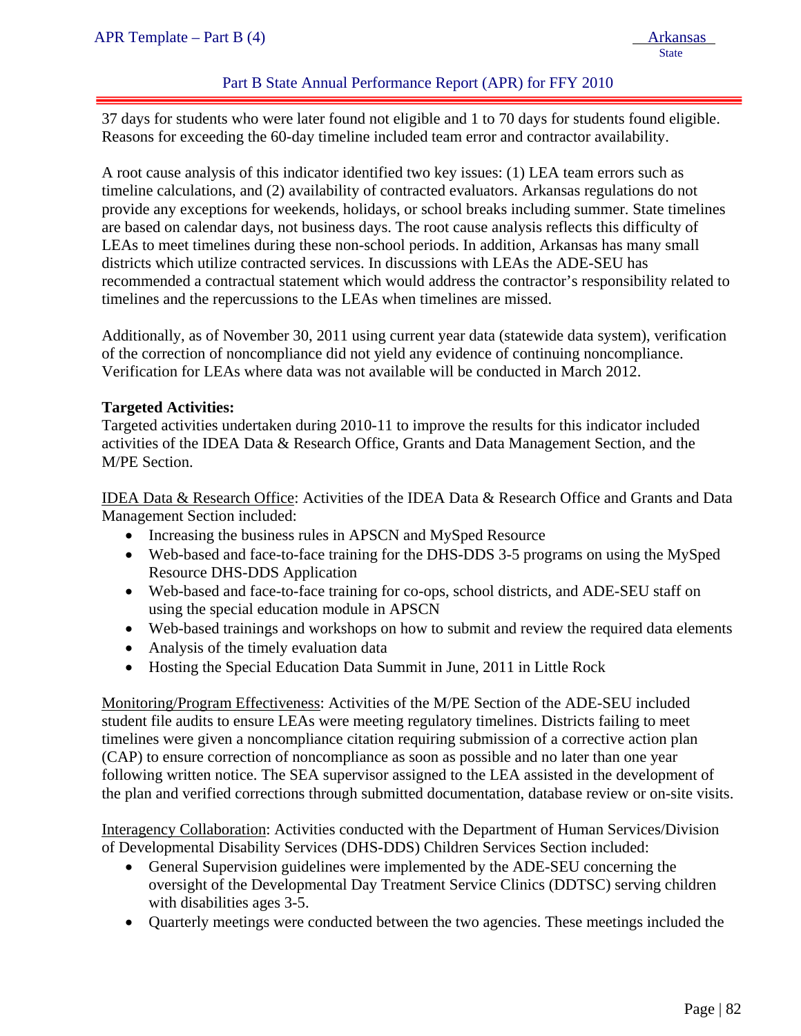37 days for students who were later found not eligible and 1 to 70 days for students found eligible. Reasons for exceeding the 60-day timeline included team error and contractor availability.

A root cause analysis of this indicator identified two key issues: (1) LEA team errors such as timeline calculations, and (2) availability of contracted evaluators. Arkansas regulations do not provide any exceptions for weekends, holidays, or school breaks including summer. State timelines are based on calendar days, not business days. The root cause analysis reflects this difficulty of LEAs to meet timelines during these non-school periods. In addition, Arkansas has many small districts which utilize contracted services. In discussions with LEAs the ADE-SEU has recommended a contractual statement which would address the contractor's responsibility related to timelines and the repercussions to the LEAs when timelines are missed.

Additionally, as of November 30, 2011 using current year data (statewide data system), verification of the correction of noncompliance did not yield any evidence of continuing noncompliance. Verification for LEAs where data was not available will be conducted in March 2012.

**Targeted Activities:**
Targeted activities undertaken during 2010-11 to improve the results for this indicator included activities of the IDEA Data & Research Office, Grants and Data Management Section, and the M/PE Section.

IDEA Data & Research Office: Activities of the IDEA Data & Research Office and Grants and Data Management Section included:

- Increasing the business rules in APSCN and MySped Resource
- Web-based and face-to-face training for the DHS-DDS 3-5 programs on using the MySped Resource DHS-DDS Application
- Web-based and face-to-face training for co-ops, school districts, and ADE-SEU staff on using the special education module in APSCN
- Web-based trainings and workshops on how to submit and review the required data elements
- Analysis of the timely evaluation data
- Hosting the Special Education Data Summit in June, 2011 in Little Rock

Monitoring/Program Effectiveness: Activities of the M/PE Section of the ADE-SEU included student file audits to ensure LEAs were meeting regulatory timelines. Districts failing to meet timelines were given a noncompliance citation requiring submission of a corrective action plan (CAP) to ensure correction of noncompliance as soon as possible and no later than one year following written notice. The SEA supervisor assigned to the LEA assisted in the development of the plan and verified corrections through submitted documentation, database review or on-site visits.

Interagency Collaboration: Activities conducted with the Department of Human Services/Division of Developmental Disability Services (DHS-DDS) Children Services Section included:

- General Supervision guidelines were implemented by the ADE-SEU concerning the oversight of the Developmental Day Treatment Service Clinics (DDTSC) serving children with disabilities ages 3-5.
- Quarterly meetings were conducted between the two agencies. These meetings included the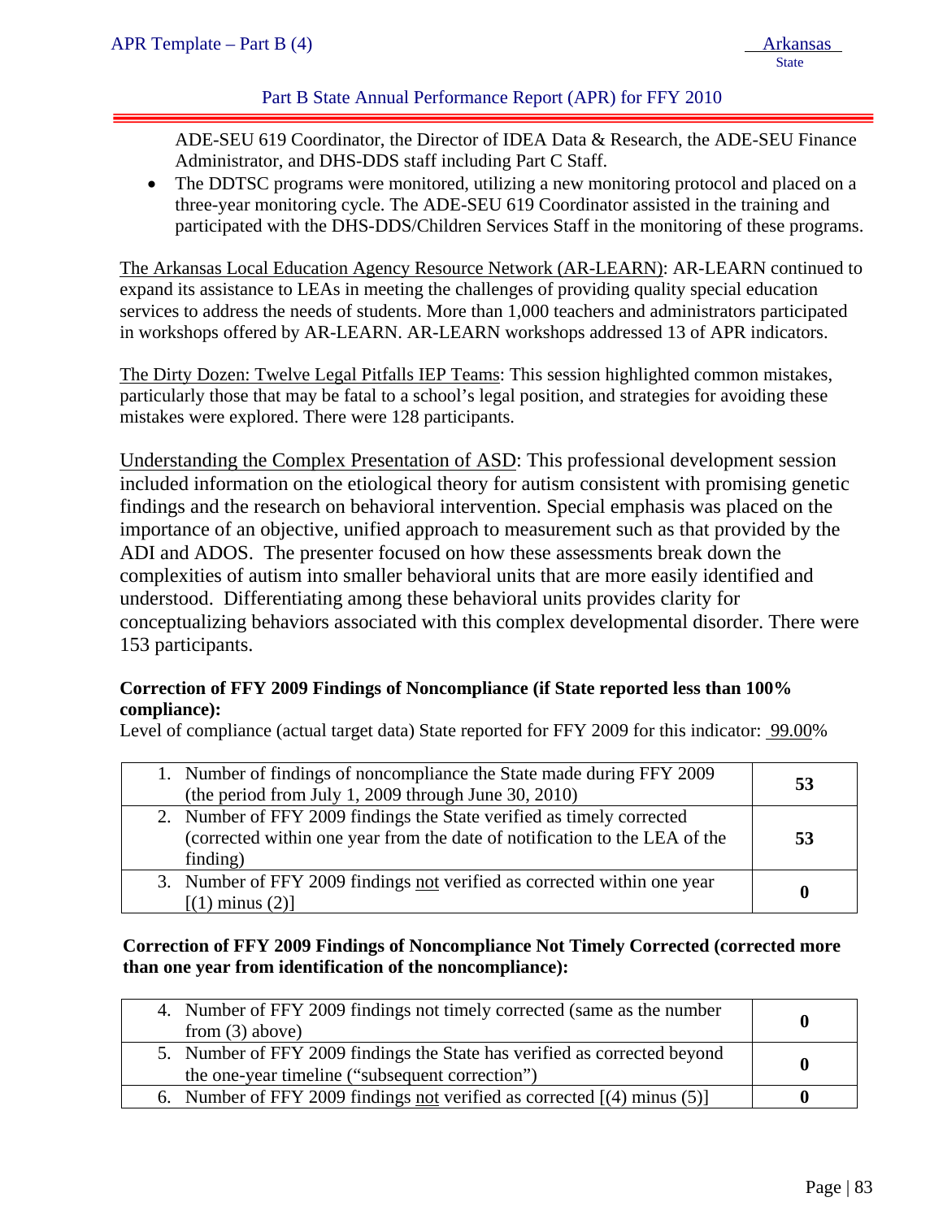ADE-SEU 619 Coordinator, the Director of IDEA Data & Research, the ADE-SEU Finance Administrator, and DHS-DDS staff including Part C Staff.

- The DDTSC programs were monitored, utilizing a new monitoring protocol and placed on a three-year monitoring cycle. The ADE-SEU 619 Coordinator assisted in the training and participated with the DHS-DDS/Children Services Staff in the monitoring of these programs.

The Arkansas Local Education Agency Resource Network (AR-LEARN): AR-LEARN continued to expand its assistance to LEAs in meeting the challenges of providing quality special education services to address the needs of students. More than 1,000 teachers and administrators participated in workshops offered by AR-LEARN. AR-LEARN workshops addressed 13 of APR indicators.

The Dirty Dozen: Twelve Legal Pitfalls IEP Teams: This session highlighted common mistakes, particularly those that may be fatal to a school's legal position, and strategies for avoiding these mistakes were explored. There were 128 participants.

Understanding the Complex Presentation of ASD: This professional development session included information on the etiological theory for autism consistent with promising genetic findings and the research on behavioral intervention. Special emphasis was placed on the importance of an objective, unified approach to measurement such as that provided by the ADI and ADOS. The presenter focused on how these assessments break down the complexities of autism into smaller behavioral units that are more easily identified and understood. Differentiating among these behavioral units provides clarity for conceptualizing behaviors associated with this complex developmental disorder. There were 153 participants.

**Correction of FFY 2009 Findings of Noncompliance (if State reported less than 100% compliance):**

Level of compliance (actual target data) State reported for FFY 2009 for this indicator: 99.00%

| | |
|---|---|
| 1. Number of findings of noncompliance the State made during FFY 2009 (the period from July 1, 2009 through June 30, 2010) | **53** |
| 2. Number of FFY 2009 findings the State verified as timely corrected (corrected within one year from the date of notification to the LEA of the finding) | **53** |
| 3. Number of FFY 2009 findings not verified as corrected within one year [(1) minus (2)] | **0** |

**Correction of FFY 2009 Findings of Noncompliance Not Timely Corrected (corrected more than one year from identification of the noncompliance):**

| | |
|---|---|
| 4. Number of FFY 2009 findings not timely corrected (same as the number from (3) above) | **0** |
| 5. Number of FFY 2009 findings the State has verified as corrected beyond the one-year timeline ("subsequent correction") | **0** |
| 6. Number of FFY 2009 findings not verified as corrected [(4) minus (5)] | **0** |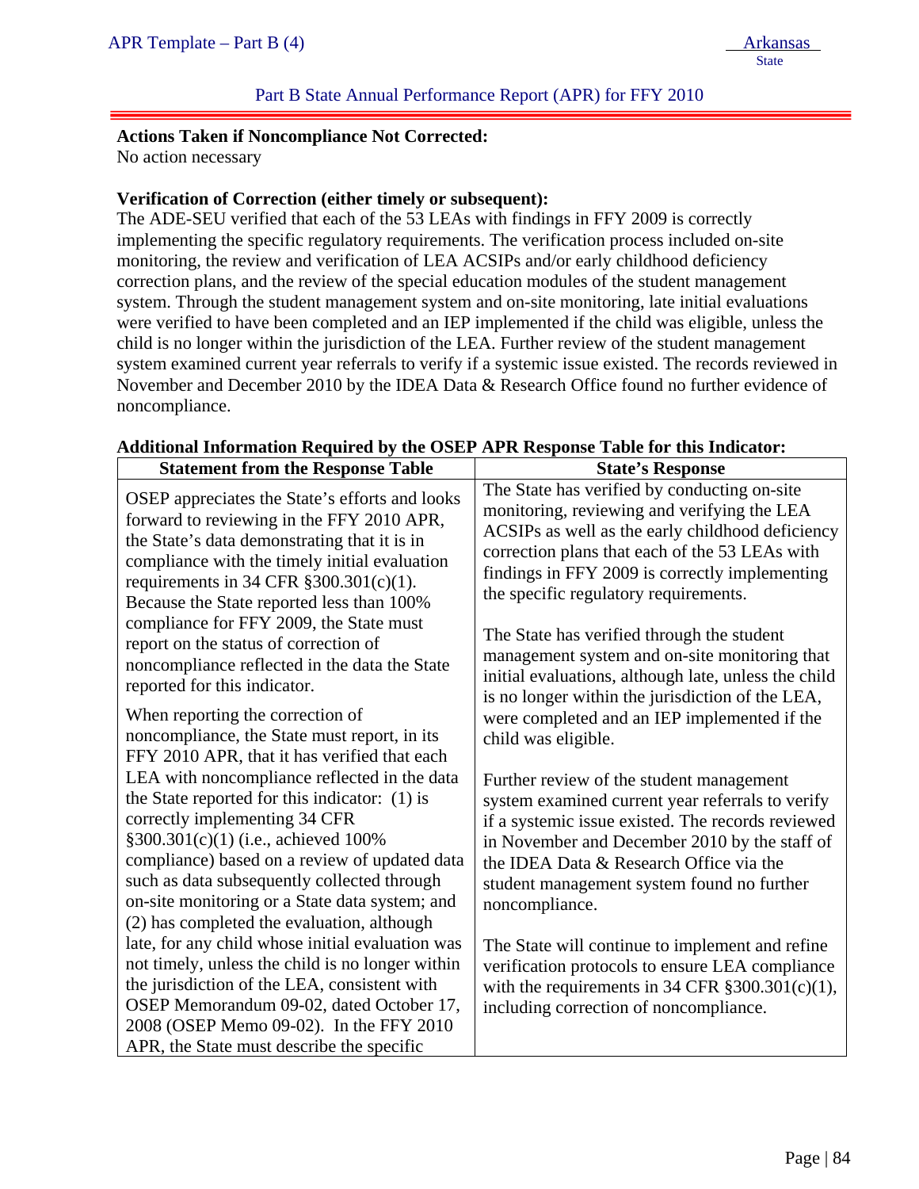**Actions Taken if Noncompliance Not Corrected:**
No action necessary

**Verification of Correction (either timely or subsequent):**
The ADE-SEU verified that each of the 53 LEAs with findings in FFY 2009 is correctly implementing the specific regulatory requirements. The verification process included on-site monitoring, the review and verification of LEA ACSIPs and/or early childhood deficiency correction plans, and the review of the special education modules of the student management system. Through the student management system and on-site monitoring, late initial evaluations were verified to have been completed and an IEP implemented if the child was eligible, unless the child is no longer within the jurisdiction of the LEA. Further review of the student management system examined current year referrals to verify if a systemic issue existed. The records reviewed in November and December 2010 by the IDEA Data & Research Office found no further evidence of noncompliance.

**Additional Information Required by the OSEP APR Response Table for this Indicator:**

| Statement from the Response Table | State's Response |
|---|---|
| OSEP appreciates the State's efforts and looks forward to reviewing in the FFY 2010 APR, the State's data demonstrating that it is in compliance with the timely initial evaluation requirements in 34 CFR §300.301(c)(1). Because the State reported less than 100% compliance for FFY 2009, the State must report on the status of correction of noncompliance reflected in the data the State reported for this indicator.<br><br>When reporting the correction of noncompliance, the State must report, in its FFY 2010 APR, that it has verified that each LEA with noncompliance reflected in the data the State reported for this indicator: (1) is correctly implementing 34 CFR §300.301(c)(1) (i.e., achieved 100% compliance) based on a review of updated data such as data subsequently collected through on-site monitoring or a State data system; and (2) has completed the evaluation, although late, for any child whose initial evaluation was not timely, unless the child is no longer within the jurisdiction of the LEA, consistent with OSEP Memorandum 09-02, dated October 17, 2008 (OSEP Memo 09-02). In the FFY 2010 APR, the State must describe the specific | The State has verified by conducting on-site monitoring, reviewing and verifying the LEA ACSIPs as well as the early childhood deficiency correction plans that each of the 53 LEAs with findings in FFY 2009 is correctly implementing the specific regulatory requirements.<br><br>The State has verified through the student management system and on-site monitoring that initial evaluations, although late, unless the child is no longer within the jurisdiction of the LEA, were completed and an IEP implemented if the child was eligible.<br><br>Further review of the student management system examined current year referrals to verify if a systemic issue existed. The records reviewed in November and December 2010 by the staff of the IDEA Data & Research Office via the student management system found no further noncompliance.<br><br>The State will continue to implement and refine verification protocols to ensure LEA compliance with the requirements in 34 CFR §300.301(c)(1), including correction of noncompliance. |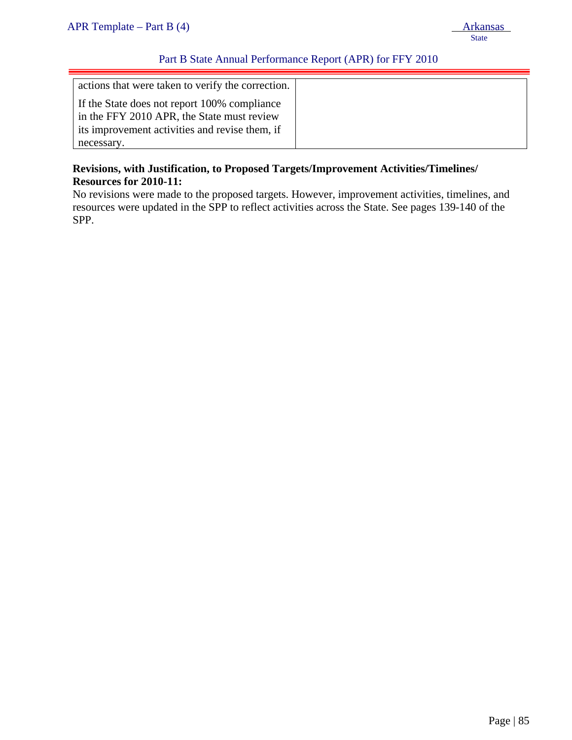| | |
|---|---|
| actions that were taken to verify the correction.<br><br>If the State does not report 100% compliance in the FFY 2010 APR, the State must review its improvement activities and revise them, if necessary. | |

**Revisions, with Justification, to Proposed Targets/Improvement Activities/Timelines/ Resources for 2010-11:**

No revisions were made to the proposed targets. However, improvement activities, timelines, and resources were updated in the SPP to reflect activities across the State. See pages 139-140 of the SPP.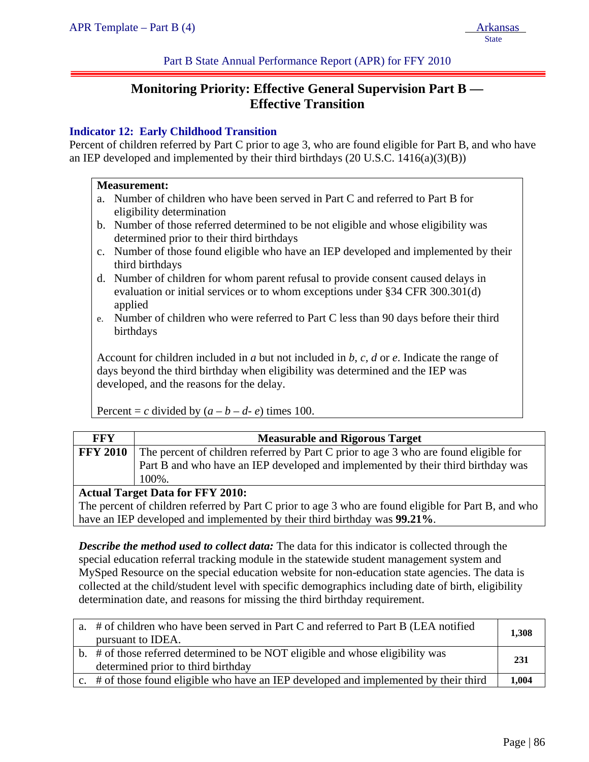# Monitoring Priority: Effective General Supervision Part B — Effective Transition

## Indicator 12: Early Childhood Transition

Percent of children referred by Part C prior to age 3, who are found eligible for Part B, and who have an IEP developed and implemented by their third birthdays (20 U.S.C. 1416(a)(3)(B))

**Measurement:**

a. Number of children who have been served in Part C and referred to Part B for eligibility determination
b. Number of those referred determined to be not eligible and whose eligibility was determined prior to their third birthdays
c. Number of those found eligible who have an IEP developed and implemented by their third birthdays
d. Number of children for whom parent refusal to provide consent caused delays in evaluation or initial services or to whom exceptions under §34 CFR 300.301(d) applied
e. Number of children who were referred to Part C less than 90 days before their third birthdays

Account for children included in *a* but not included in *b, c, d* or *e*. Indicate the range of days beyond the third birthday when eligibility was determined and the IEP was developed, and the reasons for the delay.

Percent = *c* divided by (*a – b – d- e*) times 100.

| FFY | Measurable and Rigorous Target |
|---|---|
| **FFY 2010** | The percent of children referred by Part C prior to age 3 who are found eligible for Part B and who have an IEP developed and implemented by their third birthday was 100%. |
| **Actual Target Data for FFY 2010:** The percent of children referred by Part C prior to age 3 who are found eligible for Part B, and who have an IEP developed and implemented by their third birthday was **99.21%**. | |

***Describe the method used to collect data:*** The data for this indicator is collected through the special education referral tracking module in the statewide student management system and MySped Resource on the special education website for non-education state agencies. The data is collected at the child/student level with specific demographics including date of birth, eligibility determination date, and reasons for missing the third birthday requirement.

| | |
|---|---|
| a. # of children who have been served in Part C and referred to Part B (LEA notified pursuant to IDEA. | **1,308** |
| b. # of those referred determined to be NOT eligible and whose eligibility was determined prior to third birthday | **231** |
| c. # of those found eligible who have an IEP developed and implemented by their third | **1,004** |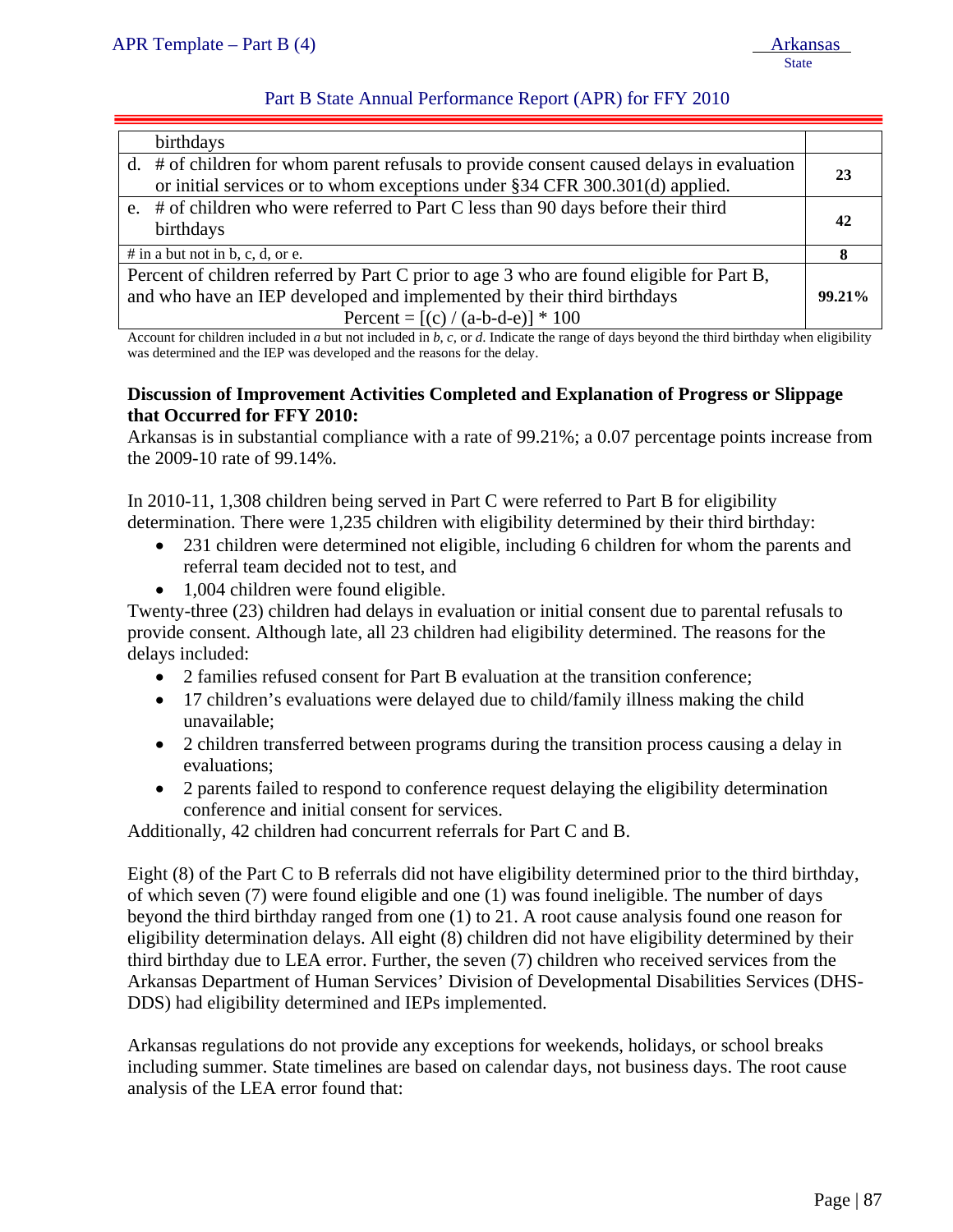| | |
|---|---|
| birthdays | |
| d. # of children for whom parent refusals to provide consent caused delays in evaluation or initial services or to whom exceptions under §34 CFR 300.301(d) applied. | **23** |
| e. # of children who were referred to Part C less than 90 days before their third birthdays | **42** |
| # in a but not in b, c, d, or e. | **8** |
| Percent of children referred by Part C prior to age 3 who are found eligible for Part B, and who have an IEP developed and implemented by their third birthdays<br>Percent = [(c) / (a-b-d-e)] * 100 | **99.21%** |

Account for children included in *a* but not included in *b, c,* or *d*. Indicate the range of days beyond the third birthday when eligibility was determined and the IEP was developed and the reasons for the delay.

**Discussion of Improvement Activities Completed and Explanation of Progress or Slippage that Occurred for FFY 2010:**

Arkansas is in substantial compliance with a rate of 99.21%; a 0.07 percentage points increase from the 2009-10 rate of 99.14%.

In 2010-11, 1,308 children being served in Part C were referred to Part B for eligibility determination. There were 1,235 children with eligibility determined by their third birthday:

- 231 children were determined not eligible, including 6 children for whom the parents and referral team decided not to test, and
- 1,004 children were found eligible.

Twenty-three (23) children had delays in evaluation or initial consent due to parental refusals to provide consent. Although late, all 23 children had eligibility determined. The reasons for the delays included:

- 2 families refused consent for Part B evaluation at the transition conference;
- 17 children's evaluations were delayed due to child/family illness making the child unavailable;
- 2 children transferred between programs during the transition process causing a delay in evaluations;
- 2 parents failed to respond to conference request delaying the eligibility determination conference and initial consent for services.

Additionally, 42 children had concurrent referrals for Part C and B.

Eight (8) of the Part C to B referrals did not have eligibility determined prior to the third birthday, of which seven (7) were found eligible and one (1) was found ineligible. The number of days beyond the third birthday ranged from one (1) to 21. A root cause analysis found one reason for eligibility determination delays. All eight (8) children did not have eligibility determined by their third birthday due to LEA error. Further, the seven (7) children who received services from the Arkansas Department of Human Services' Division of Developmental Disabilities Services (DHS-DDS) had eligibility determined and IEPs implemented.

Arkansas regulations do not provide any exceptions for weekends, holidays, or school breaks including summer. State timelines are based on calendar days, not business days. The root cause analysis of the LEA error found that: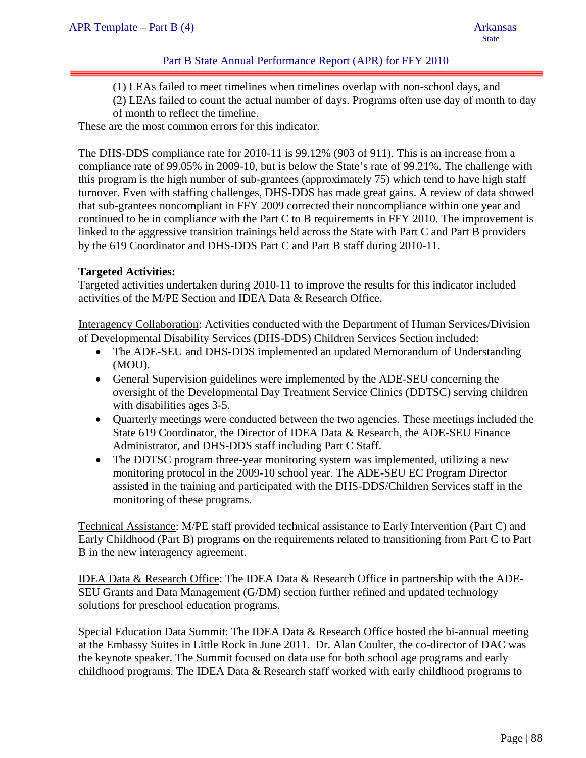(1) LEAs failed to meet timelines when timelines overlap with non-school days, and

(2) LEAs failed to count the actual number of days. Programs often use day of month to day of month to reflect the timeline.

These are the most common errors for this indicator.

The DHS-DDS compliance rate for 2010-11 is 99.12% (903 of 911). This is an increase from a compliance rate of 99.05% in 2009-10, but is below the State's rate of 99.21%. The challenge with this program is the high number of sub-grantees (approximately 75) which tend to have high staff turnover. Even with staffing challenges, DHS-DDS has made great gains. A review of data showed that sub-grantees noncompliant in FFY 2009 corrected their noncompliance within one year and continued to be in compliance with the Part C to B requirements in FFY 2010. The improvement is linked to the aggressive transition trainings held across the State with Part C and Part B providers by the 619 Coordinator and DHS-DDS Part C and Part B staff during 2010-11.

**Targeted Activities:**

Targeted activities undertaken during 2010-11 to improve the results for this indicator included activities of the M/PE Section and IDEA Data & Research Office.

Interagency Collaboration: Activities conducted with the Department of Human Services/Division of Developmental Disability Services (DHS-DDS) Children Services Section included:

- The ADE-SEU and DHS-DDS implemented an updated Memorandum of Understanding (MOU).
- General Supervision guidelines were implemented by the ADE-SEU concerning the oversight of the Developmental Day Treatment Service Clinics (DDTSC) serving children with disabilities ages 3-5.
- Quarterly meetings were conducted between the two agencies. These meetings included the State 619 Coordinator, the Director of IDEA Data & Research, the ADE-SEU Finance Administrator, and DHS-DDS staff including Part C Staff.
- The DDTSC program three-year monitoring system was implemented, utilizing a new monitoring protocol in the 2009-10 school year. The ADE-SEU EC Program Director assisted in the training and participated with the DHS-DDS/Children Services staff in the monitoring of these programs.

Technical Assistance: M/PE staff provided technical assistance to Early Intervention (Part C) and Early Childhood (Part B) programs on the requirements related to transitioning from Part C to Part B in the new interagency agreement.

IDEA Data & Research Office: The IDEA Data & Research Office in partnership with the ADE-SEU Grants and Data Management (G/DM) section further refined and updated technology solutions for preschool education programs.

Special Education Data Summit: The IDEA Data & Research Office hosted the bi-annual meeting at the Embassy Suites in Little Rock in June 2011. Dr. Alan Coulter, the co-director of DAC was the keynote speaker. The Summit focused on data use for both school age programs and early childhood programs. The IDEA Data & Research staff worked with early childhood programs to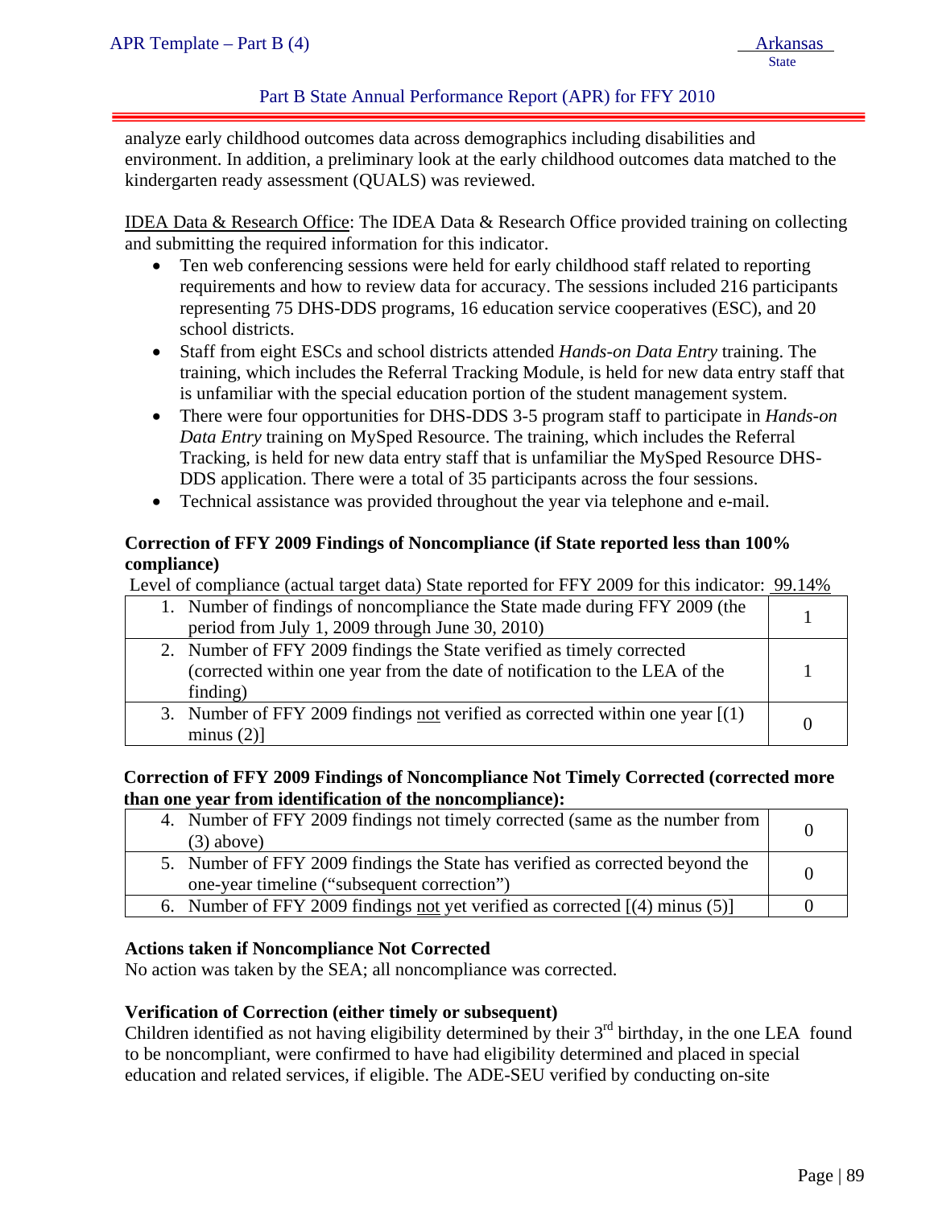analyze early childhood outcomes data across demographics including disabilities and environment. In addition, a preliminary look at the early childhood outcomes data matched to the kindergarten ready assessment (QUALS) was reviewed.

IDEA Data & Research Office: The IDEA Data & Research Office provided training on collecting and submitting the required information for this indicator.

- Ten web conferencing sessions were held for early childhood staff related to reporting requirements and how to review data for accuracy. The sessions included 216 participants representing 75 DHS-DDS programs, 16 education service cooperatives (ESC), and 20 school districts.
- Staff from eight ESCs and school districts attended *Hands-on Data Entry* training. The training, which includes the Referral Tracking Module, is held for new data entry staff that is unfamiliar with the special education portion of the student management system.
- There were four opportunities for DHS-DDS 3-5 program staff to participate in *Hands-on Data Entry* training on MySped Resource. The training, which includes the Referral Tracking, is held for new data entry staff that is unfamiliar the MySped Resource DHS-DDS application. There were a total of 35 participants across the four sessions.
- Technical assistance was provided throughout the year via telephone and e-mail.

**Correction of FFY 2009 Findings of Noncompliance (if State reported less than 100% compliance)**

Level of compliance (actual target data) State reported for FFY 2009 for this indicator: 99.14%

| | |
|---|---|
| 1. Number of findings of noncompliance the State made during FFY 2009 (the period from July 1, 2009 through June 30, 2010) | 1 |
| 2. Number of FFY 2009 findings the State verified as timely corrected (corrected within one year from the date of notification to the LEA of the finding) | 1 |
| 3. Number of FFY 2009 findings not verified as corrected within one year [(1) minus (2)] | 0 |

**Correction of FFY 2009 Findings of Noncompliance Not Timely Corrected (corrected more than one year from identification of the noncompliance):**

| | |
|---|---|
| 4. Number of FFY 2009 findings not timely corrected (same as the number from (3) above) | 0 |
| 5. Number of FFY 2009 findings the State has verified as corrected beyond the one-year timeline ("subsequent correction") | 0 |
| 6. Number of FFY 2009 findings not yet verified as corrected [(4) minus (5)] | 0 |

**Actions taken if Noncompliance Not Corrected**

No action was taken by the SEA; all noncompliance was corrected.

**Verification of Correction (either timely or subsequent)**

Children identified as not having eligibility determined by their 3rd birthday, in the one LEA found to be noncompliant, were confirmed to have had eligibility determined and placed in special education and related services, if eligible. The ADE-SEU verified by conducting on-site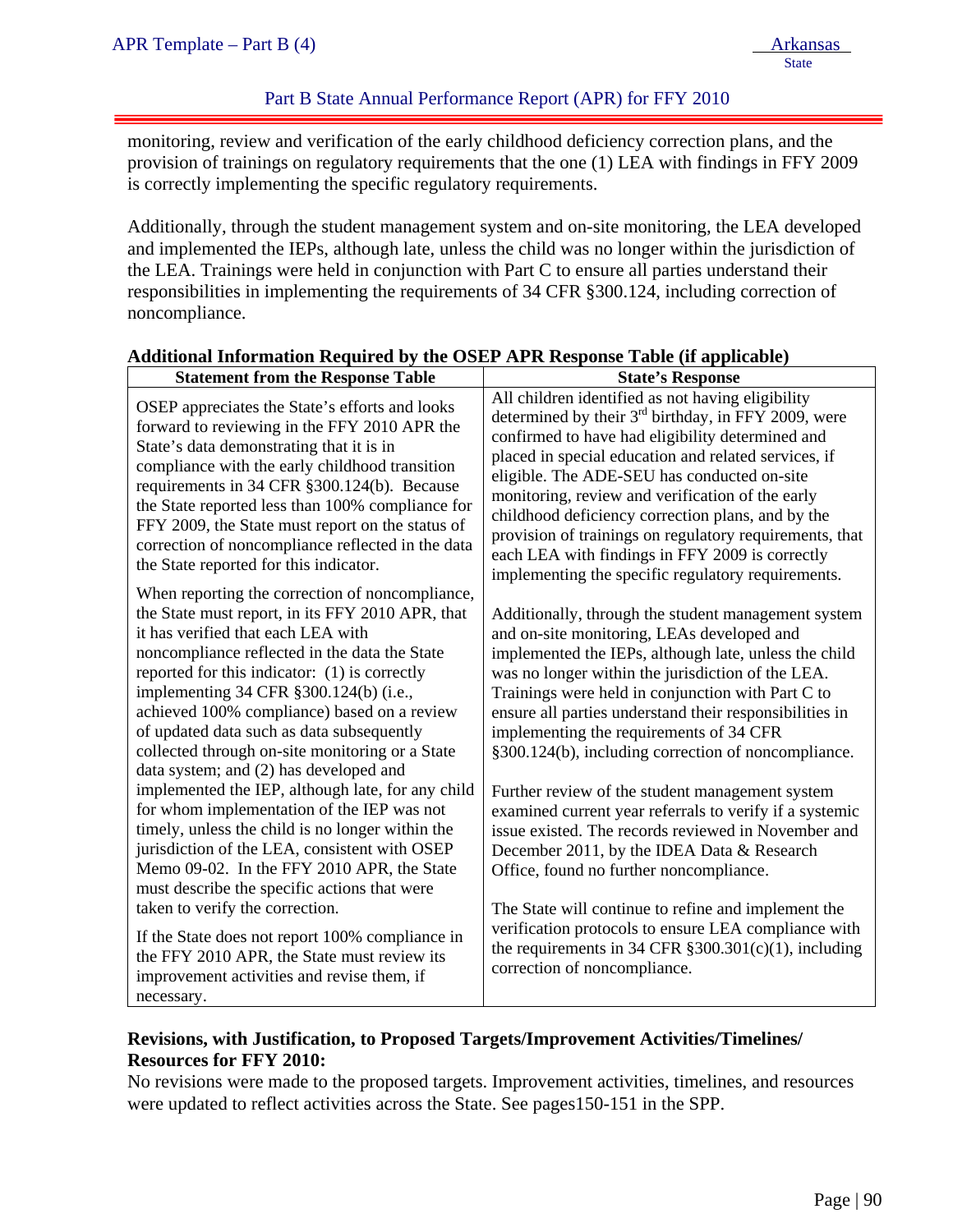monitoring, review and verification of the early childhood deficiency correction plans, and the provision of trainings on regulatory requirements that the one (1) LEA with findings in FFY 2009 is correctly implementing the specific regulatory requirements.

Additionally, through the student management system and on-site monitoring, the LEA developed and implemented the IEPs, although late, unless the child was no longer within the jurisdiction of the LEA. Trainings were held in conjunction with Part C to ensure all parties understand their responsibilities in implementing the requirements of 34 CFR §300.124, including correction of noncompliance.

**Additional Information Required by the OSEP APR Response Table (if applicable)**

| Statement from the Response Table | State's Response |
|---|---|
| OSEP appreciates the State's efforts and looks forward to reviewing in the FFY 2010 APR the State's data demonstrating that it is in compliance with the early childhood transition requirements in 34 CFR §300.124(b). Because the State reported less than 100% compliance for FFY 2009, the State must report on the status of correction of noncompliance reflected in the data the State reported for this indicator.<br><br>When reporting the correction of noncompliance, the State must report, in its FFY 2010 APR, that it has verified that each LEA with noncompliance reflected in the data the State reported for this indicator: (1) is correctly implementing 34 CFR §300.124(b) (i.e., achieved 100% compliance) based on a review of updated data such as data subsequently collected through on-site monitoring or a State data system; and (2) has developed and implemented the IEP, although late, for any child for whom implementation of the IEP was not timely, unless the child is no longer within the jurisdiction of the LEA, consistent with OSEP Memo 09-02. In the FFY 2010 APR, the State must describe the specific actions that were taken to verify the correction.<br><br>If the State does not report 100% compliance in the FFY 2010 APR, the State must review its improvement activities and revise them, if necessary. | All children identified as not having eligibility determined by their 3rd birthday, in FFY 2009, were confirmed to have had eligibility determined and placed in special education and related services, if eligible. The ADE-SEU has conducted on-site monitoring, review and verification of the early childhood deficiency correction plans, and by the provision of trainings on regulatory requirements, that each LEA with findings in FFY 2009 is correctly implementing the specific regulatory requirements.<br><br>Additionally, through the student management system and on-site monitoring, LEAs developed and implemented the IEPs, although late, unless the child was no longer within the jurisdiction of the LEA. Trainings were held in conjunction with Part C to ensure all parties understand their responsibilities in implementing the requirements of 34 CFR §300.124(b), including correction of noncompliance.<br><br>Further review of the student management system examined current year referrals to verify if a systemic issue existed. The records reviewed in November and December 2011, by the IDEA Data & Research Office, found no further noncompliance.<br><br>The State will continue to refine and implement the verification protocols to ensure LEA compliance with the requirements in 34 CFR §300.301(c)(1), including correction of noncompliance. |

**Revisions, with Justification, to Proposed Targets/Improvement Activities/Timelines/ Resources for FFY 2010:**

No revisions were made to the proposed targets. Improvement activities, timelines, and resources were updated to reflect activities across the State. See pages150-151 in the SPP.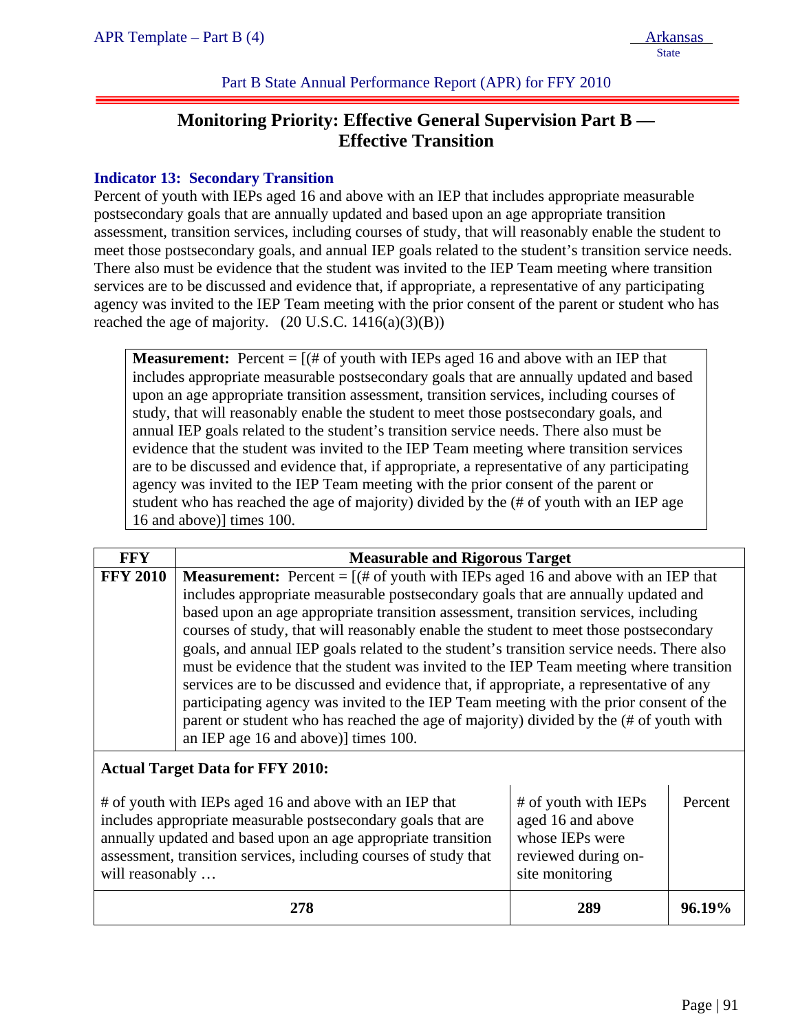Part B State Annual Performance Report (APR) for FFY 2010

## Monitoring Priority: Effective General Supervision Part B — Effective Transition

### Indicator 13: Secondary Transition

Percent of youth with IEPs aged 16 and above with an IEP that includes appropriate measurable postsecondary goals that are annually updated and based upon an age appropriate transition assessment, transition services, including courses of study, that will reasonably enable the student to meet those postsecondary goals, and annual IEP goals related to the student's transition service needs. There also must be evidence that the student was invited to the IEP Team meeting where transition services are to be discussed and evidence that, if appropriate, a representative of any participating agency was invited to the IEP Team meeting with the prior consent of the parent or student who has reached the age of majority. (20 U.S.C. 1416(a)(3)(B))

**Measurement:** Percent = [(# of youth with IEPs aged 16 and above with an IEP that includes appropriate measurable postsecondary goals that are annually updated and based upon an age appropriate transition assessment, transition services, including courses of study, that will reasonably enable the student to meet those postsecondary goals, and annual IEP goals related to the student's transition service needs. There also must be evidence that the student was invited to the IEP Team meeting where transition services are to be discussed and evidence that, if appropriate, a representative of any participating agency was invited to the IEP Team meeting with the prior consent of the parent or student who has reached the age of majority) divided by the (# of youth with an IEP age 16 and above)] times 100.

| FFY | Measurable and Rigorous Target |
|---|---|
| **FFY 2010** | **Measurement:** Percent = [(# of youth with IEPs aged 16 and above with an IEP that includes appropriate measurable postsecondary goals that are annually updated and based upon an age appropriate transition assessment, transition services, including courses of study, that will reasonably enable the student to meet those postsecondary goals, and annual IEP goals related to the student's transition service needs. There also must be evidence that the student was invited to the IEP Team meeting where transition services are to be discussed and evidence that, if appropriate, a representative of any participating agency was invited to the IEP Team meeting with the prior consent of the parent or student who has reached the age of majority) divided by the (# of youth with an IEP age 16 and above)] times 100. |

**Actual Target Data for FFY 2010:**

| # of youth with IEPs aged 16 and above with an IEP that includes appropriate measurable postsecondary goals that are annually updated and based upon an age appropriate transition assessment, transition services, including courses of study that will reasonably … | # of youth with IEPs aged 16 and above whose IEPs were reviewed during on-site monitoring | Percent |
|---|---|---|
| **278** | **289** | **96.19%** |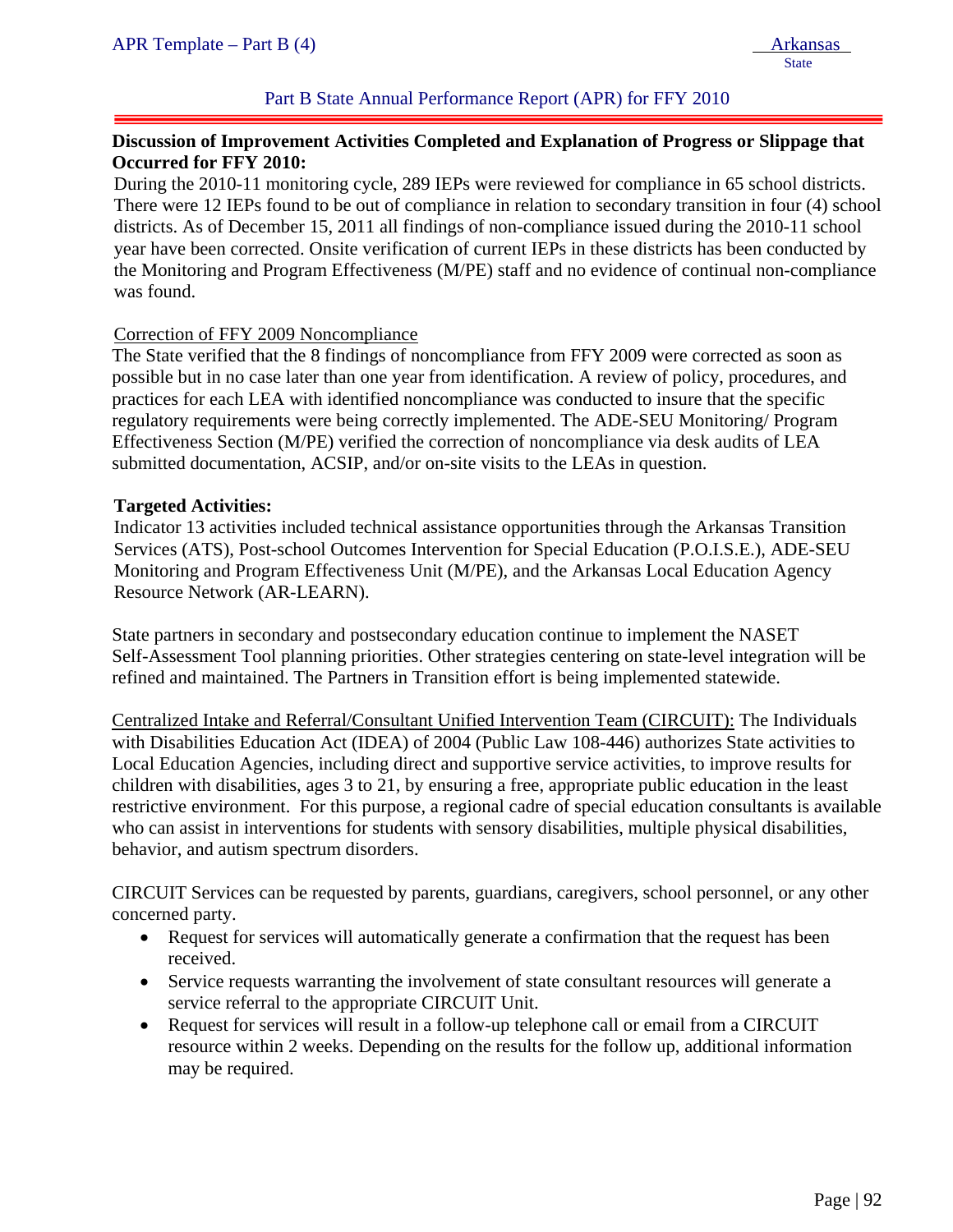**Discussion of Improvement Activities Completed and Explanation of Progress or Slippage that Occurred for FFY 2010:**

During the 2010-11 monitoring cycle, 289 IEPs were reviewed for compliance in 65 school districts. There were 12 IEPs found to be out of compliance in relation to secondary transition in four (4) school districts. As of December 15, 2011 all findings of non-compliance issued during the 2010-11 school year have been corrected. Onsite verification of current IEPs in these districts has been conducted by the Monitoring and Program Effectiveness (M/PE) staff and no evidence of continual non-compliance was found.

Correction of FFY 2009 Noncompliance

The State verified that the 8 findings of noncompliance from FFY 2009 were corrected as soon as possible but in no case later than one year from identification. A review of policy, procedures, and practices for each LEA with identified noncompliance was conducted to insure that the specific regulatory requirements were being correctly implemented. The ADE-SEU Monitoring/ Program Effectiveness Section (M/PE) verified the correction of noncompliance via desk audits of LEA submitted documentation, ACSIP, and/or on-site visits to the LEAs in question.

**Targeted Activities:**

Indicator 13 activities included technical assistance opportunities through the Arkansas Transition Services (ATS), Post-school Outcomes Intervention for Special Education (P.O.I.S.E.), ADE-SEU Monitoring and Program Effectiveness Unit (M/PE), and the Arkansas Local Education Agency Resource Network (AR-LEARN).

State partners in secondary and postsecondary education continue to implement the NASET Self-Assessment Tool planning priorities. Other strategies centering on state-level integration will be refined and maintained. The Partners in Transition effort is being implemented statewide.

Centralized Intake and Referral/Consultant Unified Intervention Team (CIRCUIT): The Individuals with Disabilities Education Act (IDEA) of 2004 (Public Law 108-446) authorizes State activities to Local Education Agencies, including direct and supportive service activities, to improve results for children with disabilities, ages 3 to 21, by ensuring a free, appropriate public education in the least restrictive environment. For this purpose, a regional cadre of special education consultants is available who can assist in interventions for students with sensory disabilities, multiple physical disabilities, behavior, and autism spectrum disorders.

CIRCUIT Services can be requested by parents, guardians, caregivers, school personnel, or any other concerned party.

- Request for services will automatically generate a confirmation that the request has been received.
- Service requests warranting the involvement of state consultant resources will generate a service referral to the appropriate CIRCUIT Unit.
- Request for services will result in a follow-up telephone call or email from a CIRCUIT resource within 2 weeks. Depending on the results for the follow up, additional information may be required.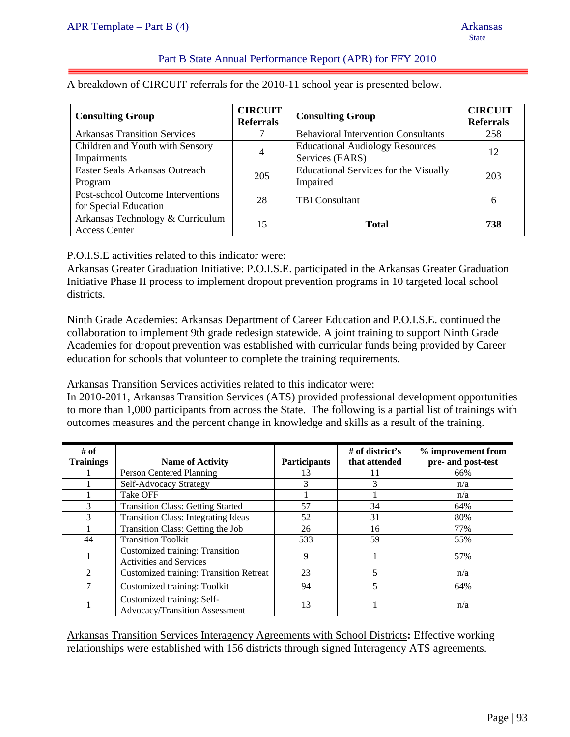A breakdown of CIRCUIT referrals for the 2010-11 school year is presented below.

| Consulting Group | CIRCUIT Referrals | Consulting Group | CIRCUIT Referrals |
|---|---|---|---|
| Arkansas Transition Services | 7 | Behavioral Intervention Consultants | 258 |
| Children and Youth with Sensory Impairments | 4 | Educational Audiology Resources Services (EARS) | 12 |
| Easter Seals Arkansas Outreach Program | 205 | Educational Services for the Visually Impaired | 203 |
| Post-school Outcome Interventions for Special Education | 28 | TBI Consultant | 6 |
| Arkansas Technology & Curriculum Access Center | 15 | **Total** | **738** |

P.O.I.S.E activities related to this indicator were:

Arkansas Greater Graduation Initiative: P.O.I.S.E. participated in the Arkansas Greater Graduation Initiative Phase II process to implement dropout prevention programs in 10 targeted local school districts.

Ninth Grade Academies: Arkansas Department of Career Education and P.O.I.S.E. continued the collaboration to implement 9th grade redesign statewide. A joint training to support Ninth Grade Academies for dropout prevention was established with curricular funds being provided by Career education for schools that volunteer to complete the training requirements.

Arkansas Transition Services activities related to this indicator were:

In 2010-2011, Arkansas Transition Services (ATS) provided professional development opportunities to more than 1,000 participants from across the State. The following is a partial list of trainings with outcomes measures and the percent change in knowledge and skills as a result of the training.

| # of Trainings | Name of Activity | Participants | # of district's that attended | % improvement from pre- and post-test |
|---|---|---|---|---|
| 1 | Person Centered Planning | 13 | 11 | 66% |
| 1 | Self-Advocacy Strategy | 3 | 3 | n/a |
| 1 | Take OFF | 1 | 1 | n/a |
| 3 | Transition Class: Getting Started | 57 | 34 | 64% |
| 3 | Transition Class: Integrating Ideas | 52 | 31 | 80% |
| 1 | Transition Class: Getting the Job | 26 | 16 | 77% |
| 44 | Transition Toolkit | 533 | 59 | 55% |
| 1 | Customized training: Transition Activities and Services | 9 | 1 | 57% |
| 2 | Customized training: Transition Retreat | 23 | 5 | n/a |
| 7 | Customized training: Toolkit | 94 | 5 | 64% |
| 1 | Customized training: Self-Advocacy/Transition Assessment | 13 | 1 | n/a |

Arkansas Transition Services Interagency Agreements with School Districts**:** Effective working relationships were established with 156 districts through signed Interagency ATS agreements.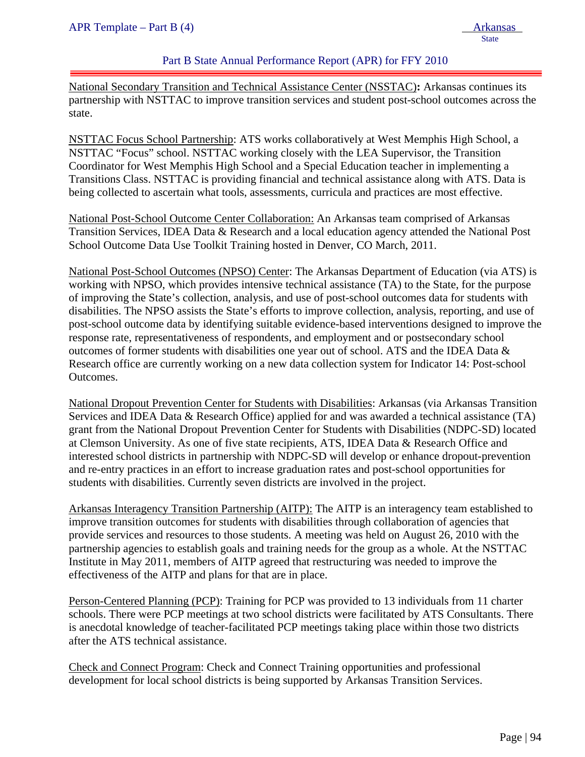National Secondary Transition and Technical Assistance Center (NSSTAC)**:** Arkansas continues its partnership with NSTTAC to improve transition services and student post-school outcomes across the state.

NSTTAC Focus School Partnership: ATS works collaboratively at West Memphis High School, a NSTTAC "Focus" school. NSTTAC working closely with the LEA Supervisor, the Transition Coordinator for West Memphis High School and a Special Education teacher in implementing a Transitions Class. NSTTAC is providing financial and technical assistance along with ATS. Data is being collected to ascertain what tools, assessments, curricula and practices are most effective.

National Post-School Outcome Center Collaboration: An Arkansas team comprised of Arkansas Transition Services, IDEA Data & Research and a local education agency attended the National Post School Outcome Data Use Toolkit Training hosted in Denver, CO March, 2011.

National Post-School Outcomes (NPSO) Center: The Arkansas Department of Education (via ATS) is working with NPSO, which provides intensive technical assistance (TA) to the State, for the purpose of improving the State's collection, analysis, and use of post-school outcomes data for students with disabilities. The NPSO assists the State's efforts to improve collection, analysis, reporting, and use of post-school outcome data by identifying suitable evidence-based interventions designed to improve the response rate, representativeness of respondents, and employment and or postsecondary school outcomes of former students with disabilities one year out of school. ATS and the IDEA Data & Research office are currently working on a new data collection system for Indicator 14: Post-school Outcomes.

National Dropout Prevention Center for Students with Disabilities: Arkansas (via Arkansas Transition Services and IDEA Data & Research Office) applied for and was awarded a technical assistance (TA) grant from the National Dropout Prevention Center for Students with Disabilities (NDPC-SD) located at Clemson University. As one of five state recipients, ATS, IDEA Data & Research Office and interested school districts in partnership with NDPC-SD will develop or enhance dropout-prevention and re-entry practices in an effort to increase graduation rates and post-school opportunities for students with disabilities. Currently seven districts are involved in the project.

Arkansas Interagency Transition Partnership (AITP): The AITP is an interagency team established to improve transition outcomes for students with disabilities through collaboration of agencies that provide services and resources to those students. A meeting was held on August 26, 2010 with the partnership agencies to establish goals and training needs for the group as a whole. At the NSTTAC Institute in May 2011, members of AITP agreed that restructuring was needed to improve the effectiveness of the AITP and plans for that are in place.

Person-Centered Planning (PCP): Training for PCP was provided to 13 individuals from 11 charter schools. There were PCP meetings at two school districts were facilitated by ATS Consultants. There is anecdotal knowledge of teacher-facilitated PCP meetings taking place within those two districts after the ATS technical assistance.

Check and Connect Program: Check and Connect Training opportunities and professional development for local school districts is being supported by Arkansas Transition Services.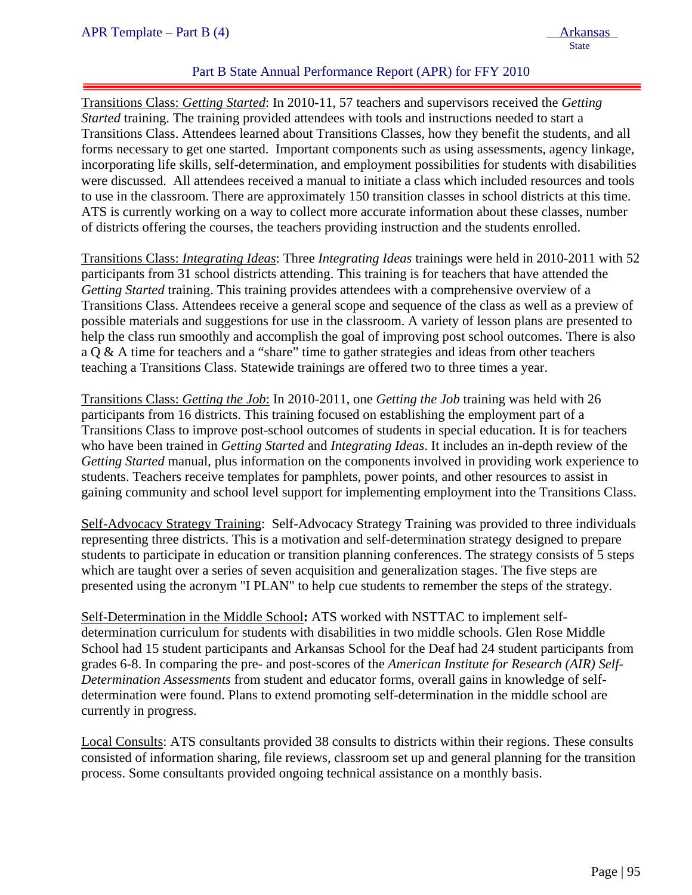Transitions Class: *Getting Started*: In 2010-11, 57 teachers and supervisors received the *Getting Started* training. The training provided attendees with tools and instructions needed to start a Transitions Class. Attendees learned about Transitions Classes, how they benefit the students, and all forms necessary to get one started. Important components such as using assessments, agency linkage, incorporating life skills, self-determination, and employment possibilities for students with disabilities were discussed. All attendees received a manual to initiate a class which included resources and tools to use in the classroom. There are approximately 150 transition classes in school districts at this time. ATS is currently working on a way to collect more accurate information about these classes, number of districts offering the courses, the teachers providing instruction and the students enrolled.

Transitions Class: *Integrating Ideas*: Three *Integrating Ideas* trainings were held in 2010-2011 with 52 participants from 31 school districts attending. This training is for teachers that have attended the *Getting Started* training. This training provides attendees with a comprehensive overview of a Transitions Class. Attendees receive a general scope and sequence of the class as well as a preview of possible materials and suggestions for use in the classroom. A variety of lesson plans are presented to help the class run smoothly and accomplish the goal of improving post school outcomes. There is also a Q & A time for teachers and a "share" time to gather strategies and ideas from other teachers teaching a Transitions Class. Statewide trainings are offered two to three times a year.

Transitions Class: *Getting the Job*: In 2010-2011, one *Getting the Job* training was held with 26 participants from 16 districts. This training focused on establishing the employment part of a Transitions Class to improve post-school outcomes of students in special education. It is for teachers who have been trained in *Getting Started* and *Integrating Ideas*. It includes an in-depth review of the *Getting Started* manual, plus information on the components involved in providing work experience to students. Teachers receive templates for pamphlets, power points, and other resources to assist in gaining community and school level support for implementing employment into the Transitions Class.

Self-Advocacy Strategy Training: Self-Advocacy Strategy Training was provided to three individuals representing three districts. This is a motivation and self-determination strategy designed to prepare students to participate in education or transition planning conferences. The strategy consists of 5 steps which are taught over a series of seven acquisition and generalization stages. The five steps are presented using the acronym "I PLAN" to help cue students to remember the steps of the strategy.

Self-Determination in the Middle School**:** ATS worked with NSTTAC to implement self-determination curriculum for students with disabilities in two middle schools. Glen Rose Middle School had 15 student participants and Arkansas School for the Deaf had 24 student participants from grades 6-8. In comparing the pre- and post-scores of the *American Institute for Research (AIR) Self-Determination Assessments* from student and educator forms, overall gains in knowledge of self-determination were found. Plans to extend promoting self-determination in the middle school are currently in progress.

Local Consults: ATS consultants provided 38 consults to districts within their regions. These consults consisted of information sharing, file reviews, classroom set up and general planning for the transition process. Some consultants provided ongoing technical assistance on a monthly basis.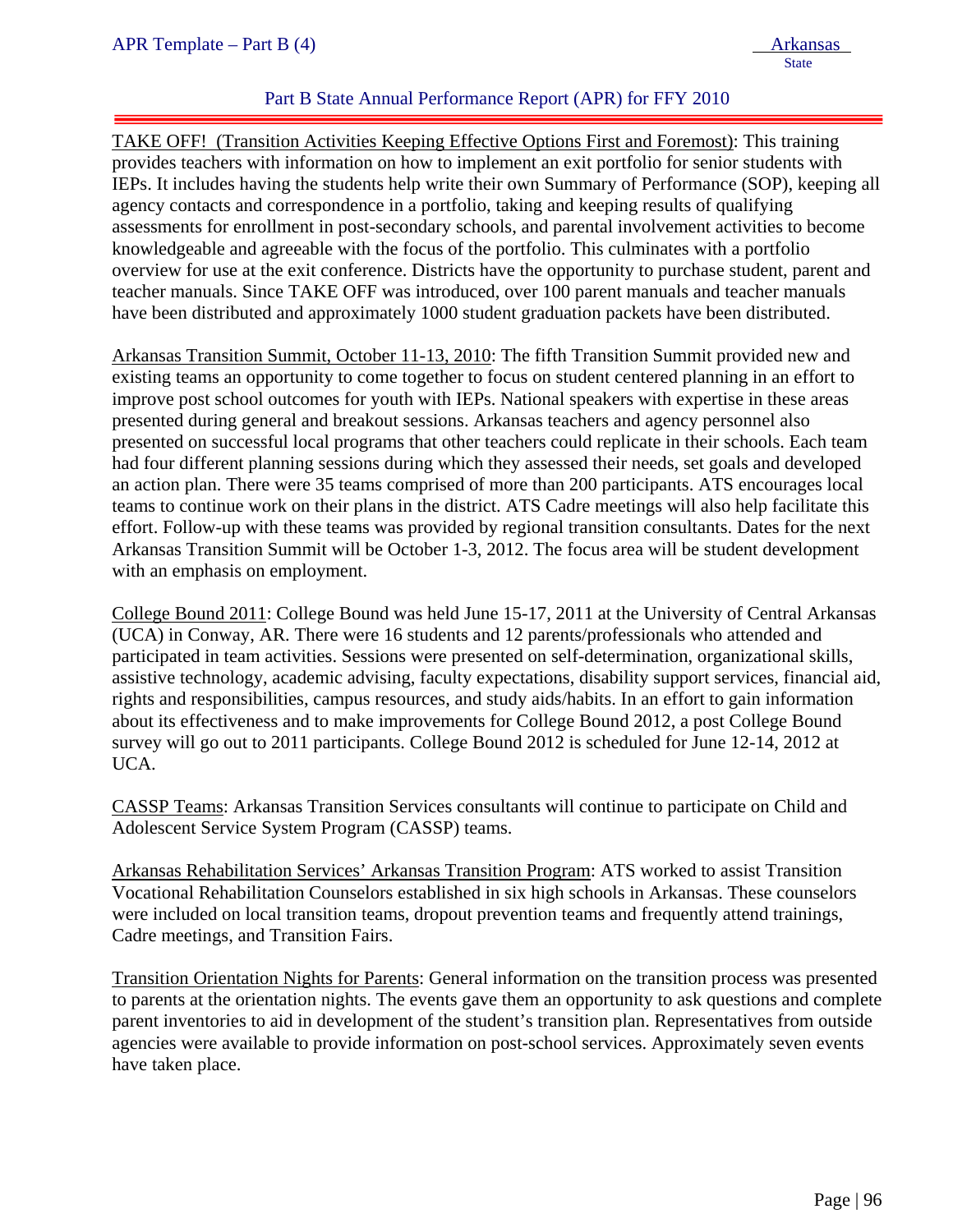<u>TAKE OFF! (Transition Activities Keeping Effective Options First and Foremost)</u>: This training provides teachers with information on how to implement an exit portfolio for senior students with IEPs. It includes having the students help write their own Summary of Performance (SOP), keeping all agency contacts and correspondence in a portfolio, taking and keeping results of qualifying assessments for enrollment in post-secondary schools, and parental involvement activities to become knowledgeable and agreeable with the focus of the portfolio. This culminates with a portfolio overview for use at the exit conference. Districts have the opportunity to purchase student, parent and teacher manuals. Since TAKE OFF was introduced, over 100 parent manuals and teacher manuals have been distributed and approximately 1000 student graduation packets have been distributed.

<u>Arkansas Transition Summit, October 11-13, 2010</u>: The fifth Transition Summit provided new and existing teams an opportunity to come together to focus on student centered planning in an effort to improve post school outcomes for youth with IEPs. National speakers with expertise in these areas presented during general and breakout sessions. Arkansas teachers and agency personnel also presented on successful local programs that other teachers could replicate in their schools. Each team had four different planning sessions during which they assessed their needs, set goals and developed an action plan. There were 35 teams comprised of more than 200 participants. ATS encourages local teams to continue work on their plans in the district. ATS Cadre meetings will also help facilitate this effort. Follow-up with these teams was provided by regional transition consultants. Dates for the next Arkansas Transition Summit will be October 1-3, 2012. The focus area will be student development with an emphasis on employment.

<u>College Bound 2011</u>: College Bound was held June 15-17, 2011 at the University of Central Arkansas (UCA) in Conway, AR. There were 16 students and 12 parents/professionals who attended and participated in team activities. Sessions were presented on self-determination, organizational skills, assistive technology, academic advising, faculty expectations, disability support services, financial aid, rights and responsibilities, campus resources, and study aids/habits. In an effort to gain information about its effectiveness and to make improvements for College Bound 2012, a post College Bound survey will go out to 2011 participants. College Bound 2012 is scheduled for June 12-14, 2012 at UCA.

<u>CASSP Teams</u>: Arkansas Transition Services consultants will continue to participate on Child and Adolescent Service System Program (CASSP) teams.

<u>Arkansas Rehabilitation Services' Arkansas Transition Program</u>: ATS worked to assist Transition Vocational Rehabilitation Counselors established in six high schools in Arkansas. These counselors were included on local transition teams, dropout prevention teams and frequently attend trainings, Cadre meetings, and Transition Fairs.

<u>Transition Orientation Nights for Parents</u>: General information on the transition process was presented to parents at the orientation nights. The events gave them an opportunity to ask questions and complete parent inventories to aid in development of the student's transition plan. Representatives from outside agencies were available to provide information on post-school services. Approximately seven events have taken place.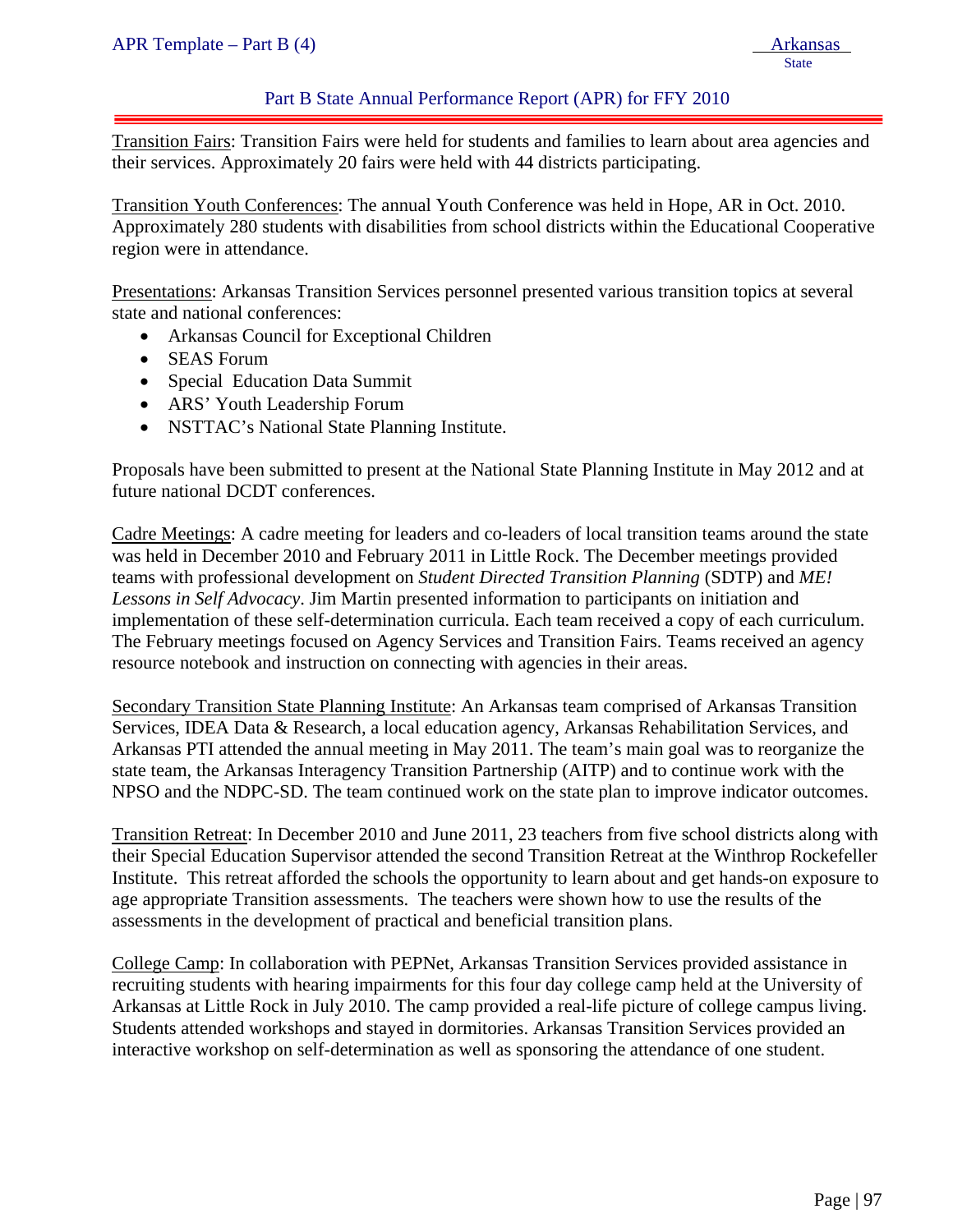Transition Fairs: Transition Fairs were held for students and families to learn about area agencies and their services. Approximately 20 fairs were held with 44 districts participating.

Transition Youth Conferences: The annual Youth Conference was held in Hope, AR in Oct. 2010. Approximately 280 students with disabilities from school districts within the Educational Cooperative region were in attendance.

Presentations: Arkansas Transition Services personnel presented various transition topics at several state and national conferences:

- Arkansas Council for Exceptional Children
- SEAS Forum
- Special Education Data Summit
- ARS' Youth Leadership Forum
- NSTTAC's National State Planning Institute.

Proposals have been submitted to present at the National State Planning Institute in May 2012 and at future national DCDT conferences.

Cadre Meetings: A cadre meeting for leaders and co-leaders of local transition teams around the state was held in December 2010 and February 2011 in Little Rock. The December meetings provided teams with professional development on *Student Directed Transition Planning* (SDTP) and *ME! Lessons in Self Advocacy*. Jim Martin presented information to participants on initiation and implementation of these self-determination curricula. Each team received a copy of each curriculum. The February meetings focused on Agency Services and Transition Fairs. Teams received an agency resource notebook and instruction on connecting with agencies in their areas.

Secondary Transition State Planning Institute: An Arkansas team comprised of Arkansas Transition Services, IDEA Data & Research, a local education agency, Arkansas Rehabilitation Services, and Arkansas PTI attended the annual meeting in May 2011. The team's main goal was to reorganize the state team, the Arkansas Interagency Transition Partnership (AITP) and to continue work with the NPSO and the NDPC-SD. The team continued work on the state plan to improve indicator outcomes.

Transition Retreat: In December 2010 and June 2011, 23 teachers from five school districts along with their Special Education Supervisor attended the second Transition Retreat at the Winthrop Rockefeller Institute. This retreat afforded the schools the opportunity to learn about and get hands-on exposure to age appropriate Transition assessments. The teachers were shown how to use the results of the assessments in the development of practical and beneficial transition plans.

College Camp: In collaboration with PEPNet, Arkansas Transition Services provided assistance in recruiting students with hearing impairments for this four day college camp held at the University of Arkansas at Little Rock in July 2010. The camp provided a real-life picture of college campus living. Students attended workshops and stayed in dormitories. Arkansas Transition Services provided an interactive workshop on self-determination as well as sponsoring the attendance of one student.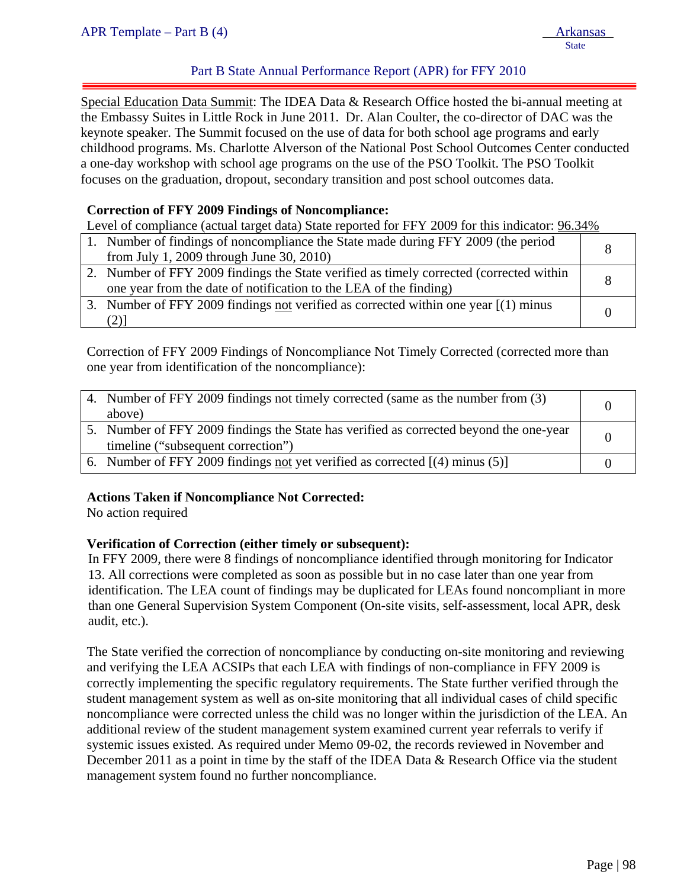Special Education Data Summit: The IDEA Data & Research Office hosted the bi-annual meeting at the Embassy Suites in Little Rock in June 2011. Dr. Alan Coulter, the co-director of DAC was the keynote speaker. The Summit focused on the use of data for both school age programs and early childhood programs. Ms. Charlotte Alverson of the National Post School Outcomes Center conducted a one-day workshop with school age programs on the use of the PSO Toolkit. The PSO Toolkit focuses on the graduation, dropout, secondary transition and post school outcomes data.

**Correction of FFY 2009 Findings of Noncompliance:**

Level of compliance (actual target data) State reported for FFY 2009 for this indicator: 96.34%

| | |
|---|---|
| 1. Number of findings of noncompliance the State made during FFY 2009 (the period from July 1, 2009 through June 30, 2010) | 8 |
| 2. Number of FFY 2009 findings the State verified as timely corrected (corrected within one year from the date of notification to the LEA of the finding) | 8 |
| 3. Number of FFY 2009 findings not verified as corrected within one year [(1) minus (2)] | 0 |

Correction of FFY 2009 Findings of Noncompliance Not Timely Corrected (corrected more than one year from identification of the noncompliance):

| | |
|---|---|
| 4. Number of FFY 2009 findings not timely corrected (same as the number from (3) above) | 0 |
| 5. Number of FFY 2009 findings the State has verified as corrected beyond the one-year timeline ("subsequent correction") | 0 |
| 6. Number of FFY 2009 findings not yet verified as corrected [(4) minus (5)] | 0 |

**Actions Taken if Noncompliance Not Corrected:**

No action required

**Verification of Correction (either timely or subsequent):**

In FFY 2009, there were 8 findings of noncompliance identified through monitoring for Indicator 13. All corrections were completed as soon as possible but in no case later than one year from identification. The LEA count of findings may be duplicated for LEAs found noncompliant in more than one General Supervision System Component (On-site visits, self-assessment, local APR, desk audit, etc.).

The State verified the correction of noncompliance by conducting on-site monitoring and reviewing and verifying the LEA ACSIPs that each LEA with findings of non-compliance in FFY 2009 is correctly implementing the specific regulatory requirements. The State further verified through the student management system as well as on-site monitoring that all individual cases of child specific noncompliance were corrected unless the child was no longer within the jurisdiction of the LEA. An additional review of the student management system examined current year referrals to verify if systemic issues existed. As required under Memo 09-02, the records reviewed in November and December 2011 as a point in time by the staff of the IDEA Data & Research Office via the student management system found no further noncompliance.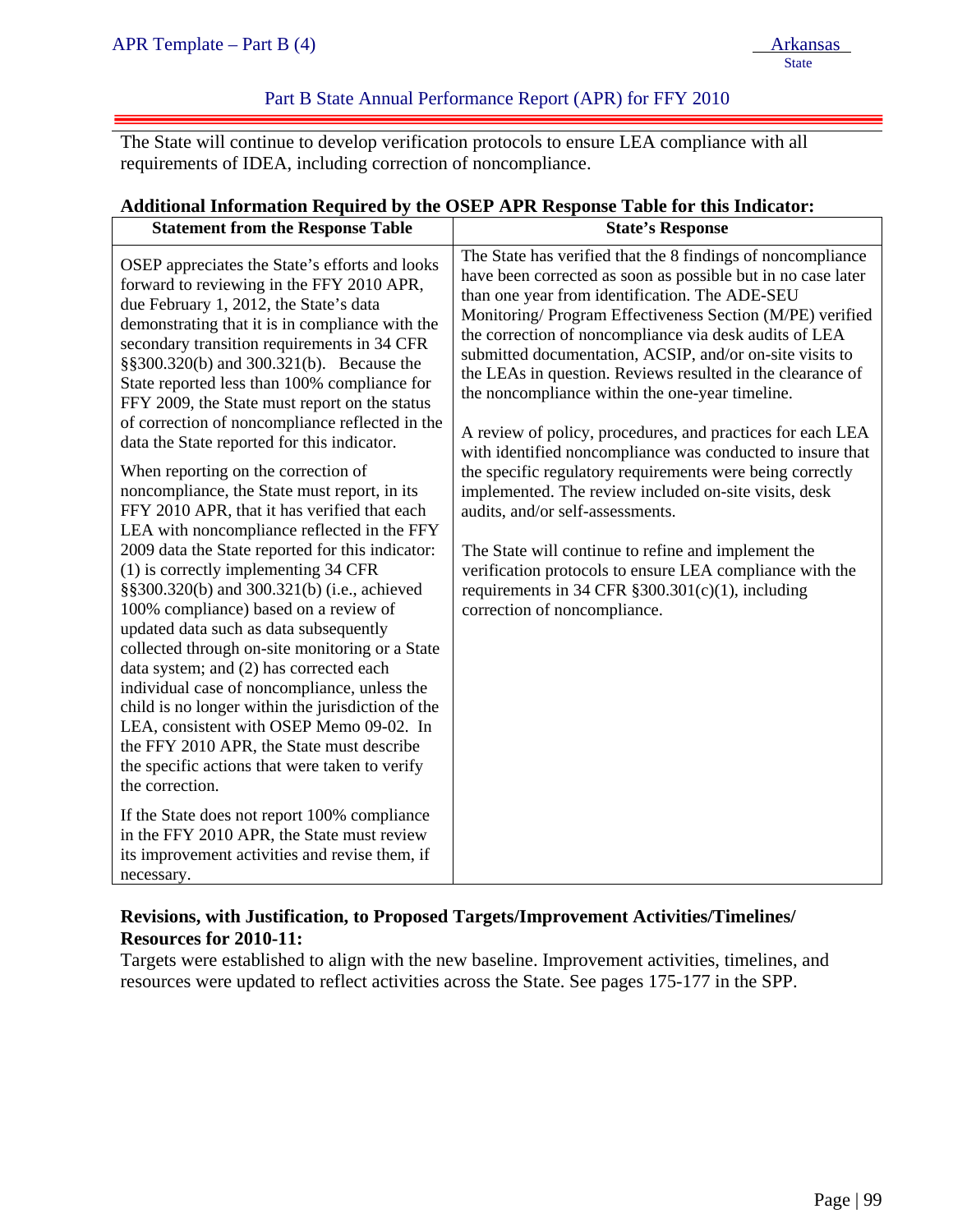The State will continue to develop verification protocols to ensure LEA compliance with all requirements of IDEA, including correction of noncompliance.

**Additional Information Required by the OSEP APR Response Table for this Indicator:**

| Statement from the Response Table | State's Response |
|---|---|
| OSEP appreciates the State's efforts and looks forward to reviewing in the FFY 2010 APR, due February 1, 2012, the State's data demonstrating that it is in compliance with the secondary transition requirements in 34 CFR §§300.320(b) and 300.321(b). Because the State reported less than 100% compliance for FFY 2009, the State must report on the status of correction of noncompliance reflected in the data the State reported for this indicator.<br><br>When reporting on the correction of noncompliance, the State must report, in its FFY 2010 APR, that it has verified that each LEA with noncompliance reflected in the FFY 2009 data the State reported for this indicator: (1) is correctly implementing 34 CFR §§300.320(b) and 300.321(b) (i.e., achieved 100% compliance) based on a review of updated data such as data subsequently collected through on-site monitoring or a State data system; and (2) has corrected each individual case of noncompliance, unless the child is no longer within the jurisdiction of the LEA, consistent with OSEP Memo 09-02. In the FFY 2010 APR, the State must describe the specific actions that were taken to verify the correction.<br><br>If the State does not report 100% compliance in the FFY 2010 APR, the State must review its improvement activities and revise them, if necessary. | The State has verified that the 8 findings of noncompliance have been corrected as soon as possible but in no case later than one year from identification. The ADE-SEU Monitoring/ Program Effectiveness Section (M/PE) verified the correction of noncompliance via desk audits of LEA submitted documentation, ACSIP, and/or on-site visits to the LEAs in question. Reviews resulted in the clearance of the noncompliance within the one-year timeline.<br><br>A review of policy, procedures, and practices for each LEA with identified noncompliance was conducted to insure that the specific regulatory requirements were being correctly implemented. The review included on-site visits, desk audits, and/or self-assessments.<br><br>The State will continue to refine and implement the verification protocols to ensure LEA compliance with the requirements in 34 CFR §300.301(c)(1), including correction of noncompliance. |

**Revisions, with Justification, to Proposed Targets/Improvement Activities/Timelines/ Resources for 2010-11:**

Targets were established to align with the new baseline. Improvement activities, timelines, and resources were updated to reflect activities across the State. See pages 175-177 in the SPP.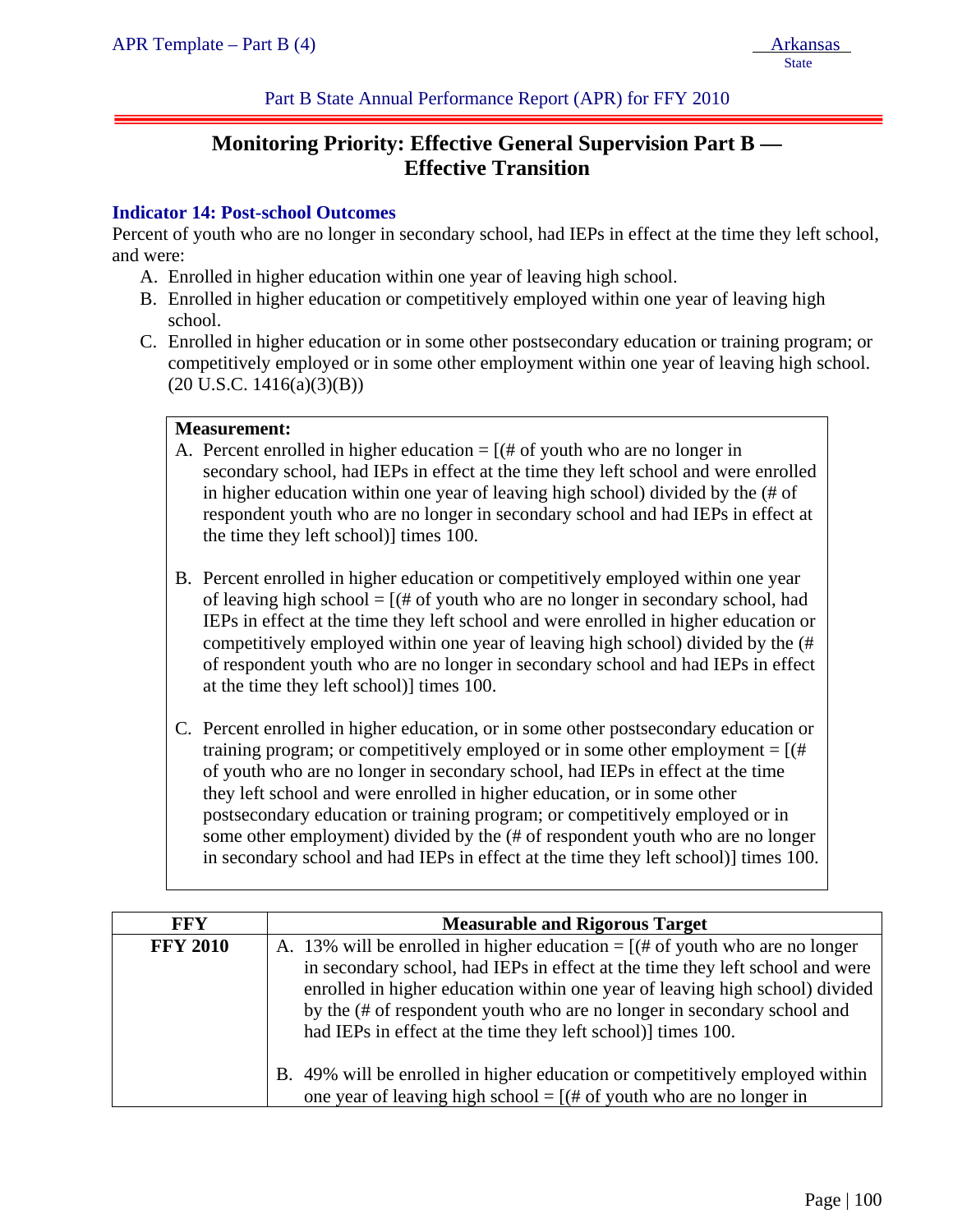Part B State Annual Performance Report (APR) for FFY 2010

## Monitoring Priority: Effective General Supervision Part B — Effective Transition

### Indicator 14: Post-school Outcomes

Percent of youth who are no longer in secondary school, had IEPs in effect at the time they left school, and were:

A. Enrolled in higher education within one year of leaving high school.
B. Enrolled in higher education or competitively employed within one year of leaving high school.
C. Enrolled in higher education or in some other postsecondary education or training program; or competitively employed or in some other employment within one year of leaving high school.
(20 U.S.C. 1416(a)(3)(B))

**Measurement:**

A. Percent enrolled in higher education = [(# of youth who are no longer in secondary school, had IEPs in effect at the time they left school and were enrolled in higher education within one year of leaving high school) divided by the (# of respondent youth who are no longer in secondary school and had IEPs in effect at the time they left school)] times 100.

B. Percent enrolled in higher education or competitively employed within one year of leaving high school = [(# of youth who are no longer in secondary school, had IEPs in effect at the time they left school and were enrolled in higher education or competitively employed within one year of leaving high school) divided by the (# of respondent youth who are no longer in secondary school and had IEPs in effect at the time they left school)] times 100.

C. Percent enrolled in higher education, or in some other postsecondary education or training program; or competitively employed or in some other employment = [(# of youth who are no longer in secondary school, had IEPs in effect at the time they left school and were enrolled in higher education, or in some other postsecondary education or training program; or competitively employed or in some other employment) divided by the (# of respondent youth who are no longer in secondary school and had IEPs in effect at the time they left school)] times 100.

| FFY | Measurable and Rigorous Target |
|---|---|
| **FFY 2010** | A. 13% will be enrolled in higher education = [(# of youth who are no longer in secondary school, had IEPs in effect at the time they left school and were enrolled in higher education within one year of leaving high school) divided by the (# of respondent youth who are no longer in secondary school and had IEPs in effect at the time they left school)] times 100.<br><br>B. 49% will be enrolled in higher education or competitively employed within one year of leaving high school = [(# of youth who are no longer in |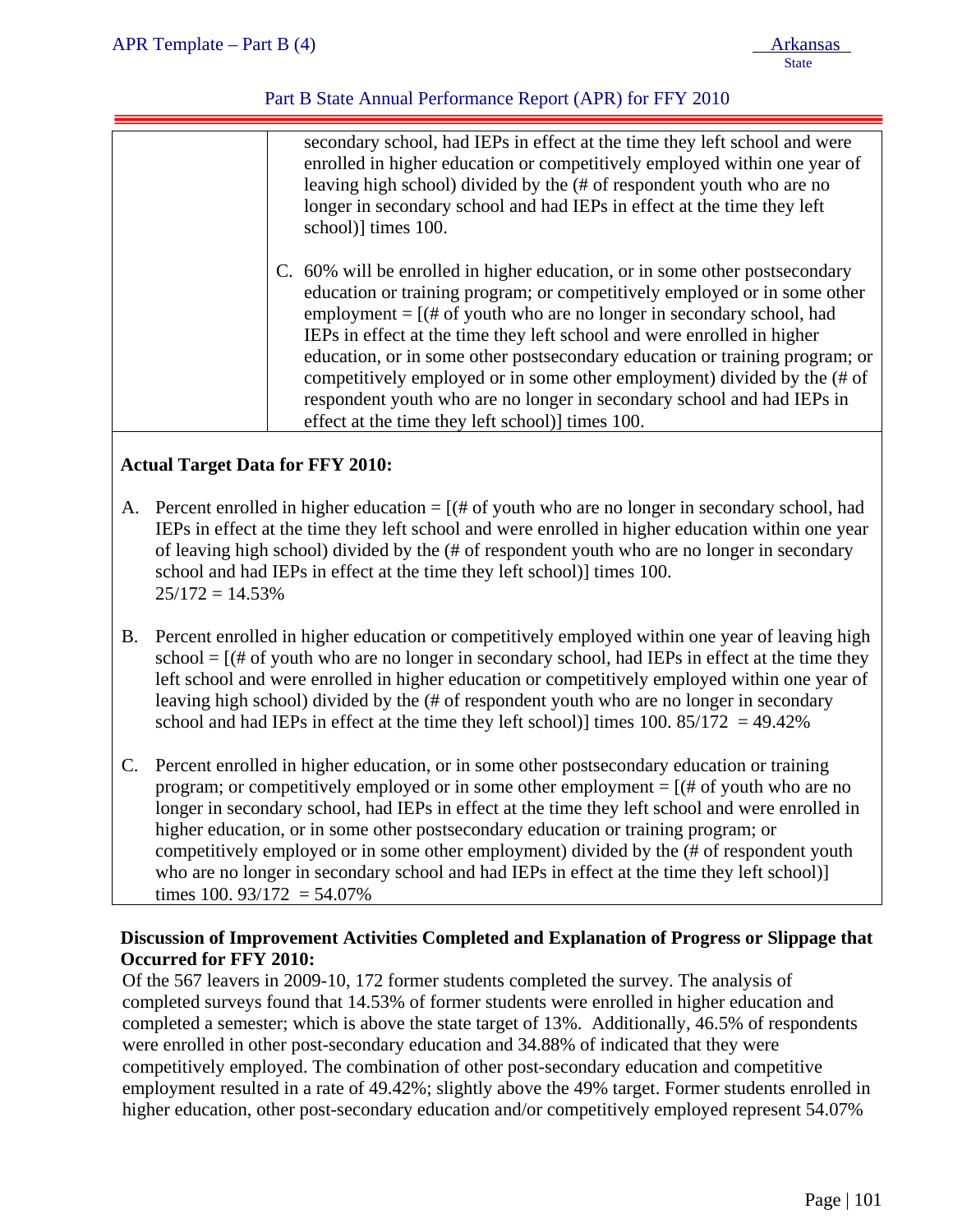| | secondary school, had IEPs in effect at the time they left school and were enrolled in higher education or competitively employed within one year of leaving high school) divided by the (# of respondent youth who are no longer in secondary school and had IEPs in effect at the time they left school)] times 100.<br><br>C. 60% will be enrolled in higher education, or in some other postsecondary education or training program; or competitively employed or in some other employment = [(# of youth who are no longer in secondary school, had IEPs in effect at the time they left school and were enrolled in higher education, or in some other postsecondary education or training program; or competitively employed or in some other employment) divided by the (# of respondent youth who are no longer in secondary school and had IEPs in effect at the time they left school)] times 100. |
|---|---|

**Actual Target Data for FFY 2010:**

A. Percent enrolled in higher education = [(# of youth who are no longer in secondary school, had IEPs in effect at the time they left school and were enrolled in higher education within one year of leaving high school) divided by the (# of respondent youth who are no longer in secondary school and had IEPs in effect at the time they left school)] times 100.
25/172 = 14.53%

B. Percent enrolled in higher education or competitively employed within one year of leaving high school = [(# of youth who are no longer in secondary school, had IEPs in effect at the time they left school and were enrolled in higher education or competitively employed within one year of leaving high school) divided by the (# of respondent youth who are no longer in secondary school and had IEPs in effect at the time they left school)] times 100. 85/172 = 49.42%

C. Percent enrolled in higher education, or in some other postsecondary education or training program; or competitively employed or in some other employment = [(# of youth who are no longer in secondary school, had IEPs in effect at the time they left school and were enrolled in higher education, or in some other postsecondary education or training program; or competitively employed or in some other employment) divided by the (# of respondent youth who are no longer in secondary school and had IEPs in effect at the time they left school)] times 100. 93/172 = 54.07%

**Discussion of Improvement Activities Completed and Explanation of Progress or Slippage that Occurred for FFY 2010:**

Of the 567 leavers in 2009-10, 172 former students completed the survey. The analysis of completed surveys found that 14.53% of former students were enrolled in higher education and completed a semester; which is above the state target of 13%. Additionally, 46.5% of respondents were enrolled in other post-secondary education and 34.88% of indicated that they were competitively employed. The combination of other post-secondary education and competitive employment resulted in a rate of 49.42%; slightly above the 49% target. Former students enrolled in higher education, other post-secondary education and/or competitively employed represent 54.07%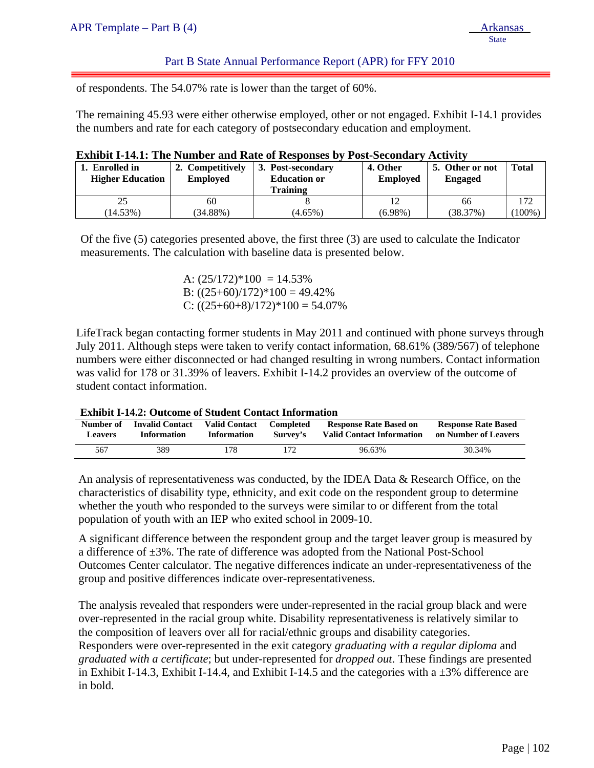of respondents. The 54.07% rate is lower than the target of 60%.

The remaining 45.93 were either otherwise employed, other or not engaged. Exhibit I-14.1 provides the numbers and rate for each category of postsecondary education and employment.

**Exhibit I-14.1: The Number and Rate of Responses by Post-Secondary Activity**

| 1. Enrolled in Higher Education | 2. Competitively Employed | 3. Post-secondary Education or Training | 4. Other Employed | 5. Other or not Engaged | Total |
|---|---|---|---|---|---|
| 25 (14.53%) | 60 (34.88%) | 8 (4.65%) | 12 (6.98%) | 66 (38.37%) | 172 (100%) |

Of the five (5) categories presented above, the first three (3) are used to calculate the Indicator measurements. The calculation with baseline data is presented below.

A: $(25/172)*100 = 14.53\%$
B: $((25+60)/172)*100 = 49.42\%$
C: $((25+60+8)/172)*100 = 54.07\%$

LifeTrack began contacting former students in May 2011 and continued with phone surveys through July 2011. Although steps were taken to verify contact information, 68.61% (389/567) of telephone numbers were either disconnected or had changed resulting in wrong numbers. Contact information was valid for 178 or 31.39% of leavers. Exhibit I-14.2 provides an overview of the outcome of student contact information.

**Exhibit I-14.2: Outcome of Student Contact Information**

| Number of Leavers | Invalid Contact Information | Valid Contact Information | Completed Survey's | Response Rate Based on Valid Contact Information | Response Rate Based on Number of Leavers |
|---|---|---|---|---|---|
| 567 | 389 | 178 | 172 | 96.63% | 30.34% |

An analysis of representativeness was conducted, by the IDEA Data & Research Office, on the characteristics of disability type, ethnicity, and exit code on the respondent group to determine whether the youth who responded to the surveys were similar to or different from the total population of youth with an IEP who exited school in 2009-10.

A significant difference between the respondent group and the target leaver group is measured by a difference of ±3%. The rate of difference was adopted from the National Post-School Outcomes Center calculator. The negative differences indicate an under-representativeness of the group and positive differences indicate over-representativeness.

The analysis revealed that responders were under-represented in the racial group black and were over-represented in the racial group white. Disability representativeness is relatively similar to the composition of leavers over all for racial/ethnic groups and disability categories. Responders were over-represented in the exit category *graduating with a regular diploma* and *graduated with a certificate*; but under-represented for *dropped out*. These findings are presented in Exhibit I-14.3, Exhibit I-14.4, and Exhibit I-14.5 and the categories with a ±3% difference are in bold.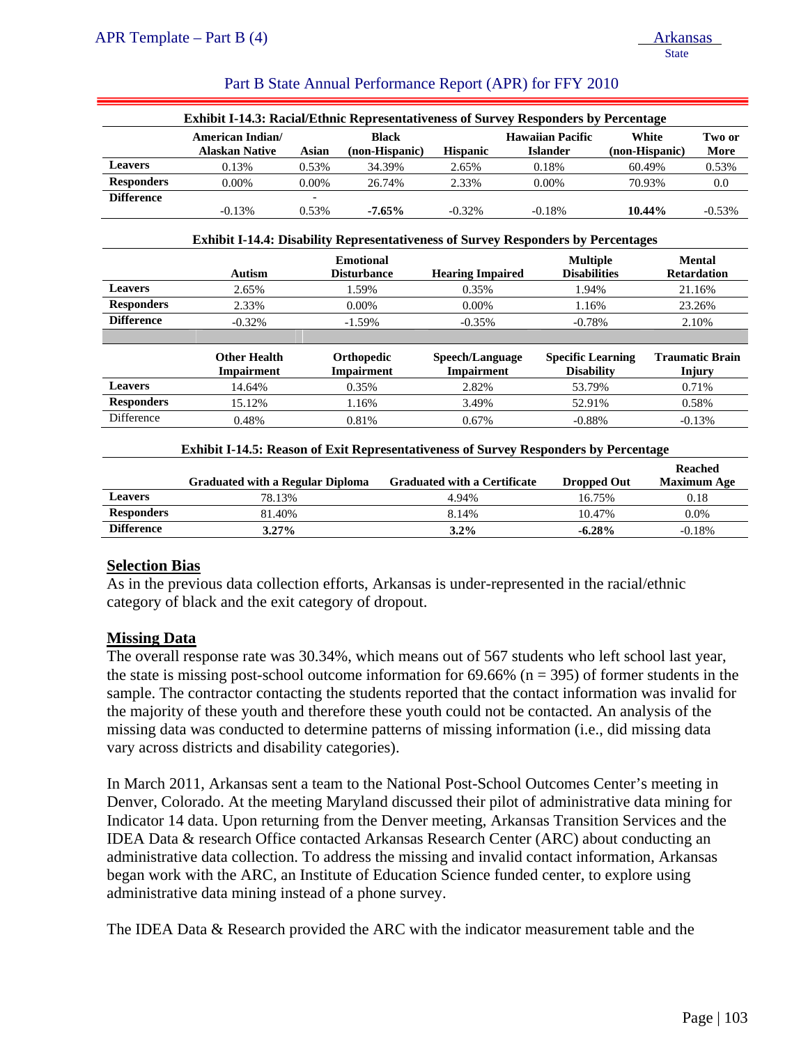Part B State Annual Performance Report (APR) for FFY 2010

| Exhibit I-14.3: Racial/Ethnic Representativeness of Survey Responders by Percentage | | | | | | | |
|---|---|---|---|---|---|---|---|
| | **American Indian/ Alaskan Native** | **Asian** | **Black (non-Hispanic)** | **Hispanic** | **Hawaiian Pacific Islander** | **White (non-Hispanic)** | **Two or More** |
| **Leavers** | 0.13% | 0.53% | 34.39% | 2.65% | 0.18% | 60.49% | 0.53% |
| **Responders** | 0.00% | 0.00% | 26.74% | 2.33% | 0.00% | 70.93% | 0.0 |
| **Difference** | -0.13% | - 0.53% | **-7.65%** | -0.32% | -0.18% | **10.44%** | -0.53% |

| Exhibit I-14.4: Disability Representativeness of Survey Responders by Percentages | | | | | |
|---|---|---|---|---|---|
| | **Autism** | **Emotional Disturbance** | **Hearing Impaired** | **Multiple Disabilities** | **Mental Retardation** |
| **Leavers** | 2.65% | 1.59% | 0.35% | 1.94% | 21.16% |
| **Responders** | 2.33% | 0.00% | 0.00% | 1.16% | 23.26% |
| **Difference** | -0.32% | -1.59% | -0.35% | -0.78% | 2.10% |
| | **Other Health Impairment** | **Orthopedic Impairment** | **Speech/Language Impairment** | **Specific Learning Disability** | **Traumatic Brain Injury** |
| **Leavers** | 14.64% | 0.35% | 2.82% | 53.79% | 0.71% |
| **Responders** | 15.12% | 1.16% | 3.49% | 52.91% | 0.58% |
| Difference | 0.48% | 0.81% | 0.67% | -0.88% | -0.13% |

| Exhibit I-14.5: Reason of Exit Representativeness of Survey Responders by Percentage | | | | |
|---|---|---|---|---|
| | **Graduated with a Regular Diploma** | **Graduated with a Certificate** | **Dropped Out** | **Reached Maximum Age** |
| **Leavers** | 78.13% | 4.94% | 16.75% | 0.18 |
| **Responders** | 81.40% | 8.14% | 10.47% | 0.0% |
| **Difference** | **3.27%** | **3.2%** | **-6.28%** | -0.18% |

## Selection Bias

As in the previous data collection efforts, Arkansas is under-represented in the racial/ethnic category of black and the exit category of dropout.

## Missing Data

The overall response rate was 30.34%, which means out of 567 students who left school last year, the state is missing post-school outcome information for 69.66% (n = 395) of former students in the sample. The contractor contacting the students reported that the contact information was invalid for the majority of these youth and therefore these youth could not be contacted. An analysis of the missing data was conducted to determine patterns of missing information (i.e., did missing data vary across districts and disability categories).

In March 2011, Arkansas sent a team to the National Post-School Outcomes Center's meeting in Denver, Colorado. At the meeting Maryland discussed their pilot of administrative data mining for Indicator 14 data. Upon returning from the Denver meeting, Arkansas Transition Services and the IDEA Data & research Office contacted Arkansas Research Center (ARC) about conducting an administrative data collection. To address the missing and invalid contact information, Arkansas began work with the ARC, an Institute of Education Science funded center, to explore using administrative data mining instead of a phone survey.

The IDEA Data & Research provided the ARC with the indicator measurement table and the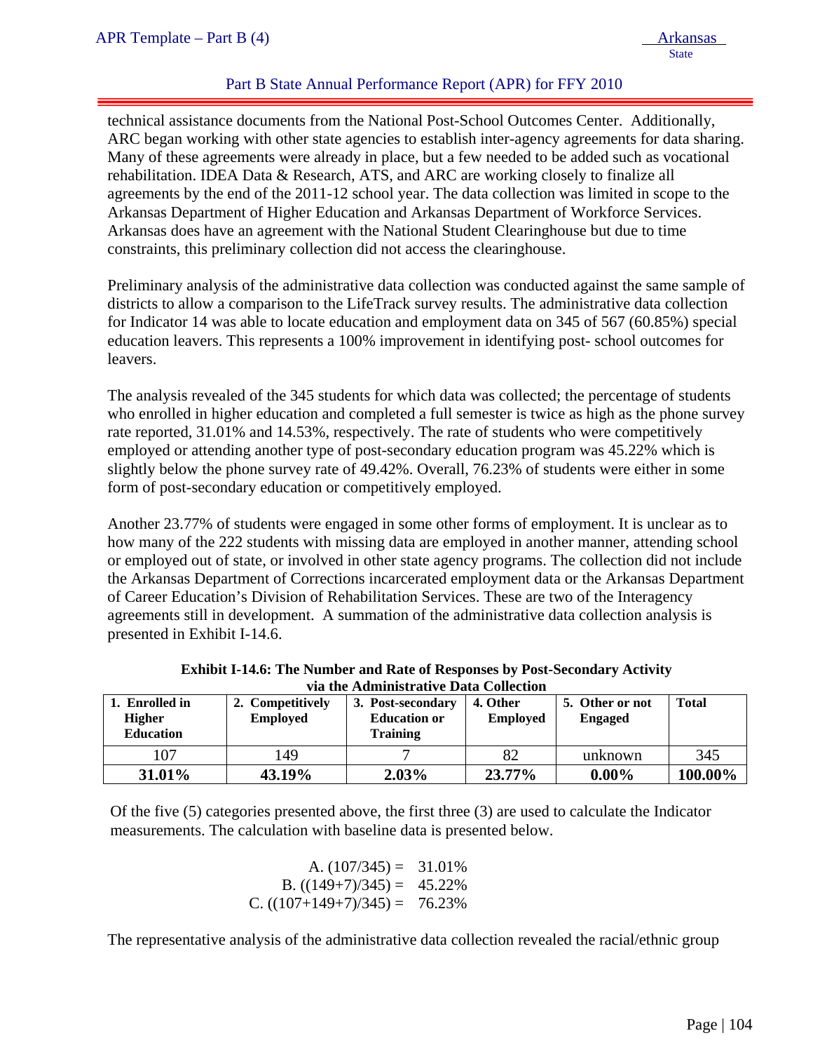technical assistance documents from the National Post-School Outcomes Center. Additionally, ARC began working with other state agencies to establish inter-agency agreements for data sharing. Many of these agreements were already in place, but a few needed to be added such as vocational rehabilitation. IDEA Data & Research, ATS, and ARC are working closely to finalize all agreements by the end of the 2011-12 school year. The data collection was limited in scope to the Arkansas Department of Higher Education and Arkansas Department of Workforce Services. Arkansas does have an agreement with the National Student Clearinghouse but due to time constraints, this preliminary collection did not access the clearinghouse.

Preliminary analysis of the administrative data collection was conducted against the same sample of districts to allow a comparison to the LifeTrack survey results. The administrative data collection for Indicator 14 was able to locate education and employment data on 345 of 567 (60.85%) special education leavers. This represents a 100% improvement in identifying post- school outcomes for leavers.

The analysis revealed of the 345 students for which data was collected; the percentage of students who enrolled in higher education and completed a full semester is twice as high as the phone survey rate reported, 31.01% and 14.53%, respectively. The rate of students who were competitively employed or attending another type of post-secondary education program was 45.22% which is slightly below the phone survey rate of 49.42%. Overall, 76.23% of students were either in some form of post-secondary education or competitively employed.

Another 23.77% of students were engaged in some other forms of employment. It is unclear as to how many of the 222 students with missing data are employed in another manner, attending school or employed out of state, or involved in other state agency programs. The collection did not include the Arkansas Department of Corrections incarcerated employment data or the Arkansas Department of Career Education's Division of Rehabilitation Services. These are two of the Interagency agreements still in development. A summation of the administrative data collection analysis is presented in Exhibit I-14.6.

**Exhibit I-14.6: The Number and Rate of Responses by Post-Secondary Activity via the Administrative Data Collection**

| 1. Enrolled in Higher Education | 2. Competitively Employed | 3. Post-secondary Education or Training | 4. Other Employed | 5. Other or not Engaged | Total |
|---|---|---|---|---|---|
| 107 | 149 | 7 | 82 | unknown | 345 |
| **31.01%** | **43.19%** | **2.03%** | **23.77%** | **0.00%** | **100.00%** |

Of the five (5) categories presented above, the first three (3) are used to calculate the Indicator measurements. The calculation with baseline data is presented below.

A. (107/345) = 31.01%
B. ((149+7)/345) = 45.22%
C. ((107+149+7)/345) = 76.23%

The representative analysis of the administrative data collection revealed the racial/ethnic group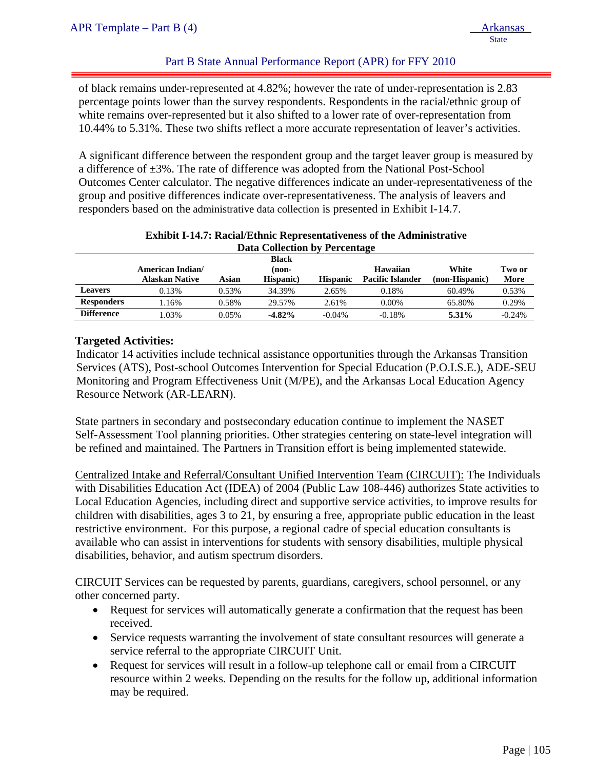of black remains under-represented at 4.82%; however the rate of under-representation is 2.83 percentage points lower than the survey respondents. Respondents in the racial/ethnic group of white remains over-represented but it also shifted to a lower rate of over-representation from 10.44% to 5.31%. These two shifts reflect a more accurate representation of leaver's activities.

A significant difference between the respondent group and the target leaver group is measured by a difference of ±3%. The rate of difference was adopted from the National Post-School Outcomes Center calculator. The negative differences indicate an under-representativeness of the group and positive differences indicate over-representativeness. The analysis of leavers and responders based on the administrative data collection is presented in Exhibit I-14.7.

**Exhibit I-14.7: Racial/Ethnic Representativeness of the Administrative Data Collection by Percentage**

| | American Indian/ Alaskan Native | Asian | Black (non-Hispanic) | Hispanic | Hawaiian Pacific Islander | White (non-Hispanic) | Two or More |
|---|---|---|---|---|---|---|---|
| **Leavers** | 0.13% | 0.53% | 34.39% | 2.65% | 0.18% | 60.49% | 0.53% |
| **Responders** | 1.16% | 0.58% | 29.57% | 2.61% | 0.00% | 65.80% | 0.29% |
| **Difference** | 1.03% | 0.05% | **-4.82%** | -0.04% | -0.18% | **5.31%** | -0.24% |

**Targeted Activities:**

Indicator 14 activities include technical assistance opportunities through the Arkansas Transition Services (ATS), Post-school Outcomes Intervention for Special Education (P.O.I.S.E.), ADE-SEU Monitoring and Program Effectiveness Unit (M/PE), and the Arkansas Local Education Agency Resource Network (AR-LEARN).

State partners in secondary and postsecondary education continue to implement the NASET Self-Assessment Tool planning priorities. Other strategies centering on state-level integration will be refined and maintained. The Partners in Transition effort is being implemented statewide.

Centralized Intake and Referral/Consultant Unified Intervention Team (CIRCUIT): The Individuals with Disabilities Education Act (IDEA) of 2004 (Public Law 108-446) authorizes State activities to Local Education Agencies, including direct and supportive service activities, to improve results for children with disabilities, ages 3 to 21, by ensuring a free, appropriate public education in the least restrictive environment. For this purpose, a regional cadre of special education consultants is available who can assist in interventions for students with sensory disabilities, multiple physical disabilities, behavior, and autism spectrum disorders.

CIRCUIT Services can be requested by parents, guardians, caregivers, school personnel, or any other concerned party.

- Request for services will automatically generate a confirmation that the request has been received.
- Service requests warranting the involvement of state consultant resources will generate a service referral to the appropriate CIRCUIT Unit.
- Request for services will result in a follow-up telephone call or email from a CIRCUIT resource within 2 weeks. Depending on the results for the follow up, additional information may be required.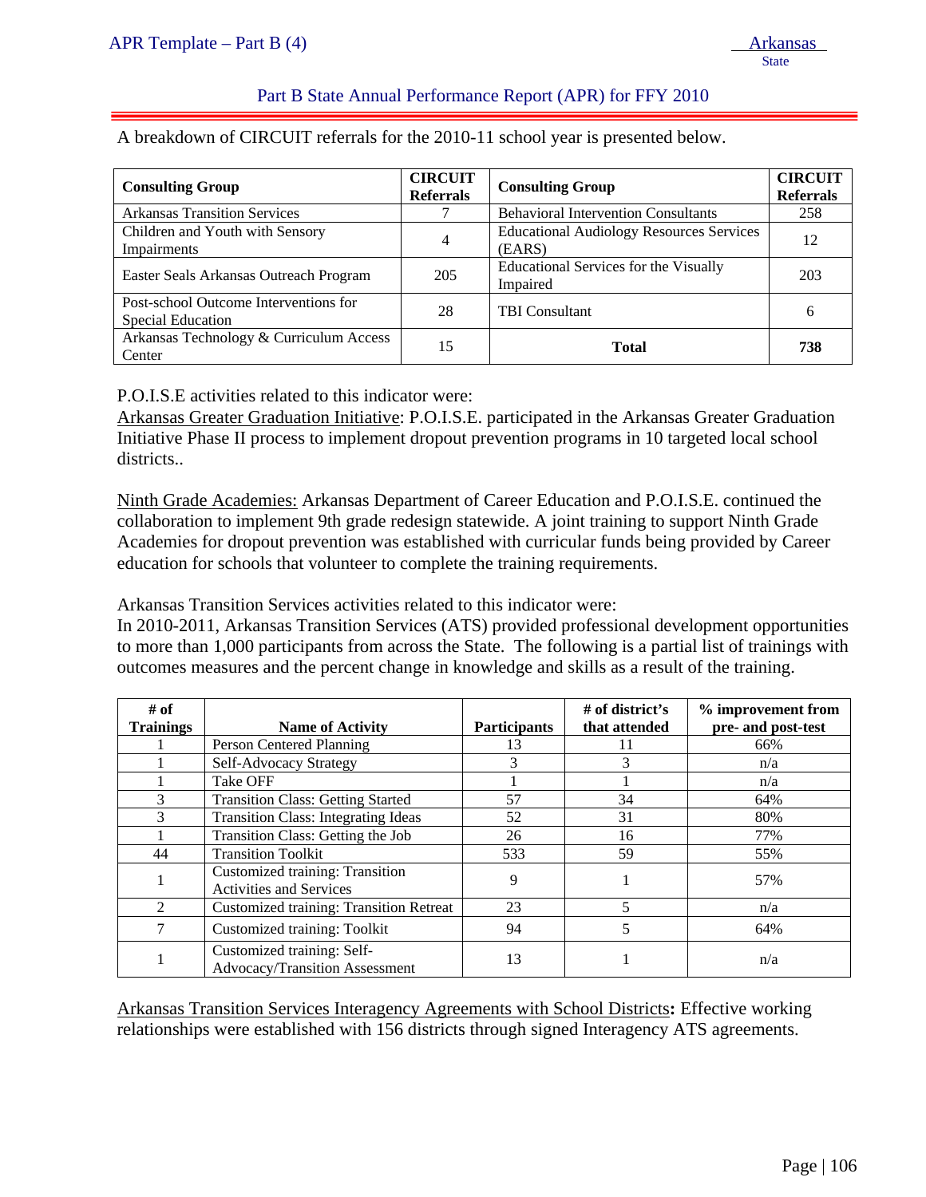A breakdown of CIRCUIT referrals for the 2010-11 school year is presented below.

| Consulting Group | CIRCUIT Referrals | Consulting Group | CIRCUIT Referrals |
|---|---|---|---|
| Arkansas Transition Services | 7 | Behavioral Intervention Consultants | 258 |
| Children and Youth with Sensory Impairments | 4 | Educational Audiology Resources Services (EARS) | 12 |
| Easter Seals Arkansas Outreach Program | 205 | Educational Services for the Visually Impaired | 203 |
| Post-school Outcome Interventions for Special Education | 28 | TBI Consultant | 6 |
| Arkansas Technology & Curriculum Access Center | 15 | **Total** | **738** |

P.O.I.S.E activities related to this indicator were:

Arkansas Greater Graduation Initiative: P.O.I.S.E. participated in the Arkansas Greater Graduation Initiative Phase II process to implement dropout prevention programs in 10 targeted local school districts..

Ninth Grade Academies: Arkansas Department of Career Education and P.O.I.S.E. continued the collaboration to implement 9th grade redesign statewide. A joint training to support Ninth Grade Academies for dropout prevention was established with curricular funds being provided by Career education for schools that volunteer to complete the training requirements.

Arkansas Transition Services activities related to this indicator were:

In 2010-2011, Arkansas Transition Services (ATS) provided professional development opportunities to more than 1,000 participants from across the State. The following is a partial list of trainings with outcomes measures and the percent change in knowledge and skills as a result of the training.

| # of Trainings | Name of Activity | Participants | # of district's that attended | % improvement from pre- and post-test |
|---|---|---|---|---|
| 1 | Person Centered Planning | 13 | 11 | 66% |
| 1 | Self-Advocacy Strategy | 3 | 3 | n/a |
| 1 | Take OFF | 1 | 1 | n/a |
| 3 | Transition Class: Getting Started | 57 | 34 | 64% |
| 3 | Transition Class: Integrating Ideas | 52 | 31 | 80% |
| 1 | Transition Class: Getting the Job | 26 | 16 | 77% |
| 44 | Transition Toolkit | 533 | 59 | 55% |
| 1 | Customized training: Transition Activities and Services | 9 | 1 | 57% |
| 2 | Customized training: Transition Retreat | 23 | 5 | n/a |
| 7 | Customized training: Toolkit | 94 | 5 | 64% |
| 1 | Customized training: Self-Advocacy/Transition Assessment | 13 | 1 | n/a |

Arkansas Transition Services Interagency Agreements with School Districts**:** Effective working relationships were established with 156 districts through signed Interagency ATS agreements.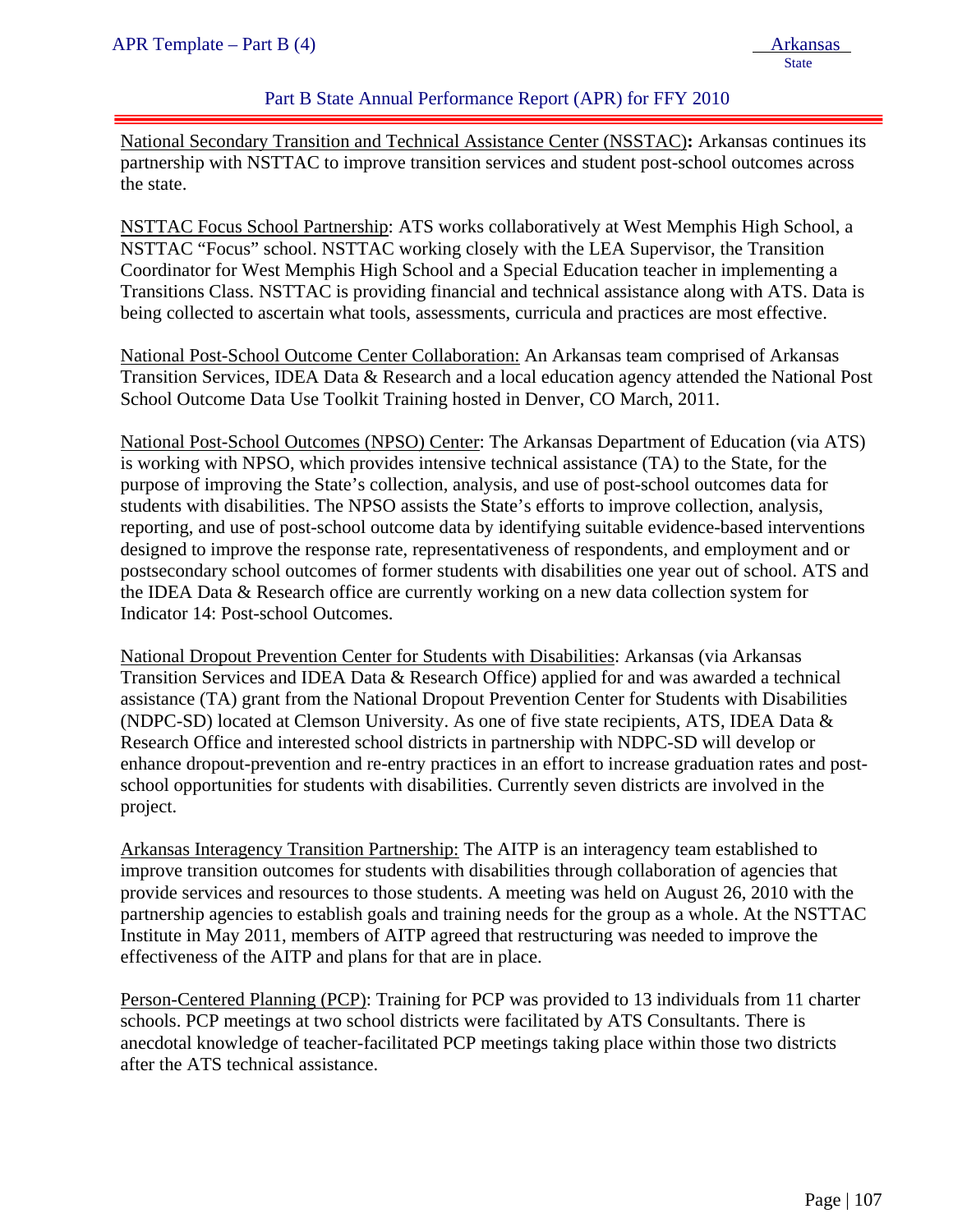National Secondary Transition and Technical Assistance Center (NSSTAC)**:** Arkansas continues its partnership with NSTTAC to improve transition services and student post-school outcomes across the state.

NSTTAC Focus School Partnership: ATS works collaboratively at West Memphis High School, a NSTTAC "Focus" school. NSTTAC working closely with the LEA Supervisor, the Transition Coordinator for West Memphis High School and a Special Education teacher in implementing a Transitions Class. NSTTAC is providing financial and technical assistance along with ATS. Data is being collected to ascertain what tools, assessments, curricula and practices are most effective.

National Post-School Outcome Center Collaboration: An Arkansas team comprised of Arkansas Transition Services, IDEA Data & Research and a local education agency attended the National Post School Outcome Data Use Toolkit Training hosted in Denver, CO March, 2011.

National Post-School Outcomes (NPSO) Center: The Arkansas Department of Education (via ATS) is working with NPSO, which provides intensive technical assistance (TA) to the State, for the purpose of improving the State's collection, analysis, and use of post-school outcomes data for students with disabilities. The NPSO assists the State's efforts to improve collection, analysis, reporting, and use of post-school outcome data by identifying suitable evidence-based interventions designed to improve the response rate, representativeness of respondents, and employment and or postsecondary school outcomes of former students with disabilities one year out of school. ATS and the IDEA Data & Research office are currently working on a new data collection system for Indicator 14: Post-school Outcomes.

National Dropout Prevention Center for Students with Disabilities: Arkansas (via Arkansas Transition Services and IDEA Data & Research Office) applied for and was awarded a technical assistance (TA) grant from the National Dropout Prevention Center for Students with Disabilities (NDPC-SD) located at Clemson University. As one of five state recipients, ATS, IDEA Data & Research Office and interested school districts in partnership with NDPC-SD will develop or enhance dropout-prevention and re-entry practices in an effort to increase graduation rates and post-school opportunities for students with disabilities. Currently seven districts are involved in the project.

Arkansas Interagency Transition Partnership: The AITP is an interagency team established to improve transition outcomes for students with disabilities through collaboration of agencies that provide services and resources to those students. A meeting was held on August 26, 2010 with the partnership agencies to establish goals and training needs for the group as a whole. At the NSTTAC Institute in May 2011, members of AITP agreed that restructuring was needed to improve the effectiveness of the AITP and plans for that are in place.

Person-Centered Planning (PCP): Training for PCP was provided to 13 individuals from 11 charter schools. PCP meetings at two school districts were facilitated by ATS Consultants. There is anecdotal knowledge of teacher-facilitated PCP meetings taking place within those two districts after the ATS technical assistance.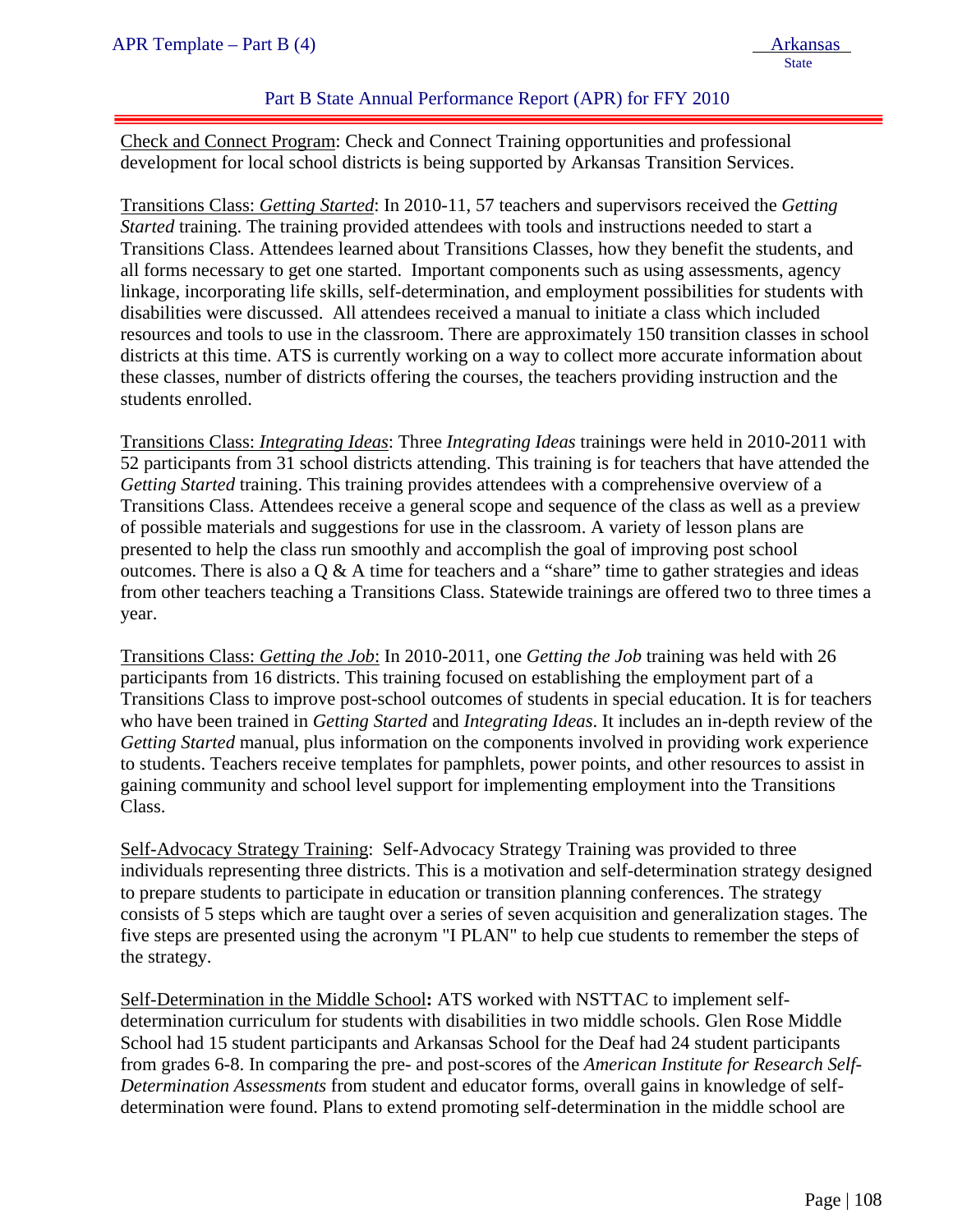<u>Check and Connect Program</u>: Check and Connect Training opportunities and professional development for local school districts is being supported by Arkansas Transition Services.

<u>Transitions Class: *Getting Started*</u>: In 2010-11, 57 teachers and supervisors received the *Getting Started* training. The training provided attendees with tools and instructions needed to start a Transitions Class. Attendees learned about Transitions Classes, how they benefit the students, and all forms necessary to get one started. Important components such as using assessments, agency linkage, incorporating life skills, self-determination, and employment possibilities for students with disabilities were discussed. All attendees received a manual to initiate a class which included resources and tools to use in the classroom. There are approximately 150 transition classes in school districts at this time. ATS is currently working on a way to collect more accurate information about these classes, number of districts offering the courses, the teachers providing instruction and the students enrolled.

<u>Transitions Class: *Integrating Ideas*</u>: Three *Integrating Ideas* trainings were held in 2010-2011 with 52 participants from 31 school districts attending. This training is for teachers that have attended the *Getting Started* training. This training provides attendees with a comprehensive overview of a Transitions Class. Attendees receive a general scope and sequence of the class as well as a preview of possible materials and suggestions for use in the classroom. A variety of lesson plans are presented to help the class run smoothly and accomplish the goal of improving post school outcomes. There is also a Q & A time for teachers and a "share" time to gather strategies and ideas from other teachers teaching a Transitions Class. Statewide trainings are offered two to three times a year.

<u>Transitions Class: *Getting the Job*</u>: In 2010-2011, one *Getting the Job* training was held with 26 participants from 16 districts. This training focused on establishing the employment part of a Transitions Class to improve post-school outcomes of students in special education. It is for teachers who have been trained in *Getting Started* and *Integrating Ideas*. It includes an in-depth review of the *Getting Started* manual, plus information on the components involved in providing work experience to students. Teachers receive templates for pamphlets, power points, and other resources to assist in gaining community and school level support for implementing employment into the Transitions Class.

<u>Self-Advocacy Strategy Training</u>: Self-Advocacy Strategy Training was provided to three individuals representing three districts. This is a motivation and self-determination strategy designed to prepare students to participate in education or transition planning conferences. The strategy consists of 5 steps which are taught over a series of seven acquisition and generalization stages. The five steps are presented using the acronym "I PLAN" to help cue students to remember the steps of the strategy.

<u>Self-Determination in the Middle School</u>**:** ATS worked with NSTTAC to implement self-determination curriculum for students with disabilities in two middle schools. Glen Rose Middle School had 15 student participants and Arkansas School for the Deaf had 24 student participants from grades 6-8. In comparing the pre- and post-scores of the *American Institute for Research Self-Determination Assessments* from student and educator forms, overall gains in knowledge of self-determination were found. Plans to extend promoting self-determination in the middle school are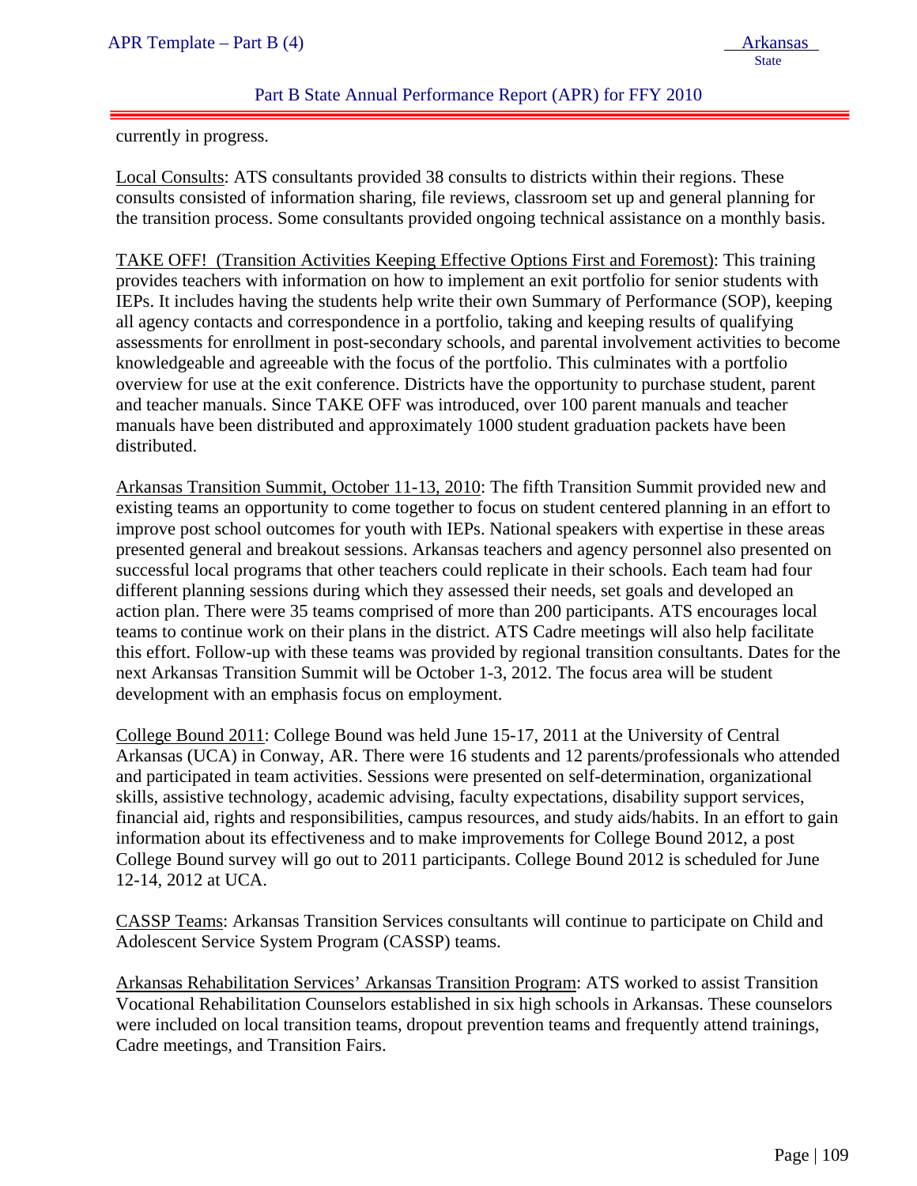currently in progress.

Local Consults: ATS consultants provided 38 consults to districts within their regions. These consults consisted of information sharing, file reviews, classroom set up and general planning for the transition process. Some consultants provided ongoing technical assistance on a monthly basis.

TAKE OFF! (Transition Activities Keeping Effective Options First and Foremost): This training provides teachers with information on how to implement an exit portfolio for senior students with IEPs. It includes having the students help write their own Summary of Performance (SOP), keeping all agency contacts and correspondence in a portfolio, taking and keeping results of qualifying assessments for enrollment in post-secondary schools, and parental involvement activities to become knowledgeable and agreeable with the focus of the portfolio. This culminates with a portfolio overview for use at the exit conference. Districts have the opportunity to purchase student, parent and teacher manuals. Since TAKE OFF was introduced, over 100 parent manuals and teacher manuals have been distributed and approximately 1000 student graduation packets have been distributed.

Arkansas Transition Summit, October 11-13, 2010: The fifth Transition Summit provided new and existing teams an opportunity to come together to focus on student centered planning in an effort to improve post school outcomes for youth with IEPs. National speakers with expertise in these areas presented general and breakout sessions. Arkansas teachers and agency personnel also presented on successful local programs that other teachers could replicate in their schools. Each team had four different planning sessions during which they assessed their needs, set goals and developed an action plan. There were 35 teams comprised of more than 200 participants. ATS encourages local teams to continue work on their plans in the district. ATS Cadre meetings will also help facilitate this effort. Follow-up with these teams was provided by regional transition consultants. Dates for the next Arkansas Transition Summit will be October 1-3, 2012. The focus area will be student development with an emphasis focus on employment.

College Bound 2011: College Bound was held June 15-17, 2011 at the University of Central Arkansas (UCA) in Conway, AR. There were 16 students and 12 parents/professionals who attended and participated in team activities. Sessions were presented on self-determination, organizational skills, assistive technology, academic advising, faculty expectations, disability support services, financial aid, rights and responsibilities, campus resources, and study aids/habits. In an effort to gain information about its effectiveness and to make improvements for College Bound 2012, a post College Bound survey will go out to 2011 participants. College Bound 2012 is scheduled for June 12-14, 2012 at UCA.

CASSP Teams: Arkansas Transition Services consultants will continue to participate on Child and Adolescent Service System Program (CASSP) teams.

Arkansas Rehabilitation Services' Arkansas Transition Program: ATS worked to assist Transition Vocational Rehabilitation Counselors established in six high schools in Arkansas. These counselors were included on local transition teams, dropout prevention teams and frequently attend trainings, Cadre meetings, and Transition Fairs.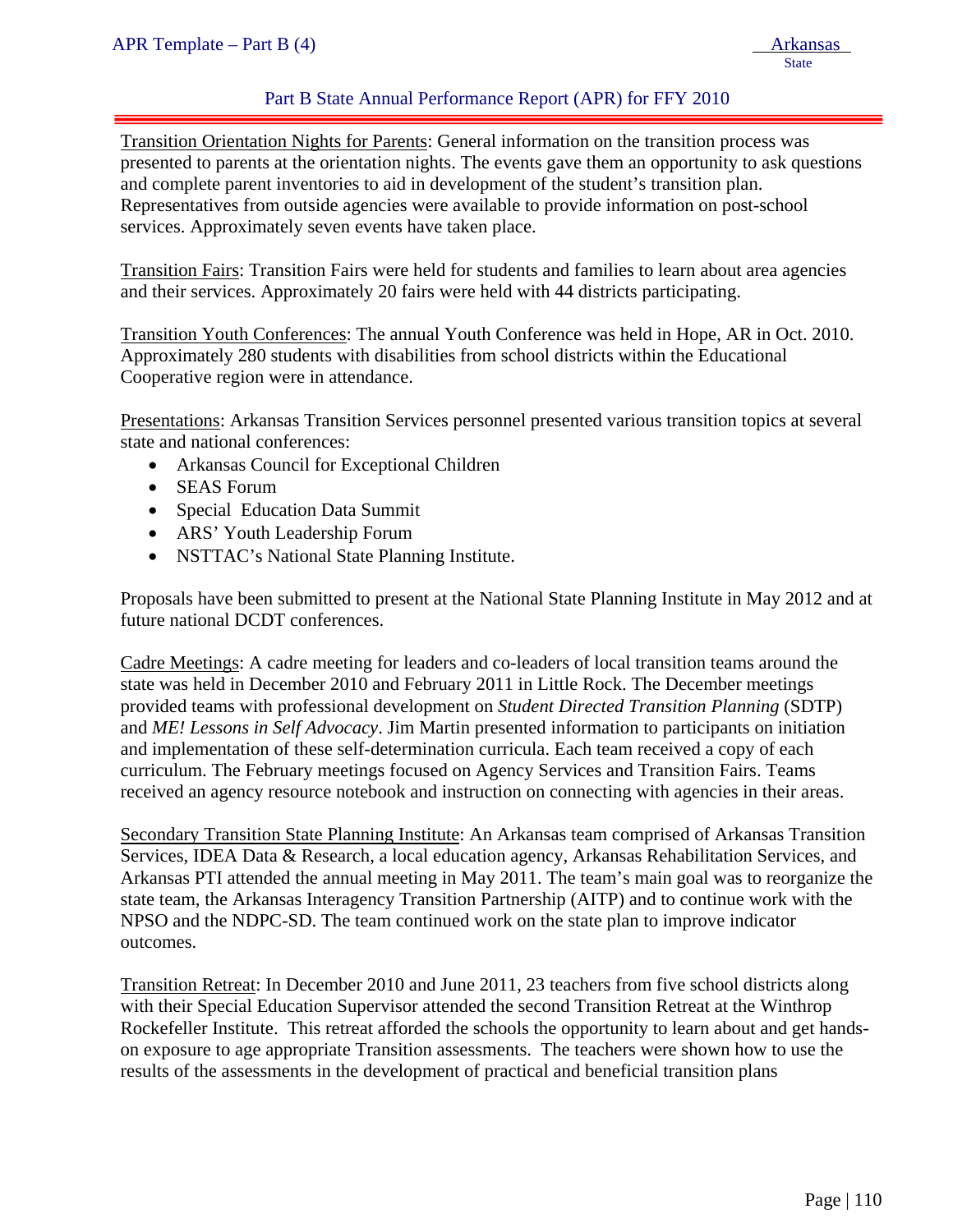Transition Orientation Nights for Parents: General information on the transition process was presented to parents at the orientation nights. The events gave them an opportunity to ask questions and complete parent inventories to aid in development of the student's transition plan. Representatives from outside agencies were available to provide information on post-school services. Approximately seven events have taken place.

Transition Fairs: Transition Fairs were held for students and families to learn about area agencies and their services. Approximately 20 fairs were held with 44 districts participating.

Transition Youth Conferences: The annual Youth Conference was held in Hope, AR in Oct. 2010. Approximately 280 students with disabilities from school districts within the Educational Cooperative region were in attendance.

Presentations: Arkansas Transition Services personnel presented various transition topics at several state and national conferences:

- Arkansas Council for Exceptional Children
- SEAS Forum
- Special Education Data Summit
- ARS' Youth Leadership Forum
- NSTTAC's National State Planning Institute.

Proposals have been submitted to present at the National State Planning Institute in May 2012 and at future national DCDT conferences.

Cadre Meetings: A cadre meeting for leaders and co-leaders of local transition teams around the state was held in December 2010 and February 2011 in Little Rock. The December meetings provided teams with professional development on *Student Directed Transition Planning* (SDTP) and *ME! Lessons in Self Advocacy*. Jim Martin presented information to participants on initiation and implementation of these self-determination curricula. Each team received a copy of each curriculum. The February meetings focused on Agency Services and Transition Fairs. Teams received an agency resource notebook and instruction on connecting with agencies in their areas.

Secondary Transition State Planning Institute: An Arkansas team comprised of Arkansas Transition Services, IDEA Data & Research, a local education agency, Arkansas Rehabilitation Services, and Arkansas PTI attended the annual meeting in May 2011. The team's main goal was to reorganize the state team, the Arkansas Interagency Transition Partnership (AITP) and to continue work with the NPSO and the NDPC-SD. The team continued work on the state plan to improve indicator outcomes.

Transition Retreat: In December 2010 and June 2011, 23 teachers from five school districts along with their Special Education Supervisor attended the second Transition Retreat at the Winthrop Rockefeller Institute. This retreat afforded the schools the opportunity to learn about and get hands-on exposure to age appropriate Transition assessments. The teachers were shown how to use the results of the assessments in the development of practical and beneficial transition plans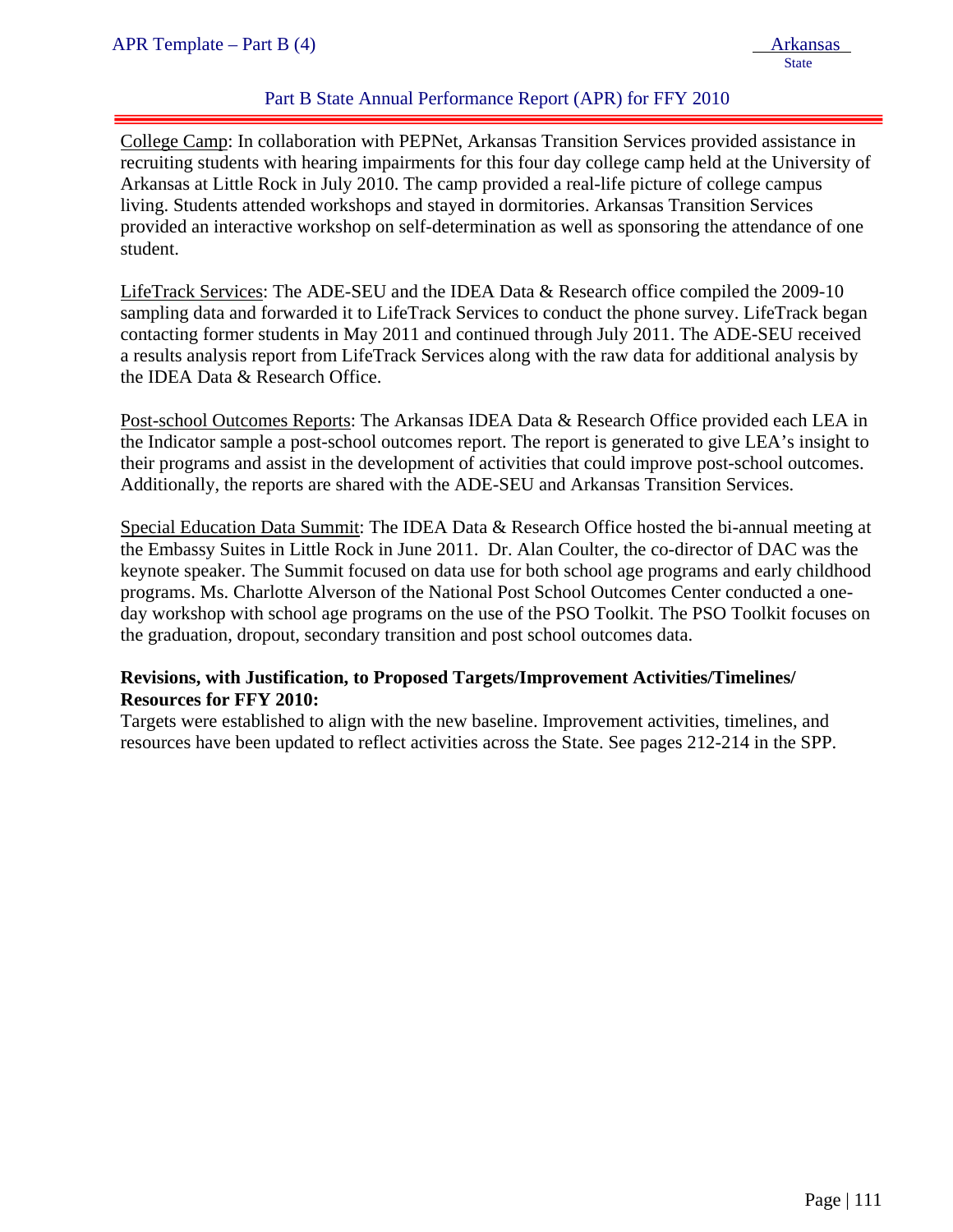College Camp: In collaboration with PEPNet, Arkansas Transition Services provided assistance in recruiting students with hearing impairments for this four day college camp held at the University of Arkansas at Little Rock in July 2010. The camp provided a real-life picture of college campus living. Students attended workshops and stayed in dormitories. Arkansas Transition Services provided an interactive workshop on self-determination as well as sponsoring the attendance of one student.

LifeTrack Services: The ADE-SEU and the IDEA Data & Research office compiled the 2009-10 sampling data and forwarded it to LifeTrack Services to conduct the phone survey. LifeTrack began contacting former students in May 2011 and continued through July 2011. The ADE-SEU received a results analysis report from LifeTrack Services along with the raw data for additional analysis by the IDEA Data & Research Office.

Post-school Outcomes Reports: The Arkansas IDEA Data & Research Office provided each LEA in the Indicator sample a post-school outcomes report. The report is generated to give LEA's insight to their programs and assist in the development of activities that could improve post-school outcomes. Additionally, the reports are shared with the ADE-SEU and Arkansas Transition Services.

Special Education Data Summit: The IDEA Data & Research Office hosted the bi-annual meeting at the Embassy Suites in Little Rock in June 2011. Dr. Alan Coulter, the co-director of DAC was the keynote speaker. The Summit focused on data use for both school age programs and early childhood programs. Ms. Charlotte Alverson of the National Post School Outcomes Center conducted a one-day workshop with school age programs on the use of the PSO Toolkit. The PSO Toolkit focuses on the graduation, dropout, secondary transition and post school outcomes data.

**Revisions, with Justification, to Proposed Targets/Improvement Activities/Timelines/ Resources for FFY 2010:**

Targets were established to align with the new baseline. Improvement activities, timelines, and resources have been updated to reflect activities across the State. See pages 212-214 in the SPP.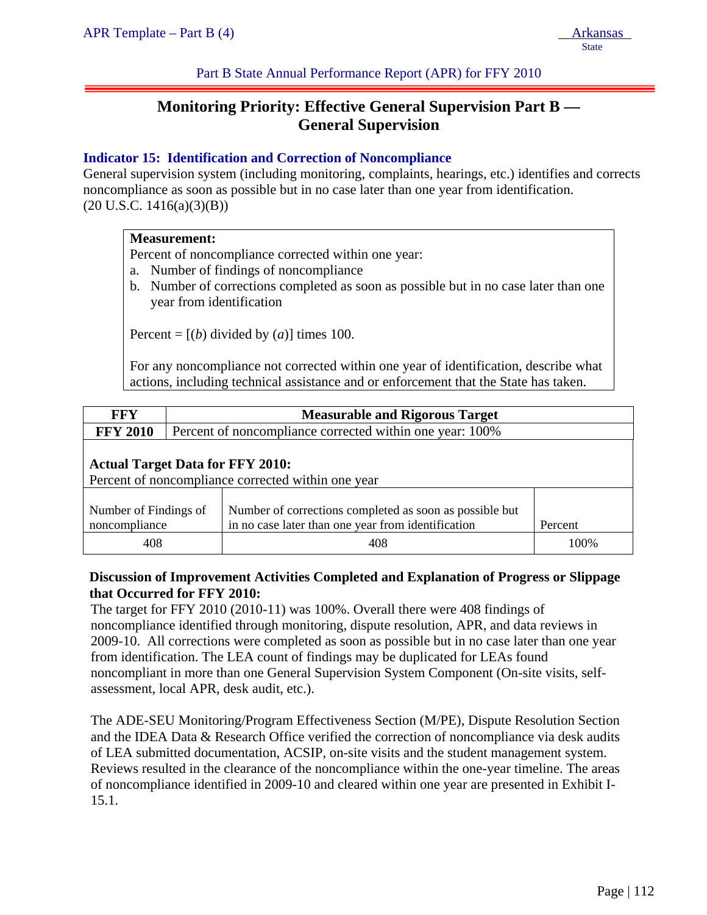Part B State Annual Performance Report (APR) for FFY 2010

## Monitoring Priority: Effective General Supervision Part B — General Supervision

### Indicator 15: Identification and Correction of Noncompliance

General supervision system (including monitoring, complaints, hearings, etc.) identifies and corrects noncompliance as soon as possible but in no case later than one year from identification.
(20 U.S.C. 1416(a)(3)(B))

**Measurement:**
Percent of noncompliance corrected within one year:

a. Number of findings of noncompliance
b. Number of corrections completed as soon as possible but in no case later than one year from identification

Percent = [(*b*) divided by (*a*)] times 100.

For any noncompliance not corrected within one year of identification, describe what actions, including technical assistance and or enforcement that the State has taken.

| FFY | Measurable and Rigorous Target |
|---|---|
| **FFY 2010** | Percent of noncompliance corrected within one year: 100% |

**Actual Target Data for FFY 2010:**
Percent of noncompliance corrected within one year

| Number of Findings of noncompliance | Number of corrections completed as soon as possible but in no case later than one year from identification | Percent |
|---|---|---|
| 408 | 408 | 100% |

**Discussion of Improvement Activities Completed and Explanation of Progress or Slippage that Occurred for FFY 2010:**

The target for FFY 2010 (2010-11) was 100%. Overall there were 408 findings of noncompliance identified through monitoring, dispute resolution, APR, and data reviews in 2009-10. All corrections were completed as soon as possible but in no case later than one year from identification. The LEA count of findings may be duplicated for LEAs found noncompliant in more than one General Supervision System Component (On-site visits, self-assessment, local APR, desk audit, etc.).

The ADE-SEU Monitoring/Program Effectiveness Section (M/PE), Dispute Resolution Section and the IDEA Data & Research Office verified the correction of noncompliance via desk audits of LEA submitted documentation, ACSIP, on-site visits and the student management system. Reviews resulted in the clearance of the noncompliance within the one-year timeline. The areas of noncompliance identified in 2009-10 and cleared within one year are presented in Exhibit I-15.1.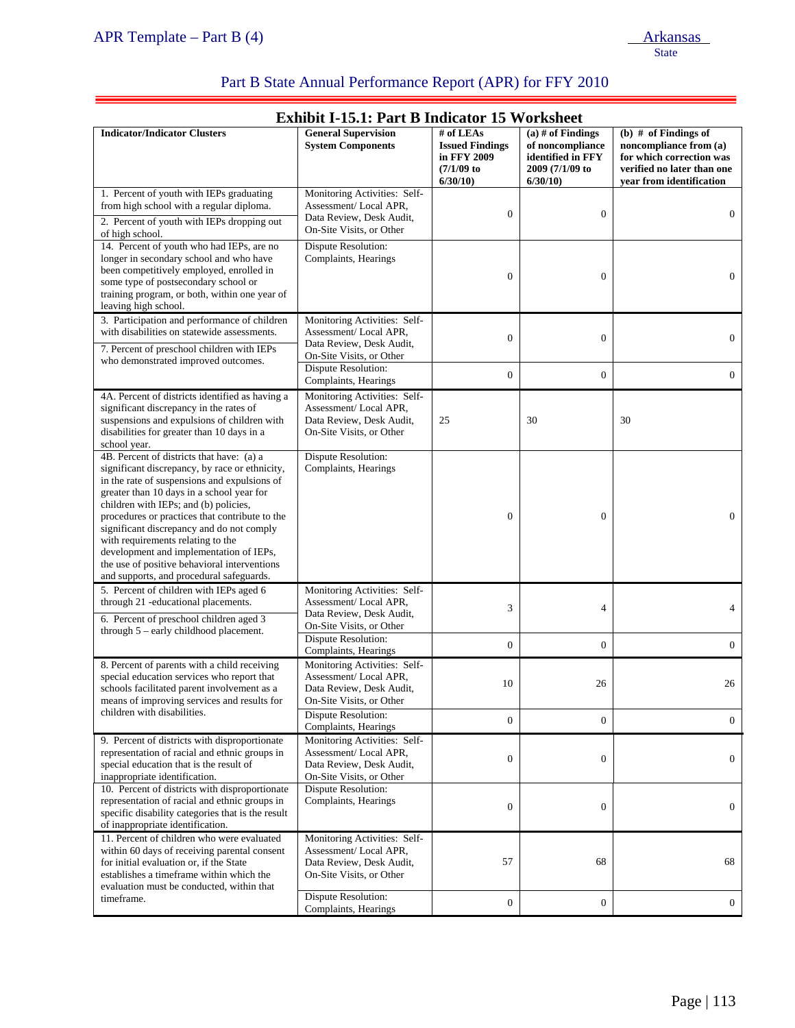# Part B State Annual Performance Report (APR) for FFY 2010

## Exhibit I-15.1: Part B Indicator 15 Worksheet

| Indicator/Indicator Clusters | General Supervision System Components | # of LEAs Issued Findings in FFY 2009 (7/1/09 to 6/30/10) | (a) # of Findings of noncompliance identified in FFY 2009 (7/1/09 to 6/30/10) | (b) # of Findings of noncompliance from (a) for which correction was verified no later than one year from identification |
|---|---|---|---|---|
| 1. Percent of youth with IEPs graduating from high school with a regular diploma.<br>2. Percent of youth with IEPs dropping out of high school. | Monitoring Activities: Self-Assessment/ Local APR, Data Review, Desk Audit, On-Site Visits, or Other | 0 | 0 | 0 |
| 14. Percent of youth who had IEPs, are no longer in secondary school and who have been competitively employed, enrolled in some type of postsecondary school or training program, or both, within one year of leaving high school. | Dispute Resolution: Complaints, Hearings | 0 | 0 | 0 |
| 3. Participation and performance of children with disabilities on statewide assessments.<br>7. Percent of preschool children with IEPs who demonstrated improved outcomes. | Monitoring Activities: Self-Assessment/ Local APR, Data Review, Desk Audit, On-Site Visits, or Other | 0 | 0 | 0 |
| | Dispute Resolution: Complaints, Hearings | 0 | 0 | 0 |
| 4A. Percent of districts identified as having a significant discrepancy in the rates of suspensions and expulsions of children with disabilities for greater than 10 days in a school year. | Monitoring Activities: Self-Assessment/ Local APR, Data Review, Desk Audit, On-Site Visits, or Other | 25 | 30 | 30 |
| 4B. Percent of districts that have: (a) a significant discrepancy, by race or ethnicity, in the rate of suspensions and expulsions of greater than 10 days in a school year for children with IEPs; and (b) policies, procedures or practices that contribute to the significant discrepancy and do not comply with requirements relating to the development and implementation of IEPs, the use of positive behavioral interventions and supports, and procedural safeguards. | Dispute Resolution: Complaints, Hearings | 0 | 0 | 0 |
| 5. Percent of children with IEPs aged 6 through 21 -educational placements.<br>6. Percent of preschool children aged 3 through 5 – early childhood placement. | Monitoring Activities: Self-Assessment/ Local APR, Data Review, Desk Audit, On-Site Visits, or Other | 3 | 4 | 4 |
| | Dispute Resolution: Complaints, Hearings | 0 | 0 | 0 |
| 8. Percent of parents with a child receiving special education services who report that schools facilitated parent involvement as a means of improving services and results for children with disabilities. | Monitoring Activities: Self-Assessment/ Local APR, Data Review, Desk Audit, On-Site Visits, or Other | 10 | 26 | 26 |
| | Dispute Resolution: Complaints, Hearings | 0 | 0 | 0 |
| 9. Percent of districts with disproportionate representation of racial and ethnic groups in special education that is the result of inappropriate identification. | Monitoring Activities: Self-Assessment/ Local APR, Data Review, Desk Audit, On-Site Visits, or Other | 0 | 0 | 0 |
| 10. Percent of districts with disproportionate representation of racial and ethnic groups in specific disability categories that is the result of inappropriate identification. | Dispute Resolution: Complaints, Hearings | 0 | 0 | 0 |
| 11. Percent of children who were evaluated within 60 days of receiving parental consent for initial evaluation or, if the State establishes a timeframe within which the evaluation must be conducted, within that timeframe. | Monitoring Activities: Self-Assessment/ Local APR, Data Review, Desk Audit, On-Site Visits, or Other | 57 | 68 | 68 |
| | Dispute Resolution: Complaints, Hearings | 0 | 0 | 0 |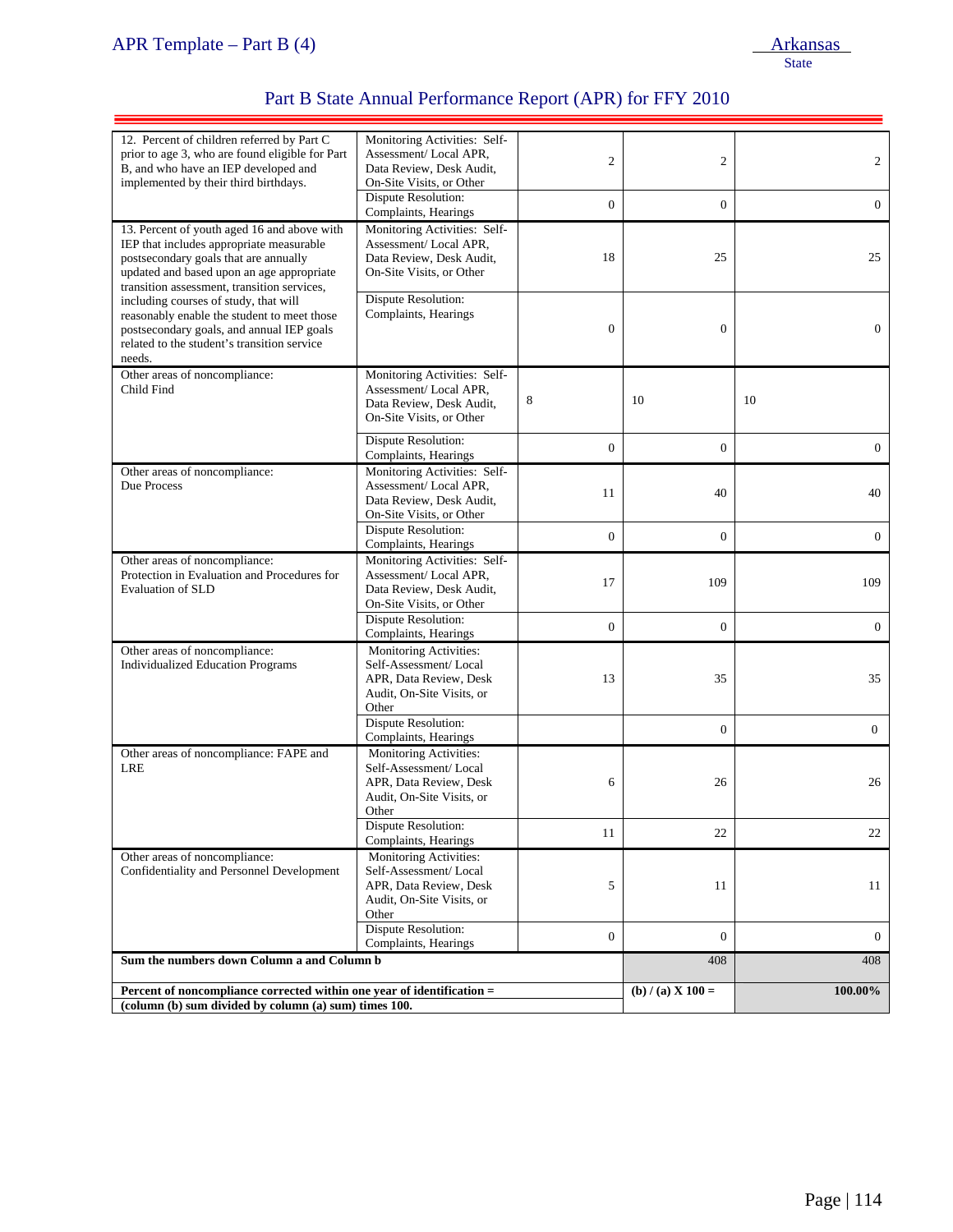| | | | | |
|---|---|---|---|---|
| 12. Percent of children referred by Part C prior to age 3, who are found eligible for Part B, and who have an IEP developed and implemented by their third birthdays. | Monitoring Activities: Self-Assessment/ Local APR, Data Review, Desk Audit, On-Site Visits, or Other | 2 | 2 | 2 |
| | Dispute Resolution: Complaints, Hearings | 0 | 0 | 0 |
| 13. Percent of youth aged 16 and above with IEP that includes appropriate measurable postsecondary goals that are annually updated and based upon an age appropriate transition assessment, transition services, including courses of study, that will reasonably enable the student to meet those postsecondary goals, and annual IEP goals related to the student's transition service needs. | Monitoring Activities: Self-Assessment/ Local APR, Data Review, Desk Audit, On-Site Visits, or Other | 18 | 25 | 25 |
| | Dispute Resolution: Complaints, Hearings | 0 | 0 | 0 |
| Other areas of noncompliance: Child Find | Monitoring Activities: Self-Assessment/ Local APR, Data Review, Desk Audit, On-Site Visits, or Other | 8 | 10 | 10 |
| | Dispute Resolution: Complaints, Hearings | 0 | 0 | 0 |
| Other areas of noncompliance: Due Process | Monitoring Activities: Self-Assessment/ Local APR, Data Review, Desk Audit, On-Site Visits, or Other | 11 | 40 | 40 |
| | Dispute Resolution: Complaints, Hearings | 0 | 0 | 0 |
| Other areas of noncompliance: Protection in Evaluation and Procedures for Evaluation of SLD | Monitoring Activities: Self-Assessment/ Local APR, Data Review, Desk Audit, On-Site Visits, or Other | 17 | 109 | 109 |
| | Dispute Resolution: Complaints, Hearings | 0 | 0 | 0 |
| Other areas of noncompliance: Individualized Education Programs | Monitoring Activities: Self-Assessment/ Local APR, Data Review, Desk Audit, On-Site Visits, or Other | 13 | 35 | 35 |
| | Dispute Resolution: Complaints, Hearings | | 0 | 0 |
| Other areas of noncompliance: FAPE and LRE | Monitoring Activities: Self-Assessment/ Local APR, Data Review, Desk Audit, On-Site Visits, or Other | 6 | 26 | 26 |
| | Dispute Resolution: Complaints, Hearings | 11 | 22 | 22 |
| Other areas of noncompliance: Confidentiality and Personnel Development | Monitoring Activities: Self-Assessment/ Local APR, Data Review, Desk Audit, On-Site Visits, or Other | 5 | 11 | 11 |
| | Dispute Resolution: Complaints, Hearings | 0 | 0 | 0 |
| **Sum the numbers down Column a and Column b** | | | 408 | 408 |
| **Percent of noncompliance corrected within one year of identification = (column (b) sum divided by column (a) sum) times 100.** | | | **(b) / (a) X 100 =** | **100.00%** |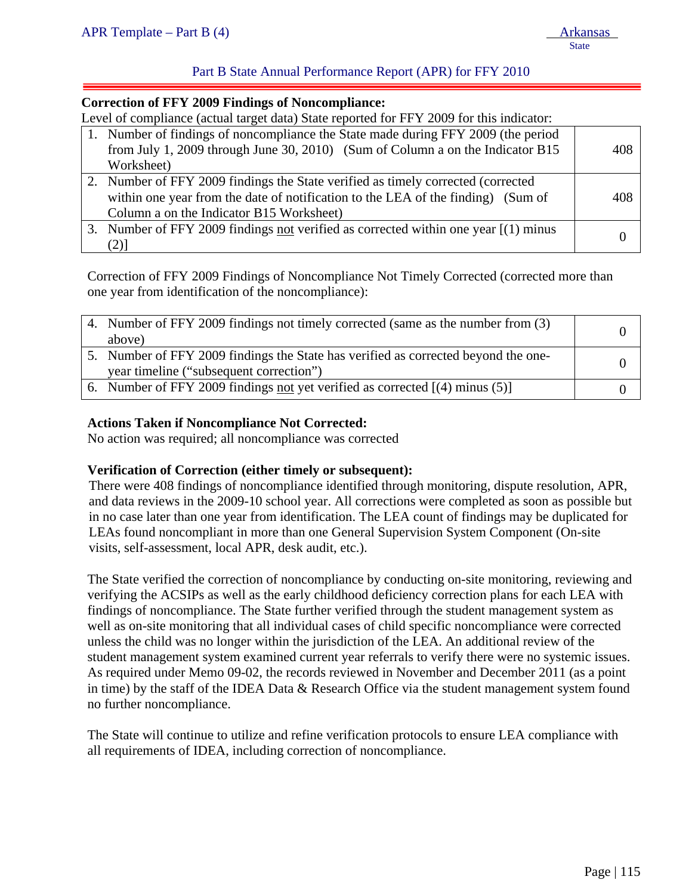**Correction of FFY 2009 Findings of Noncompliance:**

Level of compliance (actual target data) State reported for FFY 2009 for this indicator:

| | |
|---|---|
| 1. Number of findings of noncompliance the State made during FFY 2009 (the period from July 1, 2009 through June 30, 2010) (Sum of Column a on the Indicator B15 Worksheet) | 408 |
| 2. Number of FFY 2009 findings the State verified as timely corrected (corrected within one year from the date of notification to the LEA of the finding) (Sum of Column a on the Indicator B15 Worksheet) | 408 |
| 3. Number of FFY 2009 findings <u>not</u> verified as corrected within one year [(1) minus (2)] | 0 |

Correction of FFY 2009 Findings of Noncompliance Not Timely Corrected (corrected more than one year from identification of the noncompliance):

| | |
|---|---|
| 4. Number of FFY 2009 findings not timely corrected (same as the number from (3) above) | 0 |
| 5. Number of FFY 2009 findings the State has verified as corrected beyond the one-year timeline ("subsequent correction") | 0 |
| 6. Number of FFY 2009 findings <u>not</u> yet verified as corrected [(4) minus (5)] | 0 |

**Actions Taken if Noncompliance Not Corrected:**

No action was required; all noncompliance was corrected

**Verification of Correction (either timely or subsequent):**

There were 408 findings of noncompliance identified through monitoring, dispute resolution, APR, and data reviews in the 2009-10 school year. All corrections were completed as soon as possible but in no case later than one year from identification. The LEA count of findings may be duplicated for LEAs found noncompliant in more than one General Supervision System Component (On-site visits, self-assessment, local APR, desk audit, etc.).

The State verified the correction of noncompliance by conducting on-site monitoring, reviewing and verifying the ACSIPs as well as the early childhood deficiency correction plans for each LEA with findings of noncompliance. The State further verified through the student management system as well as on-site monitoring that all individual cases of child specific noncompliance were corrected unless the child was no longer within the jurisdiction of the LEA. An additional review of the student management system examined current year referrals to verify there were no systemic issues. As required under Memo 09-02, the records reviewed in November and December 2011 (as a point in time) by the staff of the IDEA Data & Research Office via the student management system found no further noncompliance.

The State will continue to utilize and refine verification protocols to ensure LEA compliance with all requirements of IDEA, including correction of noncompliance.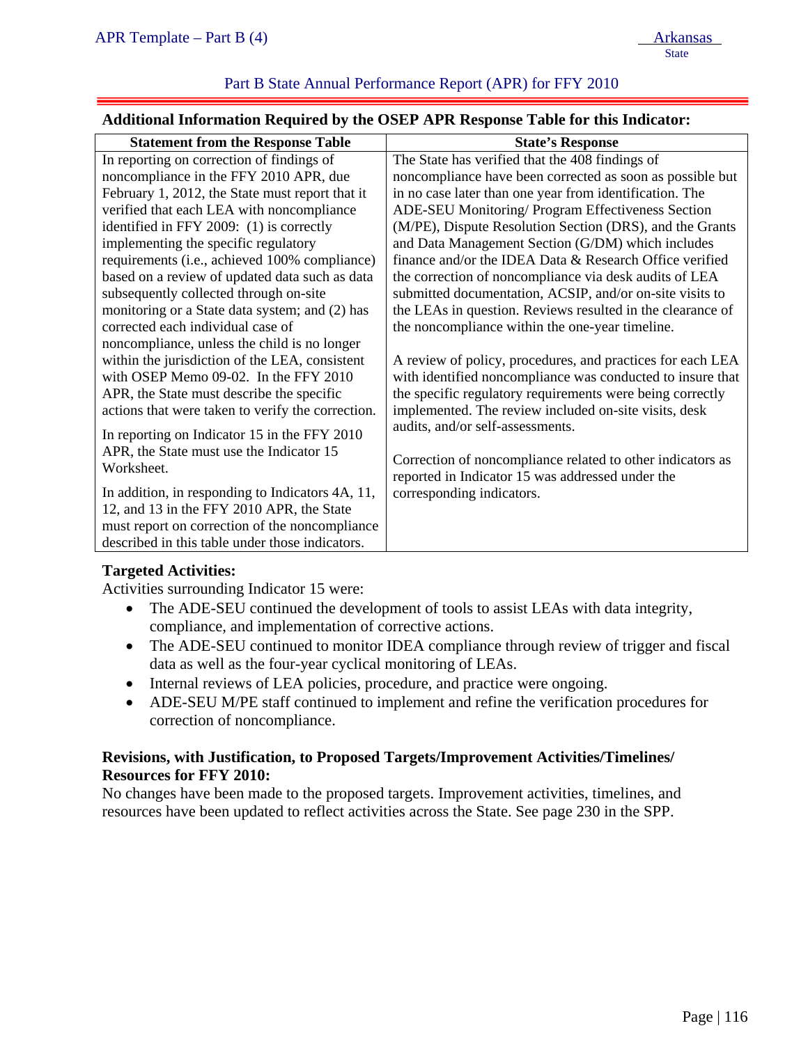**Additional Information Required by the OSEP APR Response Table for this Indicator:**

| Statement from the Response Table | State's Response |
|---|---|
| In reporting on correction of findings of noncompliance in the FFY 2010 APR, due February 1, 2012, the State must report that it verified that each LEA with noncompliance identified in FFY 2009: (1) is correctly implementing the specific regulatory requirements (i.e., achieved 100% compliance) based on a review of updated data such as data subsequently collected through on-site monitoring or a State data system; and (2) has corrected each individual case of noncompliance, unless the child is no longer within the jurisdiction of the LEA, consistent with OSEP Memo 09-02. In the FFY 2010 APR, the State must describe the specific actions that were taken to verify the correction.<br><br>In reporting on Indicator 15 in the FFY 2010 APR, the State must use the Indicator 15 Worksheet.<br><br>In addition, in responding to Indicators 4A, 11, 12, and 13 in the FFY 2010 APR, the State must report on correction of the noncompliance described in this table under those indicators. | The State has verified that the 408 findings of noncompliance have been corrected as soon as possible but in no case later than one year from identification. The ADE-SEU Monitoring/ Program Effectiveness Section (M/PE), Dispute Resolution Section (DRS), and the Grants and Data Management Section (G/DM) which includes finance and/or the IDEA Data & Research Office verified the correction of noncompliance via desk audits of LEA submitted documentation, ACSIP, and/or on-site visits to the LEAs in question. Reviews resulted in the clearance of the noncompliance within the one-year timeline.<br><br>A review of policy, procedures, and practices for each LEA with identified noncompliance was conducted to insure that the specific regulatory requirements were being correctly implemented. The review included on-site visits, desk audits, and/or self-assessments.<br><br>Correction of noncompliance related to other indicators as reported in Indicator 15 was addressed under the corresponding indicators. |

**Targeted Activities:**

Activities surrounding Indicator 15 were:

- The ADE-SEU continued the development of tools to assist LEAs with data integrity, compliance, and implementation of corrective actions.
- The ADE-SEU continued to monitor IDEA compliance through review of trigger and fiscal data as well as the four-year cyclical monitoring of LEAs.
- Internal reviews of LEA policies, procedure, and practice were ongoing.
- ADE-SEU M/PE staff continued to implement and refine the verification procedures for correction of noncompliance.

**Revisions, with Justification, to Proposed Targets/Improvement Activities/Timelines/ Resources for FFY 2010:**

No changes have been made to the proposed targets. Improvement activities, timelines, and resources have been updated to reflect activities across the State. See page 230 in the SPP.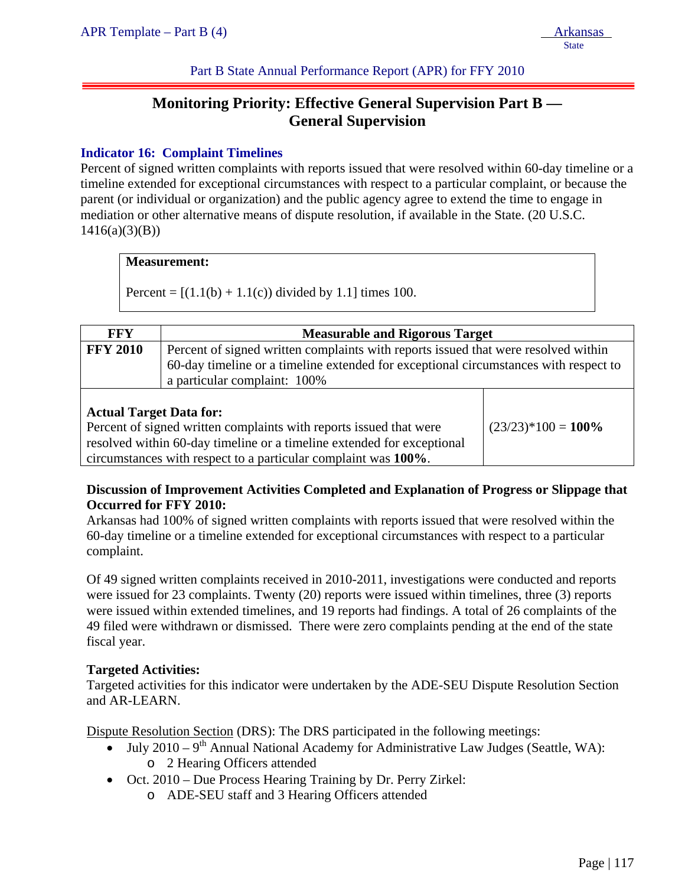Part B State Annual Performance Report (APR) for FFY 2010

# Monitoring Priority: Effective General Supervision Part B — General Supervision

### Indicator 16: Complaint Timelines

Percent of signed written complaints with reports issued that were resolved within 60-day timeline or a timeline extended for exceptional circumstances with respect to a particular complaint, or because the parent (or individual or organization) and the public agency agree to extend the time to engage in mediation or other alternative means of dispute resolution, if available in the State. (20 U.S.C. 1416(a)(3)(B))

**Measurement:**

Percent = [(1.1(b) + 1.1(c)) divided by 1.1] times 100.

| FFY | Measurable and Rigorous Target |
|---|---|
| **FFY 2010** | Percent of signed written complaints with reports issued that were resolved within 60-day timeline or a timeline extended for exceptional circumstances with respect to a particular complaint: 100% |
| **Actual Target Data for:** Percent of signed written complaints with reports issued that were resolved within 60-day timeline or a timeline extended for exceptional circumstances with respect to a particular complaint was **100%**. | (23/23)*100 = **100%** |

**Discussion of Improvement Activities Completed and Explanation of Progress or Slippage that Occurred for FFY 2010:**

Arkansas had 100% of signed written complaints with reports issued that were resolved within the 60-day timeline or a timeline extended for exceptional circumstances with respect to a particular complaint.

Of 49 signed written complaints received in 2010-2011, investigations were conducted and reports were issued for 23 complaints. Twenty (20) reports were issued within timelines, three (3) reports were issued within extended timelines, and 19 reports had findings. A total of 26 complaints of the 49 filed were withdrawn or dismissed. There were zero complaints pending at the end of the state fiscal year.

**Targeted Activities:**

Targeted activities for this indicator were undertaken by the ADE-SEU Dispute Resolution Section and AR-LEARN.

Dispute Resolution Section (DRS): The DRS participated in the following meetings:

- July 2010 – 9th Annual National Academy for Administrative Law Judges (Seattle, WA):
  - 2 Hearing Officers attended
- Oct. 2010 – Due Process Hearing Training by Dr. Perry Zirkel:
  - ADE-SEU staff and 3 Hearing Officers attended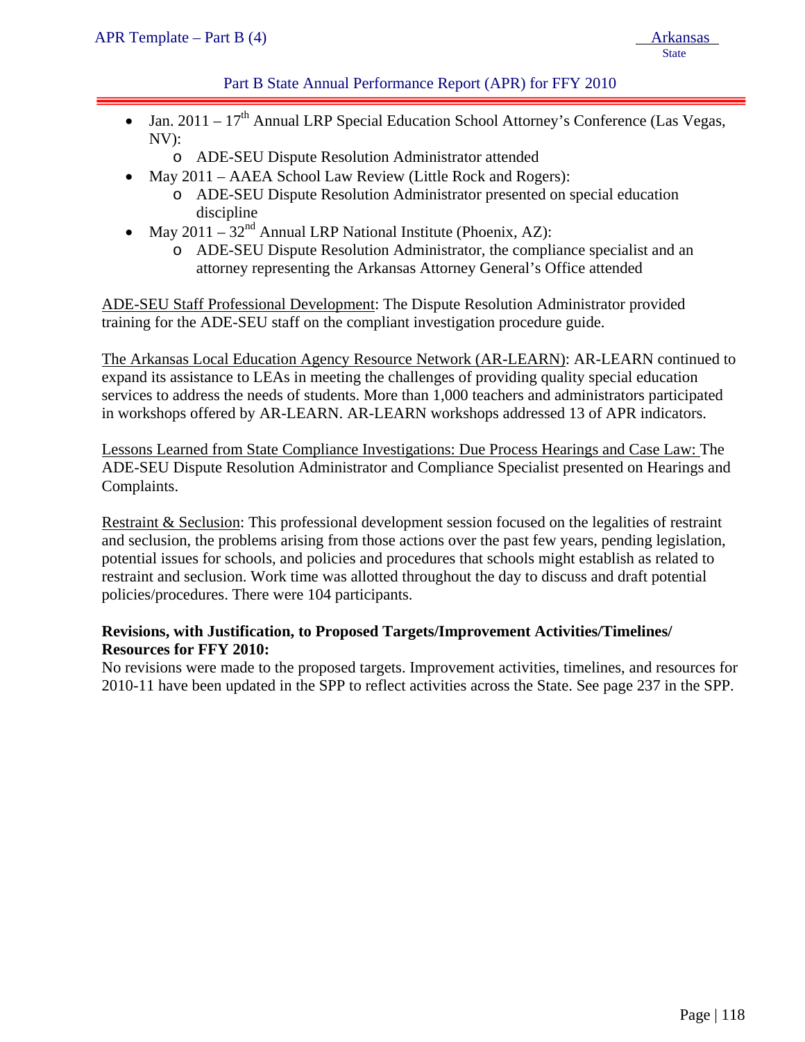- Jan. 2011 – 17th Annual LRP Special Education School Attorney's Conference (Las Vegas, NV):
  - ADE-SEU Dispute Resolution Administrator attended
- May 2011 – AAEA School Law Review (Little Rock and Rogers):
  - ADE-SEU Dispute Resolution Administrator presented on special education discipline
- May 2011 – 32nd Annual LRP National Institute (Phoenix, AZ):
  - ADE-SEU Dispute Resolution Administrator, the compliance specialist and an attorney representing the Arkansas Attorney General's Office attended

ADE-SEU Staff Professional Development: The Dispute Resolution Administrator provided training for the ADE-SEU staff on the compliant investigation procedure guide.

The Arkansas Local Education Agency Resource Network (AR-LEARN): AR-LEARN continued to expand its assistance to LEAs in meeting the challenges of providing quality special education services to address the needs of students. More than 1,000 teachers and administrators participated in workshops offered by AR-LEARN. AR-LEARN workshops addressed 13 of APR indicators.

Lessons Learned from State Compliance Investigations: Due Process Hearings and Case Law: The ADE-SEU Dispute Resolution Administrator and Compliance Specialist presented on Hearings and Complaints.

Restraint & Seclusion: This professional development session focused on the legalities of restraint and seclusion, the problems arising from those actions over the past few years, pending legislation, potential issues for schools, and policies and procedures that schools might establish as related to restraint and seclusion. Work time was allotted throughout the day to discuss and draft potential policies/procedures. There were 104 participants.

**Revisions, with Justification, to Proposed Targets/Improvement Activities/Timelines/ Resources for FFY 2010:**

No revisions were made to the proposed targets. Improvement activities, timelines, and resources for 2010-11 have been updated in the SPP to reflect activities across the State. See page 237 in the SPP.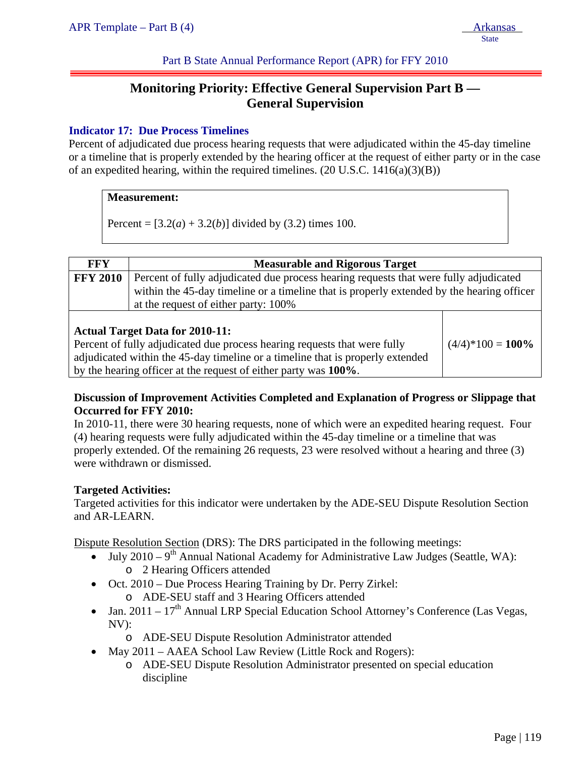Part B State Annual Performance Report (APR) for FFY 2010

# Monitoring Priority: Effective General Supervision Part B — General Supervision

### Indicator 17: Due Process Timelines

Percent of adjudicated due process hearing requests that were adjudicated within the 45-day timeline or a timeline that is properly extended by the hearing officer at the request of either party or in the case of an expedited hearing, within the required timelines. (20 U.S.C. 1416(a)(3)(B))

**Measurement:**

Percent = [3.2(*a*) + 3.2(*b*)] divided by (3.2) times 100.

| FFY | Measurable and Rigorous Target |
|---|---|
| **FFY 2010** | Percent of fully adjudicated due process hearing requests that were fully adjudicated within the 45-day timeline or a timeline that is properly extended by the hearing officer at the request of either party: 100% |
| **Actual Target Data for 2010-11:** Percent of fully adjudicated due process hearing requests that were fully adjudicated within the 45-day timeline or a timeline that is properly extended by the hearing officer at the request of either party was **100%**. | (4/4)*100 = **100%** |

**Discussion of Improvement Activities Completed and Explanation of Progress or Slippage that Occurred for FFY 2010:**

In 2010-11, there were 30 hearing requests, none of which were an expedited hearing request. Four (4) hearing requests were fully adjudicated within the 45-day timeline or a timeline that was properly extended. Of the remaining 26 requests, 23 were resolved without a hearing and three (3) were withdrawn or dismissed.

**Targeted Activities:**

Targeted activities for this indicator were undertaken by the ADE-SEU Dispute Resolution Section and AR-LEARN.

Dispute Resolution Section (DRS): The DRS participated in the following meetings:

- July 2010 – 9th Annual National Academy for Administrative Law Judges (Seattle, WA):
  - 2 Hearing Officers attended
- Oct. 2010 – Due Process Hearing Training by Dr. Perry Zirkel:
  - ADE-SEU staff and 3 Hearing Officers attended
- Jan. 2011 – 17th Annual LRP Special Education School Attorney's Conference (Las Vegas, NV):
  - ADE-SEU Dispute Resolution Administrator attended
- May 2011 – AAEA School Law Review (Little Rock and Rogers):
  - ADE-SEU Dispute Resolution Administrator presented on special education discipline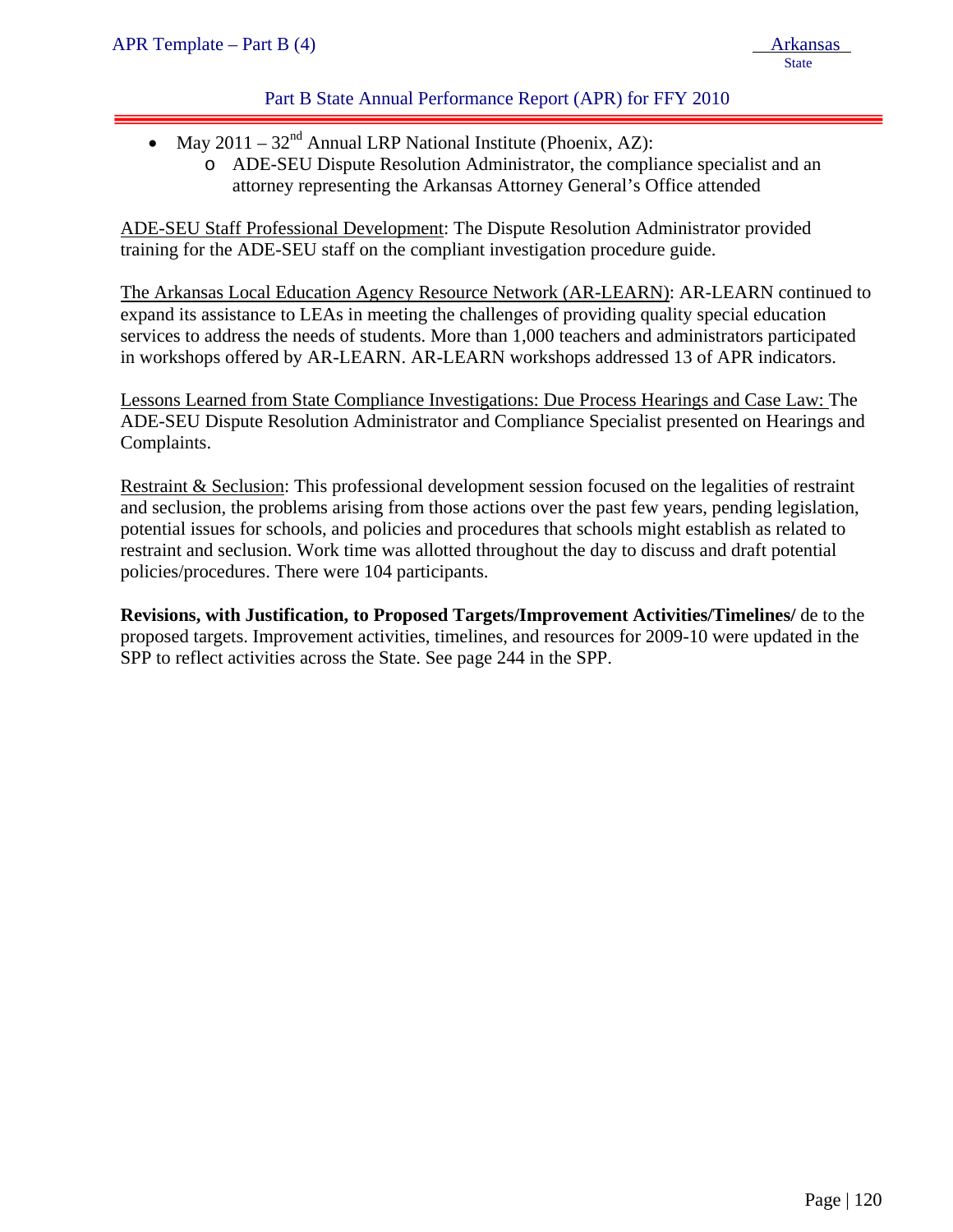- May 2011 – 32nd Annual LRP National Institute (Phoenix, AZ):
  - ADE-SEU Dispute Resolution Administrator, the compliance specialist and an attorney representing the Arkansas Attorney General's Office attended

ADE-SEU Staff Professional Development: The Dispute Resolution Administrator provided training for the ADE-SEU staff on the compliant investigation procedure guide.

The Arkansas Local Education Agency Resource Network (AR-LEARN): AR-LEARN continued to expand its assistance to LEAs in meeting the challenges of providing quality special education services to address the needs of students. More than 1,000 teachers and administrators participated in workshops offered by AR-LEARN. AR-LEARN workshops addressed 13 of APR indicators.

Lessons Learned from State Compliance Investigations: Due Process Hearings and Case Law: The ADE-SEU Dispute Resolution Administrator and Compliance Specialist presented on Hearings and Complaints.

Restraint & Seclusion: This professional development session focused on the legalities of restraint and seclusion, the problems arising from those actions over the past few years, pending legislation, potential issues for schools, and policies and procedures that schools might establish as related to restraint and seclusion. Work time was allotted throughout the day to discuss and draft potential policies/procedures. There were 104 participants.

**Revisions, with Justification, to Proposed Targets/Improvement Activities/Timelines/** de to the proposed targets. Improvement activities, timelines, and resources for 2009-10 were updated in the SPP to reflect activities across the State. See page 244 in the SPP.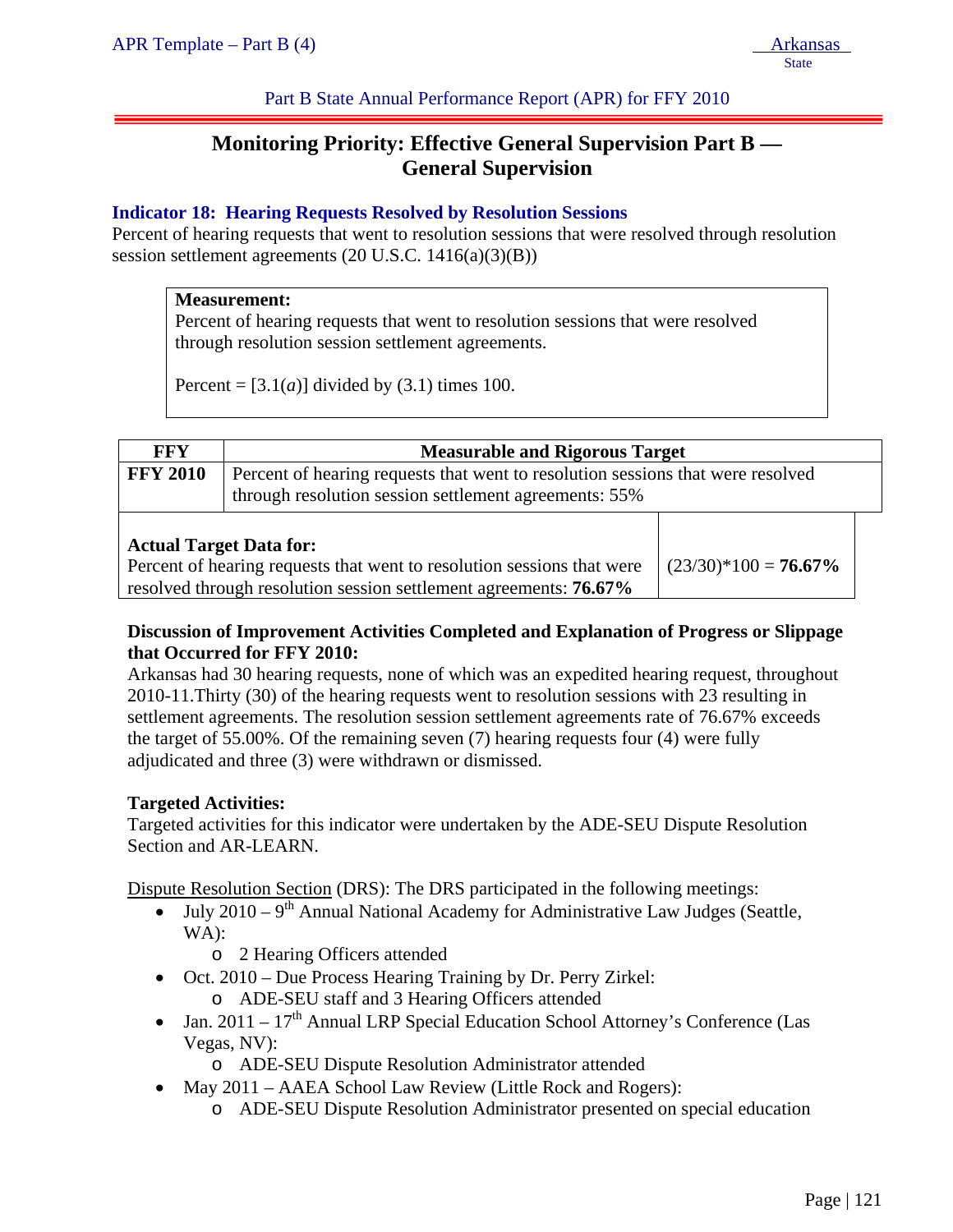Part B State Annual Performance Report (APR) for FFY 2010

# Monitoring Priority: Effective General Supervision Part B — General Supervision

## Indicator 18: Hearing Requests Resolved by Resolution Sessions

Percent of hearing requests that went to resolution sessions that were resolved through resolution session settlement agreements (20 U.S.C. 1416(a)(3)(B))

**Measurement:**
Percent of hearing requests that went to resolution sessions that were resolved through resolution session settlement agreements.

Percent = [3.1(*a*)] divided by (3.1) times 100.

| FFY | Measurable and Rigorous Target |
|---|---|
| **FFY 2010** | Percent of hearing requests that went to resolution sessions that were resolved through resolution session settlement agreements: 55% |

| **Actual Target Data for:** Percent of hearing requests that went to resolution sessions that were resolved through resolution session settlement agreements: **76.67%** | (23/30)*100 = **76.67%** |
|---|---|

**Discussion of Improvement Activities Completed and Explanation of Progress or Slippage that Occurred for FFY 2010:**

Arkansas had 30 hearing requests, none of which was an expedited hearing request, throughout 2010-11.Thirty (30) of the hearing requests went to resolution sessions with 23 resulting in settlement agreements. The resolution session settlement agreements rate of 76.67% exceeds the target of 55.00%. Of the remaining seven (7) hearing requests four (4) were fully adjudicated and three (3) were withdrawn or dismissed.

**Targeted Activities:**

Targeted activities for this indicator were undertaken by the ADE-SEU Dispute Resolution Section and AR-LEARN.

Dispute Resolution Section (DRS): The DRS participated in the following meetings:

- July 2010 – 9th Annual National Academy for Administrative Law Judges (Seattle, WA):
  - 2 Hearing Officers attended
- Oct. 2010 – Due Process Hearing Training by Dr. Perry Zirkel:
  - ADE-SEU staff and 3 Hearing Officers attended
- Jan. 2011 – 17th Annual LRP Special Education School Attorney's Conference (Las Vegas, NV):
  - ADE-SEU Dispute Resolution Administrator attended
- May 2011 – AAEA School Law Review (Little Rock and Rogers):
  - ADE-SEU Dispute Resolution Administrator presented on special education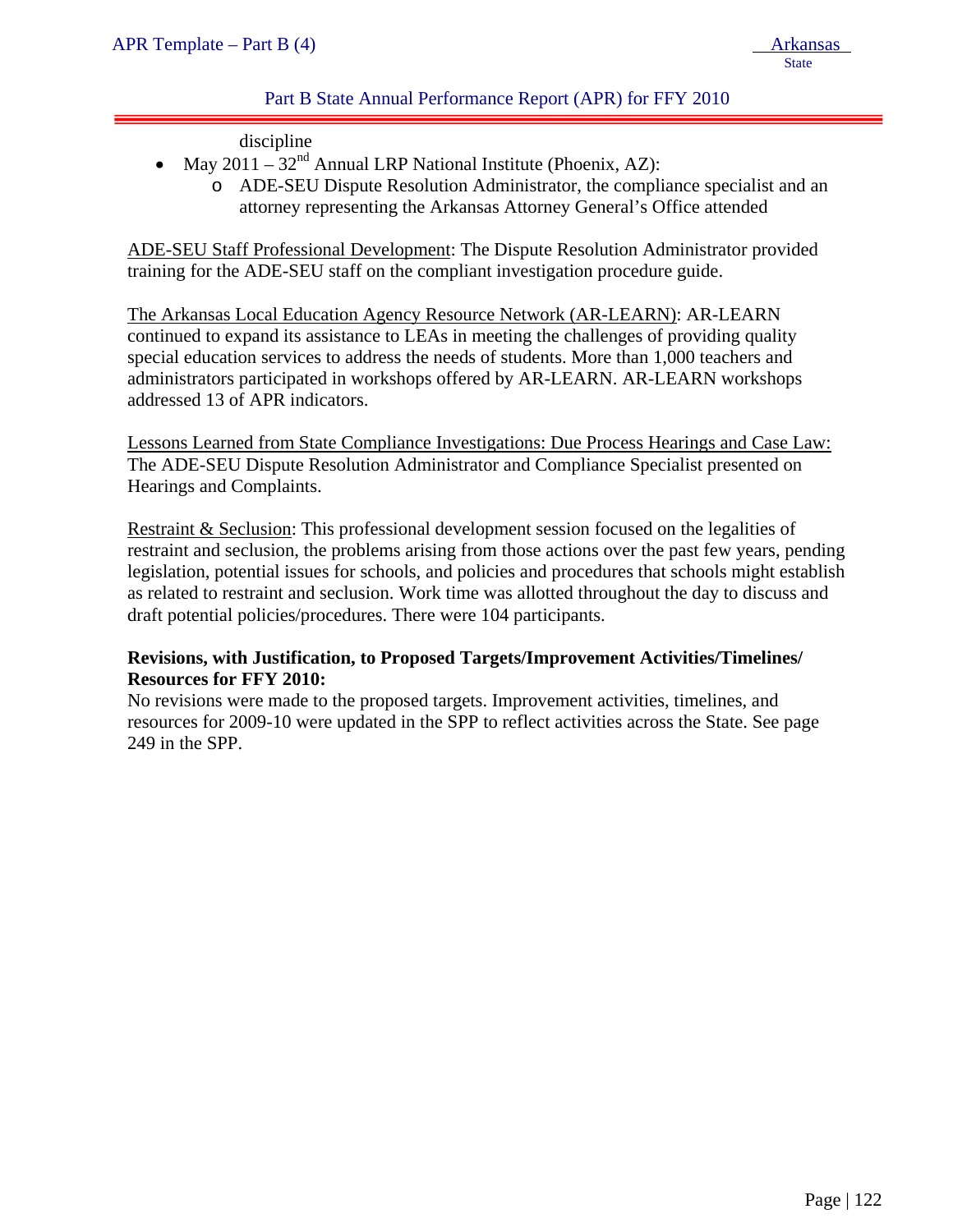discipline

- May 2011 – 32nd Annual LRP National Institute (Phoenix, AZ):
  - ADE-SEU Dispute Resolution Administrator, the compliance specialist and an attorney representing the Arkansas Attorney General's Office attended

ADE-SEU Staff Professional Development: The Dispute Resolution Administrator provided training for the ADE-SEU staff on the compliant investigation procedure guide.

The Arkansas Local Education Agency Resource Network (AR-LEARN): AR-LEARN continued to expand its assistance to LEAs in meeting the challenges of providing quality special education services to address the needs of students. More than 1,000 teachers and administrators participated in workshops offered by AR-LEARN. AR-LEARN workshops addressed 13 of APR indicators.

Lessons Learned from State Compliance Investigations: Due Process Hearings and Case Law: The ADE-SEU Dispute Resolution Administrator and Compliance Specialist presented on Hearings and Complaints.

Restraint & Seclusion: This professional development session focused on the legalities of restraint and seclusion, the problems arising from those actions over the past few years, pending legislation, potential issues for schools, and policies and procedures that schools might establish as related to restraint and seclusion. Work time was allotted throughout the day to discuss and draft potential policies/procedures. There were 104 participants.

**Revisions, with Justification, to Proposed Targets/Improvement Activities/Timelines/ Resources for FFY 2010:**

No revisions were made to the proposed targets. Improvement activities, timelines, and resources for 2009-10 were updated in the SPP to reflect activities across the State. See page 249 in the SPP.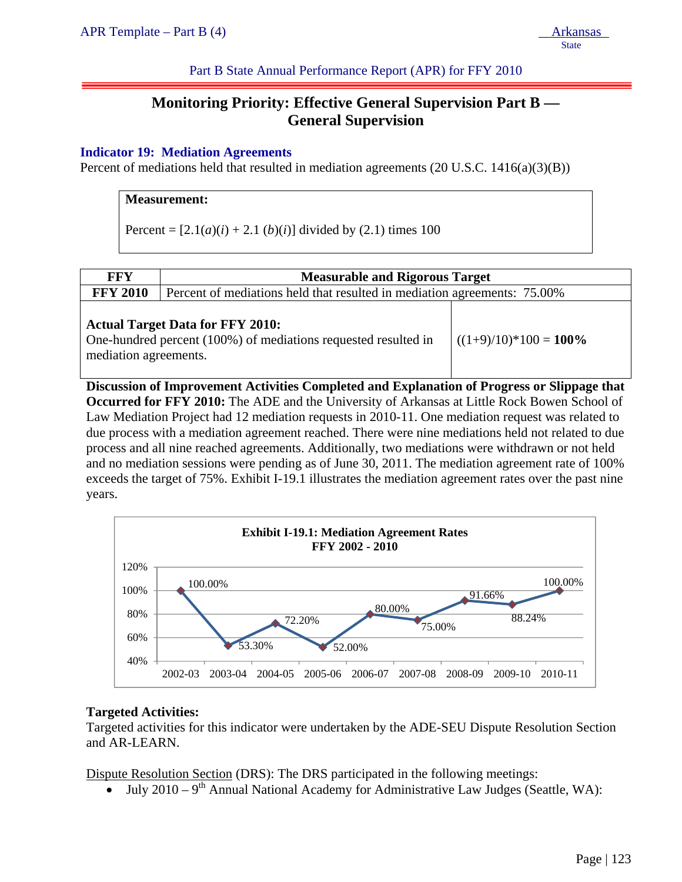Part B State Annual Performance Report (APR) for FFY 2010

# Monitoring Priority: Effective General Supervision Part B — General Supervision

### Indicator 19: Mediation Agreements

Percent of mediations held that resulted in mediation agreements (20 U.S.C. 1416(a)(3)(B))

**Measurement:**

Percent = [2.1(*a*)(*i*) + 2.1 (*b*)(*i*)] divided by (2.1) times 100

| FFY | Measurable and Rigorous Target |
|---|---|
| **FFY 2010** | Percent of mediations held that resulted in mediation agreements: 75.00% |
| **Actual Target Data for FFY 2010:** One-hundred percent (100%) of mediations requested resulted in mediation agreements. | ((1+9)/10)*100 = **100%** |

**Discussion of Improvement Activities Completed and Explanation of Progress or Slippage that Occurred for FFY 2010:** The ADE and the University of Arkansas at Little Rock Bowen School of Law Mediation Project had 12 mediation requests in 2010-11. One mediation request was related to due process with a mediation agreement reached. There were nine mediations held not related to due process and all nine reached agreements. Additionally, two mediations were withdrawn or not held and no mediation sessions were pending as of June 30, 2011. The mediation agreement rate of 100% exceeds the target of 75%. Exhibit I-19.1 illustrates the mediation agreement rates over the past nine years.

**Exhibit I-19.1: Mediation Agreement Rates FFY 2002 - 2010**

| Year | Mediation Agreement Rate |
|---|---|
| 2002-03 | 100.00% |
| 2003-04 | 53.30% |
| 2004-05 | 72.20% |
| 2005-06 | 52.00% |
| 2006-07 | 80.00% |
| 2007-08 | 75.00% |
| 2008-09 | 91.66% |
| 2009-10 | 88.24% |
| 2010-11 | 100.00% |

**Targeted Activities:**

Targeted activities for this indicator were undertaken by the ADE-SEU Dispute Resolution Section and AR-LEARN.

Dispute Resolution Section (DRS): The DRS participated in the following meetings:

- July 2010 – 9th Annual National Academy for Administrative Law Judges (Seattle, WA):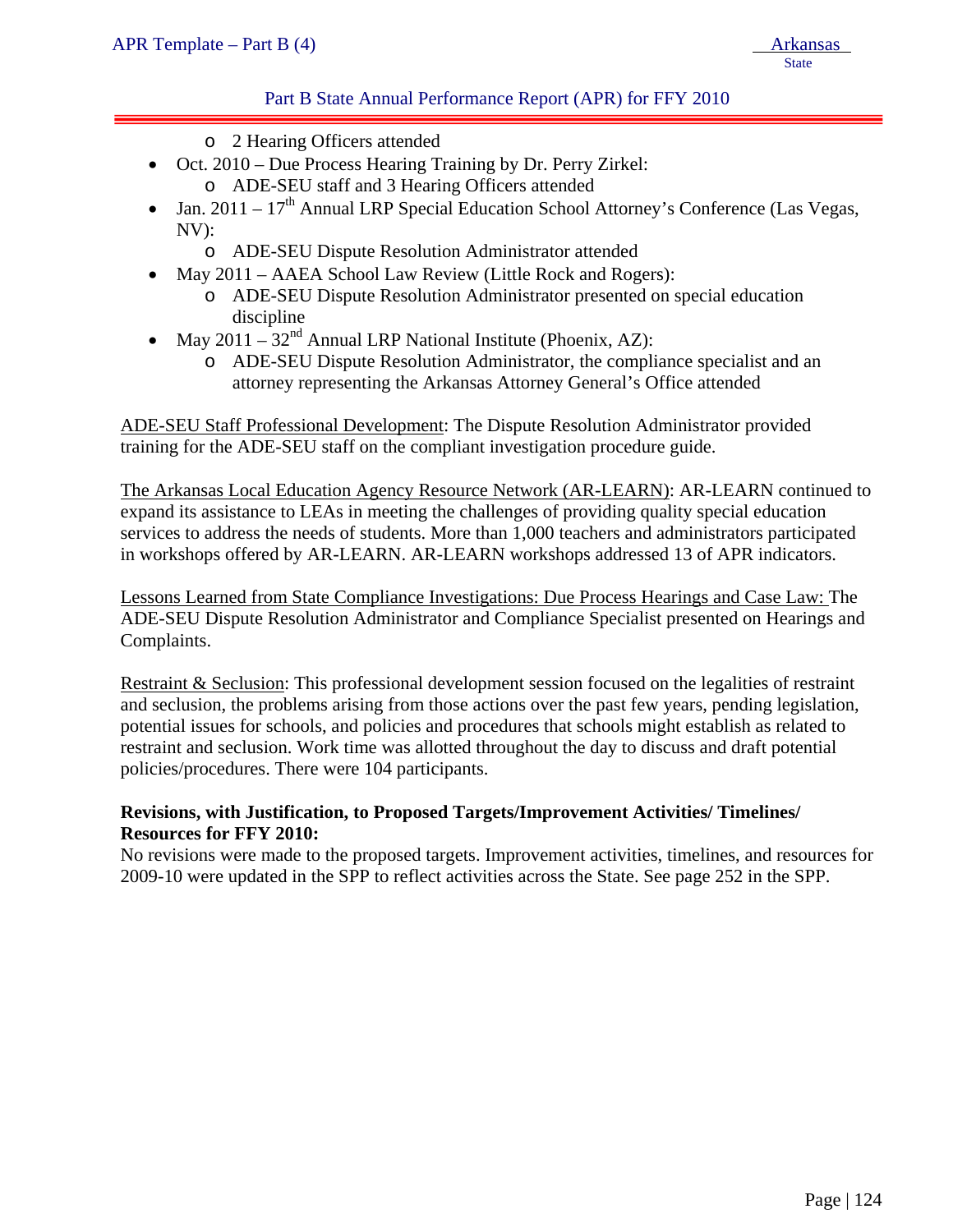- 2 Hearing Officers attended
- Oct. 2010 – Due Process Hearing Training by Dr. Perry Zirkel:
    - ADE-SEU staff and 3 Hearing Officers attended
- Jan. 2011 – 17th Annual LRP Special Education School Attorney's Conference (Las Vegas, NV):
    - ADE-SEU Dispute Resolution Administrator attended
- May 2011 – AAEA School Law Review (Little Rock and Rogers):
    - ADE-SEU Dispute Resolution Administrator presented on special education discipline
- May 2011 – 32nd Annual LRP National Institute (Phoenix, AZ):
    - ADE-SEU Dispute Resolution Administrator, the compliance specialist and an attorney representing the Arkansas Attorney General's Office attended

ADE-SEU Staff Professional Development: The Dispute Resolution Administrator provided training for the ADE-SEU staff on the compliant investigation procedure guide.

The Arkansas Local Education Agency Resource Network (AR-LEARN): AR-LEARN continued to expand its assistance to LEAs in meeting the challenges of providing quality special education services to address the needs of students. More than 1,000 teachers and administrators participated in workshops offered by AR-LEARN. AR-LEARN workshops addressed 13 of APR indicators.

Lessons Learned from State Compliance Investigations: Due Process Hearings and Case Law: The ADE-SEU Dispute Resolution Administrator and Compliance Specialist presented on Hearings and Complaints.

Restraint & Seclusion: This professional development session focused on the legalities of restraint and seclusion, the problems arising from those actions over the past few years, pending legislation, potential issues for schools, and policies and procedures that schools might establish as related to restraint and seclusion. Work time was allotted throughout the day to discuss and draft potential policies/procedures. There were 104 participants.

**Revisions, with Justification, to Proposed Targets/Improvement Activities/ Timelines/ Resources for FFY 2010:**

No revisions were made to the proposed targets. Improvement activities, timelines, and resources for 2009-10 were updated in the SPP to reflect activities across the State. See page 252 in the SPP.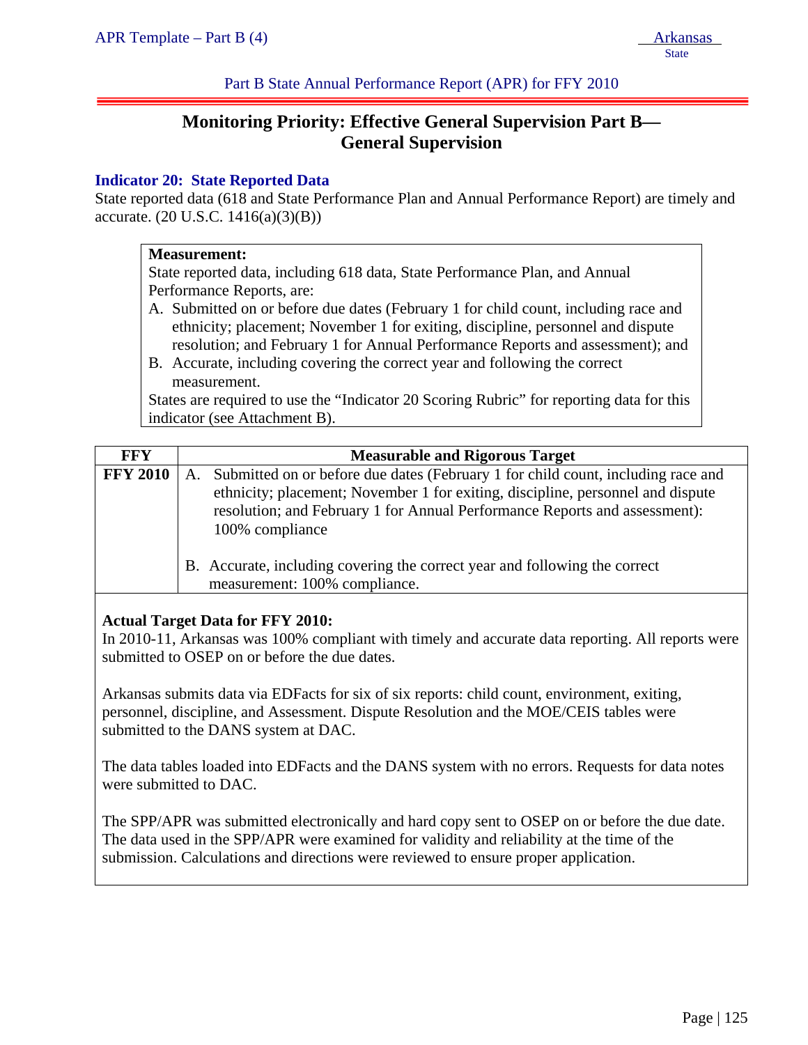Part B State Annual Performance Report (APR) for FFY 2010

# Monitoring Priority: Effective General Supervision Part B— General Supervision

### Indicator 20: State Reported Data

State reported data (618 and State Performance Plan and Annual Performance Report) are timely and accurate. (20 U.S.C. 1416(a)(3)(B))

**Measurement:**
State reported data, including 618 data, State Performance Plan, and Annual Performance Reports, are:

A. Submitted on or before due dates (February 1 for child count, including race and ethnicity; placement; November 1 for exiting, discipline, personnel and dispute resolution; and February 1 for Annual Performance Reports and assessment); and
B. Accurate, including covering the correct year and following the correct measurement.

States are required to use the "Indicator 20 Scoring Rubric" for reporting data for this indicator (see Attachment B).

| FFY | Measurable and Rigorous Target |
|---|---|
| **FFY 2010** | A. Submitted on or before due dates (February 1 for child count, including race and ethnicity; placement; November 1 for exiting, discipline, personnel and dispute resolution; and February 1 for Annual Performance Reports and assessment): 100% compliance<br><br>B. Accurate, including covering the correct year and following the correct measurement: 100% compliance. |

**Actual Target Data for FFY 2010:**
In 2010-11, Arkansas was 100% compliant with timely and accurate data reporting. All reports were submitted to OSEP on or before the due dates.

Arkansas submits data via EDFacts for six of six reports: child count, environment, exiting, personnel, discipline, and Assessment. Dispute Resolution and the MOE/CEIS tables were submitted to the DANS system at DAC.

The data tables loaded into EDFacts and the DANS system with no errors. Requests for data notes were submitted to DAC.

The SPP/APR was submitted electronically and hard copy sent to OSEP on or before the due date. The data used in the SPP/APR were examined for validity and reliability at the time of the submission. Calculations and directions were reviewed to ensure proper application.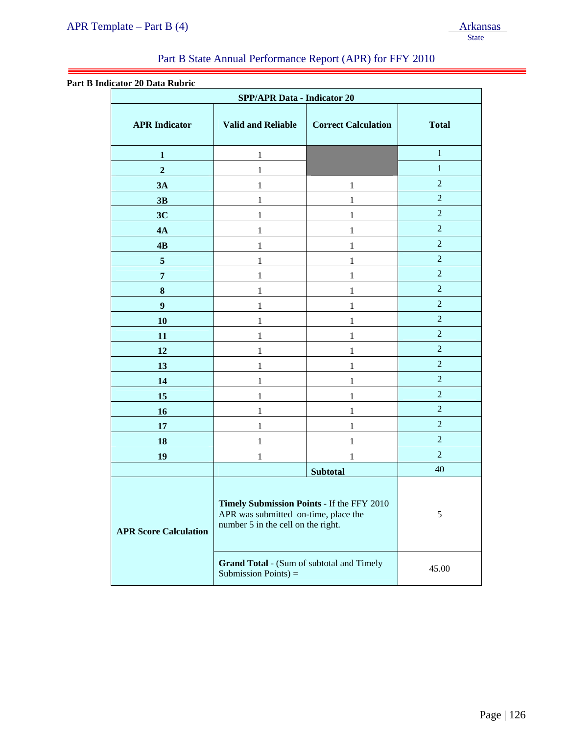## Part B State Annual Performance Report (APR) for FFY 2010

**Part B Indicator 20 Data Rubric**

| SPP/APR Data - Indicator 20 | | | |
|---|---|---|---|
| **APR Indicator** | **Valid and Reliable** | **Correct Calculation** | **Total** |
| **1** | 1 | | 1 |
| **2** | 1 | | 1 |
| **3A** | 1 | 1 | 2 |
| **3B** | 1 | 1 | 2 |
| **3C** | 1 | 1 | 2 |
| **4A** | 1 | 1 | 2 |
| **4B** | 1 | 1 | 2 |
| **5** | 1 | 1 | 2 |
| **7** | 1 | 1 | 2 |
| **8** | 1 | 1 | 2 |
| **9** | 1 | 1 | 2 |
| **10** | 1 | 1 | 2 |
| **11** | 1 | 1 | 2 |
| **12** | 1 | 1 | 2 |
| **13** | 1 | 1 | 2 |
| **14** | 1 | 1 | 2 |
| **15** | 1 | 1 | 2 |
| **16** | 1 | 1 | 2 |
| **17** | 1 | 1 | 2 |
| **18** | 1 | 1 | 2 |
| **19** | 1 | 1 | 2 |
| | | **Subtotal** | 40 |
| **APR Score Calculation** | **Timely Submission Points** - If the FFY 2010 APR was submitted on-time, place the number 5 in the cell on the right. | | 5 |
| | **Grand Total** - (Sum of subtotal and Timely Submission Points) = | | 45.00 |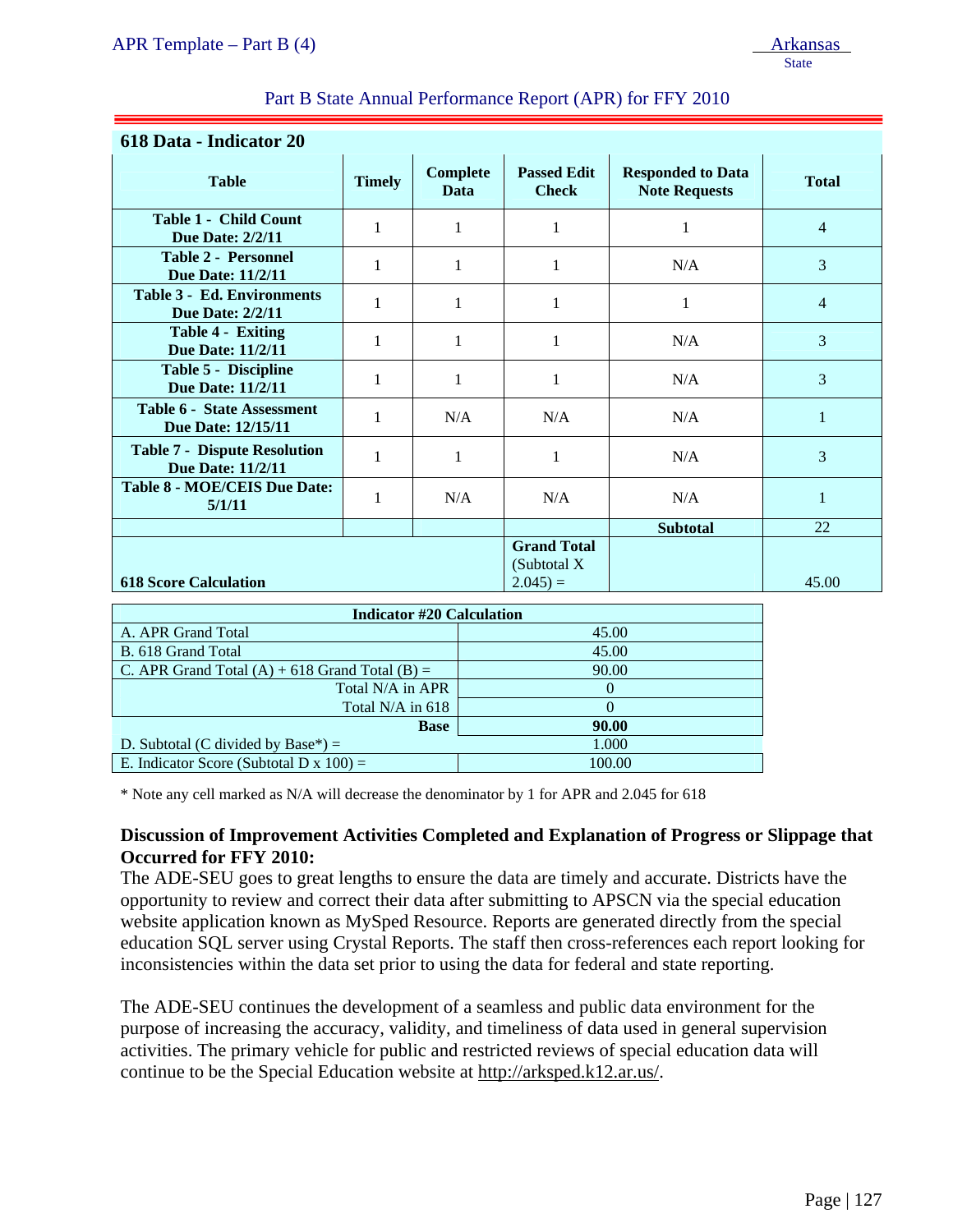Part B State Annual Performance Report (APR) for FFY 2010

## 618 Data - Indicator 20

| Table | Timely | Complete Data | Passed Edit Check | Responded to Data Note Requests | Total |
|---|---|---|---|---|---|
| **Table 1 - Child Count Due Date: 2/2/11** | 1 | 1 | 1 | 1 | 4 |
| **Table 2 - Personnel Due Date: 11/2/11** | 1 | 1 | 1 | N/A | 3 |
| **Table 3 - Ed. Environments Due Date: 2/2/11** | 1 | 1 | 1 | 1 | 4 |
| **Table 4 - Exiting Due Date: 11/2/11** | 1 | 1 | 1 | N/A | 3 |
| **Table 5 - Discipline Due Date: 11/2/11** | 1 | 1 | 1 | N/A | 3 |
| **Table 6 - State Assessment Due Date: 12/15/11** | 1 | N/A | N/A | N/A | 1 |
| **Table 7 - Dispute Resolution Due Date: 11/2/11** | 1 | 1 | 1 | N/A | 3 |
| **Table 8 - MOE/CEIS Due Date: 5/1/11** | 1 | N/A | N/A | N/A | 1 |
| | | | | **Subtotal** | 22 |
| **618 Score Calculation** | | | **Grand Total** (Subtotal X 2.045) = | | 45.00 |

| Indicator #20 Calculation | |
|---|---|
| A. APR Grand Total | 45.00 |
| B. 618 Grand Total | 45.00 |
| C. APR Grand Total (A) + 618 Grand Total (B) = | 90.00 |
| Total N/A in APR | 0 |
| Total N/A in 618 | 0 |
| **Base** | **90.00** |
| D. Subtotal (C divided by Base*) = | 1.000 |
| E. Indicator Score (Subtotal D x 100) = | 100.00 |

* Note any cell marked as N/A will decrease the denominator by 1 for APR and 2.045 for 618

**Discussion of Improvement Activities Completed and Explanation of Progress or Slippage that Occurred for FFY 2010:**

The ADE-SEU goes to great lengths to ensure the data are timely and accurate. Districts have the opportunity to review and correct their data after submitting to APSCN via the special education website application known as MySped Resource. Reports are generated directly from the special education SQL server using Crystal Reports. The staff then cross-references each report looking for inconsistencies within the data set prior to using the data for federal and state reporting.

The ADE-SEU continues the development of a seamless and public data environment for the purpose of increasing the accuracy, validity, and timeliness of data used in general supervision activities. The primary vehicle for public and restricted reviews of special education data will continue to be the Special Education website at http://arksped.k12.ar.us/.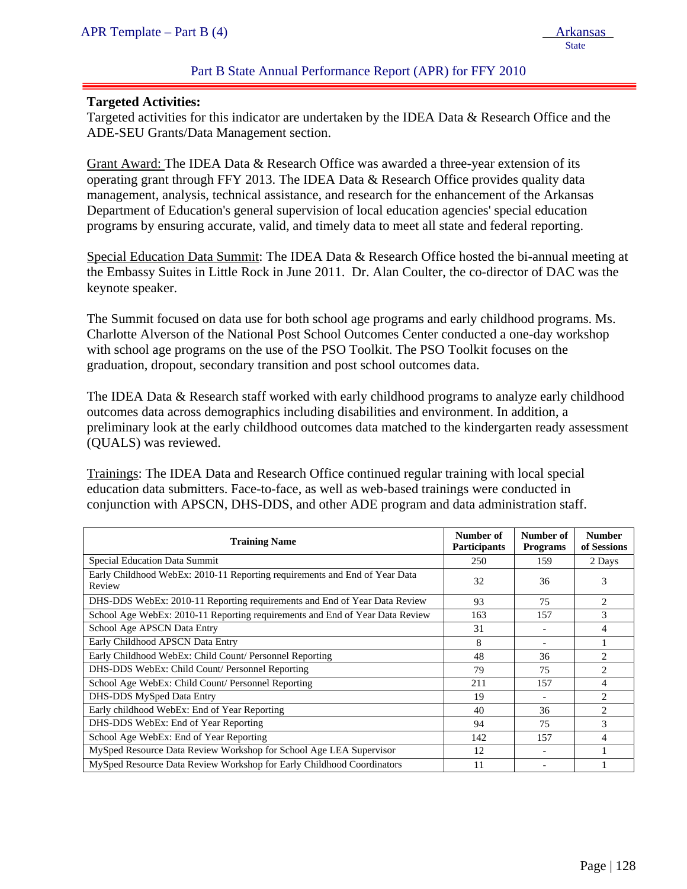**Targeted Activities:**
Targeted activities for this indicator are undertaken by the IDEA Data & Research Office and the ADE-SEU Grants/Data Management section.

Grant Award: The IDEA Data & Research Office was awarded a three-year extension of its operating grant through FFY 2013. The IDEA Data & Research Office provides quality data management, analysis, technical assistance, and research for the enhancement of the Arkansas Department of Education's general supervision of local education agencies' special education programs by ensuring accurate, valid, and timely data to meet all state and federal reporting.

Special Education Data Summit: The IDEA Data & Research Office hosted the bi-annual meeting at the Embassy Suites in Little Rock in June 2011. Dr. Alan Coulter, the co-director of DAC was the keynote speaker.

The Summit focused on data use for both school age programs and early childhood programs. Ms. Charlotte Alverson of the National Post School Outcomes Center conducted a one-day workshop with school age programs on the use of the PSO Toolkit. The PSO Toolkit focuses on the graduation, dropout, secondary transition and post school outcomes data.

The IDEA Data & Research staff worked with early childhood programs to analyze early childhood outcomes data across demographics including disabilities and environment. In addition, a preliminary look at the early childhood outcomes data matched to the kindergarten ready assessment (QUALS) was reviewed.

Trainings: The IDEA Data and Research Office continued regular training with local special education data submitters. Face-to-face, as well as web-based trainings were conducted in conjunction with APSCN, DHS-DDS, and other ADE program and data administration staff.

| Training Name | Number of Participants | Number of Programs | Number of Sessions |
|---|---|---|---|
| Special Education Data Summit | 250 | 159 | 2 Days |
| Early Childhood WebEx: 2010-11 Reporting requirements and End of Year Data Review | 32 | 36 | 3 |
| DHS-DDS WebEx: 2010-11 Reporting requirements and End of Year Data Review | 93 | 75 | 2 |
| School Age WebEx: 2010-11 Reporting requirements and End of Year Data Review | 163 | 157 | 3 |
| School Age APSCN Data Entry | 31 | - | 4 |
| Early Childhood APSCN Data Entry | 8 | - | 1 |
| Early Childhood WebEx: Child Count/ Personnel Reporting | 48 | 36 | 2 |
| DHS-DDS WebEx: Child Count/ Personnel Reporting | 79 | 75 | 2 |
| School Age WebEx: Child Count/ Personnel Reporting | 211 | 157 | 4 |
| DHS-DDS MySped Data Entry | 19 | - | 2 |
| Early childhood WebEx: End of Year Reporting | 40 | 36 | 2 |
| DHS-DDS WebEx: End of Year Reporting | 94 | 75 | 3 |
| School Age WebEx: End of Year Reporting | 142 | 157 | 4 |
| MySped Resource Data Review Workshop for School Age LEA Supervisor | 12 | - | 1 |
| MySped Resource Data Review Workshop for Early Childhood Coordinators | 11 | - | 1 |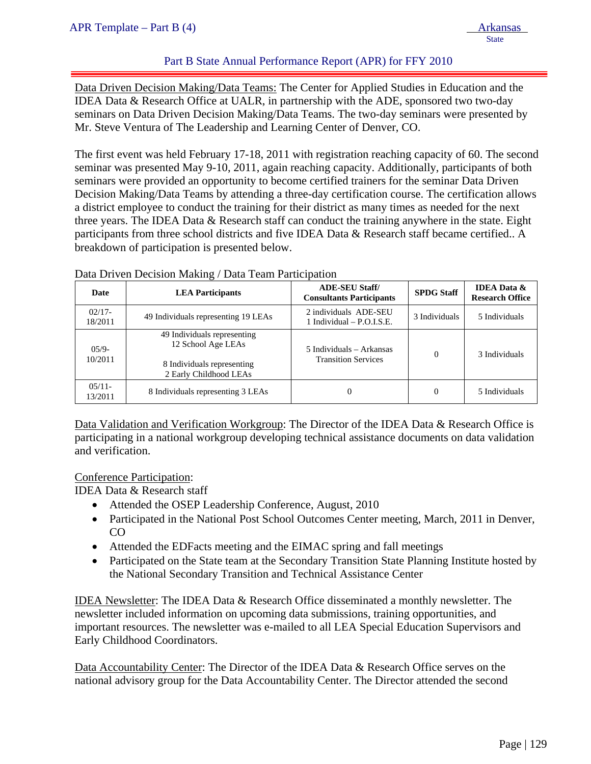Data Driven Decision Making/Data Teams: The Center for Applied Studies in Education and the IDEA Data & Research Office at UALR, in partnership with the ADE, sponsored two two-day seminars on Data Driven Decision Making/Data Teams. The two-day seminars were presented by Mr. Steve Ventura of The Leadership and Learning Center of Denver, CO.

The first event was held February 17-18, 2011 with registration reaching capacity of 60. The second seminar was presented May 9-10, 2011, again reaching capacity. Additionally, participants of both seminars were provided an opportunity to become certified trainers for the seminar Data Driven Decision Making/Data Teams by attending a three-day certification course. The certification allows a district employee to conduct the training for their district as many times as needed for the next three years. The IDEA Data & Research staff can conduct the training anywhere in the state. Eight participants from three school districts and five IDEA Data & Research staff became certified.. A breakdown of participation is presented below.

Data Driven Decision Making / Data Team Participation

| Date | LEA Participants | ADE-SEU Staff/ Consultants Participants | SPDG Staff | IDEA Data & Research Office |
|---|---|---|---|---|
| 02/17-18/2011 | 49 Individuals representing 19 LEAs | 2 individuals ADE-SEU<br>1 Individual – P.O.I.S.E. | 3 Individuals | 5 Individuals |
| 05/9-10/2011 | 49 Individuals representing 12 School Age LEAs<br><br>8 Individuals representing 2 Early Childhood LEAs | 5 Individuals – Arkansas Transition Services | 0 | 3 Individuals |
| 05/11-13/2011 | 8 Individuals representing 3 LEAs | 0 | 0 | 5 Individuals |

Data Validation and Verification Workgroup: The Director of the IDEA Data & Research Office is participating in a national workgroup developing technical assistance documents on data validation and verification.

Conference Participation:
IDEA Data & Research staff

- Attended the OSEP Leadership Conference, August, 2010
- Participated in the National Post School Outcomes Center meeting, March, 2011 in Denver, CO
- Attended the EDFacts meeting and the EIMAC spring and fall meetings
- Participated on the State team at the Secondary Transition State Planning Institute hosted by the National Secondary Transition and Technical Assistance Center

IDEA Newsletter: The IDEA Data & Research Office disseminated a monthly newsletter. The newsletter included information on upcoming data submissions, training opportunities, and important resources. The newsletter was e-mailed to all LEA Special Education Supervisors and Early Childhood Coordinators.

Data Accountability Center: The Director of the IDEA Data & Research Office serves on the national advisory group for the Data Accountability Center. The Director attended the second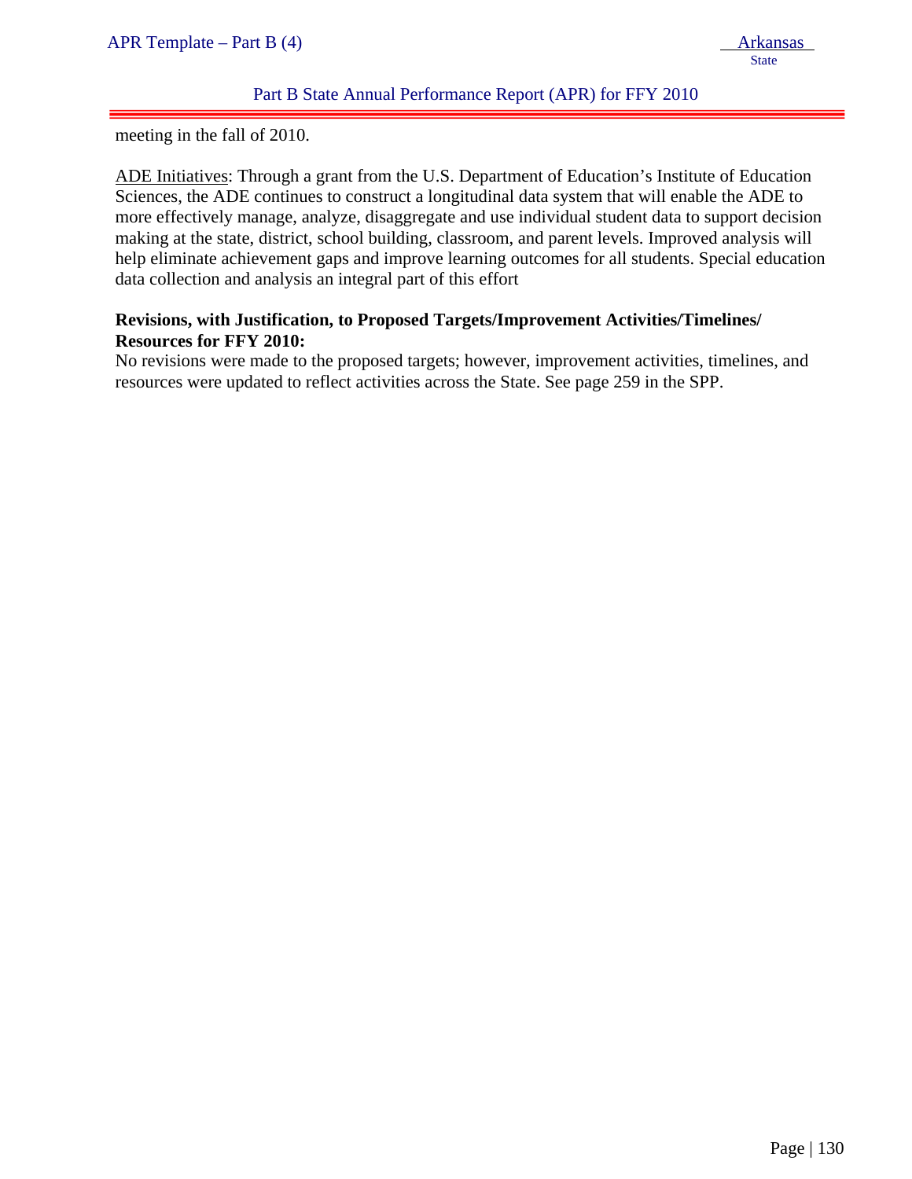meeting in the fall of 2010.

ADE Initiatives: Through a grant from the U.S. Department of Education's Institute of Education Sciences, the ADE continues to construct a longitudinal data system that will enable the ADE to more effectively manage, analyze, disaggregate and use individual student data to support decision making at the state, district, school building, classroom, and parent levels. Improved analysis will help eliminate achievement gaps and improve learning outcomes for all students. Special education data collection and analysis an integral part of this effort

**Revisions, with Justification, to Proposed Targets/Improvement Activities/Timelines/ Resources for FFY 2010:**

No revisions were made to the proposed targets; however, improvement activities, timelines, and resources were updated to reflect activities across the State. See page 259 in the SPP.